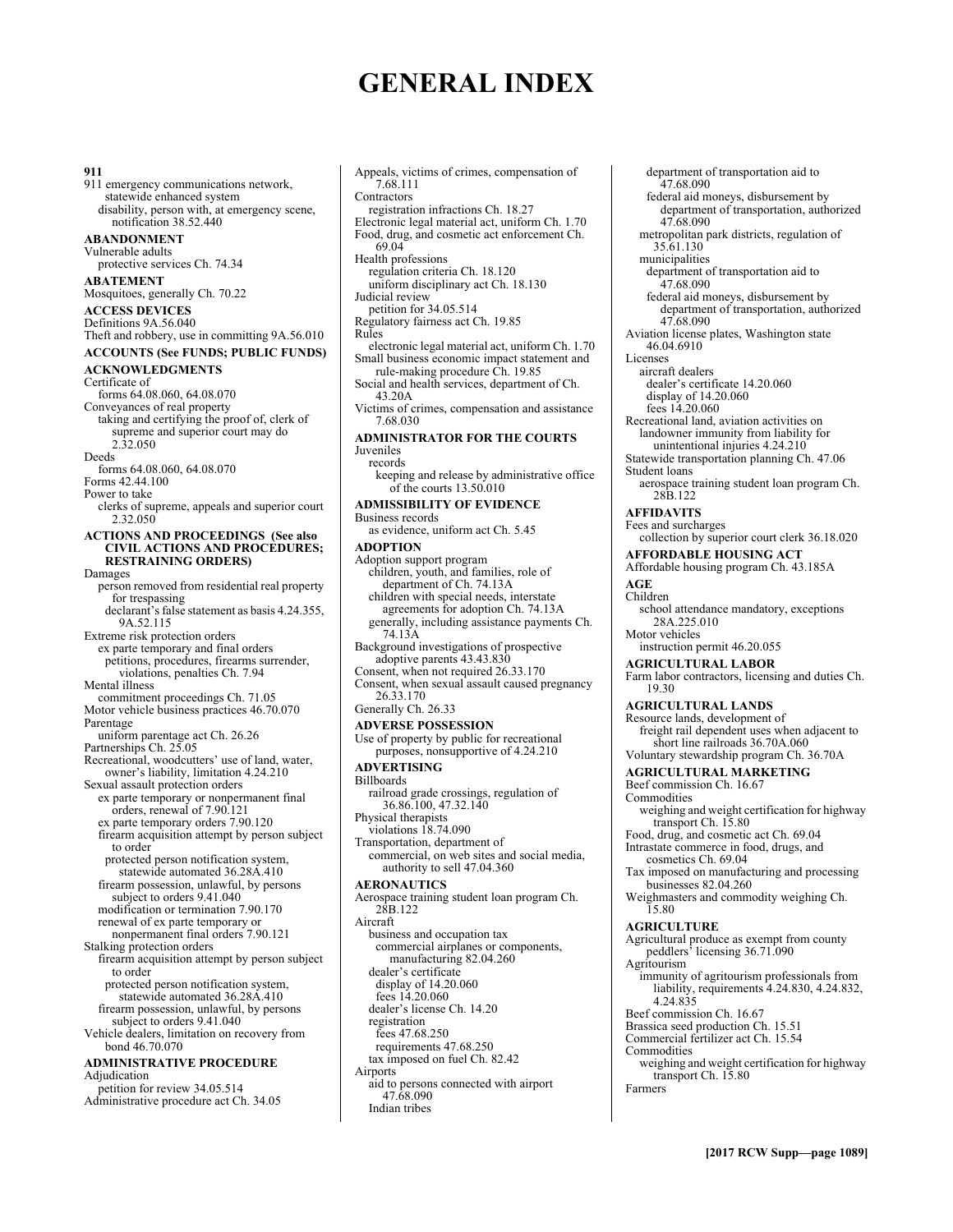# GENERAL INDEX

**911**

911 emergency communications network, statewide enhanced system
  disability, person with, at emergency scene, notification 38.52.440

**ABANDONMENT**

Vulnerable adults
  protective services Ch. 74.34

**ABATEMENT**

Mosquitoes, generally Ch. 70.22

**ACCESS DEVICES**

Definitions 9A.56.040
Theft and robbery, use in committing 9A.56.010

**ACCOUNTS (See FUNDS; PUBLIC FUNDS)**

**ACKNOWLEDGMENTS**

Certificate of
  forms 64.08.060, 64.08.070
Conveyances of real property
  taking and certifying the proof of, clerk of supreme and superior court may do 2.32.050
Deeds
  forms 64.08.060, 64.08.070
Forms 42.44.100
Power to take
  clerks of supreme, appeals and superior court 2.32.050

**ACTIONS AND PROCEEDINGS (See also CIVIL ACTIONS AND PROCEDURES; RESTRAINING ORDERS)**

Damages
  person removed from residential real property for trespassing
    declarant's false statement as basis 4.24.355, 9A.52.115
Extreme risk protection orders
  ex parte temporary and final orders
    petitions, procedures, firearms surrender, violations, penalties Ch. 7.94
Mental illness
  commitment proceedings Ch. 71.05
Motor vehicle business practices 46.70.070
Parentage
  uniform parentage act Ch. 26.26
Partnerships Ch. 25.05
Recreational, woodcutters' use of land, water, owner's liability, limitation 4.24.210
Sexual assault protection orders
  ex parte temporary or nonpermanent final orders, renewal of 7.90.121
  ex parte temporary orders 7.90.120
  firearm acquisition attempt by person subject to order
    protected person notification system, statewide automated 36.28A.410
  firearm possession, unlawful, by persons subject to orders 9.41.040
  modification or termination 7.90.170
  renewal of ex parte temporary or nonpermanent final orders 7.90.121
Stalking protection orders
  firearm acquisition attempt by person subject to order
    protected person notification system, statewide automated 36.28A.410
  firearm possession, unlawful, by persons subject to orders 9.41.040
Vehicle dealers, limitation on recovery from bond 46.70.070

**ADMINISTRATIVE PROCEDURE**

Adjudication
  petition for review 34.05.514
Administrative procedure act Ch. 34.05
Appeals, victims of crimes, compensation of 7.68.111
Contractors
  registration infractions Ch. 18.27
Electronic legal material act, uniform Ch. 1.70
Food, drug, and cosmetic act enforcement Ch. 69.04
Health professions
  regulation criteria Ch. 18.120
  uniform disciplinary act Ch. 18.130
Judicial review
  petition for 34.05.514
Regulatory fairness act Ch. 19.85
Rules
  electronic legal material act, uniform Ch. 1.70
Small business economic impact statement and rule-making procedure Ch. 19.85
Social and health services, department of Ch. 43.20A
Victims of crimes, compensation and assistance 7.68.030

**ADMINISTRATOR FOR THE COURTS**

Juveniles
  records
    keeping and release by administrative office of the courts 13.50.010

**ADMISSIBILITY OF EVIDENCE**

Business records
  as evidence, uniform act Ch. 5.45

**ADOPTION**

Adoption support program
  children, youth, and families, role of department of Ch. 74.13A
  children with special needs, interstate agreements for adoption Ch. 74.13A
  generally, including assistance payments Ch. 74.13A
Background investigations of prospective adoptive parents 43.43.830
Consent, when not required 26.33.170
Consent, when sexual assault caused pregnancy 26.33.170
Generally Ch. 26.33

**ADVERSE POSSESSION**

Use of property by public for recreational purposes, nonsupportive of 4.24.210

**ADVERTISING**

Billboards
  railroad grade crossings, regulation of 36.86.100, 47.32.140
Physical therapists
  violations 18.74.090
Transportation, department of
  commercial, on web sites and social media, authority to sell 47.04.360

**AERONAUTICS**

Aerospace training student loan program Ch. 28B.122
Aircraft
  business and occupation tax
    commercial airplanes or components, manufacturing 82.04.260
  dealer's certificate
    display of 14.20.060
    fees 14.20.060
  dealer's license Ch. 14.20
  registration
    fees 47.68.250
    requirements 47.68.250
  tax imposed on fuel Ch. 82.42
Airports
  aid to persons connected with airport 47.68.090
  Indian tribes
    department of transportation aid to 47.68.090
    federal aid moneys, disbursement by department of transportation, authorized 47.68.090
  metropolitan park districts, regulation of 35.61.130
  municipalities
    department of transportation aid to 47.68.090
    federal aid moneys, disbursement by department of transportation, authorized 47.68.090
Aviation license plates, Washington state 46.04.6910
Licenses
  aircraft dealers
    dealer's certificate 14.20.060
    display of 14.20.060
    fees 14.20.060
Recreational land, aviation activities on
  landowner immunity from liability for unintentional injuries 4.24.210
Statewide transportation planning Ch. 47.06
Student loans
  aerospace training student loan program Ch. 28B.122

**AFFIDAVITS**

Fees and surcharges
  collection by superior court clerk 36.18.020

**AFFORDABLE HOUSING ACT**

Affordable housing program Ch. 43.185A

**AGE**

Children
  school attendance mandatory, exceptions 28A.225.010
Motor vehicles
  instruction permit 46.20.055

**AGRICULTURAL LABOR**

Farm labor contractors, licensing and duties Ch. 19.30

**AGRICULTURAL LANDS**

Resource lands, development of
  freight rail dependent uses when adjacent to short line railroads 36.70A.060
Voluntary stewardship program Ch. 36.70A

**AGRICULTURAL MARKETING**

Beef commission Ch. 16.67
Commodities
  weighing and weight certification for highway transport Ch. 15.80
Food, drug, and cosmetic act Ch. 69.04
Intrastate commerce in food, drugs, and cosmetics Ch. 69.04
Tax imposed on manufacturing and processing businesses 82.04.260
Weighmasters and commodity weighing Ch. 15.80

**AGRICULTURE**

Agricultural produce as exempt from county peddlers' licensing 36.71.090
Agritourism
  immunity of agritourism professionals from liability, requirements 4.24.830, 4.24.832, 4.24.835
Beef commission Ch. 16.67
Brassica seed production Ch. 15.51
Commercial fertilizer act Ch. 15.54
Commodities
  weighing and weight certification for highway transport Ch. 15.80
Farmers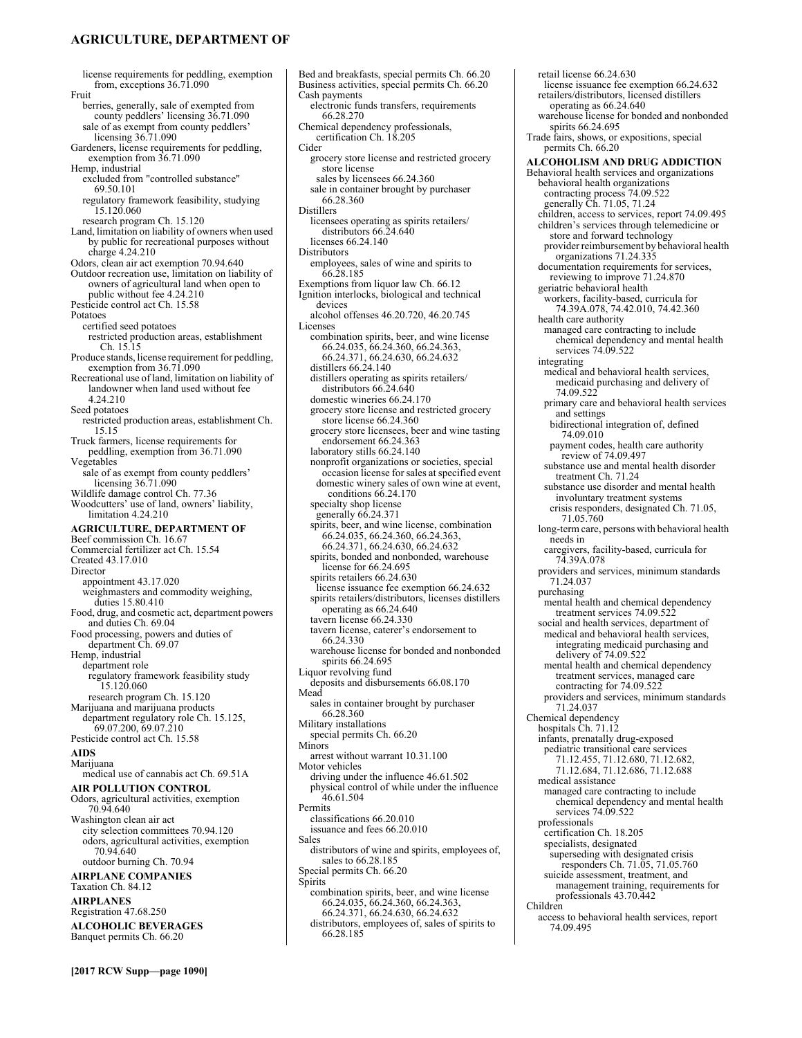license requirements for peddling, exemption from, exceptions 36.71.090

Fruit
- berries, generally, sale of exempted from county peddlers' licensing 36.71.090
- sale of as exempt from county peddlers' licensing 36.71.090

Gardeners, license requirements for peddling, exemption from 36.71.090

Hemp, industrial
- excluded from "controlled substance" 69.50.101
- regulatory framework feasibility, studying 15.120.060
- research program Ch. 15.120

Land, limitation on liability of owners when used by public for recreational purposes without charge 4.24.210

Odors, clean air act exemption 70.94.640

Outdoor recreation use, limitation on liability of owners of agricultural land when open to public without fee 4.24.210

Pesticide control act Ch. 15.58

Potatoes
- certified seed potatoes
  - restricted production areas, establishment Ch. 15.15

Produce stands, license requirement for peddling, exemption from 36.71.090

Recreational use of land, limitation on liability of landowner when land used without fee 4.24.210

Seed potatoes
- restricted production areas, establishment Ch. 15.15

Truck farmers, license requirements for peddling, exemption from 36.71.090

Vegetables
- sale of as exempt from county peddlers' licensing 36.71.090

Wildlife damage control Ch. 77.36

Woodcutters' use of land, owners' liability, limitation 4.24.210

## AGRICULTURE, DEPARTMENT OF

Beef commission Ch. 16.67

Commercial fertilizer act Ch. 15.54

Created 43.17.010

Director
- appointment 43.17.020
- weighmasters and commodity weighing, duties 15.80.410

Food, drug, and cosmetic act, department powers and duties Ch. 69.04

Food processing, powers and duties of department Ch. 69.07

Hemp, industrial
- department role
  - regulatory framework feasibility study 15.120.060
  - research program Ch. 15.120

Marijuana and marijuana products
- department regulatory role Ch. 15.125, 69.07.200, 69.07.210

Pesticide control act Ch. 15.58

## AIDS

Marijuana
- medical use of cannabis act Ch. 69.51A

## AIR POLLUTION CONTROL

Odors, agricultural activities, exemption 70.94.640

Washington clean air act
- city selection committees 70.94.120
- odors, agricultural activities, exemption 70.94.640
- outdoor burning Ch. 70.94

## AIRPLANE COMPANIES

Taxation Ch. 84.12

## AIRPLANES

Registration 47.68.250

## ALCOHOLIC BEVERAGES

Banquet permits Ch. 66.20

Bed and breakfasts, special permits Ch. 66.20

Business activities, special permits Ch. 66.20

Cash payments
- electronic funds transfers, requirements 66.28.270

Chemical dependency professionals, certification Ch. 18.205

Cider
- grocery store license and restricted grocery store license
  - sales by licensees 66.24.360
- sale in container brought by purchaser 66.28.360

Distillers
- licensees operating as spirits retailers/distributors 66.24.640
- licenses 66.24.140

Distributors
- employees, sales of wine and spirits to 66.28.185

Exemptions from liquor law Ch. 66.12

Ignition interlocks, biological and technical devices
- alcohol offenses 46.20.720, 46.20.745

Licenses
- combination spirits, beer, and wine license 66.24.035, 66.24.360, 66.24.363, 66.24.371, 66.24.630, 66.24.632
- distillers 66.24.140
- distillers operating as spirits retailers/distributors 66.24.640
- domestic wineries 66.24.170
- grocery store license and restricted grocery store license 66.24.360
- grocery store licensees, beer and wine tasting endorsement 66.24.363
- laboratory stills 66.24.140
- nonprofit organizations or societies, special occasion license for sales at specified event
  - domestic winery sales of own wine at event, conditions 66.24.170
- specialty shop license
  - generally 66.24.371
- spirits, beer, and wine license, combination 66.24.035, 66.24.360, 66.24.363, 66.24.371, 66.24.630, 66.24.632
- spirits, bonded and nonbonded, warehouse license for 66.24.695
- spirits retailers 66.24.630
  - license issuance fee exemption 66.24.632
- spirits retailers/distributors, licenses distillers operating as 66.24.640
- tavern license 66.24.330
- tavern license, caterer's endorsement to 66.24.330
- warehouse license for bonded and nonbonded spirits 66.24.695

Liquor revolving fund
- deposits and disbursements 66.08.170

Mead
- sales in container brought by purchaser 66.28.360

Military installations
- special permits Ch. 66.20

Minors
- arrest without warrant 10.31.100

Motor vehicles
- driving under the influence 46.61.502
- physical control of while under the influence 46.61.504

Permits
- classifications 66.20.010
- issuance and fees 66.20.010

Sales
- distributors of wine and spirits, employees of, sales to 66.28.185

Special permits Ch. 66.20

Spirits
- combination spirits, beer, and wine license 66.24.035, 66.24.360, 66.24.363, 66.24.371, 66.24.630, 66.24.632
- distributors, employees of, sales of spirits to 66.28.185
- retail license 66.24.630
  - license issuance fee exemption 66.24.632
- retailers/distributors, licensed distillers operating as 66.24.640
- warehouse license for bonded and nonbonded spirits 66.24.695

Trade fairs, shows, or expositions, special permits Ch. 66.20

## ALCOHOLISM AND DRUG ADDICTION

Behavioral health services and organizations
- behavioral health organizations
  - contracting process 74.09.522
  - generally Ch. 71.05, 71.24
- children, access to services, report 74.09.495
- children's services through telemedicine or store and forward technology
  - provider reimbursement by behavioral health organizations 71.24.335
- documentation requirements for services, reviewing to improve 71.24.870
- geriatric behavioral health
  - workers, facility-based, curricula for 74.39A.078, 74.42.010, 74.42.360
- health care authority
  - managed care contracting to include chemical dependency and mental health services 74.09.522
- integrating
  - medical and behavioral health services, medicaid purchasing and delivery of 74.09.522
  - primary care and behavioral health services and settings
    - bidirectional integration of, defined 74.09.010
    - payment codes, health care authority review of 74.09.497
  - substance use and mental health disorder treatment Ch. 71.24
  - substance use disorder and mental health involuntary treatment systems
    - crisis responders, designated Ch. 71.05, 71.05.760
- long-term care, persons with behavioral health needs in
  - caregivers, facility-based, curricula for 74.39A.078
- providers and services, minimum standards 71.24.037
- purchasing
  - mental health and chemical dependency treatment services 74.09.522
- social and health services, department of
  - medical and behavioral health services, integrating medicaid purchasing and delivery of 74.09.522
  - mental health and chemical dependency treatment services, managed care contracting for 74.09.522
  - providers and services, minimum standards 71.24.037

Chemical dependency
- hospitals Ch. 71.12
- infants, prenatally drug-exposed
  - pediatric transitional care services 71.12.455, 71.12.680, 71.12.682, 71.12.684, 71.12.686, 71.12.688
- medical assistance
  - managed care contracting to include chemical dependency and mental health services 74.09.522
- professionals
  - certification Ch. 18.205
  - specialists, designated
    - superseding with designated crisis responders Ch. 71.05, 71.05.760
  - suicide assessment, treatment, and management training, requirements for professionals 43.70.442

Children
- access to behavioral health services, report 74.09.495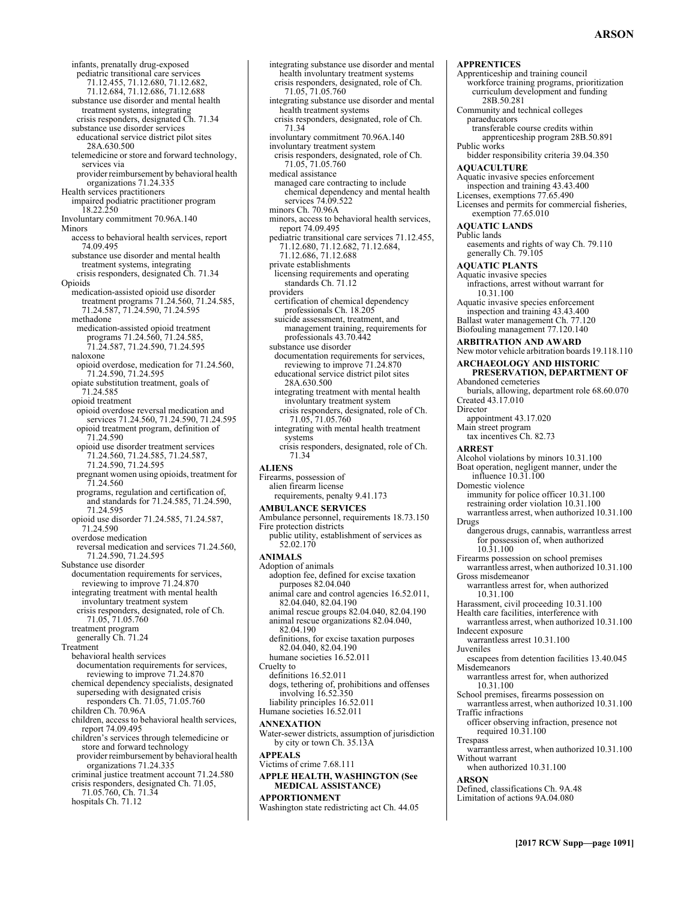infants, prenatally drug-exposed
  pediatric transitional care services 71.12.455, 71.12.680, 71.12.682, 71.12.684, 71.12.686, 71.12.688
  substance use disorder and mental health treatment systems, integrating
  crisis responders, designated Ch. 71.34
  substance use disorder services
    educational service district pilot sites 28A.630.500
  telemedicine or store and forward technology, services via
    provider reimbursement by behavioral health organizations 71.24.335

Health services practitioners
  impaired podiatric practitioner program 18.22.250

Involuntary commitment 70.96A.140

Minors
  access to behavioral health services, report 74.09.495
  substance use disorder and mental health treatment systems, integrating
  crisis responders, designated Ch. 71.34

Opioids
  medication-assisted opioid use disorder treatment programs 71.24.560, 71.24.585, 71.24.587, 71.24.590, 71.24.595
  methadone
    medication-assisted opioid treatment programs 71.24.560, 71.24.585, 71.24.587, 71.24.590, 71.24.595
  naloxone
    opioid overdose, medication for 71.24.560, 71.24.590, 71.24.595
  opiate substitution treatment, goals of 71.24.585
  opioid treatment
    opioid overdose reversal medication and services 71.24.560, 71.24.590, 71.24.595
    opioid treatment program, definition of 71.24.590
    opioid use disorder treatment services 71.24.560, 71.24.585, 71.24.587, 71.24.590, 71.24.595
    pregnant women using opioids, treatment for 71.24.560
    programs, regulation and certification of, and standards for 71.24.585, 71.24.590, 71.24.595
  opioid use disorder 71.24.585, 71.24.587, 71.24.590
  overdose medication
    reversal medication and services 71.24.560, 71.24.590, 71.24.595

Substance use disorder
  documentation requirements for services, reviewing to improve 71.24.870
  integrating treatment with mental health involuntary treatment system
  crisis responders, designated, role of Ch. 71.05, 71.05.760
  treatment program
    generally Ch. 71.24

Treatment
  behavioral health services
    documentation requirements for services, reviewing to improve 71.24.870
  chemical dependency specialists, designated superseding with designated crisis responders Ch. 71.05, 71.05.760
  children Ch. 70.96A
  children, access to behavioral health services, report 74.09.495
  children's services through telemedicine or store and forward technology
    provider reimbursement by behavioral health organizations 71.24.335
  criminal justice treatment account 71.24.580
  crisis responders, designated Ch. 71.05, 71.05.760, Ch. 71.34
  hospitals Ch. 71.12
  integrating substance use disorder and mental health involuntary treatment systems
  crisis responders, designated, role of Ch. 71.05, 71.05.760
  integrating substance use disorder and mental health treatment systems
    crisis responders, designated, role of Ch. 71.34
  involuntary commitment 70.96A.140
  involuntary treatment system
    crisis responders, designated, role of Ch. 71.05, 71.05.760
  medical assistance
    managed care contracting to include chemical dependency and mental health services 74.09.522
  minors Ch. 70.96A
  minors, access to behavioral health services, report 74.09.495
  pediatric transitional care services 71.12.455, 71.12.680, 71.12.682, 71.12.684, 71.12.686, 71.12.688
  private establishments
    licensing requirements and operating standards Ch. 71.12
  providers
    certification of chemical dependency professionals Ch. 18.205
    suicide assessment, treatment, and management training, requirements for professionals 43.70.442
  substance use disorder
    documentation requirements for services, reviewing to improve 71.24.870
    educational service district pilot sites 28A.630.500
    integrating treatment with mental health involuntary treatment system
      crisis responders, designated, role of Ch. 71.05, 71.05.760
    integrating with mental health treatment systems
      crisis responders, designated, role of Ch. 71.34

**ALIENS**

Firearms, possession of
  alien firearm license
    requirements, penalty 9.41.173

**AMBULANCE SERVICES**

Ambulance personnel, requirements 18.73.150

Fire protection districts
  public utility, establishment of services as 52.02.170

**ANIMALS**

Adoption of animals
  adoption fee, defined for excise taxation purposes 82.04.040
  animal care and control agencies 16.52.011, 82.04.040, 82.04.190
  animal rescue groups 82.04.040, 82.04.190
  animal rescue organizations 82.04.040, 82.04.190
  definitions, for excise taxation purposes 82.04.040, 82.04.190
  humane societies 16.52.011

Cruelty to
  definitions 16.52.011
  dogs, tethering of, prohibitions and offenses involving 16.52.350
  liability principles 16.52.011

Humane societies 16.52.011

**ANNEXATION**

Water-sewer districts, assumption of jurisdiction by city or town Ch. 35.13A

**APPEALS**

Victims of crime 7.68.111

**APPLE HEALTH, WASHINGTON (See MEDICAL ASSISTANCE)**

**APPORTIONMENT**

Washington state redistricting act Ch. 44.05

**APPRENTICES**

Apprenticeship and training council
  workforce training programs, prioritization curriculum development and funding 28B.50.281

Community and technical colleges
  paraeducators
    transferable course credits within apprenticeship program 28B.50.891

Public works
  bidder responsibility criteria 39.04.350

**AQUACULTURE**

Aquatic invasive species enforcement
  inspection and training 43.43.400

Licenses, exemptions 77.65.490

Licenses and permits for commercial fisheries, exemption 77.65.010

**AQUATIC LANDS**

Public lands
  easements and rights of way Ch. 79.110
  generally Ch. 79.105

**AQUATIC PLANTS**

Aquatic invasive species
  infractions, arrest without warrant for 10.31.100

Aquatic invasive species enforcement
  inspection and training 43.43.400

Ballast water management Ch. 77.120

Biofouling management 77.120.140

**ARBITRATION AND AWARD**

New motor vehicle arbitration boards 19.118.110

**ARCHAEOLOGY AND HISTORIC PRESERVATION, DEPARTMENT OF**

Abandoned cemeteries
  burials, allowing, department role 68.60.070

Created 43.17.010

Director
  appointment 43.17.020

Main street program
  tax incentives Ch. 82.73

**ARREST**

Alcohol violations by minors 10.31.100

Boat operation, negligent manner, under the influence 10.31.100

Domestic violence
  immunity for police officer 10.31.100
  restraining order violation 10.31.100
  warrantless arrest, when authorized 10.31.100

Drugs
  dangerous drugs, cannabis, warrantless arrest for possession of, when authorized 10.31.100

Firearms possession on school premises
  warrantless arrest, when authorized 10.31.100

Gross misdemeanor
  warrantless arrest for, when authorized 10.31.100

Harassment, civil proceeding 10.31.100

Health care facilities, interference with
  warrantless arrest, when authorized 10.31.100

Indecent exposure
  warrantless arrest 10.31.100

Juveniles
  escapees from detention facilities 13.40.045

Misdemeanors
  warrantless arrest for, when authorized 10.31.100

School premises, firearms possession on
  warrantless arrest, when authorized 10.31.100

Traffic infractions
  officer observing infraction, presence not required 10.31.100

Trespass
  warrantless arrest, when authorized 10.31.100

Without warrant
  when authorized 10.31.100

**ARSON**

Defined, classifications Ch. 9A.48

Limitation of actions 9A.04.080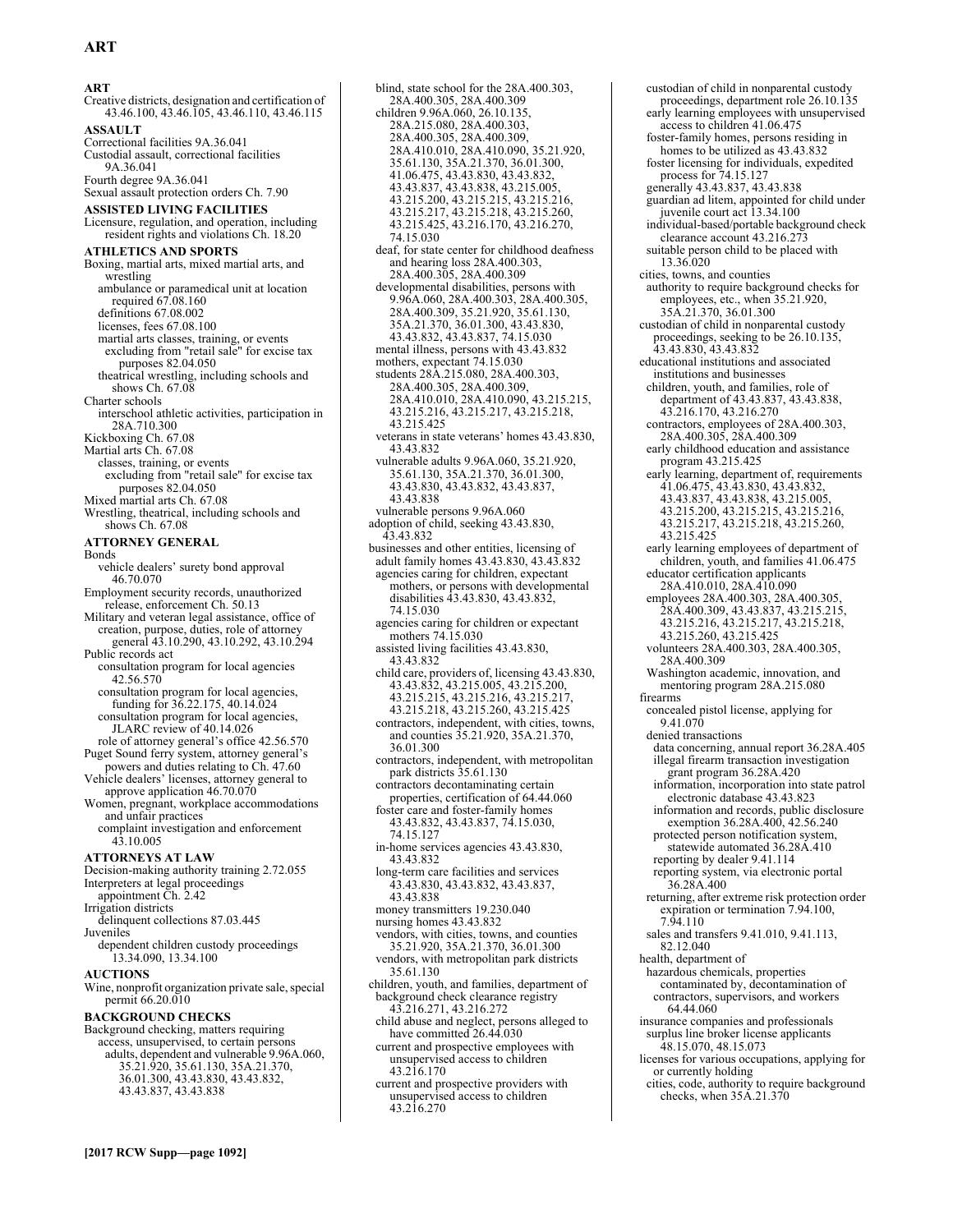**ART**

Creative districts, designation and certification of 43.46.100, 43.46.105, 43.46.110, 43.46.115

**ASSAULT**

Correctional facilities 9A.36.041
Custodial assault, correctional facilities 9A.36.041
Fourth degree 9A.36.041
Sexual assault protection orders Ch. 7.90

**ASSISTED LIVING FACILITIES**

Licensure, regulation, and operation, including resident rights and violations Ch. 18.20

**ATHLETICS AND SPORTS**

Boxing, martial arts, mixed martial arts, and wrestling
- ambulance or paramedical unit at location required 67.08.160
- definitions 67.08.002
- licenses, fees 67.08.100
- martial arts classes, training, or events
  - excluding from "retail sale" for excise tax purposes 82.04.050
- theatrical wrestling, including schools and shows Ch. 67.08

Charter schools
- interschool athletic activities, participation in 28A.710.300

Kickboxing Ch. 67.08
Martial arts Ch. 67.08
- classes, training, or events
  - excluding from "retail sale" for excise tax purposes 82.04.050

Mixed martial arts Ch. 67.08
Wrestling, theatrical, including schools and shows Ch. 67.08

**ATTORNEY GENERAL**

Bonds
- vehicle dealers' surety bond approval 46.70.070

Employment security records, unauthorized release, enforcement Ch. 50.13
Military and veteran legal assistance, office of
- creation, purpose, duties, role of attorney general 43.10.290, 43.10.292, 43.10.294

Public records act
- consultation program for local agencies 42.56.570
- consultation program for local agencies, funding for 36.22.175, 40.14.024
- consultation program for local agencies, JLARC review of 40.14.026
- role of attorney general's office 42.56.570

Puget Sound ferry system, attorney general's powers and duties relating to Ch. 47.60
Vehicle dealers' licenses, attorney general to approve application 46.70.070
Women, pregnant, workplace accommodations and unfair practices
- complaint investigation and enforcement 43.10.005

**ATTORNEYS AT LAW**

Decision-making authority training 2.72.055
Interpreters at legal proceedings
- appointment Ch. 2.42

Irrigation districts
- delinquent collections 87.03.445

Juveniles
- dependent children custody proceedings 13.34.090, 13.34.100

**AUCTIONS**

Wine, nonprofit organization private sale, special permit 66.20.010

**BACKGROUND CHECKS**

Background checking, matters requiring
- access, unsupervised, to certain persons
  - adults, dependent and vulnerable 9.96A.060, 35.21.920, 35.61.130, 35A.21.370, 36.01.300, 43.43.830, 43.43.832, 43.43.837, 43.43.838
  - blind, state school for the 28A.400.303, 28A.400.305, 28A.400.309
  - children 9.96A.060, 26.10.135, 28A.215.080, 28A.400.303, 28A.400.305, 28A.400.309, 28A.410.010, 28A.410.090, 35.21.920, 35.61.130, 35A.21.370, 36.01.300, 41.06.475, 43.43.830, 43.43.832, 43.43.837, 43.43.838, 43.215.005, 43.215.200, 43.215.215, 43.215.216, 43.215.217, 43.215.218, 43.215.260, 43.215.425, 43.216.170, 43.216.270, 74.15.030
  - deaf, for state center for childhood deafness and hearing loss 28A.400.303, 28A.400.305, 28A.400.309
  - developmental disabilities, persons with 9.96A.060, 28A.400.303, 28A.400.305, 28A.400.309, 35.21.920, 35.61.130, 35A.21.370, 36.01.300, 43.43.830, 43.43.832, 43.43.837, 74.15.030
  - mental illness, persons with 43.43.832
  - mothers, expectant 74.15.030
  - students 28A.215.080, 28A.400.303, 28A.400.305, 28A.400.309, 28A.410.010, 28A.410.090, 43.215.215, 43.215.216, 43.215.217, 43.215.218, 43.215.425
  - veterans in state veterans' homes 43.43.830, 43.43.832
  - vulnerable adults 9.96A.060, 35.21.920, 35.61.130, 35A.21.370, 36.01.300, 43.43.830, 43.43.832, 43.43.837, 43.43.838
  - vulnerable persons 9.96A.060
- adoption of child, seeking 43.43.830, 43.43.832
- businesses and other entities, licensing of
  - adult family homes 43.43.830, 43.43.832
  - agencies caring for children, expectant mothers, or persons with developmental disabilities 43.43.830, 43.43.832, 74.15.030
  - agencies caring for children or expectant mothers 74.15.030
  - assisted living facilities 43.43.830, 43.43.832
  - child care, providers of, licensing 43.43.830, 43.43.832, 43.215.005, 43.215.200, 43.215.215, 43.215.216, 43.215.217, 43.215.218, 43.215.260, 43.215.425
  - contractors, independent, with cities, towns, and counties 35.21.920, 35A.21.370, 36.01.300
  - contractors, independent, with metropolitan park districts 35.61.130
  - contractors decontaminating certain properties, certification of 64.44.060
  - foster care and foster-family homes 43.43.832, 43.43.837, 74.15.030, 74.15.127
  - in-home services agencies 43.43.830, 43.43.832
  - long-term care facilities and services 43.43.830, 43.43.832, 43.43.837, 43.43.838
  - money transmitters 19.230.040
  - nursing homes 43.43.832
  - vendors, with cities, towns, and counties 35.21.920, 35A.21.370, 36.01.300
  - vendors, with metropolitan park districts 35.61.130
- children, youth, and families, department of
  - background check clearance registry 43.216.271, 43.216.272
  - child abuse and neglect, persons alleged to have committed 26.44.030
  - current and prospective employees with unsupervised access to children 43.216.170
  - current and prospective providers with unsupervised access to children 43.216.270
  - custodian of child in nonparental custody proceedings, department role 26.10.135
  - early learning employees with unsupervised access to children 41.06.475
  - foster-family homes, persons residing in homes to be utilized as 43.43.832
  - foster licensing for individuals, expedited process for 74.15.127
  - generally 43.43.837, 43.43.838
  - guardian ad litem, appointed for child under juvenile court act 13.34.100
  - individual-based/portable background check clearance account 43.216.273
  - suitable person child to be placed with 13.36.020
- cities, towns, and counties
  - authority to require background checks for employees, etc., when 35.21.920, 35A.21.370, 36.01.300
- custodian of child in nonparental custody proceedings, seeking to be 26.10.135, 43.43.830, 43.43.832
- educational institutions and associated institutions and businesses
  - children, youth, and families, role of department of 43.43.837, 43.43.838, 43.216.170, 43.216.270
  - contractors, employees of 28A.400.303, 28A.400.305, 28A.400.309
  - early childhood education and assistance program 43.215.425
  - early learning, department of, requirements 41.06.475, 43.43.830, 43.43.832, 43.43.837, 43.43.838, 43.215.005, 43.215.200, 43.215.215, 43.215.216, 43.215.217, 43.215.218, 43.215.260, 43.215.425
  - early learning employees of department of children, youth, and families 41.06.475
  - educator certification applicants 28A.410.010, 28A.410.090
  - employees 28A.400.303, 28A.400.305, 28A.400.309, 43.43.837, 43.215.215, 43.215.216, 43.215.217, 43.215.218, 43.215.260, 43.215.425
  - volunteers 28A.400.303, 28A.400.305, 28A.400.309
  - Washington academic, innovation, and mentoring program 28A.215.080
- firearms
  - concealed pistol license, applying for 9.41.070
  - denied transactions
    - data concerning, annual report 36.28A.405
    - illegal firearm transaction investigation grant program 36.28A.420
    - information, incorporation into state patrol electronic database 43.43.823
    - information and records, public disclosure exemption 36.28A.400, 42.56.240
    - protected person notification system, statewide automated 36.28A.410
    - reporting by dealer 9.41.114
    - reporting system, via electronic portal 36.28A.400
  - returning, after extreme risk protection order expiration or termination 7.94.100, 7.94.110
  - sales and transfers 9.41.010, 9.41.113, 82.12.040
- health, department of
  - hazardous chemicals, properties contaminated by, decontamination of contractors, supervisors, and workers 64.44.060
- insurance companies and professionals
  - surplus line broker license applicants 48.15.070, 48.15.073
- licenses for various occupations, applying for or currently holding
  - cities, code, authority to require background checks, when 35A.21.370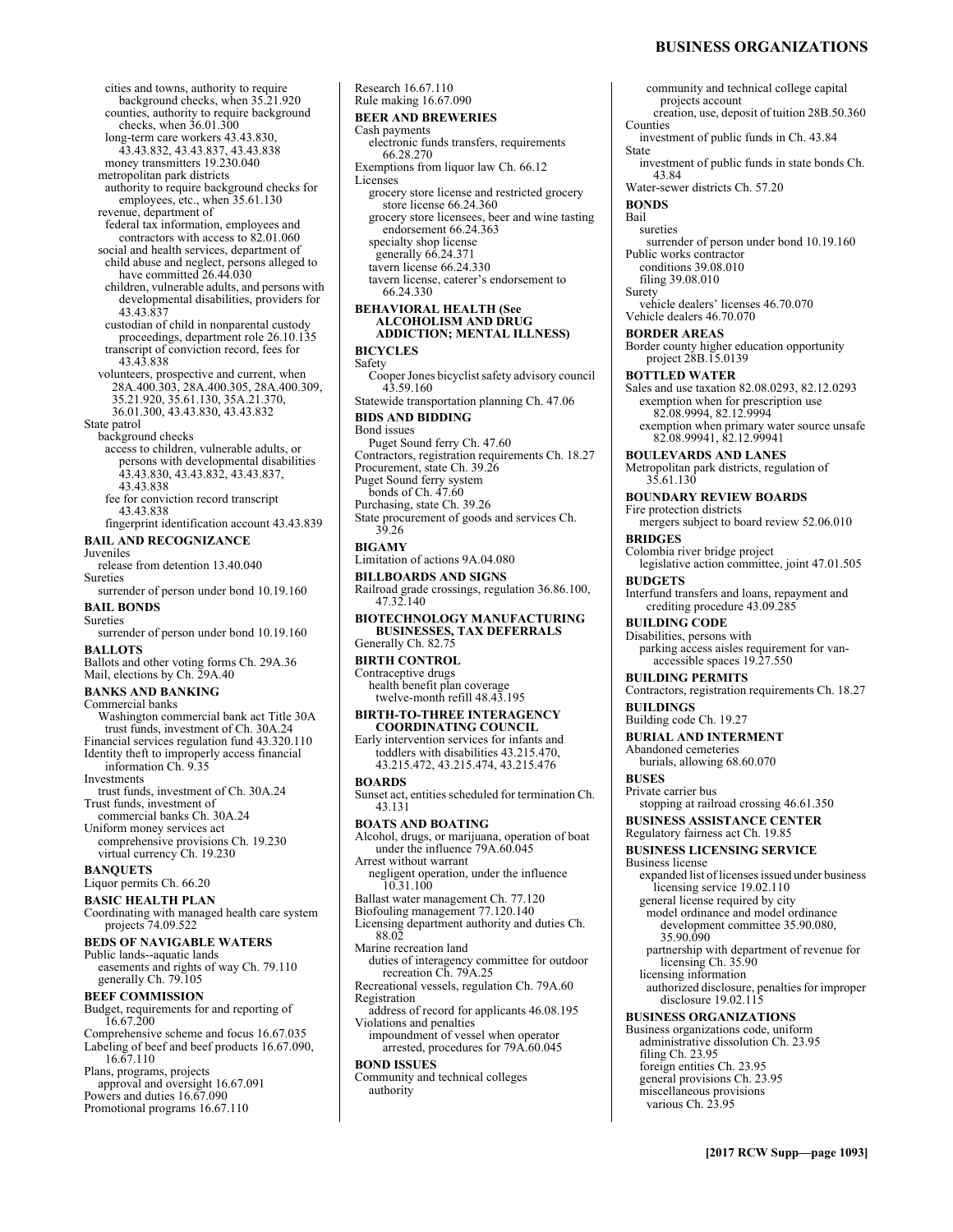cities and towns, authority to require background checks, when 35.21.920
counties, authority to require background checks, when 36.01.300
long-term care workers 43.43.830, 43.43.832, 43.43.837, 43.43.838
money transmitters 19.230.040
metropolitan park districts
authority to require background checks for employees, etc., when 35.61.130
revenue, department of
federal tax information, employees and contractors with access to 82.01.060
social and health services, department of
child abuse and neglect, persons alleged to have committed 26.44.030
children, vulnerable adults, and persons with developmental disabilities, providers for 43.43.837
custodian of child in nonparental custody proceedings, department role 26.10.135
transcript of conviction record, fees for 43.43.838
volunteers, prospective and current, when 28A.400.303, 28A.400.305, 28A.400.309, 35.21.920, 35.61.130, 35A.21.370, 36.01.300, 43.43.830, 43.43.832
State patrol
background checks
access to children, vulnerable adults, or persons with developmental disabilities 43.43.830, 43.43.832, 43.43.837, 43.43.838
fee for conviction record transcript 43.43.838
fingerprint identification account 43.43.839

**BAIL AND RECOGNIZANCE**
Juveniles
release from detention 13.40.040
Sureties
surrender of person under bond 10.19.160

**BAIL BONDS**
Sureties
surrender of person under bond 10.19.160

**BALLOTS**
Ballots and other voting forms Ch. 29A.36
Mail, elections by Ch. 29A.40

**BANKS AND BANKING**
Commercial banks
Washington commercial bank act Title 30A
trust funds, investment of Ch. 30A.24
Financial services regulation fund 43.320.110
Identity theft to improperly access financial information Ch. 9.35
Investments
trust funds, investment of Ch. 30A.24
Trust funds, investment of
commercial banks Ch. 30A.24
Uniform money services act
comprehensive provisions Ch. 19.230
virtual currency Ch. 19.230

**BANQUETS**
Liquor permits Ch. 66.20

**BASIC HEALTH PLAN**
Coordinating with managed health care system projects 74.09.522

**BEDS OF NAVIGABLE WATERS**
Public lands--aquatic lands
easements and rights of way Ch. 79.110
generally Ch. 79.105

**BEEF COMMISSION**
Budget, requirements for and reporting of 16.67.200
Comprehensive scheme and focus 16.67.035
Labeling of beef and beef products 16.67.090, 16.67.110
Plans, programs, projects
approval and oversight 16.67.091
Powers and duties 16.67.090
Promotional programs 16.67.110
Research 16.67.110
Rule making 16.67.090

**BEER AND BREWERIES**
Cash payments
electronic funds transfers, requirements 66.28.270
Exemptions from liquor law Ch. 66.12
Licenses
grocery store license and restricted grocery store license 66.24.360
grocery store licensees, beer and wine tasting endorsement 66.24.363
specialty shop license
generally 66.24.371
tavern license 66.24.330
tavern license, caterer's endorsement to 66.24.330

**BEHAVIORAL HEALTH (See ALCOHOLISM AND DRUG ADDICTION; MENTAL ILLNESS)**

**BICYCLES**
Safety
Cooper Jones bicyclist safety advisory council 43.59.160
Statewide transportation planning Ch. 47.06

**BIDS AND BIDDING**
Bond issues
Puget Sound ferry Ch. 47.60
Contractors, registration requirements Ch. 18.27
Procurement, state Ch. 39.26
Puget Sound ferry system
bonds of Ch. 47.60
Purchasing, state Ch. 39.26
State procurement of goods and services Ch. 39.26

**BIGAMY**
Limitation of actions 9A.04.080

**BILLBOARDS AND SIGNS**
Railroad grade crossings, regulation 36.86.100, 47.32.140

**BIOTECHNOLOGY MANUFACTURING BUSINESSES, TAX DEFERRALS**
Generally Ch. 82.75

**BIRTH CONTROL**
Contraceptive drugs
health benefit plan coverage
twelve-month refill 48.43.195

**BIRTH-TO-THREE INTERAGENCY COORDINATING COUNCIL**
Early intervention services for infants and toddlers with disabilities 43.215.470, 43.215.472, 43.215.474, 43.215.476

**BOARDS**
Sunset act, entities scheduled for termination Ch. 43.131

**BOATS AND BOATING**
Alcohol, drugs, or marijuana, operation of boat under the influence 79A.60.045
Arrest without warrant
negligent operation, under the influence 10.31.100
Ballast water management Ch. 77.120
Biofouling management 77.120.140
Licensing department authority and duties Ch. 88.02
Marine recreation land
duties of interagency committee for outdoor recreation Ch. 79A.25
Recreational vessels, regulation Ch. 79A.60
Registration
address of record for applicants 46.08.195
Violations and penalties
impoundment of vessel when operator arrested, procedures for 79A.60.045

**BOND ISSUES**
Community and technical colleges
authority
community and technical college capital projects account
creation, use, deposit of tuition 28B.50.360
Counties
investment of public funds in Ch. 43.84
State
investment of public funds in state bonds Ch. 43.84
Water-sewer districts Ch. 57.20

**BONDS**
Bail
sureties
surrender of person under bond 10.19.160
Public works contractor
conditions 39.08.010
filing 39.08.010
Surety
vehicle dealers' licenses 46.70.070
Vehicle dealers 46.70.070

**BORDER AREAS**
Border county higher education opportunity project 28B.15.0139

**BOTTLED WATER**
Sales and use taxation 82.08.0293, 82.12.0293
exemption when for prescription use 82.08.9994, 82.12.9994
exemption when primary water source unsafe 82.08.99941, 82.12.99941

**BOULEVARDS AND LANES**
Metropolitan park districts, regulation of 35.61.130

**BOUNDARY REVIEW BOARDS**
Fire protection districts
mergers subject to board review 52.06.010

**BRIDGES**
Colombia river bridge project
legislative action committee, joint 47.01.505

**BUDGETS**
Interfund transfers and loans, repayment and crediting procedure 43.09.285

**BUILDING CODE**
Disabilities, persons with
parking access aisles requirement for van-accessible spaces 19.27.550

**BUILDING PERMITS**
Contractors, registration requirements Ch. 18.27

**BUILDINGS**
Building code Ch. 19.27

**BURIAL AND INTERMENT**
Abandoned cemeteries
burials, allowing 68.60.070

**BUSES**
Private carrier bus
stopping at railroad crossing 46.61.350

**BUSINESS ASSISTANCE CENTER**
Regulatory fairness act Ch. 19.85

**BUSINESS LICENSING SERVICE**
Business license
expanded list of licenses issued under business licensing service 19.02.110
general license required by city
model ordinance and model ordinance development committee 35.90.080, 35.90.090
partnership with department of revenue for licensing Ch. 35.90
licensing information
authorized disclosure, penalties for improper disclosure 19.02.115

**BUSINESS ORGANIZATIONS**
Business organizations code, uniform
administrative dissolution Ch. 23.95
filing Ch. 23.95
foreign entities Ch. 23.95
general provisions Ch. 23.95
miscellaneous provisions
various Ch. 23.95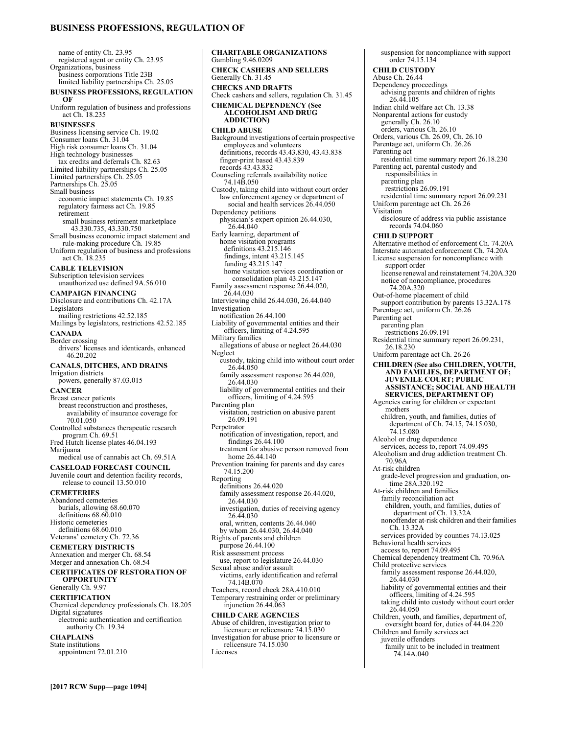name of entity Ch. 23.95
registered agent or entity Ch. 23.95
Organizations, business
business corporations Title 23B
limited liability partnerships Ch. 25.05

**BUSINESS PROFESSIONS, REGULATION OF**

Uniform regulation of business and professions act Ch. 18.235

**BUSINESSES**

Business licensing service Ch. 19.02
Consumer loans Ch. 31.04
High risk consumer loans Ch. 31.04
High technology businesses
tax credits and deferrals Ch. 82.63
Limited liability partnerships Ch. 25.05
Limited partnerships Ch. 25.05
Partnerships Ch. 25.05
Small business
economic impact statements Ch. 19.85
regulatory fairness act Ch. 19.85
retirement
small business retirement marketplace 43.330.735, 43.330.750
Small business economic impact statement and rule-making procedure Ch. 19.85
Uniform regulation of business and professions act Ch. 18.235

**CABLE TELEVISION**

Subscription television services
unauthorized use defined 9A.56.010

**CAMPAIGN FINANCING**

Disclosure and contributions Ch. 42.17A
Legislators
mailing restrictions 42.52.185
Mailings by legislators, restrictions 42.52.185

**CANADA**

Border crossing
drivers' licenses and identicards, enhanced 46.20.202

**CANALS, DITCHES, AND DRAINS**

Irrigation districts
powers, generally 87.03.015

**CANCER**

Breast cancer patients
breast reconstruction and prostheses, availability of insurance coverage for 70.01.050
Controlled substances therapeutic research program Ch. 69.51
Fred Hutch license plates 46.04.193
Marijuana
medical use of cannabis act Ch. 69.51A

**CASELOAD FORECAST COUNCIL**

Juvenile court and detention facility records, release to council 13.50.010

**CEMETERIES**

Abandoned cemeteries
burials, allowing 68.60.070
definitions 68.60.010
Historic cemeteries
definitions 68.60.010
Veterans' cemetery Ch. 72.36

**CEMETERY DISTRICTS**

Annexation and merger Ch. 68.54
Merger and annexation Ch. 68.54

**CERTIFICATES OF RESTORATION OF OPPORTUNITY**

Generally Ch. 9.97

**CERTIFICATION**

Chemical dependency professionals Ch. 18.205
Digital signatures
electronic authentication and certification authority Ch. 19.34

**CHAPLAINS**

State institutions
appointment 72.01.210

**CHARITABLE ORGANIZATIONS**

Gambling 9.46.0209

**CHECK CASHERS AND SELLERS**

Generally Ch. 31.45

**CHECKS AND DRAFTS**

Check cashers and sellers, regulation Ch. 31.45

**CHEMICAL DEPENDENCY (See ALCOHOLISM AND DRUG ADDICTION)**

**CHILD ABUSE**

Background investigations of certain prospective employees and volunteers
definitions, records 43.43.830, 43.43.838
finger-print based 43.43.839
records 43.43.832
Counseling referrals availability notice 74.14B.050
Custody, taking child into without court order
law enforcement agency or department of social and health services 26.44.050
Dependency petitions
physician's expert opinion 26.44.030, 26.44.040
Early learning, department of
home visitation programs
definitions 43.215.146
findings, intent 43.215.145
funding 43.215.147
home visitation services coordination or consolidation plan 43.215.147
Family assessment response 26.44.020, 26.44.030
Interviewing child 26.44.030, 26.44.040
Investigation
notification 26.44.100
Liability of governmental entities and their officers, limiting of 4.24.595
Military families
allegations of abuse or neglect 26.44.030
Neglect
custody, taking child into without court order 26.44.050
family assessment response 26.44.020, 26.44.030
liability of governmental entities and their officers, limiting of 4.24.595
Parenting plan
visitation, restriction on abusive parent 26.09.191
Perpetrator
notification of investigation, report, and findings 26.44.100
treatment for abusive person removed from home 26.44.140
Prevention training for parents and day cares 74.15.200
Reporting
definitions 26.44.020
family assessment response 26.44.020, 26.44.030
investigation, duties of receiving agency 26.44.030
oral, written, contents 26.44.040
by whom 26.44.030, 26.44.040
Rights of parents and children
purpose 26.44.100
Risk assessment process
use, report to legislature 26.44.030
Sexual abuse and/or assault
victims, early identification and referral 74.14B.070
Teachers, record check 28A.410.010
Temporary restraining order or preliminary injunction 26.44.063

**CHILD CARE AGENCIES**

Abuse of children, investigation prior to licensure or relicensure 74.15.030
Investigation for abuse prior to licensure or relicensure 74.15.030
Licenses
suspension for noncompliance with support order 74.15.134

**CHILD CUSTODY**

Abuse Ch. 26.44
Dependency proceedings
advising parents and children of rights 26.44.105
Indian child welfare act Ch. 13.38
Nonparental actions for custody
generally Ch. 26.10
orders, various Ch. 26.10
Orders, various Ch. 26.09, Ch. 26.10
Parentage act, uniform Ch. 26.26
Parenting act
residential time summary report 26.18.230
Parenting act, parental custody and responsibilities in
parenting plan
restrictions 26.09.191
residential time summary report 26.09.231
Uniform parentage act Ch. 26.26
Visitation
disclosure of address via public assistance records 74.04.060

**CHILD SUPPORT**

Alternative method of enforcement Ch. 74.20A
Interstate automated enforcement Ch. 74.20A
License suspension for noncompliance with support order
license renewal and reinstatement 74.20A.320
notice of noncompliance, procedures 74.20A.320
Out-of-home placement of child
support contribution by parents 13.32A.178
Parentage act, uniform Ch. 26.26
Parenting act
parenting plan
restrictions 26.09.191
Residential time summary report 26.09.231, 26.18.230
Uniform parentage act Ch. 26.26

**CHILDREN (See also CHILDREN, YOUTH, AND FAMILIES, DEPARTMENT OF; JUVENILE COURT; PUBLIC ASSISTANCE; SOCIAL AND HEALTH SERVICES, DEPARTMENT OF)**

Agencies caring for children or expectant mothers
children, youth, and families, duties of department of Ch. 74.15, 74.15.030, 74.15.080
Alcohol or drug dependence
services, access to, report 74.09.495
Alcoholism and drug addiction treatment Ch. 70.96A
At-risk children
grade-level progression and graduation, on-time 28A.320.192
At-risk children and families
family reconciliation act
children, youth, and families, duties of department of Ch. 13.32A
nonoffender at-risk children and their families Ch. 13.32A
services provided by counties 74.13.025
Behavioral health services
access to, report 74.09.495
Chemical dependency treatment Ch. 70.96A
Child protective services
family assessment response 26.44.020, 26.44.030
liability of governmental entities and their officers, limiting of 4.24.595
taking child into custody without court order 26.44.050
Children, youth, and families, department of, oversight board for, duties of 44.04.220
Children and family services act
juvenile offenders
family unit to be included in treatment 74.14A.040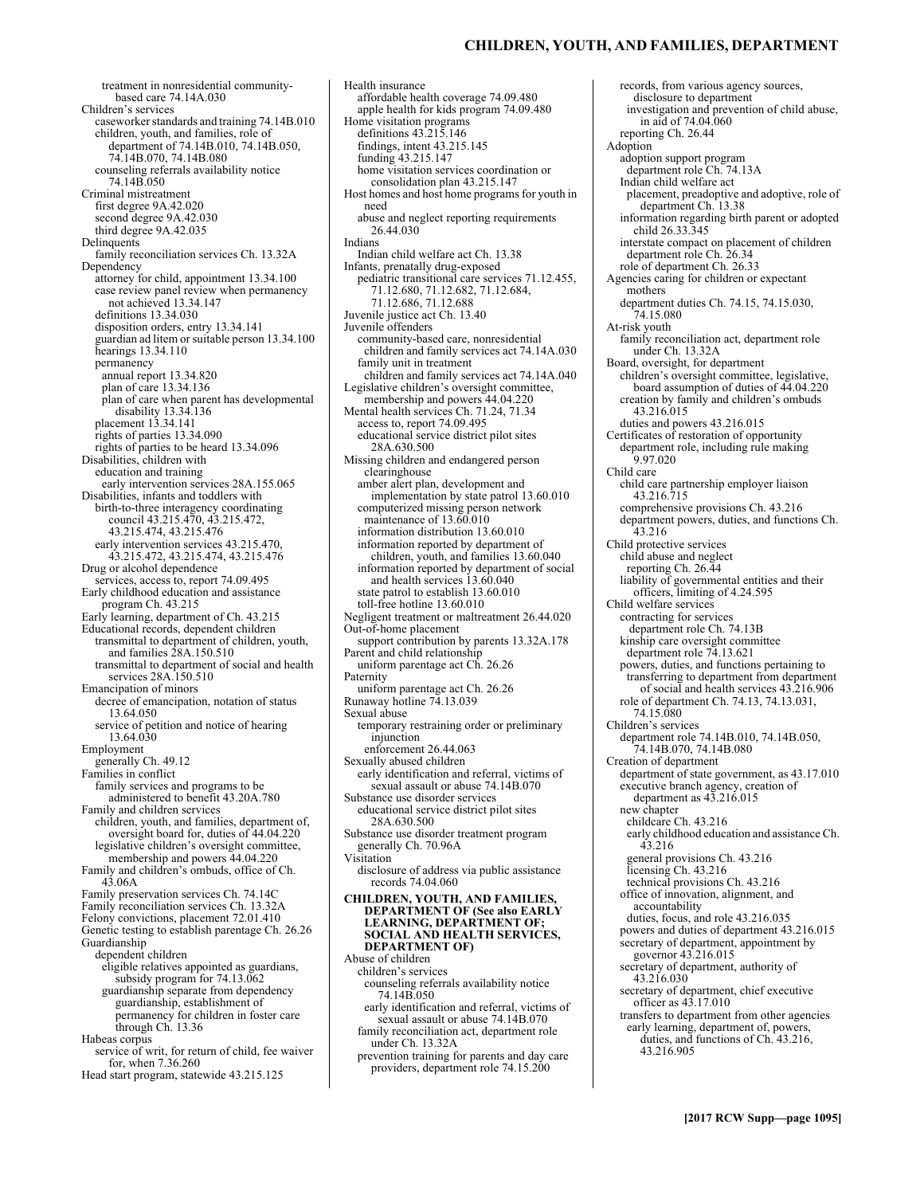treatment in nonresidential community-based care 74.14A.030

Children's services
- caseworker standards and training 74.14B.010
- children, youth, and families, role of department of 74.14B.010, 74.14B.050, 74.14B.070, 74.14B.080
- counseling referrals availability notice 74.14B.050

Criminal mistreatment
- first degree 9A.42.020
- second degree 9A.42.030
- third degree 9A.42.035

Delinquents
- family reconciliation services Ch. 13.32A

Dependency
- attorney for child, appointment 13.34.100
- case review panel review when permanency not achieved 13.34.147
- definitions 13.34.030
- disposition orders, entry 13.34.141
- guardian ad litem or suitable person 13.34.100
- hearings 13.34.110
- permanency
  - annual report 13.34.820
  - plan of care 13.34.136
  - plan of care when parent has developmental disability 13.34.136
- placement 13.34.141
- rights of parties 13.34.090
- rights of parties to be heard 13.34.096

Disabilities, children with
- education and training
  - early intervention services 28A.155.065

Disabilities, infants and toddlers with
- birth-to-three interagency coordinating council 43.215.470, 43.215.472, 43.215.474, 43.215.476
- early intervention services 43.215.470, 43.215.472, 43.215.474, 43.215.476

Drug or alcohol dependence
- services, access to, report 74.09.495

Early childhood education and assistance program Ch. 43.215

Early learning, department of Ch. 43.215

Educational records, dependent children
- transmittal to department of children, youth, and families 28A.150.510
- transmittal to department of social and health services 28A.150.510

Emancipation of minors
- decree of emancipation, notation of status 13.64.050
- service of petition and notice of hearing 13.64.030

Employment
- generally Ch. 49.12

Families in conflict
- family services and programs to be administered to benefit 43.20A.780

Family and children services
- children, youth, and families, department of, oversight board for, duties of 44.04.220
- legislative children's oversight committee, membership and powers 44.04.220

Family and children's ombuds, office of Ch. 43.06A

Family preservation services Ch. 74.14C

Family reconciliation services Ch. 13.32A

Felony convictions, placement 72.01.410

Genetic testing to establish parentage Ch. 26.26

Guardianship
- dependent children
  - eligible relatives appointed as guardians, subsidy program for 74.13.062
  - guardianship separate from dependency guardianship, establishment of permanency for children in foster care through Ch. 13.36

Habeas corpus
- service of writ, for return of child, fee waiver for, when 7.36.260

Head start program, statewide 43.215.125

Health insurance
- affordable health coverage 74.09.480
- apple health for kids program 74.09.480

Home visitation programs
- definitions 43.215.146
- findings, intent 43.215.145
- funding 43.215.147
- home visitation services coordination or consolidation plan 43.215.147

Host homes and host home programs for youth in need
- abuse and neglect reporting requirements 26.44.030

Indians
- Indian child welfare act Ch. 13.38

Infants, prenatally drug-exposed
- pediatric transitional care services 71.12.455, 71.12.680, 71.12.682, 71.12.684, 71.12.686, 71.12.688

Juvenile justice act Ch. 13.40

Juvenile offenders
- community-based care, nonresidential children and family services act 74.14A.030
- family unit in treatment
  - children and family services act 74.14A.040

Legislative children's oversight committee, membership and powers 44.04.220

Mental health services Ch. 71.24, 71.34
- access to, report 74.09.495
- educational service district pilot sites 28A.630.500

Missing children and endangered person clearinghouse
- amber alert plan, development and implementation by state patrol 13.60.010
- computerized missing person network maintenance of 13.60.010
- information distribution 13.60.010
- information reported by department of children, youth, and families 13.60.040
- information reported by department of social and health services 13.60.040
- state patrol to establish 13.60.010
- toll-free hotline 13.60.010

Negligent treatment or maltreatment 26.44.020

Out-of-home placement
- support contribution by parents 13.32A.178

Parent and child relationship
- uniform parentage act Ch. 26.26

Paternity
- uniform parentage act Ch. 26.26

Runaway hotline 74.13.039

Sexual abuse
- temporary restraining order or preliminary injunction
  - enforcement 26.44.063

Sexually abused children
- early identification and referral, victims of sexual assault or abuse 74.14B.070

Substance use disorder services
- educational service district pilot sites 28A.630.500

Substance use disorder treatment program
- generally Ch. 70.96A

Visitation
- disclosure of address via public assistance records 74.04.060

**CHILDREN, YOUTH, AND FAMILIES, DEPARTMENT OF (See also EARLY LEARNING, DEPARTMENT OF; SOCIAL AND HEALTH SERVICES, DEPARTMENT OF)**

Abuse of children
- children's services
  - counseling referrals availability notice 74.14B.050
  - early identification and referral, victims of sexual assault or abuse 74.14B.070
- family reconciliation act, department role under Ch. 13.32A
- prevention training for parents and day care providers, department role 74.15.200
- records, from various agency sources, disclosure to department
- investigation and prevention of child abuse, in aid of 74.04.060
- reporting Ch. 26.44

Adoption
- adoption support program
  - department role Ch. 74.13A
- Indian child welfare act
  - placement, preadoptive and adoptive, role of department Ch. 13.38
- information regarding birth parent or adopted child 26.33.345
- interstate compact on placement of children
  - department role Ch. 26.34
- role of department Ch. 26.33

Agencies caring for children or expectant mothers
- department duties Ch. 74.15, 74.15.030, 74.15.080

At-risk youth
- family reconciliation act, department role under Ch. 13.32A

Board, oversight, for department
- children's oversight committee, legislative, board assumption of duties of 44.04.220
- creation by family and children's ombuds 43.216.015
- duties and powers 43.216.015

Certificates of restoration of opportunity
- department role, including rule making 9.97.020

Child care
- child care partnership employer liaison 43.216.715
- comprehensive provisions Ch. 43.216
- department powers, duties, and functions Ch. 43.216

Child protective services
- child abuse and neglect
  - reporting Ch. 26.44
- liability of governmental entities and their officers, limiting of 4.24.595

Child welfare services
- contracting for services
  - department role Ch. 74.13B
- kinship care oversight committee
  - department role 74.13.621
- powers, duties, and functions pertaining to transferring to department from department of social and health services 43.216.906
- role of department Ch. 74.13, 74.13.031, 74.15.080

Children's services
- department role 74.14B.010, 74.14B.050, 74.14B.070, 74.14B.080

Creation of department
- department of state government, as 43.17.010
- executive branch agency, creation of department as 43.216.015
- new chapter
  - childcare Ch. 43.216
  - early childhood education and assistance Ch. 43.216
  - general provisions Ch. 43.216
  - licensing Ch. 43.216
  - technical provisions Ch. 43.216
- office of innovation, alignment, and accountability
  - duties, focus, and role 43.216.035
- powers and duties of department 43.216.015
- secretary of department, appointment by governor 43.216.015
- secretary of department, authority of 43.216.030
- secretary of department, chief executive officer as 43.17.010
- transfers to department from other agencies
  - early learning, department of, powers, duties, and functions of Ch. 43.216, 43.216.905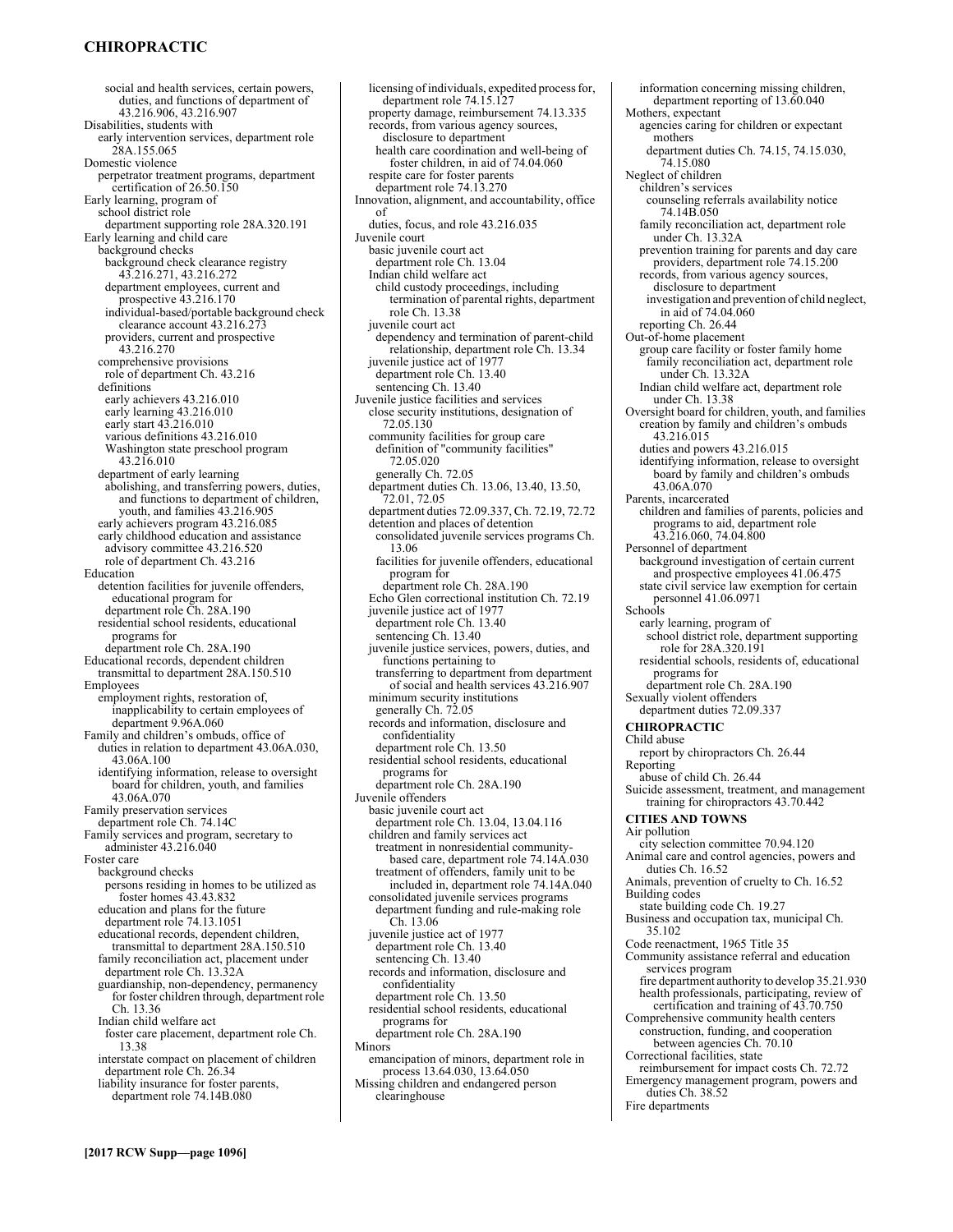social and health services, certain powers, duties, and functions of department of 43.216.906, 43.216.907

Disabilities, students with
- early intervention services, department role 28A.155.065

Domestic violence
- perpetrator treatment programs, department certification of 26.50.150

Early learning, program of
- school district role
  - department supporting role 28A.320.191

Early learning and child care
- background checks
  - background check clearance registry 43.216.271, 43.216.272
  - department employees, current and prospective 43.216.170
  - individual-based/portable background check clearance account 43.216.273
  - providers, current and prospective 43.216.270
- comprehensive provisions
  - role of department Ch. 43.216
- definitions
  - early achievers 43.216.010
  - early learning 43.216.010
  - early start 43.216.010
  - various definitions 43.216.010
  - Washington state preschool program 43.216.010
- department of early learning
  - abolishing, and transferring powers, duties, and functions to department of children, youth, and families 43.216.905
- early achievers program 43.216.085
- early childhood education and assistance advisory committee 43.216.520
- role of department Ch. 43.216

Education
- detention facilities for juvenile offenders, educational program for
  - department role Ch. 28A.190
- residential school residents, educational programs for
  - department role Ch. 28A.190

Educational records, dependent children
- transmittal to department 28A.150.510

Employees
- employment rights, restoration of, inapplicability to certain employees of department 9.96A.060

Family and children's ombuds, office of
- duties in relation to department 43.06A.030, 43.06A.100
- identifying information, release to oversight board for children, youth, and families 43.06A.070

Family preservation services
- department role Ch. 74.14C

Family services and program, secretary to administer 43.216.040

Foster care
- background checks
  - persons residing in homes to be utilized as foster homes 43.43.832
- education and plans for the future
  - department role 74.13.1051
- educational records, dependent children, transmittal to department 28A.150.510
- family reconciliation act, placement under
  - department role Ch. 13.32A
- guardianship, non-dependency, permanency for foster children through, department role Ch. 13.36
- Indian child welfare act
  - foster care placement, department role Ch. 13.38
- interstate compact on placement of children
  - department role Ch. 26.34
- liability insurance for foster parents, department role 74.14B.080
- licensing of individuals, expedited process for, department role 74.15.127
- property damage, reimbursement 74.13.335
- records, from various agency sources, disclosure to department
  - health care coordination and well-being of foster children, in aid of 74.04.060
- respite care for foster parents
  - department role 74.13.270

Innovation, alignment, and accountability, office of
- duties, focus, and role 43.216.035

Juvenile court
- basic juvenile court act
  - department role Ch. 13.04
- Indian child welfare act
  - child custody proceedings, including termination of parental rights, department role Ch. 13.38
- juvenile court act
  - dependency and termination of parent-child relationship, department role Ch. 13.34
- juvenile justice act of 1977
  - department role Ch. 13.40
  - sentencing Ch. 13.40

Juvenile justice facilities and services
- close security institutions, designation of 72.05.130
- community facilities for group care
  - definition of "community facilities" 72.05.020
  - generally Ch. 72.05
- department duties Ch. 13.06, 13.40, 13.50, 72.01, 72.05
- department duties 72.09.337, Ch. 72.19, 72.72
- detention and places of detention
  - consolidated juvenile services programs Ch. 13.06
  - facilities for juvenile offenders, educational program for
    - department role Ch. 28A.190
- Echo Glen correctional institution Ch. 72.19
- juvenile justice act of 1977
  - department role Ch. 13.40
  - sentencing Ch. 13.40
- juvenile justice services, powers, duties, and functions pertaining to
  - transferring to department from department of social and health services 43.216.907
- minimum security institutions
  - generally Ch. 72.05
- records and information, disclosure and confidentiality
  - department role Ch. 13.50
- residential school residents, educational programs for
  - department role Ch. 28A.190

Juvenile offenders
- basic juvenile court act
  - department role Ch. 13.04, 13.04.116
- children and family services act
  - treatment in nonresidential community-based care, department role 74.14A.030
  - treatment of offenders, family unit to be included in, department role 74.14A.040
- consolidated juvenile services programs
  - department funding and rule-making role Ch. 13.06
- juvenile justice act of 1977
  - department role Ch. 13.40
  - sentencing Ch. 13.40
- records and information, disclosure and confidentiality
  - department role Ch. 13.50
- residential school residents, educational programs for
  - department role Ch. 28A.190

Minors
- emancipation of minors, department role in process 13.64.030, 13.64.050

Missing children and endangered person clearinghouse
- information concerning missing children, department reporting of 13.60.040

Mothers, expectant
- agencies caring for children or expectant mothers
  - department duties Ch. 74.15, 74.15.030, 74.15.080

Neglect of children
- children's services
  - counseling referrals availability notice 74.14B.050
- family reconciliation act, department role under Ch. 13.32A
- prevention training for parents and day care providers, department role 74.15.200
- records, from various agency sources, disclosure to department
  - investigation and prevention of child neglect, in aid of 74.04.060
- reporting Ch. 26.44

Out-of-home placement
- group care facility or foster family home
  - family reconciliation act, department role under Ch. 13.32A
- Indian child welfare act, department role under Ch. 13.38

Oversight board for children, youth, and families
- creation by family and children's ombuds 43.216.015
- duties and powers 43.216.015
- identifying information, release to oversight board by family and children's ombuds 43.06A.070

Parents, incarcerated
- children and families of parents, policies and programs to aid, department role 43.216.060, 74.04.800

Personnel of department
- background investigation of certain current and prospective employees 41.06.475
- state civil service law exemption for certain personnel 41.06.0971

Schools
- early learning, program of
  - school district role, department supporting role for 28A.320.191
- residential schools, residents of, educational programs for
  - department role Ch. 28A.190

Sexually violent offenders
- department duties 72.09.337

## CHIROPRACTIC

Child abuse
- report by chiropractors Ch. 26.44

Reporting
- abuse of child Ch. 26.44

Suicide assessment, treatment, and management training for chiropractors 43.70.442

## CITIES AND TOWNS

Air pollution
- city selection committee 70.94.120

Animal care and control agencies, powers and duties Ch. 16.52

Animals, prevention of cruelty to Ch. 16.52

Building codes
- state building code Ch. 19.27

Business and occupation tax, municipal Ch. 35.102

Code reenactment, 1965 Title 35

Community assistance referral and education services program
- fire department authority to develop 35.21.930
- health professionals, participating, review of certification and training of 43.70.750

Comprehensive community health centers
- construction, funding, and cooperation between agencies Ch. 70.10

Correctional facilities, state
- reimbursement for impact costs Ch. 72.72

Emergency management program, powers and duties Ch. 38.52

Fire departments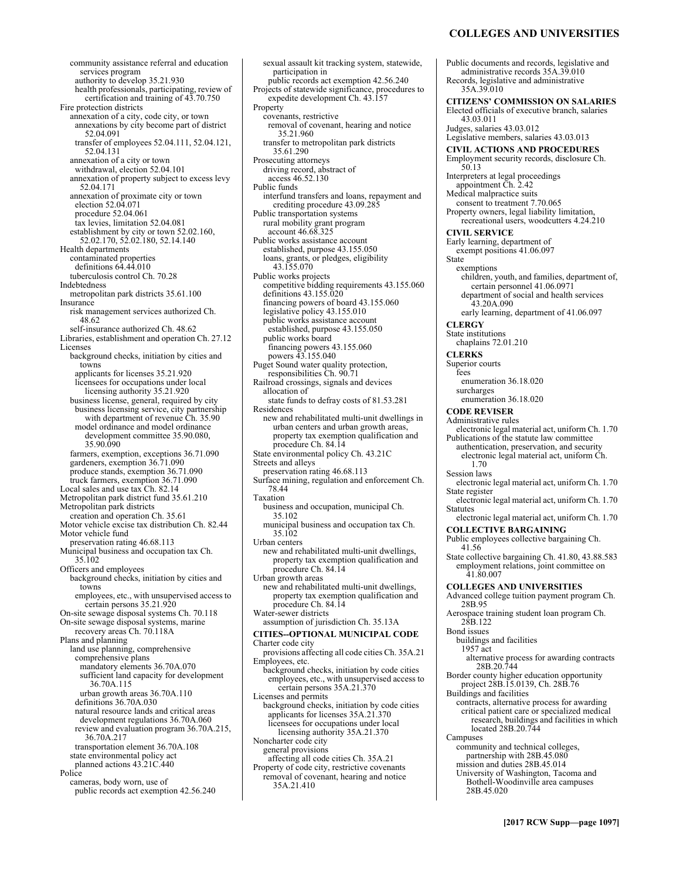community assistance referral and education services program
  authority to develop 35.21.930
  health professionals, participating, review of certification and training of 43.70.750

Fire protection districts
  annexation of a city, code city, or town
    annexations by city become part of district 52.04.091
    transfer of employees 52.04.111, 52.04.121, 52.04.131
  annexation of a city or town
    withdrawal, election 52.04.101
  annexation of property subject to excess levy 52.04.171
  annexation of proximate city or town
    election 52.04.071
    procedure 52.04.061
    tax levies, limitation 52.04.081
  establishment by city or town 52.02.160, 52.02.170, 52.02.180, 52.14.140

Health departments
  contaminated properties
    definitions 64.44.010
  tuberculosis control Ch. 70.28

Indebtedness
  metropolitan park districts 35.61.100

Insurance
  risk management services authorized Ch. 48.62
  self-insurance authorized Ch. 48.62

Libraries, establishment and operation Ch. 27.12

Licenses
  background checks, initiation by cities and towns
    applicants for licenses 35.21.920
    licensees for occupations under local licensing authority 35.21.920
  business license, general, required by city
    business licensing service, city partnership with department of revenue Ch. 35.90
    model ordinance and model ordinance development committee 35.90.080, 35.90.090
  farmers, exemption, exceptions 36.71.090
  gardeners, exemption 36.71.090
  produce stands, exemption 36.71.090
  truck farmers, exemption 36.71.090

Local sales and use tax Ch. 82.14

Metropolitan park district fund 35.61.210

Metropolitan park districts
  creation and operation Ch. 35.61

Motor vehicle excise tax distribution Ch. 82.44

Motor vehicle fund
  preservation rating 46.68.113

Municipal business and occupation tax Ch. 35.102

Officers and employees
  background checks, initiation by cities and towns
    employees, etc., with unsupervised access to certain persons 35.21.920

On-site sewage disposal systems Ch. 70.118

On-site sewage disposal systems, marine recovery areas Ch. 70.118A

Plans and planning
  land use planning, comprehensive
    comprehensive plans
      mandatory elements 36.70A.070
      sufficient land capacity for development 36.70A.115
    urban growth areas 36.70A.110
    definitions 36.70A.030
    natural resource lands and critical areas development regulations 36.70A.060
    review and evaluation program 36.70A.215, 36.70A.217
    transportation element 36.70A.108
  state environmental policy act
    planned actions 43.21C.440

Police
  cameras, body worn, use of
    public records act exemption 42.56.240
  sexual assault kit tracking system, statewide, participation in
    public records act exemption 42.56.240

Projects of statewide significance, procedures to expedite development Ch. 43.157

Property
  covenants, restrictive
    removal of covenant, hearing and notice 35.21.960
  transfer to metropolitan park districts 35.61.290

Prosecuting attorneys
  driving record, abstract of
    access 46.52.130

Public funds
  interfund transfers and loans, repayment and crediting procedure 43.09.285

Public transportation systems
  rural mobility grant program
    account 46.68.325

Public works assistance account
  established, purpose 43.155.050
  loans, grants, or pledges, eligibility 43.155.070

Public works projects
  competitive bidding requirements 43.155.060
  definitions 43.155.020
  financing powers of board 43.155.060
  legislative policy 43.155.010
  public works assistance account
    established, purpose 43.155.050
  public works board
    financing powers 43.155.060
    powers 43.155.040

Puget Sound water quality protection, responsibilities Ch. 90.71

Railroad crossings, signals and devices
  allocation of
    state funds to defray costs of 81.53.281

Residences
  new and rehabilitated multi-unit dwellings in urban centers and urban growth areas, property tax exemption qualification and procedure Ch. 84.14

State environmental policy Ch. 43.21C

Streets and alleys
  preservation rating 46.68.113

Surface mining, regulation and enforcement Ch. 78.44

Taxation
  business and occupation, municipal Ch. 35.102
  municipal business and occupation tax Ch. 35.102

Urban centers
  new and rehabilitated multi-unit dwellings, property tax exemption qualification and procedure Ch. 84.14

Urban growth areas
  new and rehabilitated multi-unit dwellings, property tax exemption qualification and procedure Ch. 84.14

Water-sewer districts
  assumption of jurisdiction Ch. 35.13A

**CITIES--OPTIONAL MUNICIPAL CODE**

Charter code city
  provisions affecting all code cities Ch. 35A.21

Employees, etc.
  background checks, initiation by code cities
    employees, etc., with unsupervised access to certain persons 35A.21.370

Licenses and permits
  background checks, initiation by code cities
    applicants for licenses 35A.21.370
    licensees for occupations under local licensing authority 35A.21.370

Noncharter code city
  general provisions
    affecting all code cities Ch. 35A.21

Property of code city, restrictive covenants
  removal of covenant, hearing and notice 35A.21.410

Public documents and records, legislative and administrative records 35A.39.010

Records, legislative and administrative 35A.39.010

**CITIZENS' COMMISSION ON SALARIES**

Elected officials of executive branch, salaries 43.03.011

Judges, salaries 43.03.012

Legislative members, salaries 43.03.013

**CIVIL ACTIONS AND PROCEDURES**

Employment security records, disclosure Ch. 50.13

Interpreters at legal proceedings
  appointment Ch. 2.42

Medical malpractice suits
  consent to treatment 7.70.065

Property owners, legal liability limitation, recreational users, woodcutters 4.24.210

**CIVIL SERVICE**

Early learning, department of
  exempt positions 41.06.097

State
  exemptions
    children, youth, and families, department of, certain personnel 41.06.0971
    department of social and health services 43.20A.090
    early learning, department of 41.06.097

**CLERGY**

State institutions
  chaplains 72.01.210

**CLERKS**

Superior courts
  fees
    enumeration 36.18.020
  surcharges
    enumeration 36.18.020

**CODE REVISER**

Administrative rules
  electronic legal material act, uniform Ch. 1.70

Publications of the statute law committee
  authentication, preservation, and security
    electronic legal material act, uniform Ch. 1.70

Session laws
  electronic legal material act, uniform Ch. 1.70

State register
  electronic legal material act, uniform Ch. 1.70

Statutes
  electronic legal material act, uniform Ch. 1.70

**COLLECTIVE BARGAINING**

Public employees collective bargaining Ch. 41.56

State collective bargaining Ch. 41.80, 43.88.583
  employment relations, joint committee on 41.80.007

**COLLEGES AND UNIVERSITIES**

Advanced college tuition payment program Ch. 28B.95

Aerospace training student loan program Ch. 28B.122

Bond issues
  buildings and facilities
    1957 act
      alternative process for awarding contracts 28B.20.744

Border county higher education opportunity project 28B.15.0139, Ch. 28B.76

Buildings and facilities
  contracts, alternative process for awarding
    critical patient care or specialized medical research, buildings and facilities in which located 28B.20.744

Campuses
  community and technical colleges, partnership with 28B.45.080
  mission and duties 28B.45.014
  University of Washington, Tacoma and Bothell-Woodinville area campuses 28B.45.020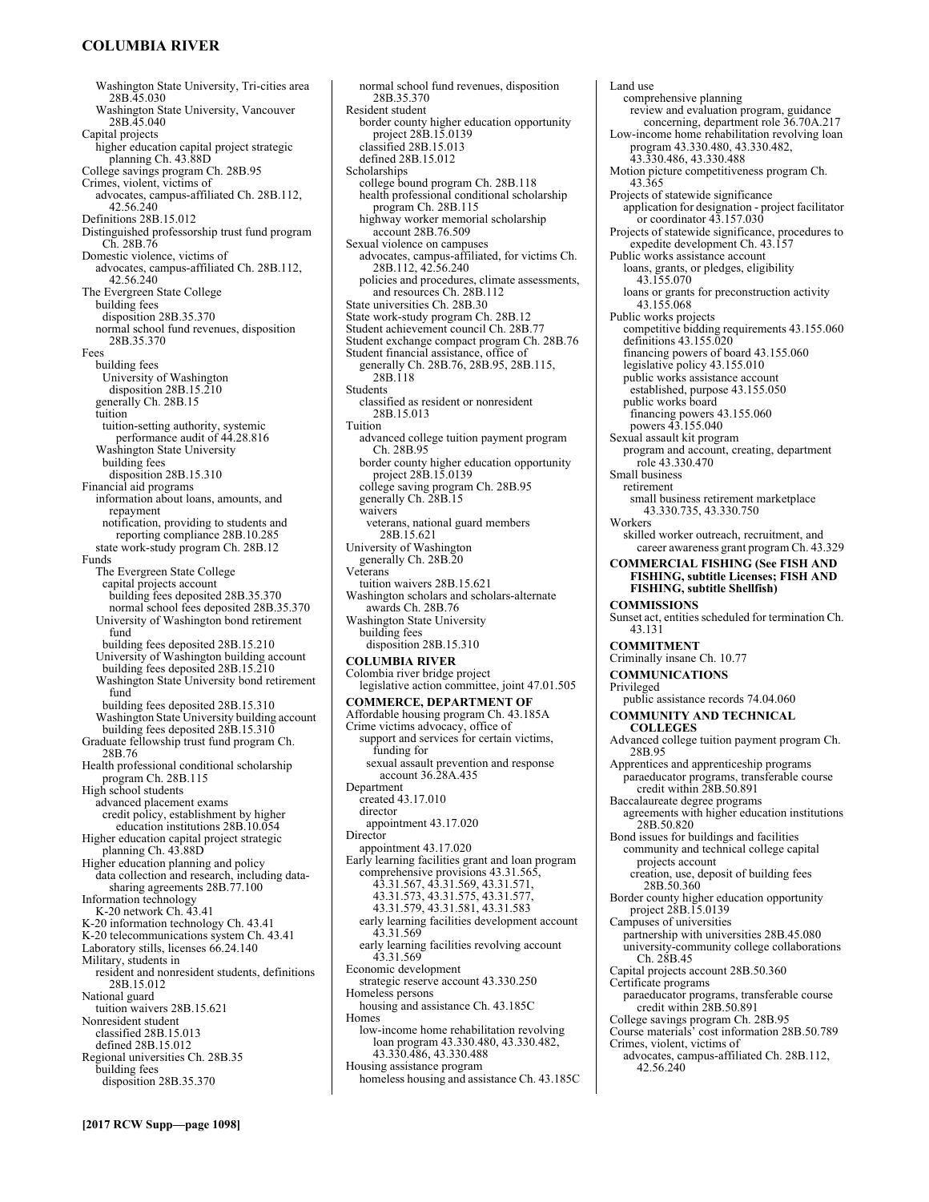Washington State University, Tri-cities area 28B.45.030
Washington State University, Vancouver 28B.45.040
Capital projects
higher education capital project strategic planning Ch. 43.88D
College savings program Ch. 28B.95
Crimes, violent, victims of
advocates, campus-affiliated Ch. 28B.112, 42.56.240
Definitions 28B.15.012
Distinguished professorship trust fund program Ch. 28B.76
Domestic violence, victims of
advocates, campus-affiliated Ch. 28B.112, 42.56.240
The Evergreen State College
building fees
disposition 28B.35.370
normal school fund revenues, disposition 28B.35.370
Fees
building fees
University of Washington
disposition 28B.15.210
generally Ch. 28B.15
tuition
tuition-setting authority, systemic performance audit of 44.28.816
Washington State University
building fees
disposition 28B.15.310
Financial aid programs
information about loans, amounts, and repayment
notification, providing to students and reporting compliance 28B.10.285
state work-study program Ch. 28B.12
Funds
The Evergreen State College
capital projects account
building fees deposited 28B.35.370
normal school fees deposited 28B.35.370
University of Washington bond retirement fund
building fees deposited 28B.15.210
University of Washington building account
building fees deposited 28B.15.210
Washington State University bond retirement fund
building fees deposited 28B.15.310
Washington State University building account
building fees deposited 28B.15.310
Graduate fellowship trust fund program Ch. 28B.76
Health professional conditional scholarship program Ch. 28B.115
High school students
advanced placement exams
credit policy, establishment by higher education institutions 28B.10.054
Higher education capital project strategic planning Ch. 43.88D
Higher education planning and policy
data collection and research, including data-sharing agreements 28B.77.100
Information technology
K-20 network Ch. 43.41
K-20 information technology Ch. 43.41
K-20 telecommunications system Ch. 43.41
Laboratory stills, licenses 66.24.140
Military, students in
resident and nonresident students, definitions 28B.15.012
National guard
tuition waivers 28B.15.621
Nonresident student
classified 28B.15.013
defined 28B.15.012
Regional universities Ch. 28B.35
building fees
disposition 28B.35.370
normal school fund revenues, disposition 28B.35.370
Resident student
border county higher education opportunity project 28B.15.0139
classified 28B.15.013
defined 28B.15.012
Scholarships
college bound program Ch. 28B.118
health professional conditional scholarship program Ch. 28B.115
highway worker memorial scholarship account 28B.76.509
Sexual violence on campuses
advocates, campus-affiliated, for victims Ch. 28B.112, 42.56.240
policies and procedures, climate assessments, and resources Ch. 28B.112
State universities Ch. 28B.30
State work-study program Ch. 28B.12
Student achievement council Ch. 28B.77
Student exchange compact program Ch. 28B.76
Student financial assistance, office of
generally Ch. 28B.76, 28B.95, 28B.115, 28B.118
Students
classified as resident or nonresident 28B.15.013
Tuition
advanced college tuition payment program Ch. 28B.95
border county higher education opportunity project 28B.15.0139
college saving program Ch. 28B.95
generally Ch. 28B.15
waivers
veterans, national guard members 28B.15.621
University of Washington
generally Ch. 28B.20
Veterans
tuition waivers 28B.15.621
Washington scholars and scholars-alternate awards Ch. 28B.76
Washington State University
building fees
disposition 28B.15.310

**COLUMBIA RIVER**

Colombia river bridge project
legislative action committee, joint 47.01.505

**COMMERCE, DEPARTMENT OF**

Affordable housing program Ch. 43.185A
Crime victims advocacy, office of
support and services for certain victims, funding for
sexual assault prevention and response account 36.28A.435
Department
created 43.17.010
director
appointment 43.17.020
Director
appointment 43.17.020
Early learning facilities grant and loan program
comprehensive provisions 43.31.565, 43.31.567, 43.31.569, 43.31.571, 43.31.573, 43.31.575, 43.31.577, 43.31.579, 43.31.581, 43.31.583
early learning facilities development account 43.31.569
early learning facilities revolving account 43.31.569
Economic development
strategic reserve account 43.330.250
Homeless persons
housing and assistance Ch. 43.185C
Homes
low-income home rehabilitation revolving loan program 43.330.480, 43.330.482, 43.330.486, 43.330.488
Housing assistance program
homeless housing and assistance Ch. 43.185C
Land use
comprehensive planning
review and evaluation program, guidance concerning, department role 36.70A.217
Low-income home rehabilitation revolving loan program 43.330.480, 43.330.482, 43.330.486, 43.330.488
Motion picture competitiveness program Ch. 43.365
Projects of statewide significance
application for designation - project facilitator or coordinator 43.157.030
Projects of statewide significance, procedures to expedite development Ch. 43.157
Public works assistance account
loans, grants, or pledges, eligibility 43.155.070
loans or grants for preconstruction activity 43.155.068
Public works projects
competitive bidding requirements 43.155.060
definitions 43.155.020
financing powers of board 43.155.060
legislative policy 43.155.010
public works assistance account
established, purpose 43.155.050
public works board
financing powers 43.155.060
powers 43.155.040
Sexual assault kit program
program and account, creating, department role 43.330.470
Small business
retirement
small business retirement marketplace 43.330.735, 43.330.750
Workers
skilled worker outreach, recruitment, and career awareness grant program Ch. 43.329

**COMMERCIAL FISHING (See FISH AND FISHING, subtitle Licenses; FISH AND FISHING, subtitle Shellfish)**

**COMMISSIONS**

Sunset act, entities scheduled for termination Ch. 43.131

**COMMITMENT**

Criminally insane Ch. 10.77

**COMMUNICATIONS**

Privileged
public assistance records 74.04.060

**COMMUNITY AND TECHNICAL COLLEGES**

Advanced college tuition payment program Ch. 28B.95
Apprentices and apprenticeship programs
paraeducator programs, transferable course credit within 28B.50.891
Baccalaureate degree programs
agreements with higher education institutions 28B.50.820
Bond issues for buildings and facilities
community and technical college capital projects account
creation, use, deposit of building fees 28B.50.360
Border county higher education opportunity project 28B.15.0139
Campuses of universities
partnership with universities 28B.45.080
university-community college collaborations Ch. 28B.45
Capital projects account 28B.50.360
Certificate programs
paraeducator programs, transferable course credit within 28B.50.891
College savings program Ch. 28B.95
Course materials' cost information 28B.50.789
Crimes, violent, victims of
advocates, campus-affiliated Ch. 28B.112, 42.56.240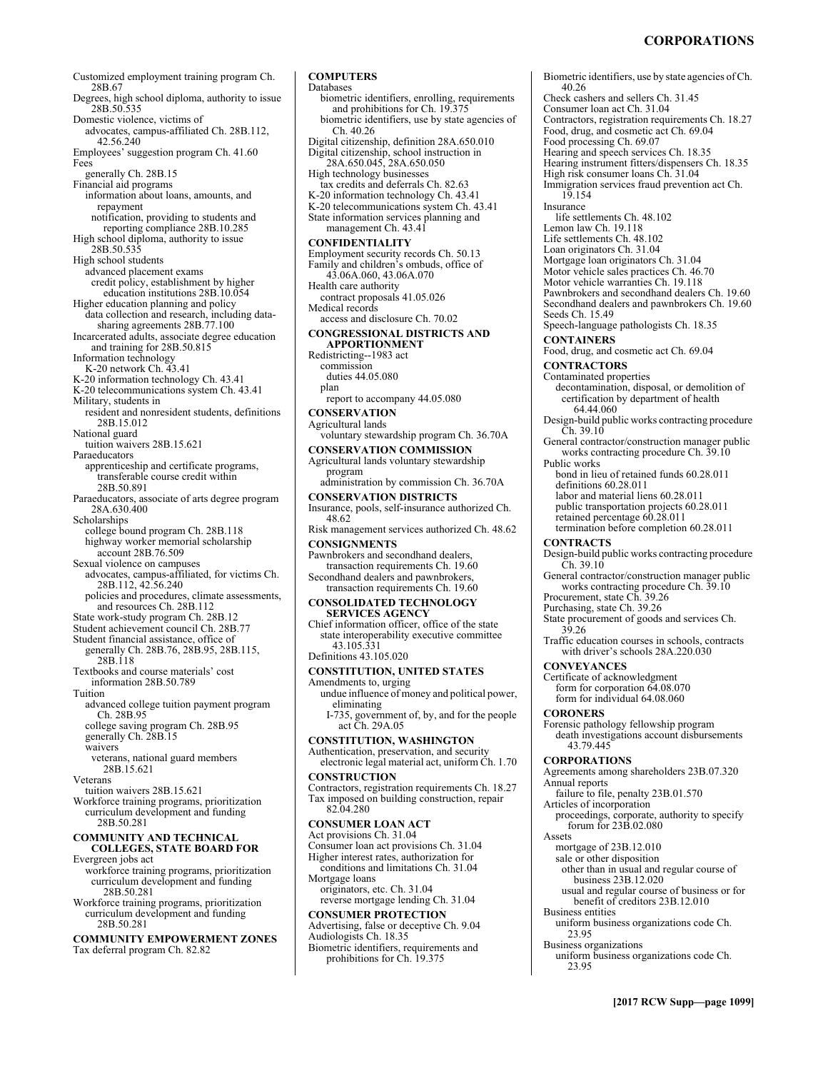Customized employment training program Ch. 28B.67
Degrees, high school diploma, authority to issue 28B.50.535
Domestic violence, victims of
  advocates, campus-affiliated Ch. 28B.112, 42.56.240
Employees' suggestion program Ch. 41.60
Fees
  generally Ch. 28B.15
Financial aid programs
  information about loans, amounts, and repayment
    notification, providing to students and reporting compliance 28B.10.285
High school diploma, authority to issue 28B.50.535
High school students
  advanced placement exams
    credit policy, establishment by higher education institutions 28B.10.054
Higher education planning and policy
  data collection and research, including data-sharing agreements 28B.77.100
Incarcerated adults, associate degree education and training for 28B.50.815
Information technology
  K-20 network Ch. 43.41
K-20 information technology Ch. 43.41
K-20 telecommunications system Ch. 43.41
Military, students in
  resident and nonresident students, definitions 28B.15.012
National guard
  tuition waivers 28B.15.621
Paraeducators
  apprenticeship and certificate programs, transferable course credit within 28B.50.891
Paraeducators, associate of arts degree program 28A.630.400
Scholarships
  college bound program Ch. 28B.118
  highway worker memorial scholarship account 28B.76.509
Sexual violence on campuses
  advocates, campus-affiliated, for victims Ch. 28B.112, 42.56.240
  policies and procedures, climate assessments, and resources Ch. 28B.112
State work-study program Ch. 28B.12
Student achievement council Ch. 28B.77
Student financial assistance, office of
  generally Ch. 28B.76, 28B.95, 28B.115, 28B.118
Textbooks and course materials' cost information 28B.50.789
Tuition
  advanced college tuition payment program Ch. 28B.95
  college saving program Ch. 28B.95
  generally Ch. 28B.15
  waivers
    veterans, national guard members 28B.15.621
Veterans
  tuition waivers 28B.15.621
Workforce training programs, prioritization curriculum development and funding 28B.50.281

**COMMUNITY AND TECHNICAL COLLEGES, STATE BOARD FOR**
Evergreen jobs act
  workforce training programs, prioritization curriculum development and funding 28B.50.281
Workforce training programs, prioritization curriculum development and funding 28B.50.281

**COMMUNITY EMPOWERMENT ZONES**
Tax deferral program Ch. 82.82

**COMPUTERS**
Databases
  biometric identifiers, enrolling, requirements and prohibitions for Ch. 19.375
  biometric identifiers, use by state agencies of Ch. 40.26
Digital citizenship, definition 28A.650.010
Digital citizenship, school instruction in 28A.650.045, 28A.650.050
High technology businesses
  tax credits and deferrals Ch. 82.63
K-20 information technology Ch. 43.41
K-20 telecommunications system Ch. 43.41
State information services planning and management Ch. 43.41

**CONFIDENTIALITY**
Employment security records Ch. 50.13
Family and children's ombuds, office of 43.06A.060, 43.06A.070
Health care authority
  contract proposals 41.05.026
Medical records
  access and disclosure Ch. 70.02

**CONGRESSIONAL DISTRICTS AND APPORTIONMENT**
Redistricting--1983 act
  commission
    duties 44.05.080
  plan
    report to accompany 44.05.080

**CONSERVATION**
Agricultural lands
  voluntary stewardship program Ch. 36.70A

**CONSERVATION COMMISSION**
Agricultural lands voluntary stewardship program
  administration by commission Ch. 36.70A

**CONSERVATION DISTRICTS**
Insurance, pools, self-insurance authorized Ch. 48.62
Risk management services authorized Ch. 48.62

**CONSIGNMENTS**
Pawnbrokers and secondhand dealers, transaction requirements Ch. 19.60
Secondhand dealers and pawnbrokers, transaction requirements Ch. 19.60

**CONSOLIDATED TECHNOLOGY SERVICES AGENCY**
Chief information officer, office of the state
  state interoperability executive committee 43.105.331
Definitions 43.105.020

**CONSTITUTION, UNITED STATES**
Amendments to, urging
  undue influence of money and political power, eliminating
    I-735, government of, by, and for the people act Ch. 29A.05

**CONSTITUTION, WASHINGTON**
Authentication, preservation, and security
  electronic legal material act, uniform Ch. 1.70

**CONSTRUCTION**
Contractors, registration requirements Ch. 18.27
Tax imposed on building construction, repair 82.04.280

**CONSUMER LOAN ACT**
Act provisions Ch. 31.04
Consumer loan act provisions Ch. 31.04
Higher interest rates, authorization for
  conditions and limitations Ch. 31.04
Mortgage loans
  originators, etc. Ch. 31.04
  reverse mortgage lending Ch. 31.04

**CONSUMER PROTECTION**
Advertising, false or deceptive Ch. 9.04
Audiologists Ch. 18.35
Biometric identifiers, requirements and prohibitions for Ch. 19.375
Biometric identifiers, use by state agencies of Ch. 40.26
Check cashers and sellers Ch. 31.45
Consumer loan act Ch. 31.04
Contractors, registration requirements Ch. 18.27
Food, drug, and cosmetic act Ch. 69.04
Food processing Ch. 69.07
Hearing and speech services Ch. 18.35
Hearing instrument fitters/dispensers Ch. 18.35
High risk consumer loans Ch. 31.04
Immigration services fraud prevention act Ch. 19.154
Insurance
  life settlements Ch. 48.102
Lemon law Ch. 19.118
Life settlements Ch. 48.102
Loan originators Ch. 31.04
Mortgage loan originators Ch. 31.04
Motor vehicle sales practices Ch. 46.70
Motor vehicle warranties Ch. 19.118
Pawnbrokers and secondhand dealers Ch. 19.60
Secondhand dealers and pawnbrokers Ch. 19.60
Seeds Ch. 15.49
Speech-language pathologists Ch. 18.35

**CONTAINERS**
Food, drug, and cosmetic act Ch. 69.04

**CONTRACTORS**
Contaminated properties
  decontamination, disposal, or demolition of
    certification by department of health 64.44.060
Design-build public works contracting procedure Ch. 39.10
General contractor/construction manager public works contracting procedure Ch. 39.10
Public works
  bond in lieu of retained funds 60.28.011
  definitions 60.28.011
  labor and material liens 60.28.011
  public transportation projects 60.28.011
  retained percentage 60.28.011
  termination before completion 60.28.011

**CONTRACTS**
Design-build public works contracting procedure Ch. 39.10
General contractor/construction manager public works contracting procedure Ch. 39.10
Procurement, state Ch. 39.26
Purchasing, state Ch. 39.26
State procurement of goods and services Ch. 39.26
Traffic education courses in schools, contracts with driver's schools 28A.220.030

**CONVEYANCES**
Certificate of acknowledgment
  form for corporation 64.08.070
  form for individual 64.08.060

**CORONERS**
Forensic pathology fellowship program
  death investigations account disbursements 43.79.445

**CORPORATIONS**
Agreements among shareholders 23B.07.320
Annual reports
  failure to file, penalty 23B.01.570
Articles of incorporation
  proceedings, corporate, authority to specify forum for 23B.02.080
Assets
  mortgage of 23B.12.010
  sale or other disposition
    other than in usual and regular course of business 23B.12.020
    usual and regular course of business or for benefit of creditors 23B.12.010
Business entities
  uniform business organizations code Ch. 23.95
Business organizations
  uniform business organizations code Ch. 23.95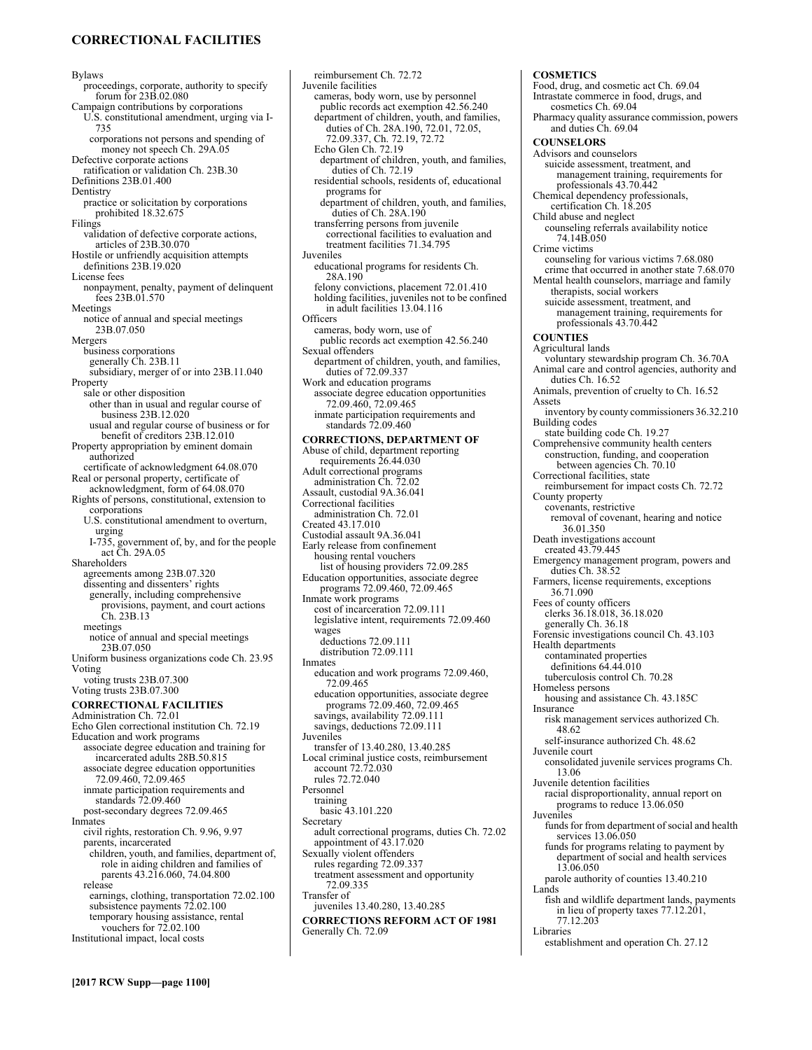Bylaws
- proceedings, corporate, authority to specify forum for 23B.02.080

Campaign contributions by corporations
- U.S. constitutional amendment, urging via I-735
  - corporations not persons and spending of money not speech Ch. 29A.05

Defective corporate actions
- ratification or validation Ch. 23B.30

Definitions 23B.01.400

Dentistry
- practice or solicitation by corporations prohibited 18.32.675

Filings
- validation of defective corporate actions, articles of 23B.30.070

Hostile or unfriendly acquisition attempts
- definitions 23B.19.020

License fees
- nonpayment, penalty, payment of delinquent fees 23B.01.570

Meetings
- notice of annual and special meetings 23B.07.050

Mergers
- business corporations
  - generally Ch. 23B.11
  - subsidiary, merger of or into 23B.11.040

Property
- sale or other disposition
  - other than in usual and regular course of business 23B.12.020
  - usual and regular course of business or for benefit of creditors 23B.12.010

Property appropriation by eminent domain authorized
- certificate of acknowledgment 64.08.070

Real or personal property, certificate of acknowledgment, form of 64.08.070

Rights of persons, constitutional, extension to corporations
- U.S. constitutional amendment to overturn, urging
  - I-735, government of, by, and for the people act Ch. 29A.05

Shareholders
- agreements among 23B.07.320
- dissenting and dissenters' rights
  - generally, including comprehensive provisions, payment, and court actions Ch. 23B.13
- meetings
  - notice of annual and special meetings 23B.07.050

Uniform business organizations code Ch. 23.95

Voting
- voting trusts 23B.07.300

Voting trusts 23B.07.300

## CORRECTIONAL FACILITIES

Administration Ch. 72.01

Echo Glen correctional institution Ch. 72.19

Education and work programs
- associate degree education and training for incarcerated adults 28B.50.815
- associate degree education opportunities 72.09.460, 72.09.465
- inmate participation requirements and standards 72.09.460
- post-secondary degrees 72.09.465

Inmates
- civil rights, restoration Ch. 9.96, 9.97
- parents, incarcerated
  - children, youth, and families, department of, role in aiding children and families of parents 43.216.060, 74.04.800
- release
  - earnings, clothing, transportation 72.02.100
  - subsistence payments 72.02.100
  - temporary housing assistance, rental vouchers for 72.02.100

Institutional impact, local costs
- reimbursement Ch. 72.72

Juvenile facilities
- cameras, body worn, use by personnel
  - public records act exemption 42.56.240
- department of children, youth, and families, duties of Ch. 28A.190, 72.01, 72.05, 72.09.337, Ch. 72.19, 72.72
- Echo Glen Ch. 72.19
  - department of children, youth, and families, duties of Ch. 72.19
- residential schools, residents of, educational programs for
  - department of children, youth, and families, duties of Ch. 28A.190
- transferring persons from juvenile correctional facilities to evaluation and treatment facilities 71.34.795

Juveniles
- educational programs for residents Ch. 28A.190
- felony convictions, placement 72.01.410
- holding facilities, juveniles not to be confined in adult facilities 13.04.116

Officers
- cameras, body worn, use of
  - public records act exemption 42.56.240

Sexual offenders
- department of children, youth, and families, duties of 72.09.337

Work and education programs
- associate degree education opportunities 72.09.460, 72.09.465
- inmate participation requirements and standards 72.09.460

## CORRECTIONS, DEPARTMENT OF

Abuse of child, department reporting requirements 26.44.030

Adult correctional programs
- administration Ch. 72.02

Assault, custodial 9A.36.041

Correctional facilities
- administration Ch. 72.01

Created 43.17.010

Custodial assault 9A.36.041

Early release from confinement
- housing rental vouchers
  - list of housing providers 72.09.285

Education opportunities, associate degree programs 72.09.460, 72.09.465

Inmate work programs
- cost of incarceration 72.09.111
- legislative intent, requirements 72.09.460
- wages
  - deductions 72.09.111
  - distribution 72.09.111

Inmates
- education and work programs 72.09.460, 72.09.465
- education opportunities, associate degree programs 72.09.460, 72.09.465
- savings, availability 72.09.111
- savings, deductions 72.09.111

Juveniles
- transfer of 13.40.280, 13.40.285

Local criminal justice costs, reimbursement
- account 72.72.030
- rules 72.72.040

Personnel
- training
  - basic 43.101.220

Secretary
- adult correctional programs, duties Ch. 72.02
- appointment of 43.17.020

Sexually violent offenders
- rules regarding 72.09.337
- treatment assessment and opportunity 72.09.335

Transfer of
- juveniles 13.40.280, 13.40.285

## CORRECTIONS REFORM ACT OF 1981

Generally Ch. 72.09

## COSMETICS

Food, drug, and cosmetic act Ch. 69.04

Intrastate commerce in food, drugs, and cosmetics Ch. 69.04

Pharmacy quality assurance commission, powers and duties Ch. 69.04

## COUNSELORS

Advisors and counselors
- suicide assessment, treatment, and management training, requirements for professionals 43.70.442

Chemical dependency professionals, certification Ch. 18.205

Child abuse and neglect
- counseling referrals availability notice 74.14B.050

Crime victims
- counseling for various victims 7.68.080
- crime that occurred in another state 7.68.070

Mental health counselors, marriage and family therapists, social workers
- suicide assessment, treatment, and management training, requirements for professionals 43.70.442

## COUNTIES

Agricultural lands
- voluntary stewardship program Ch. 36.70A

Animal care and control agencies, authority and duties Ch. 16.52

Animals, prevention of cruelty to Ch. 16.52

Assets
- inventory by county commissioners 36.32.210

Building codes
- state building code Ch. 19.27

Comprehensive community health centers
- construction, funding, and cooperation between agencies Ch. 70.10

Correctional facilities, state
- reimbursement for impact costs Ch. 72.72

County property
- covenants, restrictive
  - removal of covenant, hearing and notice 36.01.350

Death investigations account
- created 43.79.445

Emergency management program, powers and duties Ch. 38.52

Farmers, license requirements, exceptions 36.71.090

Fees of county officers
- clerks 36.18.018, 36.18.020
- generally Ch. 36.18

Forensic investigations council Ch. 43.103

Health departments
- contaminated properties
  - definitions 64.44.010
- tuberculosis control Ch. 70.28

Homeless persons
- housing and assistance Ch. 43.185C

Insurance
- risk management services authorized Ch. 48.62
- self-insurance authorized Ch. 48.62

Juvenile court
- consolidated juvenile services programs Ch. 13.06

Juvenile detention facilities
- racial disproportionality, annual report on programs to reduce 13.06.050

Juveniles
- funds for from department of social and health services 13.06.050
- funds for programs relating to payment by department of social and health services 13.06.050
- parole authority of counties 13.40.210

Lands
- fish and wildlife department lands, payments in lieu of property taxes 77.12.201, 77.12.203

Libraries
- establishment and operation Ch. 27.12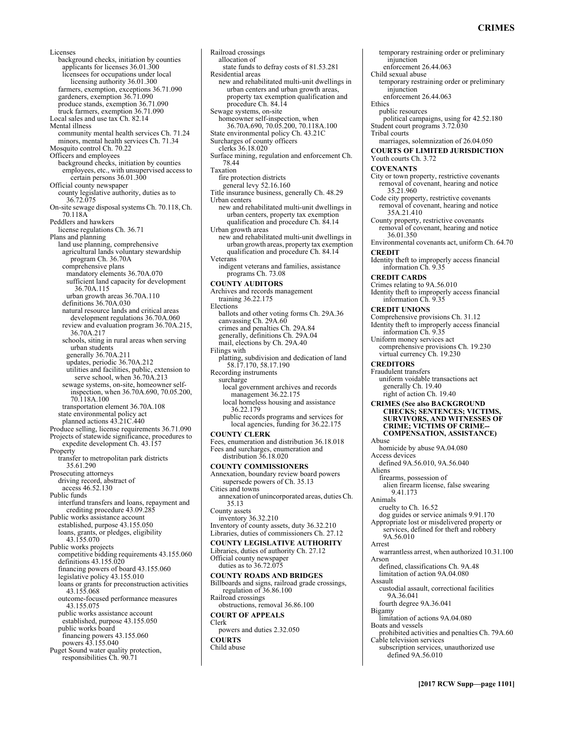Licenses
  background checks, initiation by counties
    applicants for licenses 36.01.300
    licensees for occupations under local licensing authority 36.01.300
  farmers, exemption, exceptions 36.71.090
  gardeners, exemption 36.71.090
  produce stands, exemption 36.71.090
  truck farmers, exemption 36.71.090
Local sales and use tax Ch. 82.14
Mental illness
  community mental health services Ch. 71.24
  minors, mental health services Ch. 71.34
Mosquito control Ch. 70.22
Officers and employees
  background checks, initiation by counties
    employees, etc., with unsupervised access to certain persons 36.01.300
Official county newspaper
  county legislative authority, duties as to 36.72.075
On-site sewage disposal systems Ch. 70.118, Ch. 70.118A
Peddlers and hawkers
  license regulations Ch. 36.71
Plans and planning
  land use planning, comprehensive
    agricultural lands voluntary stewardship program Ch. 36.70A
    comprehensive plans
      mandatory elements 36.70A.070
      sufficient land capacity for development 36.70A.115
      urban growth areas 36.70A.110
    definitions 36.70A.030
    natural resource lands and critical areas
      development regulations 36.70A.060
    review and evaluation program 36.70A.215, 36.70A.217
    schools, siting in rural areas when serving urban students
      generally 36.70A.211
      updates, periodic 36.70A.212
      utilities and facilities, public, extension to serve school, when 36.70A.213
    sewage systems, on-site, homeowner self-inspection, when 36.70A.690, 70.05.200, 70.118A.100
    transportation element 36.70A.108
  state environmental policy act
    planned actions 43.21C.440
Produce selling, license requirements 36.71.090
Projects of statewide significance, procedures to expedite development Ch. 43.157
Property
  transfer to metropolitan park districts 35.61.290
Prosecuting attorneys
  driving record, abstract of
    access 46.52.130
Public funds
  interfund transfers and loans, repayment and crediting procedure 43.09.285
Public works assistance account
  established, purpose 43.155.050
  loans, grants, or pledges, eligibility 43.155.070
Public works projects
  competitive bidding requirements 43.155.060
  definitions 43.155.020
  financing powers of board 43.155.060
  legislative policy 43.155.010
  loans or grants for preconstruction activities 43.155.068
  outcome-focused performance measures 43.155.075
  public works assistance account
    established, purpose 43.155.050
  public works board
    financing powers 43.155.060
    powers 43.155.040
Puget Sound water quality protection, responsibilities Ch. 90.71
Railroad crossings
  allocation of
    state funds to defray costs of 81.53.281
Residential areas
  new and rehabilitated multi-unit dwellings in urban centers and urban growth areas, property tax exemption qualification and procedure Ch. 84.14
Sewage systems, on-site
  homeowner self-inspection, when 36.70A.690, 70.05.200, 70.118A.100
State environmental policy Ch. 43.21C
Surcharges of county officers
  clerks 36.18.020
Surface mining, regulation and enforcement Ch. 78.44
Taxation
  fire protection districts
    general levy 52.16.160
Title insurance business, generally Ch. 48.29
Urban centers
  new and rehabilitated multi-unit dwellings in urban centers, property tax exemption qualification and procedure Ch. 84.14
Urban growth areas
  new and rehabilitated multi-unit dwellings in urban growth areas, property tax exemption qualification and procedure Ch. 84.14
Veterans
  indigent veterans and families, assistance programs Ch. 73.08

**COUNTY AUDITORS**
Archives and records management
  training 36.22.175
Elections
  ballots and other voting forms Ch. 29A.36
  canvassing Ch. 29A.60
  crimes and penalties Ch. 29A.84
  generally, definitions Ch. 29A.04
  mail, elections by Ch. 29A.40
Filings with
  platting, subdivision and dedication of land 58.17.170, 58.17.190
Recording instruments
  surcharge
    local government archives and records management 36.22.175
    local homeless housing and assistance 36.22.179
    public records programs and services for local agencies, funding for 36.22.175

**COUNTY CLERK**
Fees, enumeration and distribution 36.18.018
Fees and surcharges, enumeration and distribution 36.18.020

**COUNTY COMMISSIONERS**
Annexation, boundary review board powers supersede powers of Ch. 35.13
Cities and towns
  annexation of unincorporated areas, duties Ch. 35.13
County assets
  inventory 36.32.210
Inventory of county assets, duty 36.32.210
Libraries, duties of commissioners Ch. 27.12

**COUNTY LEGISLATIVE AUTHORITY**
Libraries, duties of authority Ch. 27.12
Official county newspaper
  duties as to 36.72.075

**COUNTY ROADS AND BRIDGES**
Billboards and signs, railroad grade crossings, regulation of 36.86.100
Railroad crossings
  obstructions, removal 36.86.100

**COURT OF APPEALS**
Clerk
  powers and duties 2.32.050

**COURTS**
Child abuse
  temporary restraining order or preliminary injunction
    enforcement 26.44.063
Child sexual abuse
  temporary restraining order or preliminary injunction
    enforcement 26.44.063
Ethics
  public resources
    political campaigns, using for 42.52.180
Student court programs 3.72.030
Tribal courts
  marriages, solemnization of 26.04.050

**COURTS OF LIMITED JURISDICTION**
Youth courts Ch. 3.72

**COVENANTS**
City or town property, restrictive covenants
  removal of covenant, hearing and notice 35.21.960
Code city property, restrictive covenants
  removal of covenant, hearing and notice 35A.21.410
County property, restrictive covenants
  removal of covenant, hearing and notice 36.01.350
Environmental covenants act, uniform Ch. 64.70

**CREDIT**
Identity theft to improperly access financial information Ch. 9.35

**CREDIT CARDS**
Crimes relating to 9A.56.010
Identity theft to improperly access financial information Ch. 9.35

**CREDIT UNIONS**
Comprehensive provisions Ch. 31.12
Identity theft to improperly access financial information Ch. 9.35
Uniform money services act
  comprehensive provisions Ch. 19.230
  virtual currency Ch. 19.230

**CREDITORS**
Fraudulent transfers
  uniform voidable transactions act
    generally Ch. 19.40
    right of action Ch. 19.40

**CRIMES (See also BACKGROUND CHECKS; SENTENCES; VICTIMS, SURVIVORS, AND WITNESSES OF CRIME; VICTIMS OF CRIME--COMPENSATION, ASSISTANCE)**
Abuse
  homicide by abuse 9A.04.080
Access devices
  defined 9A.56.010, 9A.56.040
Aliens
  firearms, possession of
    alien firearm license, false swearing 9.41.173
Animals
  cruelty to Ch. 16.52
  dog guides or service animals 9.91.170
Appropriate lost or misdelivered property or services, defined for theft and robbery 9A.56.010
Arrest
  warrantless arrest, when authorized 10.31.100
Arson
  defined, classifications Ch. 9A.48
  limitation of action 9A.04.080
Assault
  custodial assault, correctional facilities 9A.36.041
  fourth degree 9A.36.041
Bigamy
  limitation of actions 9A.04.080
Boats and vessels
  prohibited activities and penalties Ch. 79A.60
Cable television services
  subscription services, unauthorized use defined 9A.56.010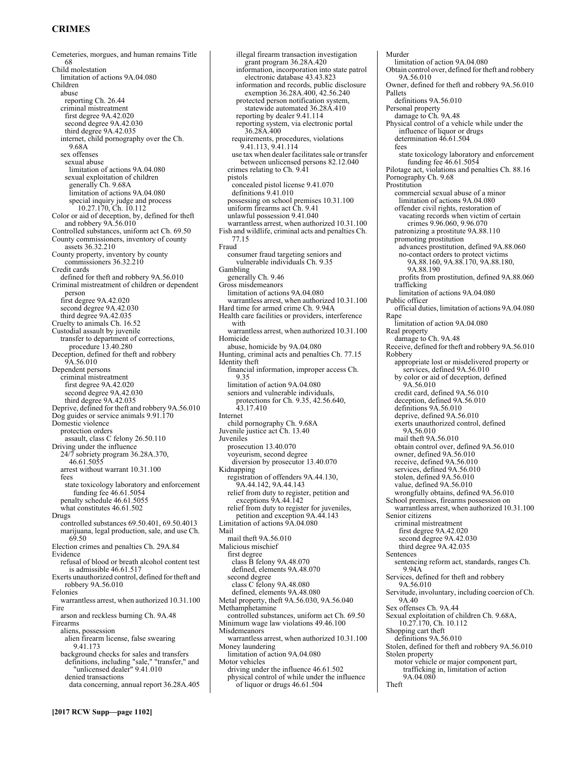# CRIMES

Cemeteries, morgues, and human remains Title 68
Child molestation
  limitation of actions 9A.04.080
Children
  abuse
    reporting Ch. 26.44
  criminal mistreatment
    first degree 9A.42.020
    second degree 9A.42.030
    third degree 9A.42.035
  internet, child pornography over the Ch. 9.68A
  sex offenses
    sexual abuse
      limitation of actions 9A.04.080
    sexual exploitation of children
      generally Ch. 9.68A
      limitation of actions 9A.04.080
      special inquiry judge and process 10.27.170, Ch. 10.112
Color or aid of deception, by, defined for theft and robbery 9A.56.010
Controlled substances, uniform act Ch. 69.50
County commissioners, inventory of county assets 36.32.210
County property, inventory by county commissioners 36.32.210
Credit cards
  defined for theft and robbery 9A.56.010
Criminal mistreatment of children or dependent person
  first degree 9A.42.020
  second degree 9A.42.030
  third degree 9A.42.035
Cruelty to animals Ch. 16.52
Custodial assault by juvenile
  transfer to department of corrections, procedure 13.40.280
Deception, defined for theft and robbery 9A.56.010
Dependent persons
  criminal mistreatment
    first degree 9A.42.020
    second degree 9A.42.030
    third degree 9A.42.035
Deprive, defined for theft and robbery 9A.56.010
Dog guides or service animals 9.91.170
Domestic violence
  protection orders
    assault, class C felony 26.50.110
Driving under the influence
  24/7 sobriety program 36.28A.370, 46.61.5055
  arrest without warrant 10.31.100
  fees
    state toxicology laboratory and enforcement funding fee 46.61.5054
  penalty schedule 46.61.5055
  what constitutes 46.61.502
Drugs
  controlled substances 69.50.401, 69.50.4013
  marijuana, legal production, sale, and use Ch. 69.50
Election crimes and penalties Ch. 29A.84
Evidence
  refusal of blood or breath alcohol content test is admissible 46.61.517
Exerts unauthorized control, defined for theft and robbery 9A.56.010
Felonies
  warrantless arrest, when authorized 10.31.100
Fire
  arson and reckless burning Ch. 9A.48
Firearms
  aliens, possession
    alien firearm license, false swearing 9.41.173
  background checks for sales and transfers
    definitions, including "sale," "transfer," and "unlicensed dealer" 9.41.010
    denied transactions
      data concerning, annual report 36.28A.405
      illegal firearm transaction investigation grant program 36.28A.420
      information, incorporation into state patrol electronic database 43.43.823
      information and records, public disclosure exemption 36.28A.400, 42.56.240
      protected person notification system, statewide automated 36.28A.410
      reporting by dealer 9.41.114
      reporting system, via electronic portal 36.28A.400
    requirements, procedures, violations 9.41.113, 9.41.114
    use tax when dealer facilitates sale or transfer between unlicensed persons 82.12.040
  crimes relating to Ch. 9.41
  pistols
    concealed pistol license 9.41.070
    definitions 9.41.010
  possessing on school premises 10.31.100
  uniform firearms act Ch. 9.41
  unlawful possession 9.41.040
  warrantless arrest, when authorized 10.31.100
Fish and wildlife, criminal acts and penalties Ch. 77.15
Fraud
  consumer fraud targeting seniors and vulnerable individuals Ch. 9.35
Gambling
  generally Ch. 9.46
Gross misdemeanors
  limitation of actions 9A.04.080
  warrantless arrest, when authorized 10.31.100
Hard time for armed crime Ch. 9.94A
Health care facilities or providers, interference with
  warrantless arrest, when authorized 10.31.100
Homicide
  abuse, homicide by 9A.04.080
Hunting, criminal acts and penalties Ch. 77.15
Identity theft
  financial information, improper access Ch. 9.35
  limitation of action 9A.04.080
  seniors and vulnerable individuals, protections for Ch. 9.35, 42.56.640, 43.17.410
Internet
  child pornography Ch. 9.68A
Juvenile justice act Ch. 13.40
Juveniles
  prosecution 13.40.070
  voyeurism, second degree
    diversion by prosecutor 13.40.070
Kidnapping
  registration of offenders 9A.44.130, 9A.44.143
  relief from duty to register, petition and exceptions 9A.44.142
  relief from duty to register for juveniles, petition and exception 9A.44.143
Limitation of actions 9A.04.080
Mail
  mail theft 9A.56.010
Malicious mischief
  first degree
    class B felony 9A.48.070
    defined, elements 9A.48.070
  second degree
    class C felony 9A.48.080
    defined, elements 9A.48.080
Metal property, theft 9A.56.030, 9A.56.040
Methamphetamine
  controlled substances, uniform act Ch. 69.50
Minimum wage law violations 49.46.100
Misdemeanors
  warrantless arrest, when authorized 10.31.100
Money laundering
  limitation of action 9A.04.080
Motor vehicles
  driving under the influence 46.61.502
  physical control of while under the influence of liquor or drugs 46.61.504
Murder
  limitation of action 9A.04.080
Obtain control over, defined for theft and robbery 9A.56.010
Owner, defined for theft and robbery 9A.56.010
Pallets
  definitions 9A.56.010
Personal property
  damage to Ch. 9A.48
Physical control of a vehicle while under the influence of liquor or drugs
  determination 46.61.504
  fees
    state toxicology laboratory and enforcement funding fee 46.61.5054
Pilotage act, violations and penalties Ch. 88.16
Pornography Ch. 9.68
Prostitution
  commercial sexual abuse of a minor
    limitation of actions 9A.04.080
  offender civil rights, restoration of
    vacating records when victim of certain crimes 9.96.060, 9.96.070
  patronizing a prostitute 9A.88.110
  promoting prostitution
    advances prostitution, defined 9A.88.060
    no-contact orders to protect victims 9A.88.160, 9A.88.170, 9A.88.180, 9A.88.190
    profits from prostitution, defined 9A.88.060
  trafficking
    limitation of actions 9A.04.080
Public officer
  official duties, limitation of actions 9A.04.080
Rape
  limitation of action 9A.04.080
Real property
  damage to Ch. 9A.48
Receive, defined for theft and robbery 9A.56.010
Robbery
  appropriate lost or misdelivered property or services, defined 9A.56.010
  by color or aid of deception, defined 9A.56.010
  credit card, defined 9A.56.010
  deception, defined 9A.56.010
  definitions 9A.56.010
  deprive, defined 9A.56.010
  exerts unauthorized control, defined 9A.56.010
  mail theft 9A.56.010
  obtain control over, defined 9A.56.010
  owner, defined 9A.56.010
  receive, defined 9A.56.010
  services, defined 9A.56.010
  stolen, defined 9A.56.010
  value, defined 9A.56.010
  wrongfully obtains, defined 9A.56.010
School premises, firearms possession on
  warrantless arrest, when authorized 10.31.100
Senior citizens
  criminal mistreatment
    first degree 9A.42.020
    second degree 9A.42.030
    third degree 9A.42.035
Sentences
  sentencing reform act, standards, ranges Ch. 9.94A
Services, defined for theft and robbery 9A.56.010
Servitude, involuntary, including coercion of Ch. 9A.40
Sex offenses Ch. 9A.44
Sexual exploitation of children Ch. 9.68A, 10.27.170, Ch. 10.112
Shopping cart theft
  definitions 9A.56.010
Stolen, defined for theft and robbery 9A.56.010
Stolen property
  motor vehicle or major component part, trafficking in, limitation of action 9A.04.080
Theft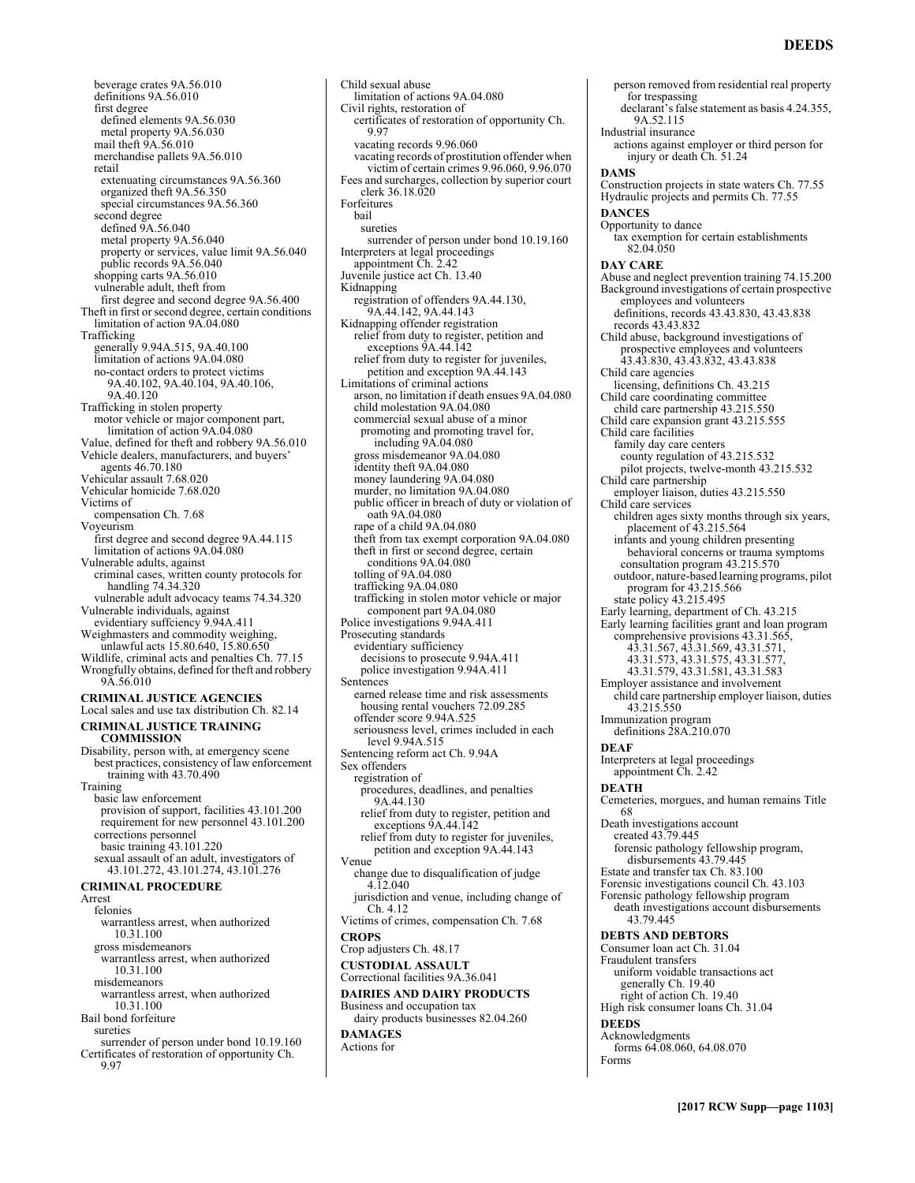beverage crates 9A.56.010
definitions 9A.56.010
first degree
defined elements 9A.56.030
metal property 9A.56.030
mail theft 9A.56.010
merchandise pallets 9A.56.010
retail
extenuating circumstances 9A.56.360
organized theft 9A.56.350
special circumstances 9A.56.360
second degree
defined 9A.56.040
metal property 9A.56.040
property or services, value limit 9A.56.040
public records 9A.56.040
shopping carts 9A.56.010
vulnerable adult, theft from
first degree and second degree 9A.56.400
Theft in first or second degree, certain conditions
limitation of action 9A.04.080
Trafficking
generally 9.94A.515, 9A.40.100
limitation of actions 9A.04.080
no-contact orders to protect victims 9A.40.102, 9A.40.104, 9A.40.106, 9A.40.120
Trafficking in stolen property
motor vehicle or major component part, limitation of action 9A.04.080
Value, defined for theft and robbery 9A.56.010
Vehicle dealers, manufacturers, and buyers' agents 46.70.180
Vehicular assault 7.68.020
Vehicular homicide 7.68.020
Victims of
compensation Ch. 7.68
Voyeurism
first degree and second degree 9A.44.115
limitation of actions 9A.04.080
Vulnerable adults, against
criminal cases, written county protocols for handling 74.34.320
vulnerable adult advocacy teams 74.34.320
Vulnerable individuals, against
evidentiary suffciency 9.94A.411
Weighmasters and commodity weighing, unlawful acts 15.80.640, 15.80.650
Wildlife, criminal acts and penalties Ch. 77.15
Wrongfully obtains, defined for theft and robbery 9A.56.010

**CRIMINAL JUSTICE AGENCIES**

Local sales and use tax distribution Ch. 82.14

**CRIMINAL JUSTICE TRAINING COMMISSION**

Disability, person with, at emergency scene
best practices, consistency of law enforcement training with 43.70.490
Training
basic law enforcement
provision of support, facilities 43.101.200
requirement for new personnel 43.101.200
corrections personnel
basic training 43.101.220
sexual assault of an adult, investigators of 43.101.272, 43.101.274, 43.101.276

**CRIMINAL PROCEDURE**

Arrest
felonies
warrantless arrest, when authorized 10.31.100
gross misdemeanors
warrantless arrest, when authorized 10.31.100
misdemeanors
warrantless arrest, when authorized 10.31.100
Bail bond forfeiture
sureties
surrender of person under bond 10.19.160
Certificates of restoration of opportunity Ch. 9.97
Child sexual abuse
limitation of actions 9A.04.080
Civil rights, restoration of
certificates of restoration of opportunity Ch. 9.97
vacating records 9.96.060
vacating records of prostitution offender when victim of certain crimes 9.96.060, 9.96.070
Fees and surcharges, collection by superior court clerk 36.18.020
Forfeitures
bail
sureties
surrender of person under bond 10.19.160
Interpreters at legal proceedings
appointment Ch. 2.42
Juvenile justice act Ch. 13.40
Kidnapping
registration of offenders 9A.44.130, 9A.44.142, 9A.44.143
Kidnapping offender registration
relief from duty to register, petition and exceptions 9A.44.142
relief from duty to register for juveniles, petition and exception 9A.44.143
Limitations of criminal actions
arson, no limitation if death ensues 9A.04.080
child molestation 9A.04.080
commercial sexual abuse of a minor
promoting and promoting travel for, including 9A.04.080
gross misdemeanor 9A.04.080
identity theft 9A.04.080
money laundering 9A.04.080
murder, no limitation 9A.04.080
public officer in breach of duty or violation of oath 9A.04.080
rape of a child 9A.04.080
theft from tax exempt corporation 9A.04.080
theft in first or second degree, certain conditions 9A.04.080
tolling of 9A.04.080
trafficking 9A.04.080
trafficking in stolen motor vehicle or major component part 9A.04.080
Police investigations 9.94A.411
Prosecuting standards
evidentiary sufficiency
decisions to prosecute 9.94A.411
police investigation 9.94A.411
Sentences
earned release time and risk assessments
housing rental vouchers 72.09.285
offender score 9.94A.525
seriousness level, crimes included in each level 9.94A.515
Sentencing reform act Ch. 9.94A
Sex offenders
registration of
procedures, deadlines, and penalties 9A.44.130
relief from duty to register, petition and exceptions 9A.44.142
relief from duty to register for juveniles, petition and exception 9A.44.143
Venue
change due to disqualification of judge 4.12.040
jurisdiction and venue, including change of Ch. 4.12
Victims of crimes, compensation Ch. 7.68

**CROPS**

Crop adjusters Ch. 48.17

**CUSTODIAL ASSAULT**

Correctional facilities 9A.36.041

**DAIRIES AND DAIRY PRODUCTS**

Business and occupation tax
dairy products businesses 82.04.260

**DAMAGES**

Actions for
person removed from residential real property for trespassing
declarant's false statement as basis 4.24.355, 9A.52.115
Industrial insurance
actions against employer or third person for injury or death Ch. 51.24

**DAMS**

Construction projects in state waters Ch. 77.55
Hydraulic projects and permits Ch. 77.55

**DANCES**

Opportunity to dance
tax exemption for certain establishments 82.04.050

**DAY CARE**

Abuse and neglect prevention training 74.15.200
Background investigations of certain prospective employees and volunteers
definitions, records 43.43.830, 43.43.838
records 43.43.832
Child abuse, background investigations of prospective employees and volunteers 43.43.830, 43.43.832, 43.43.838
Child care agencies
licensing, definitions Ch. 43.215
Child care coordinating committee
child care partnership 43.215.550
Child care expansion grant 43.215.555
Child care facilities
family day care centers
county regulation of 43.215.532
pilot projects, twelve-month 43.215.532
Child care partnership
employer liaison, duties 43.215.550
Child care services
children ages sixty months through six years, placement of 43.215.564
infants and young children presenting behavioral concerns or trauma symptoms
consultation program 43.215.570
outdoor, nature-based learning programs, pilot program for 43.215.566
state policy 43.215.495
Early learning, department of Ch. 43.215
Early learning facilities grant and loan program
comprehensive provisions 43.31.565, 43.31.567, 43.31.569, 43.31.571, 43.31.573, 43.31.575, 43.31.577, 43.31.579, 43.31.581, 43.31.583
Employer assistance and involvement
child care partnership employer liaison, duties 43.215.550
Immunization program
definitions 28A.210.070

**DEAF**

Interpreters at legal proceedings
appointment Ch. 2.42

**DEATH**

Cemeteries, morgues, and human remains Title 68
Death investigations account
created 43.79.445
forensic pathology fellowship program, disbursements 43.79.445
Estate and transfer tax Ch. 83.100
Forensic investigations council Ch. 43.103
Forensic pathology fellowship program
death investigations account disbursements 43.79.445

**DEBTS AND DEBTORS**

Consumer loan act Ch. 31.04
Fraudulent transfers
uniform voidable transactions act
generally Ch. 19.40
right of action Ch. 19.40
High risk consumer loans Ch. 31.04

**DEEDS**

Acknowledgments
forms 64.08.060, 64.08.070
Forms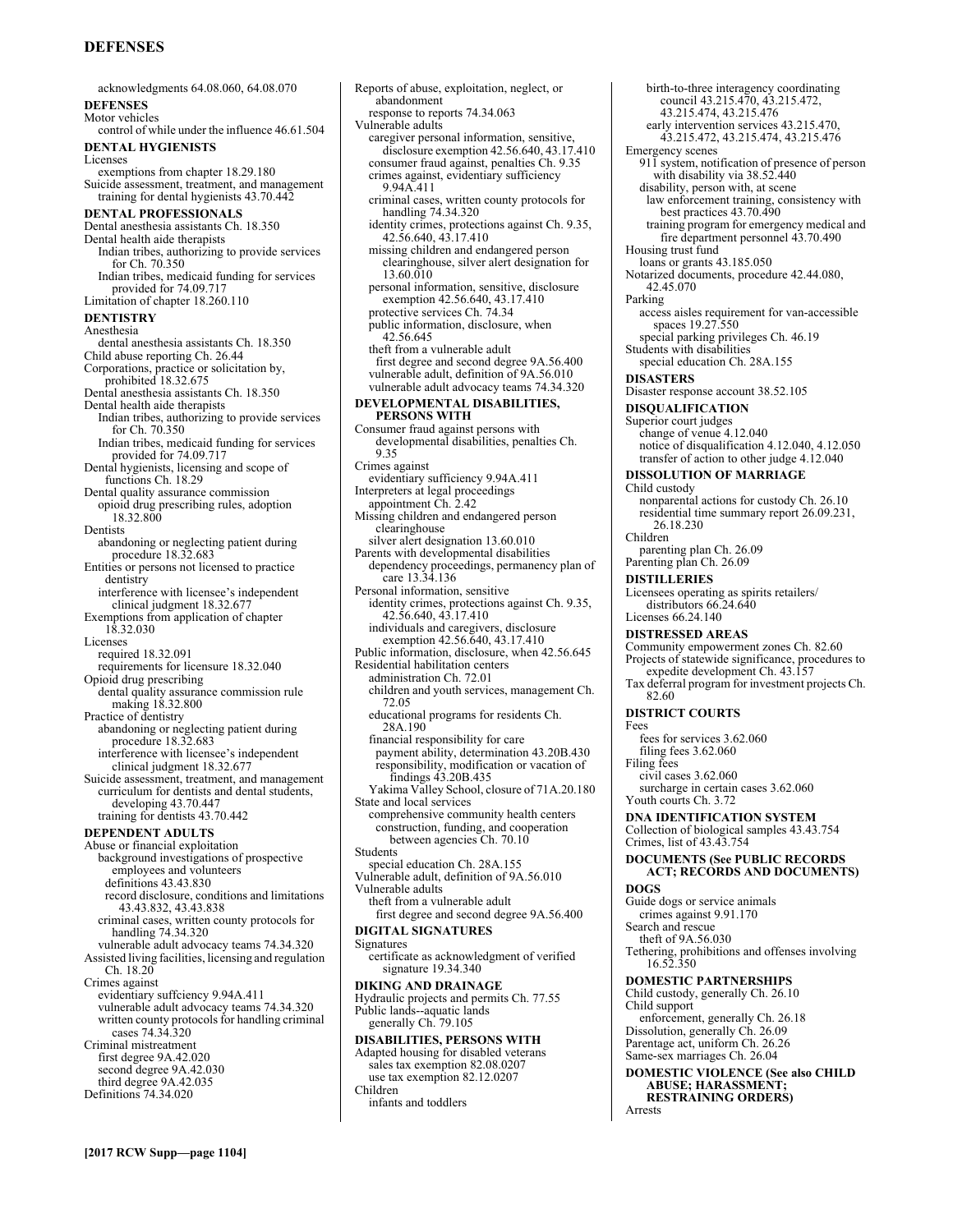acknowledgments 64.08.060, 64.08.070

**DEFENSES**

Motor vehicles
  control of while under the influence 46.61.504

**DENTAL HYGIENISTS**

Licenses
  exemptions from chapter 18.29.180
Suicide assessment, treatment, and management training for dental hygienists 43.70.442

**DENTAL PROFESSIONALS**

Dental anesthesia assistants Ch. 18.350
Dental health aide therapists
  Indian tribes, authorizing to provide services for Ch. 70.350
  Indian tribes, medicaid funding for services provided for 74.09.717
Limitation of chapter 18.260.110

**DENTISTRY**

Anesthesia
  dental anesthesia assistants Ch. 18.350
Child abuse reporting Ch. 26.44
Corporations, practice or solicitation by, prohibited 18.32.675
Dental anesthesia assistants Ch. 18.350
Dental health aide therapists
  Indian tribes, authorizing to provide services for Ch. 70.350
  Indian tribes, medicaid funding for services provided for 74.09.717
Dental hygienists, licensing and scope of functions Ch. 18.29
Dental quality assurance commission
  opioid drug prescribing rules, adoption 18.32.800
Dentists
  abandoning or neglecting patient during procedure 18.32.683
Entities or persons not licensed to practice dentistry
  interference with licensee's independent clinical judgment 18.32.677
Exemptions from application of chapter 18.32.030
Licenses
  required 18.32.091
  requirements for licensure 18.32.040
Opioid drug prescribing
  dental quality assurance commission rule making 18.32.800
Practice of dentistry
  abandoning or neglecting patient during procedure 18.32.683
  interference with licensee's independent clinical judgment 18.32.677
Suicide assessment, treatment, and management
  curriculum for dentists and dental students, developing 43.70.447
  training for dentists 43.70.442

**DEPENDENT ADULTS**

Abuse or financial exploitation
  background investigations of prospective employees and volunteers
    definitions 43.43.830
    record disclosure, conditions and limitations 43.43.832, 43.43.838
  criminal cases, written county protocols for handling 74.34.320
  vulnerable adult advocacy teams 74.34.320
Assisted living facilities, licensing and regulation Ch. 18.20
Crimes against
  evidentiary suffciency 9.94A.411
  vulnerable adult advocacy teams 74.34.320
  written county protocols for handling criminal cases 74.34.320
Criminal mistreatment
  first degree 9A.42.020
  second degree 9A.42.030
  third degree 9A.42.035
Definitions 74.34.020
Reports of abuse, exploitation, neglect, or abandonment
  response to reports 74.34.063
Vulnerable adults
  caregiver personal information, sensitive, disclosure exemption 42.56.640, 43.17.410
  consumer fraud against, penalties Ch. 9.35
  crimes against, evidentiary sufficiency 9.94A.411
  criminal cases, written county protocols for handling 74.34.320
  identity crimes, protections against Ch. 9.35, 42.56.640, 43.17.410
  missing children and endangered person clearinghouse, silver alert designation for 13.60.010
  personal information, sensitive, disclosure exemption 42.56.640, 43.17.410
  protective services Ch. 74.34
  public information, disclosure, when 42.56.645
  theft from a vulnerable adult
    first degree and second degree 9A.56.400
  vulnerable adult, definition of 9A.56.010
  vulnerable adult advocacy teams 74.34.320

**DEVELOPMENTAL DISABILITIES, PERSONS WITH**

Consumer fraud against persons with developmental disabilities, penalties Ch. 9.35
Crimes against
  evidentiary sufficiency 9.94A.411
Interpreters at legal proceedings
  appointment Ch. 2.42
Missing children and endangered person clearinghouse
  silver alert designation 13.60.010
Parents with developmental disabilities
  dependency proceedings, permanency plan of care 13.34.136
Personal information, sensitive
  identity crimes, protections against Ch. 9.35, 42.56.640, 43.17.410
  individuals and caregivers, disclosure exemption 42.56.640, 43.17.410
Public information, disclosure, when 42.56.645
Residential habilitation centers
  administration Ch. 72.01
  children and youth services, management Ch. 72.05
  educational programs for residents Ch. 28A.190
  financial responsibility for care
    payment ability, determination 43.20B.430
    responsibility, modification or vacation of findings 43.20B.435
  Yakima Valley School, closure of 71A.20.180
State and local services
  comprehensive community health centers
    construction, funding, and cooperation between agencies Ch. 70.10
Students
  special education Ch. 28A.155
Vulnerable adult, definition of 9A.56.010
Vulnerable adults
  theft from a vulnerable adult
    first degree and second degree 9A.56.400

**DIGITAL SIGNATURES**

Signatures
  certificate as acknowledgment of verified signature 19.34.340

**DIKING AND DRAINAGE**

Hydraulic projects and permits Ch. 77.55
Public lands--aquatic lands
  generally Ch. 79.105

**DISABILITIES, PERSONS WITH**

Adapted housing for disabled veterans
  sales tax exemption 82.08.0207
  use tax exemption 82.12.0207
Children
  infants and toddlers
    birth-to-three interagency coordinating council 43.215.470, 43.215.472, 43.215.474, 43.215.476
    early intervention services 43.215.470, 43.215.472, 43.215.474, 43.215.476
Emergency scenes
  911 system, notification of presence of person with disability via 38.52.440
  disability, person with, at scene
    law enforcement training, consistency with best practices 43.70.490
    training program for emergency medical and fire department personnel 43.70.490
Housing trust fund
  loans or grants 43.185.050
Notarized documents, procedure 42.44.080, 42.45.070
Parking
  access aisles requirement for van-accessible spaces 19.27.550
  special parking privileges Ch. 46.19
Students with disabilities
  special education Ch. 28A.155

**DISASTERS**

Disaster response account 38.52.105

**DISQUALIFICATION**

Superior court judges
  change of venue 4.12.040
  notice of disqualification 4.12.040, 4.12.050
  transfer of action to other judge 4.12.040

**DISSOLUTION OF MARRIAGE**

Child custody
  nonparental actions for custody Ch. 26.10
  residential time summary report 26.09.231, 26.18.230
Children
  parenting plan Ch. 26.09
Parenting plan Ch. 26.09

**DISTILLERIES**

Licensees operating as spirits retailers/distributors 66.24.640
Licenses 66.24.140

**DISTRESSED AREAS**

Community empowerment zones Ch. 82.60
Projects of statewide significance, procedures to expedite development Ch. 43.157
Tax deferral program for investment projects Ch. 82.60

**DISTRICT COURTS**

Fees
  fees for services 3.62.060
  filing fees 3.62.060
Filing fees
  civil cases 3.62.060
  surcharge in certain cases 3.62.060
Youth courts Ch. 3.72

**DNA IDENTIFICATION SYSTEM**

Collection of biological samples 43.43.754
Crimes, list of 43.43.754

**DOCUMENTS (See PUBLIC RECORDS ACT; RECORDS AND DOCUMENTS)**

**DOGS**

Guide dogs or service animals
  crimes against 9.91.170
Search and rescue
  theft of 9A.56.030
Tethering, prohibitions and offenses involving 16.52.350

**DOMESTIC PARTNERSHIPS**

Child custody, generally Ch. 26.10
Child support
  enforcement, generally Ch. 26.18
Dissolution, generally Ch. 26.09
Parentage act, uniform Ch. 26.26
Same-sex marriages Ch. 26.04

**DOMESTIC VIOLENCE (See also CHILD ABUSE; HARASSMENT; RESTRAINING ORDERS)**

Arrests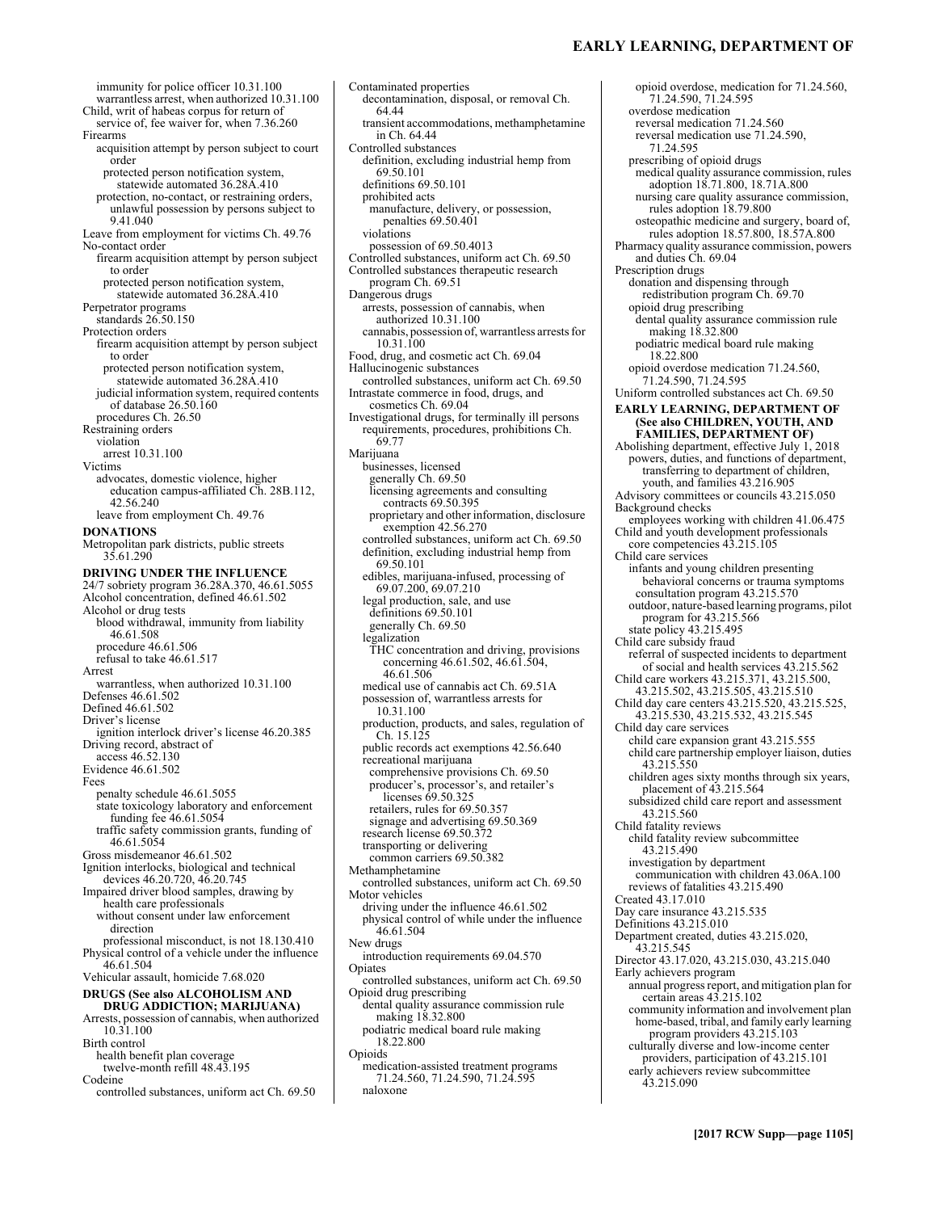immunity for police officer 10.31.100
warrantless arrest, when authorized 10.31.100
Child, writ of habeas corpus for return of service of, fee waiver for, when 7.36.260
Firearms
acquisition attempt by person subject to court order
protected person notification system, statewide automated 36.28A.410
protection, no-contact, or restraining orders, unlawful possession by persons subject to 9.41.040
Leave from employment for victims Ch. 49.76
No-contact order
firearm acquisition attempt by person subject to order
protected person notification system, statewide automated 36.28A.410
Perpetrator programs
standards 26.50.150
Protection orders
firearm acquisition attempt by person subject to order
protected person notification system, statewide automated 36.28A.410
judicial information system, required contents of database 26.50.160
procedures Ch. 26.50
Restraining orders
violation
arrest 10.31.100
Victims
advocates, domestic violence, higher education campus-affiliated Ch. 28B.112, 42.56.240
leave from employment Ch. 49.76

**DONATIONS**

Metropolitan park districts, public streets 35.61.290

**DRIVING UNDER THE INFLUENCE**

24/7 sobriety program 36.28A.370, 46.61.5055
Alcohol concentration, defined 46.61.502
Alcohol or drug tests
blood withdrawal, immunity from liability 46.61.508
procedure 46.61.506
refusal to take 46.61.517
Arrest
warrantless, when authorized 10.31.100
Defenses 46.61.502
Defined 46.61.502
Driver's license
ignition interlock driver's license 46.20.385
Driving record, abstract of
access 46.52.130
Evidence 46.61.502
Fees
penalty schedule 46.61.5055
state toxicology laboratory and enforcement funding fee 46.61.5054
traffic safety commission grants, funding of 46.61.5054
Gross misdemeanor 46.61.502
Ignition interlocks, biological and technical devices 46.20.720, 46.20.745
Impaired driver blood samples, drawing by health care professionals
without consent under law enforcement direction
professional misconduct, is not 18.130.410
Physical control of a vehicle under the influence 46.61.504
Vehicular assault, homicide 7.68.020

**DRUGS (See also ALCOHOLISM AND DRUG ADDICTION; MARIJUANA)**

Arrests, possession of cannabis, when authorized 10.31.100
Birth control
health benefit plan coverage
twelve-month refill 48.43.195
Codeine
controlled substances, uniform act Ch. 69.50
Contaminated properties
decontamination, disposal, or removal Ch. 64.44
transient accommodations, methamphetamine in Ch. 64.44
Controlled substances
definition, excluding industrial hemp from 69.50.101
definitions 69.50.101
prohibited acts
manufacture, delivery, or possession, penalties 69.50.401
violations
possession of 69.50.4013
Controlled substances, uniform act Ch. 69.50
Controlled substances therapeutic research program Ch. 69.51
Dangerous drugs
arrests, possession of cannabis, when authorized 10.31.100
cannabis, possession of, warrantless arrests for 10.31.100
Food, drug, and cosmetic act Ch. 69.04
Hallucinogenic substances
controlled substances, uniform act Ch. 69.50
Intrastate commerce in food, drugs, and cosmetics Ch. 69.04
Investigational drugs, for terminally ill persons requirements, procedures, prohibitions Ch. 69.77
Marijuana
businesses, licensed
generally Ch. 69.50
licensing agreements and consulting contracts 69.50.395
proprietary and other information, disclosure exemption 42.56.270
controlled substances, uniform act Ch. 69.50
definition, excluding industrial hemp from 69.50.101
edibles, marijuana-infused, processing of 69.07.200, 69.07.210
legal production, sale, and use
definitions 69.50.101
generally Ch. 69.50
legalization
THC concentration and driving, provisions concerning 46.61.502, 46.61.504, 46.61.506
medical use of cannabis act Ch. 69.51A
possession of, warrantless arrests for 10.31.100
production, products, and sales, regulation of Ch. 15.125
public records act exemptions 42.56.640
recreational marijuana
comprehensive provisions Ch. 69.50
producer's, processor's, and retailer's licenses 69.50.325
retailers, rules for 69.50.357
signage and advertising 69.50.369
research license 69.50.372
transporting or delivering
common carriers 69.50.382
Methamphetamine
controlled substances, uniform act Ch. 69.50
Motor vehicles
driving under the influence 46.61.502
physical control of while under the influence 46.61.504
New drugs
introduction requirements 69.04.570
Opiates
controlled substances, uniform act Ch. 69.50
Opioid drug prescribing
dental quality assurance commission rule making 18.32.800
podiatric medical board rule making 18.22.800
Opioids
medication-assisted treatment programs 71.24.560, 71.24.590, 71.24.595
naloxone
opioid overdose, medication for 71.24.560, 71.24.590, 71.24.595
overdose medication
reversal medication 71.24.560
reversal medication use 71.24.590, 71.24.595
prescribing of opioid drugs
medical quality assurance commission, rules adoption 18.71.800, 18.71A.800
nursing care quality assurance commission, rules adoption 18.79.800
osteopathic medicine and surgery, board of, rules adoption 18.57.800, 18.57A.800
Pharmacy quality assurance commission, powers and duties Ch. 69.04
Prescription drugs
donation and dispensing through redistribution program Ch. 69.70
opioid drug prescribing
dental quality assurance commission rule making 18.32.800
podiatric medical board rule making 18.22.800
opioid overdose medication 71.24.560, 71.24.590, 71.24.595
Uniform controlled substances act Ch. 69.50

**EARLY LEARNING, DEPARTMENT OF (See also CHILDREN, YOUTH, AND FAMILIES, DEPARTMENT OF)**

Abolishing department, effective July 1, 2018
powers, duties, and functions of department, transferring to department of children, youth, and families 43.216.905
Advisory committees or councils 43.215.050
Background checks
employees working with children 41.06.475
Child and youth development professionals
core competencies 43.215.105
Child care services
infants and young children presenting behavioral concerns or trauma symptoms
consultation program 43.215.570
outdoor, nature-based learning programs, pilot program for 43.215.566
state policy 43.215.495
Child care subsidy fraud
referral of suspected incidents to department of social and health services 43.215.562
Child care workers 43.215.371, 43.215.500, 43.215.502, 43.215.505, 43.215.510
Child day care centers 43.215.520, 43.215.525, 43.215.530, 43.215.532, 43.215.545
Child day care services
child care expansion grant 43.215.555
child care partnership employer liaison, duties 43.215.550
children ages sixty months through six years, placement of 43.215.564
subsidized child care report and assessment 43.215.560
Child fatality reviews
child fatality review subcommittee 43.215.490
investigation by department
communication with children 43.06A.100
reviews of fatalities 43.215.490
Created 43.17.010
Day care insurance 43.215.535
Definitions 43.215.010
Department created, duties 43.215.020, 43.215.545
Director 43.17.020, 43.215.030, 43.215.040
Early achievers program
annual progress report, and mitigation plan for certain areas 43.215.102
community information and involvement plan
home-based, tribal, and family early learning program providers 43.215.103
culturally diverse and low-income center providers, participation of 43.215.101
early achievers review subcommittee 43.215.090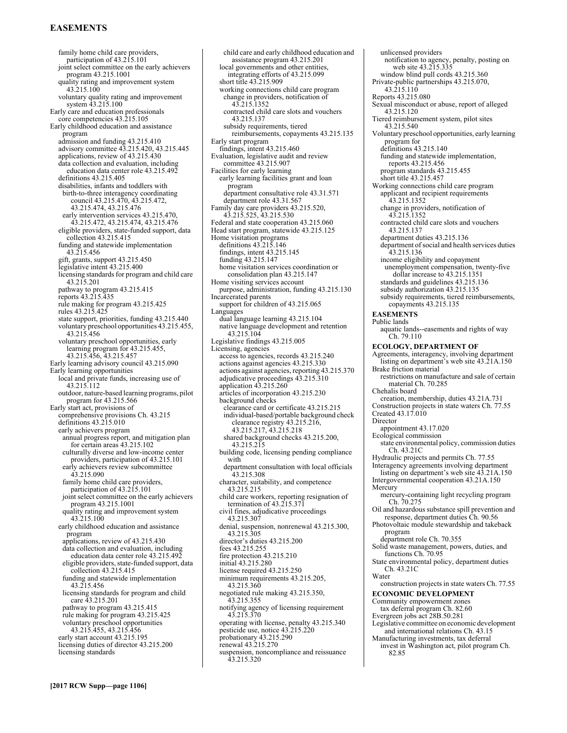family home child care providers, participation of 43.215.101
joint select committee on the early achievers program 43.215.1001
quality rating and improvement system 43.215.100
voluntary quality rating and improvement system 43.215.100
Early care and education professionals
core competencies 43.215.105
Early childhood education and assistance program
admission and funding 43.215.410
advisory committee 43.215.420, 43.215.445
applications, review of 43.215.430
data collection and evaluation, including education data center role 43.215.492
definitions 43.215.405
disabilities, infants and toddlers with
birth-to-three interagency coordinating council 43.215.470, 43.215.472, 43.215.474, 43.215.476
early intervention services 43.215.470, 43.215.472, 43.215.474, 43.215.476
eligible providers, state-funded support, data collection 43.215.415
funding and statewide implementation 43.215.456
gift, grants, support 43.215.450
legislative intent 43.215.400
licensing standards for program and child care 43.215.201
pathway to program 43.215.415
reports 43.215.435
rule making for program 43.215.425
rules 43.215.425
state support, priorities, funding 43.215.440
voluntary preschool opportunities 43.215.455, 43.215.456
voluntary preschool opportunities, early learning program for 43.215.455, 43.215.456, 43.215.457
Early learning advisory council 43.215.090
Early learning opportunities
local and private funds, increasing use of 43.215.112
outdoor, nature-based learning programs, pilot program for 43.215.566
Early start act, provisions of
comprehensive provisions Ch. 43.215
definitions 43.215.010
early achievers program
annual progress report, and mitigation plan for certain areas 43.215.102
culturally diverse and low-income center providers, participation of 43.215.101
early achievers review subcommittee 43.215.090
family home child care providers, participation of 43.215.101
joint select committee on the early achievers program 43.215.1001
quality rating and improvement system 43.215.100
early childhood education and assistance program
applications, review of 43.215.430
data collection and evaluation, including education data center role 43.215.492
eligible providers, state-funded support, data collection 43.215.415
funding and statewide implementation 43.215.456
licensing standards for program and child care 43.215.201
pathway to program 43.215.415
rule making for program 43.215.425
voluntary preschool opportunities 43.215.455, 43.215.456
early start account 43.215.195
licensing duties of director 43.215.200
licensing standards
child care and early childhood education and assistance program 43.215.201
local governments and other entities, integrating efforts of 43.215.099
short title 43.215.909
working connections child care program
change in providers, notification of 43.215.1352
contracted child care slots and vouchers 43.215.137
subsidy requirements, tiered reimbursements, copayments 43.215.135
Early start program
findings, intent 43.215.460
Evaluation, legislative audit and review committee 43.215.907
Facilities for early learning
early learning facilities grant and loan program
department consultative role 43.31.571
department role 43.31.567
Family day care providers 43.215.520, 43.215.525, 43.215.530
Federal and state cooperation 43.215.060
Head start program, statewide 43.215.125
Home visitation programs
definitions 43.215.146
findings, intent 43.215.145
funding 43.215.147
home visitation services coordination or consolidation plan 43.215.147
Home visiting services account
purpose, administration, funding 43.215.130
Incarcerated parents
support for children of 43.215.065
Languages
dual language learning 43.215.104
native language development and retention 43.215.104
Legislative findings 43.215.005
Licensing, agencies
access to agencies, records 43.215.240
actions against agencies 43.215.330
actions against agencies, reporting 43.215.370
adjudicative proceedings 43.215.310
application 43.215.260
articles of incorporation 43.215.230
background checks
clearance card or certificate 43.215.215
individual-based/portable background check clearance registry 43.215.216, 43.215.217, 43.215.218
shared background checks 43.215.200, 43.215.215
building code, licensing pending compliance with
department consultation with local officials 43.215.308
character, suitability, and competence 43.215.215
child care workers, reporting resignation of termination of 43.215.371
civil fines, adjudicative proceedings 43.215.307
denial, suspension, nonrenewal 43.215.300, 43.215.305
director's duties 43.215.200
fees 43.215.255
fire protection 43.215.210
initial 43.215.280
license required 43.215.250
minimum requirements 43.215.205, 43.215.360
negotiated rule making 43.215.350, 43.215.355
notifying agency of licensing requirement 43.215.370
operating with license, penalty 43.215.340
pesticide use, notice 43.215.220
probationary 43.215.290
renewal 43.215.270
suspension, noncompliance and reissuance 43.215.320
unlicensed providers
notification to agency, penalty, posting on web site 43.215.335
window blind pull cords 43.215.360
Private-public partnerships 43.215.070, 43.215.110
Reports 43.215.080
Sexual misconduct or abuse, report of alleged 43.215.120
Tiered reimbursement system, pilot sites 43.215.540
Voluntary preschool opportunities, early learning program for
definitions 43.215.140
funding and statewide implementation, reports 43.215.456
program standards 43.215.455
short title 43.215.457
Working connections child care program
applicant and recipient requirements 43.215.1352
change in providers, notification of 43.215.1352
contracted child care slots and vouchers 43.215.137
department duties 43.215.136
department of social and health services duties 43.215.136
income eligibility and copayment
unemployment compensation, twenty-five dollar increase to 43.215.1351
standards and guidelines 43.215.136
subsidy authorization 43.215.135
subsidy requirements, tiered reimbursements, copayments 43.215.135

**EASEMENTS**

Public lands
aquatic lands--easements and rights of way Ch. 79.110

**ECOLOGY, DEPARTMENT OF**

Agreements, interagency, involving department listing on department's web site 43.21A.150
Brake friction material
restrictions on manufacture and sale of certain material Ch. 70.285
Chehalis board
creation, membership, duties 43.21A.731
Construction projects in state waters Ch. 77.55
Created 43.17.010
Director
appointment 43.17.020
Ecological commission
state environmental policy, commission duties Ch. 43.21C
Hydraulic projects and permits Ch. 77.55
Interagency agreements involving department listing on department's web site 43.21A.150
Intergovernmental cooperation 43.21A.150
Mercury
mercury-containing light recycling program Ch. 70.275
Oil and hazardous substance spill prevention and response, department duties Ch. 90.56
Photovoltaic module stewardship and takeback program
department role Ch. 70.355
Solid waste management, powers, duties, and functions Ch. 70.95
State environmental policy, department duties Ch. 43.21C
Water
construction projects in state waters Ch. 77.55

**ECONOMIC DEVELOPMENT**

Community empowerment zones
tax deferral program Ch. 82.60
Evergreen jobs act 28B.50.281
Legislative committee on economic development and international relations Ch. 43.15
Manufacturing investments, tax deferral
invest in Washington act, pilot program Ch. 82.85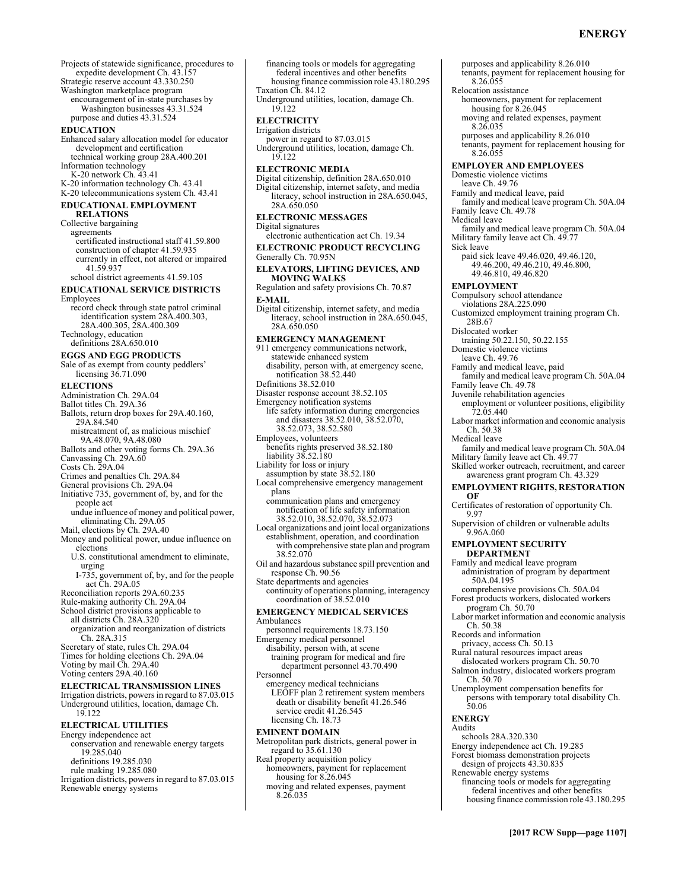Projects of statewide significance, procedures to expedite development Ch. 43.157
Strategic reserve account 43.330.250
Washington marketplace program
  encouragement of in-state purchases by Washington businesses 43.31.524
  purpose and duties 43.31.524

**EDUCATION**

Enhanced salary allocation model for educator development and certification
  technical working group 28A.400.201
Information technology
  K-20 network Ch. 43.41
K-20 information technology Ch. 43.41
K-20 telecommunications system Ch. 43.41

**EDUCATIONAL EMPLOYMENT RELATIONS**

Collective bargaining
  agreements
    certificated instructional staff 41.59.800
    construction of chapter 41.59.935
    currently in effect, not altered or impaired 41.59.937
  school district agreements 41.59.105

**EDUCATIONAL SERVICE DISTRICTS**

Employees
  record check through state patrol criminal identification system 28A.400.303, 28A.400.305, 28A.400.309
Technology, education
  definitions 28A.650.010

**EGGS AND EGG PRODUCTS**

Sale of as exempt from county peddlers' licensing 36.71.090

**ELECTIONS**

Administration Ch. 29A.04
Ballot titles Ch. 29A.36
Ballots, return drop boxes for 29A.40.160, 29A.84.540
  mistreatment of, as malicious mischief 9A.48.070, 9A.48.080
Ballots and other voting forms Ch. 29A.36
Canvassing Ch. 29A.60
Costs Ch. 29A.04
Crimes and penalties Ch. 29A.84
General provisions Ch. 29A.04
Initiative 735, government of, by, and for the people act
  undue influence of money and political power, eliminating Ch. 29A.05
Mail, elections by Ch. 29A.40
Money and political power, undue influence on elections
  U.S. constitutional amendment to eliminate, urging
    I-735, government of, by, and for the people act Ch. 29A.05
Reconciliation reports 29A.60.235
Rule-making authority Ch. 29A.04
School district provisions applicable to
  all districts Ch. 28A.320
  organization and reorganization of districts Ch. 28A.315
Secretary of state, rules Ch. 29A.04
Times for holding elections Ch. 29A.04
Voting by mail Ch. 29A.40
Voting centers 29A.40.160

**ELECTRICAL TRANSMISSION LINES**

Irrigation districts, powers in regard to 87.03.015
Underground utilities, location, damage Ch. 19.122

**ELECTRICAL UTILITIES**

Energy independence act
  conservation and renewable energy targets 19.285.040
  definitions 19.285.030
  rule making 19.285.080
Irrigation districts, powers in regard to 87.03.015
Renewable energy systems
  financing tools or models for aggregating federal incentives and other benefits
    housing finance commission role 43.180.295
Taxation Ch. 84.12
Underground utilities, location, damage Ch. 19.122

**ELECTRICITY**

Irrigation districts
  power in regard to 87.03.015
Underground utilities, location, damage Ch. 19.122

**ELECTRONIC MEDIA**

Digital citizenship, definition 28A.650.010
Digital citizenship, internet safety, and media literacy, school instruction in 28A.650.045, 28A.650.050

**ELECTRONIC MESSAGES**

Digital signatures
  electronic authentication act Ch. 19.34

**ELECTRONIC PRODUCT RECYCLING**

Generally Ch. 70.95N

**ELEVATORS, LIFTING DEVICES, AND MOVING WALKS**

Regulation and safety provisions Ch. 70.87

**E-MAIL**

Digital citizenship, internet safety, and media literacy, school instruction in 28A.650.045, 28A.650.050

**EMERGENCY MANAGEMENT**

911 emergency communications network, statewide enhanced system
  disability, person with, at emergency scene, notification 38.52.440
Definitions 38.52.010
Disaster response account 38.52.105
Emergency notification systems
  life safety information during emergencies and disasters 38.52.010, 38.52.070, 38.52.073, 38.52.580
Employees, volunteers
  benefits rights preserved 38.52.180
  liability 38.52.180
Liability for loss or injury
  assumption by state 38.52.180
Local comprehensive emergency management plans
  communication plans and emergency notification of life safety information 38.52.010, 38.52.070, 38.52.073
Local organizations and joint local organizations
  establishment, operation, and coordination with comprehensive state plan and program 38.52.070
Oil and hazardous substance spill prevention and response Ch. 90.56
State departments and agencies
  continuity of operations planning, interagency coordination of 38.52.010

**EMERGENCY MEDICAL SERVICES**

Ambulances
  personnel requirements 18.73.150
Emergency medical personnel
  disability, person with, at scene
    training program for medical and fire department personnel 43.70.490
Personnel
  emergency medical technicians
    LEOFF plan 2 retirement system members
      death or disability benefit 41.26.546
      service credit 41.26.545
  licensing Ch. 18.73

**EMINENT DOMAIN**

Metropolitan park districts, general power in regard to 35.61.130
Real property acquisition policy
  homeowners, payment for replacement housing for 8.26.045
  moving and related expenses, payment 8.26.035
  purposes and applicability 8.26.010
  tenants, payment for replacement housing for 8.26.055
Relocation assistance
  homeowners, payment for replacement housing for 8.26.045
  moving and related expenses, payment 8.26.035
  purposes and applicability 8.26.010
  tenants, payment for replacement housing for 8.26.055

**EMPLOYER AND EMPLOYEES**

Domestic violence victims
  leave Ch. 49.76
Family and medical leave, paid
  family and medical leave program Ch. 50A.04
Family leave Ch. 49.78
Medical leave
  family and medical leave program Ch. 50A.04
Military family leave act Ch. 49.77
Sick leave
  paid sick leave 49.46.020, 49.46.120, 49.46.200, 49.46.210, 49.46.800, 49.46.810, 49.46.820

**EMPLOYMENT**

Compulsory school attendance
  violations 28A.225.090
Customized employment training program Ch. 28B.67
Dislocated worker
  training 50.22.150, 50.22.155
Domestic violence victims
  leave Ch. 49.76
Family and medical leave, paid
  family and medical leave program Ch. 50A.04
Family leave Ch. 49.78
Juvenile rehabilitation agencies
  employment or volunteer positions, eligibility 72.05.440
Labor market information and economic analysis Ch. 50.38
Medical leave
  family and medical leave program Ch. 50A.04
Military family leave act Ch. 49.77
Skilled worker outreach, recruitment, and career awareness grant program Ch. 43.329

**EMPLOYMENT RIGHTS, RESTORATION OF**

Certificates of restoration of opportunity Ch. 9.97
Supervision of children or vulnerable adults 9.96A.060

**EMPLOYMENT SECURITY DEPARTMENT**

Family and medical leave program
  administration of program by department 50A.04.195
  comprehensive provisions Ch. 50A.04
Forest products workers, dislocated workers program Ch. 50.70
Labor market information and economic analysis Ch. 50.38
Records and information
  privacy, access Ch. 50.13
Rural natural resources impact areas
  dislocated workers program Ch. 50.70
Salmon industry, dislocated workers program Ch. 50.70
Unemployment compensation benefits for persons with temporary total disability Ch. 50.06

**ENERGY**

Audits
  schools 28A.320.330
Energy independence act Ch. 19.285
Forest biomass demonstration projects
  design of projects 43.30.835
Renewable energy systems
  financing tools or models for aggregating federal incentives and other benefits
    housing finance commission role 43.180.295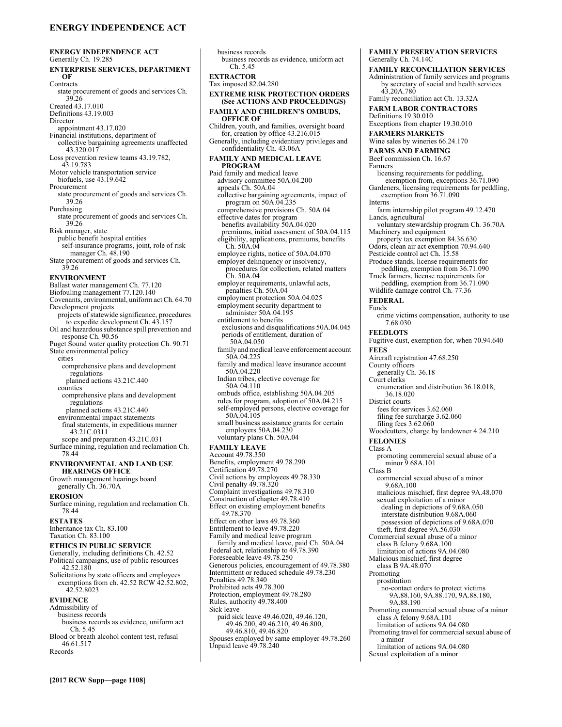**ENERGY INDEPENDENCE ACT**
Generally Ch. 19.285

**ENTERPRISE SERVICES, DEPARTMENT OF**
Contracts
  state procurement of goods and services Ch. 39.26
Created 43.17.010
Definitions 43.19.003
Director
  appointment 43.17.020
Financial institutions, department of
  collective bargaining agreements unaffected 43.320.017
Loss prevention review teams 43.19.782, 43.19.783
Motor vehicle transportation service
  biofuels, use 43.19.642
Procurement
  state procurement of goods and services Ch. 39.26
Purchasing
  state procurement of goods and services Ch. 39.26
Risk manager, state
  public benefit hospital entities
    self-insurance programs, joint, role of risk manager Ch. 48.190
State procurement of goods and services Ch. 39.26

**ENVIRONMENT**
Ballast water management Ch. 77.120
Biofouling management 77.120.140
Covenants, environmental, uniform act Ch. 64.70
Development projects
  projects of statewide significance, procedures to expedite development Ch. 43.157
Oil and hazardous substance spill prevention and response Ch. 90.56
Puget Sound water quality protection Ch. 90.71
State environmental policy
  cities
    comprehensive plans and development regulations
      planned actions 43.21C.440
  counties
    comprehensive plans and development regulations
      planned actions 43.21C.440
  environmental impact statements
    final statements, in expeditious manner 43.21C.0311
    scope and preparation 43.21C.031
Surface mining, regulation and reclamation Ch. 78.44

**ENVIRONMENTAL AND LAND USE HEARINGS OFFICE**
Growth management hearings board
  generally Ch. 36.70A

**EROSION**
Surface mining, regulation and reclamation Ch. 78.44

**ESTATES**
Inheritance tax Ch. 83.100
Taxation Ch. 83.100

**ETHICS IN PUBLIC SERVICE**
Generally, including definitions Ch. 42.52
Political campaigns, use of public resources 42.52.180
Solicitations by state officers and employees
  exemptions from ch. 42.52 RCW 42.52.802, 42.52.8023

**EVIDENCE**
Admissibility of
  business records
    business records as evidence, uniform act Ch. 5.45
Blood or breath alcohol content test, refusal 46.61.517
Records
  business records
    business records as evidence, uniform act Ch. 5.45

**EXTRACTOR**
Tax imposed 82.04.280

**EXTREME RISK PROTECTION ORDERS (See ACTIONS AND PROCEEDINGS)**

**FAMILY AND CHILDREN'S OMBUDS, OFFICE OF**
Children, youth, and families, oversight board for, creation by office 43.216.015
Generally, including evidentiary privileges and confidentiality Ch. 43.06A

**FAMILY AND MEDICAL LEAVE PROGRAM**
Paid family and medical leave
  advisory committee 50A.04.200
  appeals Ch. 50A.04
  collective bargaining agreements, impact of program on 50A.04.235
  comprehensive provisions Ch. 50A.04
  effective dates for program
    benefits availability 50A.04.020
    premiums, initial assessment of 50A.04.115
  eligibility, applications, premiums, benefits Ch. 50A.04
  employee rights, notice of 50A.04.070
  employer delinquency or insolvency, procedures for collection, related matters Ch. 50A.04
  employer requirements, unlawful acts, penalties Ch. 50A.04
  employment protection 50A.04.025
  employment security department to administer 50A.04.195
  entitlement to benefits
    exclusions and disqualifications 50A.04.045
    periods of entitlement, duration of 50A.04.050
  family and medical leave enforcement account 50A.04.225
  family and medical leave insurance account 50A.04.220
  Indian tribes, elective coverage for 50A.04.110
  ombuds office, establishing 50A.04.205
  rules for program, adoption of 50A.04.215
  self-employed persons, elective coverage for 50A.04.105
  small business assistance grants for certain employers 50A.04.230
  voluntary plans Ch. 50A.04

**FAMILY LEAVE**
Account 49.78.350
Benefits, employment 49.78.290
Certification 49.78.270
Civil actions by employees 49.78.330
Civil penalty 49.78.320
Complaint investigations 49.78.310
Construction of chapter 49.78.410
Effect on existing employment benefits 49.78.370
Effect on other laws 49.78.360
Entitlement to leave 49.78.220
Family and medical leave program
  family and medical leave, paid Ch. 50A.04
Federal act, relationship to 49.78.390
Foreseeable leave 49.78.250
Generous policies, encouragement of 49.78.380
Intermittent or reduced schedule 49.78.230
Penalties 49.78.340
Prohibited acts 49.78.300
Protection, employment 49.78.280
Rules, authority 49.78.400
Sick leave
  paid sick leave 49.46.020, 49.46.120, 49.46.200, 49.46.210, 49.46.800, 49.46.810, 49.46.820
Spouses employed by same employer 49.78.260
Unpaid leave 49.78.240

**FAMILY PRESERVATION SERVICES**
Generally Ch. 74.14C

**FAMILY RECONCILIATION SERVICES**
Administration of family services and programs by secretary of social and health services 43.20A.780
Family reconciliation act Ch. 13.32A

**FARM LABOR CONTRACTORS**
Definitions 19.30.010
Exceptions from chapter 19.30.010

**FARMERS MARKETS**
Wine sales by wineries 66.24.170

**FARMS AND FARMING**
Beef commission Ch. 16.67
Farmers
  licensing requirements for peddling, exemption from, exceptions 36.71.090
Gardeners, licensing requirements for peddling, exemption from 36.71.090
Interns
  farm internship pilot program 49.12.470
Lands, agricultural
  voluntary stewardship program Ch. 36.70A
Machinery and equipment
  property tax exemption 84.36.630
Odors, clean air act exemption 70.94.640
Pesticide control act Ch. 15.58
Produce stands, license requirements for peddling, exemption from 36.71.090
Truck farmers, license requirements for peddling, exemption from 36.71.090
Wildlife damage control Ch. 77.36

**FEDERAL**
Funds
  crime victims compensation, authority to use 7.68.030

**FEEDLOTS**
Fugitive dust, exemption for, when 70.94.640

**FEES**
Aircraft registration 47.68.250
County officers
  generally Ch. 36.18
Court clerks
  enumeration and distribution 36.18.018, 36.18.020
District courts
  fees for services 3.62.060
  filing fee surcharge 3.62.060
  filing fees 3.62.060
Woodcutters, charge by landowner 4.24.210

**FELONIES**
Class A
  promoting commercial sexual abuse of a minor 9.68A.101
Class B
  commercial sexual abuse of a minor 9.68A.100
  malicious mischief, first degree 9A.48.070
  sexual exploitation of a minor
    dealing in depictions of 9.68A.050
    interstate distribution 9.68A.060
    possession of depictions of 9.68A.070
  theft, first degree 9A.56.030
Commercial sexual abuse of a minor
  class B felony 9.68A.100
  limitation of actions 9A.04.080
Malicious mischief, first degree
  class B 9A.48.070
Promoting
  prostitution
    no-contact orders to protect victims 9A.88.160, 9A.88.170, 9A.88.180, 9A.88.190
Promoting commercial sexual abuse of a minor
  class A felony 9.68A.101
  limitation of actions 9A.04.080
Promoting travel for commercial sexual abuse of a minor
  limitation of actions 9A.04.080
Sexual exploitation of a minor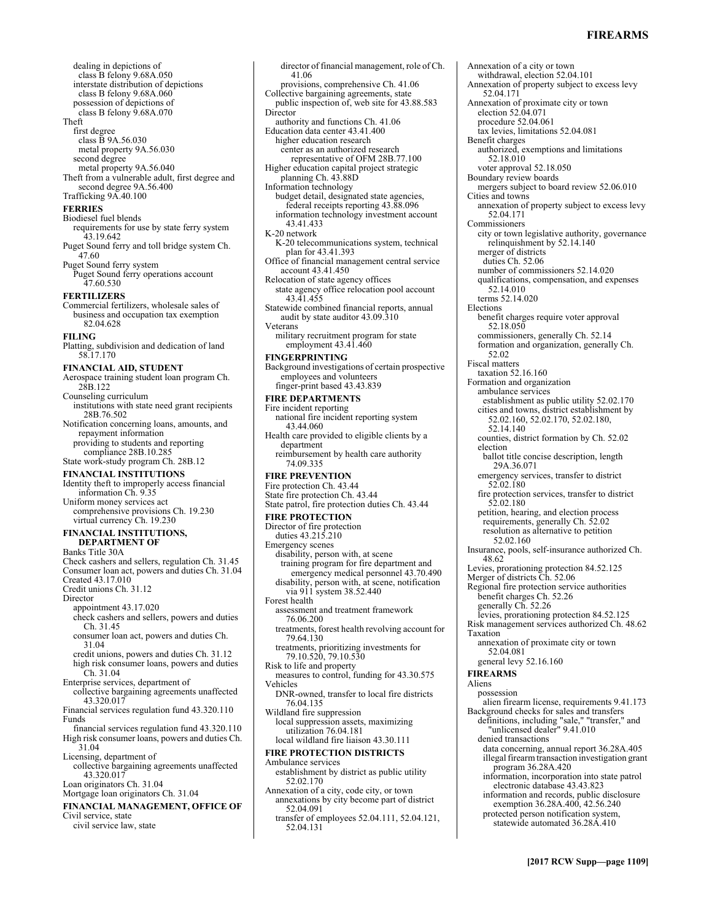dealing in depictions of
class B felony 9.68A.050
interstate distribution of depictions
class B felony 9.68A.060
possession of depictions of
class B felony 9.68A.070
Theft
first degree
class B 9A.56.030
metal property 9A.56.030
second degree
metal property 9A.56.040
Theft from a vulnerable adult, first degree and second degree 9A.56.400
Trafficking 9A.40.100

**FERRIES**

Biodiesel fuel blends
requirements for use by state ferry system 43.19.642
Puget Sound ferry and toll bridge system Ch. 47.60
Puget Sound ferry system
Puget Sound ferry operations account 47.60.530

**FERTILIZERS**

Commercial fertilizers, wholesale sales of business and occupation tax exemption 82.04.628

**FILING**

Platting, subdivision and dedication of land 58.17.170

**FINANCIAL AID, STUDENT**

Aerospace training student loan program Ch. 28B.122
Counseling curriculum
institutions with state need grant recipients 28B.76.502
Notification concerning loans, amounts, and repayment information
providing to students and reporting compliance 28B.10.285
State work-study program Ch. 28B.12

**FINANCIAL INSTITUTIONS**

Identity theft to improperly access financial information Ch. 9.35
Uniform money services act
comprehensive provisions Ch. 19.230
virtual currency Ch. 19.230

**FINANCIAL INSTITUTIONS, DEPARTMENT OF**

Banks Title 30A
Check cashers and sellers, regulation Ch. 31.45
Consumer loan act, powers and duties Ch. 31.04
Created 43.17.010
Credit unions Ch. 31.12
Director
appointment 43.17.020
check cashers and sellers, powers and duties Ch. 31.45
consumer loan act, powers and duties Ch. 31.04
credit unions, powers and duties Ch. 31.12
high risk consumer loans, powers and duties Ch. 31.04
Enterprise services, department of
collective bargaining agreements unaffected 43.320.017
Financial services regulation fund 43.320.110
Funds
financial services regulation fund 43.320.110
High risk consumer loans, powers and duties Ch. 31.04
Licensing, department of
collective bargaining agreements unaffected 43.320.017
Loan originators Ch. 31.04
Mortgage loan originators Ch. 31.04

**FINANCIAL MANAGEMENT, OFFICE OF**

Civil service, state
civil service law, state
director of financial management, role of Ch. 41.06
provisions, comprehensive Ch. 41.06
Collective bargaining agreements, state
public inspection of, web site for 43.88.583
Director
authority and functions Ch. 41.06
Education data center 43.41.400
higher education research
center as an authorized research representative of OFM 28B.77.100
Higher education capital project strategic planning Ch. 43.88D
Information technology
budget detail, designated state agencies, federal receipts reporting 43.88.096
information technology investment account 43.41.433
K-20 network
K-20 telecommunications system, technical plan for 43.41.393
Office of financial management central service account 43.41.450
Relocation of state agency offices
state agency office relocation pool account 43.41.455
Statewide combined financial reports, annual audit by state auditor 43.09.310
Veterans
military recruitment program for state employment 43.41.460

**FINGERPRINTING**

Background investigations of certain prospective employees and volunteers
finger-print based 43.43.839

**FIRE DEPARTMENTS**

Fire incident reporting
national fire incident reporting system 43.44.060
Health care provided to eligible clients by a department
reimbursement by health care authority 74.09.335

**FIRE PREVENTION**

Fire protection Ch. 43.44
State fire protection Ch. 43.44
State patrol, fire protection duties Ch. 43.44

**FIRE PROTECTION**

Director of fire protection
duties 43.215.210
Emergency scenes
disability, person with, at scene
training program for fire department and emergency medical personnel 43.70.490
disability, person with, at scene, notification via 911 system 38.52.440
Forest health
assessment and treatment framework 76.06.200
treatments, forest health revolving account for 79.64.130
treatments, prioritizing investments for 79.10.520, 79.10.530
Risk to life and property
measures to control, funding for 43.30.575
Vehicles
DNR-owned, transfer to local fire districts 76.04.135
Wildland fire suppression
local suppression assets, maximizing utilization 76.04.181
local wildland fire liaison 43.30.111

**FIRE PROTECTION DISTRICTS**

Ambulance services
establishment by district as public utility 52.02.170
Annexation of a city, code city, or town
annexations by city become part of district 52.04.091
transfer of employees 52.04.111, 52.04.121, 52.04.131
Annexation of a city or town
withdrawal, election 52.04.101
Annexation of property subject to excess levy 52.04.171
Annexation of proximate city or town
election 52.04.071
procedure 52.04.061
tax levies, limitations 52.04.081
Benefit charges
authorized, exemptions and limitations 52.18.010
voter approval 52.18.050
Boundary review boards
mergers subject to board review 52.06.010
Cities and towns
annexation of property subject to excess levy 52.04.171
Commissioners
city or town legislative authority, governance relinquishment by 52.14.140
merger of districts
duties Ch. 52.06
number of commissioners 52.14.020
qualifications, compensation, and expenses 52.14.010
terms 52.14.020
Elections
benefit charges require voter approval 52.18.050
commissioners, generally Ch. 52.14
formation and organization, generally Ch. 52.02
Fiscal matters
taxation 52.16.160
Formation and organization
ambulance services
establishment as public utility 52.02.170
cities and towns, district establishment by 52.02.160, 52.02.170, 52.02.180, 52.14.140
counties, district formation by Ch. 52.02
election
ballot title concise description, length 29A.36.071
emergency services, transfer to district 52.02.180
fire protection services, transfer to district 52.02.180
petition, hearing, and election process requirements, generally Ch. 52.02
resolution as alternative to petition 52.02.160
Insurance, pools, self-insurance authorized Ch. 48.62
Levies, prorationing protection 84.52.125
Merger of districts Ch. 52.06
Regional fire protection service authorities
benefit charges Ch. 52.26
generally Ch. 52.26
levies, prorationing protection 84.52.125
Risk management services authorized Ch. 48.62
Taxation
annexation of proximate city or town 52.04.081
general levy 52.16.160

**FIREARMS**

Aliens
possession
alien firearm license, requirements 9.41.173
Background checks for sales and transfers
definitions, including "sale," "transfer," and "unlicensed dealer" 9.41.010
denied transactions
data concerning, annual report 36.28A.405
illegal firearm transaction investigation grant program 36.28A.420
information, incorporation into state patrol electronic database 43.43.823
information and records, public disclosure exemption 36.28A.400, 42.56.240
protected person notification system, statewide automated 36.28A.410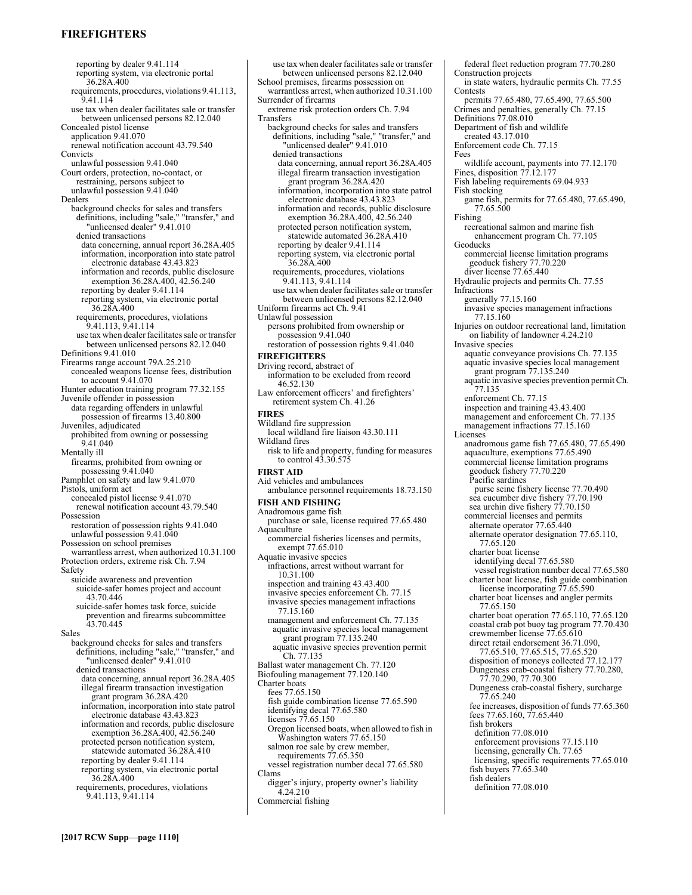reporting by dealer 9.41.114
reporting system, via electronic portal 36.28A.400
requirements, procedures, violations 9.41.113, 9.41.114
use tax when dealer facilitates sale or transfer between unlicensed persons 82.12.040

Concealed pistol license
application 9.41.070
renewal notification account 43.79.540

Convicts
unlawful possession 9.41.040

Court orders, protection, no-contact, or restraining, persons subject to
unlawful possession 9.41.040

Dealers
background checks for sales and transfers
definitions, including "sale," "transfer," and "unlicensed dealer" 9.41.010
denied transactions
data concerning, annual report 36.28A.405
information, incorporation into state patrol electronic database 43.43.823
information and records, public disclosure exemption 36.28A.400, 42.56.240
reporting by dealer 9.41.114
reporting system, via electronic portal 36.28A.400
requirements, procedures, violations 9.41.113, 9.41.114
use tax when dealer facilitates sale or transfer between unlicensed persons 82.12.040

Definitions 9.41.010

Firearms range account 79A.25.210
concealed weapons license fees, distribution to account 9.41.070

Hunter education training program 77.32.155

Juvenile offender in possession
data regarding offenders in unlawful possession of firearms 13.40.800

Juveniles, adjudicated
prohibited from owning or possessing 9.41.040

Mentally ill
firearms, prohibited from owning or possessing 9.41.040

Pamphlet on safety and law 9.41.070

Pistols, uniform act
concealed pistol license 9.41.070
renewal notification account 43.79.540

Possession
restoration of possession rights 9.41.040
unlawful possession 9.41.040

Possession on school premises
warrantless arrest, when authorized 10.31.100

Protection orders, extreme risk Ch. 7.94

Safety
suicide awareness and prevention
suicide-safer homes project and account 43.70.446
suicide-safer homes task force, suicide prevention and firearms subcommittee 43.70.445

Sales
background checks for sales and transfers
definitions, including "sale," "transfer," and "unlicensed dealer" 9.41.010
denied transactions
data concerning, annual report 36.28A.405
illegal firearm transaction investigation grant program 36.28A.420
information, incorporation into state patrol electronic database 43.43.823
information and records, public disclosure exemption 36.28A.400, 42.56.240
protected person notification system, statewide automated 36.28A.410
reporting by dealer 9.41.114
reporting system, via electronic portal 36.28A.400
requirements, procedures, violations 9.41.113, 9.41.114
use tax when dealer facilitates sale or transfer between unlicensed persons 82.12.040

School premises, firearms possession on
warrantless arrest, when authorized 10.31.100

Surrender of firearms
extreme risk protection orders Ch. 7.94

Transfers
background checks for sales and transfers
definitions, including "sale," "transfer," and "unlicensed dealer" 9.41.010
denied transactions
data concerning, annual report 36.28A.405
illegal firearm transaction investigation grant program 36.28A.420
information, incorporation into state patrol electronic database 43.43.823
information and records, public disclosure exemption 36.28A.400, 42.56.240
protected person notification system, statewide automated 36.28A.410
reporting by dealer 9.41.114
reporting system, via electronic portal 36.28A.400
requirements, procedures, violations 9.41.113, 9.41.114
use tax when dealer facilitates sale or transfer between unlicensed persons 82.12.040

Uniform firearms act Ch. 9.41

Unlawful possession
persons prohibited from ownership or possession 9.41.040
restoration of possession rights 9.41.040

## FIREFIGHTERS

Driving record, abstract of
information to be excluded from record 46.52.130

Law enforcement officers' and firefighters' retirement system Ch. 41.26

## FIRES

Wildland fire suppression
local wildland fire liaison 43.30.111

Wildland fires
risk to life and property, funding for measures to control 43.30.575

## FIRST AID

Aid vehicles and ambulances
ambulance personnel requirements 18.73.150

## FISH AND FISHING

Anadromous game fish
purchase or sale, license required 77.65.480

Aquaculture
commercial fisheries licenses and permits, exempt 77.65.010

Aquatic invasive species
infractions, arrest without warrant for 10.31.100
inspection and training 43.43.400
invasive species enforcement Ch. 77.15
invasive species management infractions 77.15.160
management and enforcement Ch. 77.135
aquatic invasive species local management grant program 77.135.240
aquatic invasive species prevention permit Ch. 77.135

Ballast water management Ch. 77.120

Biofouling management 77.120.140

Charter boats
fees 77.65.150
fish guide combination license 77.65.590
identifying decal 77.65.580
licenses 77.65.150
Oregon licensed boats, when allowed to fish in Washington waters 77.65.150
salmon roe sale by crew member, requirements 77.65.350
vessel registration number decal 77.65.580

Clams
digger's injury, property owner's liability 4.24.210

Commercial fishing
federal fleet reduction program 77.70.280

Construction projects
in state waters, hydraulic permits Ch. 77.55

Contests
permits 77.65.480, 77.65.490, 77.65.500

Crimes and penalties, generally Ch. 77.15

Definitions 77.08.010

Department of fish and wildlife
created 43.17.010

Enforcement code Ch. 77.15

Fees
wildlife account, payments into 77.12.170

Fines, disposition 77.12.177

Fish labeling requirements 69.04.933

Fish stocking
game fish, permits for 77.65.480, 77.65.490, 77.65.500

Fishing
recreational salmon and marine fish enhancement program Ch. 77.105

Geoducks
commercial license limitation programs
geoduck fishery 77.70.220
diver license 77.65.440

Hydraulic projects and permits Ch. 77.55

Infractions
generally 77.15.160
invasive species management infractions 77.15.160

Injuries on outdoor recreational land, limitation on liability of landowner 4.24.210

Invasive species
aquatic conveyance provisions Ch. 77.135
aquatic invasive species local management grant program 77.135.240
aquatic invasive species prevention permit Ch. 77.135
enforcement Ch. 77.15
inspection and training 43.43.400
management and enforcement Ch. 77.135
management infractions 77.15.160

Licenses
anadromous game fish 77.65.480, 77.65.490
aquaculture, exemptions 77.65.490
commercial license limitation programs
geoduck fishery 77.70.220
Pacific sardines
purse seine fishery license 77.70.490
sea cucumber dive fishery 77.70.190
sea urchin dive fishery 77.70.150
commercial licenses and permits
alternate operator 77.65.440
alternate operator designation 77.65.110, 77.65.120
charter boat license
identifying decal 77.65.580
vessel registration number decal 77.65.580
charter boat license, fish guide combination license incorporating 77.65.590
charter boat licenses and angler permits 77.65.150
charter boat operation 77.65.110, 77.65.120
coastal crab pot buoy tag program 77.70.430
crewmember license 77.65.610
direct retail endorsement 36.71.090, 77.65.510, 77.65.515, 77.65.520
disposition of moneys collected 77.12.177
Dungeness crab-coastal fishery 77.70.280, 77.70.290, 77.70.300
Dungeness crab-coastal fishery, surcharge 77.65.240
fee increases, disposition of funds 77.65.360
fees 77.65.160, 77.65.440
fish brokers
definition 77.08.010
enforcement provisions 77.15.110
licensing, generally Ch. 77.65
licensing, specific requirements 77.65.010
fish buyers 77.65.340
fish dealers
definition 77.08.010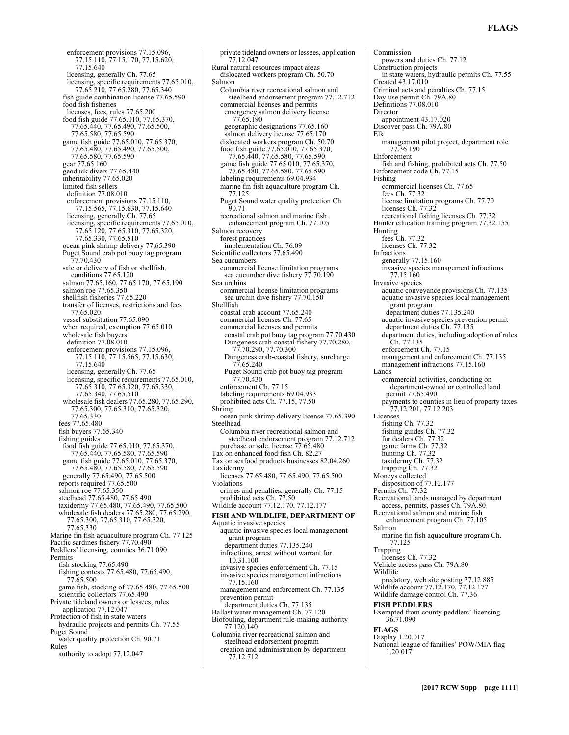enforcement provisions 77.15.096, 77.15.110, 77.15.170, 77.15.620, 77.15.640
licensing, generally Ch. 77.65
licensing, specific requirements 77.65.010, 77.65.210, 77.65.280, 77.65.340
fish guide combination license 77.65.590
food fish fisheries
licenses, fees, rules 77.65.200
food fish guide 77.65.010, 77.65.370, 77.65.440, 77.65.490, 77.65.500, 77.65.580, 77.65.590
game fish guide 77.65.010, 77.65.370, 77.65.480, 77.65.490, 77.65.500, 77.65.580, 77.65.590
gear 77.65.160
geoduck divers 77.65.440
inheritability 77.65.020
limited fish sellers
definition 77.08.010
enforcement provisions 77.15.110, 77.15.565, 77.15.630, 77.15.640
licensing, generally Ch. 77.65
licensing, specific requirements 77.65.010, 77.65.120, 77.65.310, 77.65.320, 77.65.330, 77.65.510
ocean pink shrimp delivery 77.65.390
Puget Sound crab pot buoy tag program 77.70.430
sale or delivery of fish or shellfish, conditions 77.65.120
salmon 77.65.160, 77.65.170, 77.65.190
salmon roe 77.65.350
shellfish fisheries 77.65.220
transfer of licenses, restrictions and fees 77.65.020
vessel substitution 77.65.090
when required, exemption 77.65.010
wholesale fish buyers
definition 77.08.010
enforcement provisions 77.15.096, 77.15.110, 77.15.565, 77.15.630, 77.15.640
licensing, generally Ch. 77.65
licensing, specific requirements 77.65.010, 77.65.310, 77.65.320, 77.65.330, 77.65.340, 77.65.510
wholesale fish dealers 77.65.280, 77.65.290, 77.65.300, 77.65.310, 77.65.320, 77.65.330
fees 77.65.480
fish buyers 77.65.340
fishing guides
food fish guide 77.65.010, 77.65.370, 77.65.440, 77.65.580, 77.65.590
game fish guide 77.65.010, 77.65.370, 77.65.480, 77.65.580, 77.65.590
generally 77.65.490, 77.65.500
reports required 77.65.500
salmon roe 77.65.350
steelhead 77.65.480, 77.65.490
taxidermy 77.65.480, 77.65.490, 77.65.500
wholesale fish dealers 77.65.280, 77.65.290, 77.65.300, 77.65.310, 77.65.320, 77.65.330
Marine fin fish aquaculture program Ch. 77.125
Pacific sardines fishery 77.70.490
Peddlers' licensing, counties 36.71.090
Permits
fish stocking 77.65.490
fishing contests 77.65.480, 77.65.490, 77.65.500
game fish, stocking of 77.65.480, 77.65.500
scientific collectors 77.65.490
Private tideland owners or lessees, rules application 77.12.047
Protection of fish in state waters
hydraulic projects and permits Ch. 77.55
Puget Sound
water quality protection Ch. 90.71
Rules
authority to adopt 77.12.047
private tideland owners or lessees, application 77.12.047
Rural natural resources impact areas
dislocated workers program Ch. 50.70
Salmon
Columbia river recreational salmon and steelhead endorsement program 77.12.712
commercial licenses and permits
emergency salmon delivery license 77.65.190
geographic designations 77.65.160
salmon delivery license 77.65.170
dislocated workers program Ch. 50.70
food fish guide 77.65.010, 77.65.370, 77.65.440, 77.65.580, 77.65.590
game fish guide 77.65.010, 77.65.370, 77.65.480, 77.65.580, 77.65.590
labeling requirements 69.04.934
marine fin fish aquaculture program Ch. 77.125
Puget Sound water quality protection Ch. 90.71
recreational salmon and marine fish enhancement program Ch. 77.105
Salmon recovery
forest practices
implementation Ch. 76.09
Scientific collectors 77.65.490
Sea cucumbers
commercial license limitation programs
sea cucumber dive fishery 77.70.190
Sea urchins
commercial license limitation programs
sea urchin dive fishery 77.70.150
Shellfish
coastal crab account 77.65.240
commercial licenses Ch. 77.65
commercial licenses and permits
coastal crab pot buoy tag program 77.70.430
Dungeness crab-coastal fishery 77.70.280, 77.70.290, 77.70.300
Dungeness crab-coastal fishery, surcharge 77.65.240
Puget Sound crab pot buoy tag program 77.70.430
enforcement Ch. 77.15
labeling requirements 69.04.933
prohibited acts Ch. 77.15, 77.50
Shrimp
ocean pink shrimp delivery license 77.65.390
Steelhead
Columbia river recreational salmon and steelhead endorsement program 77.12.712
purchase or sale, license 77.65.480
Tax on enhanced food fish Ch. 82.27
Tax on seafood products businesses 82.04.260
Taxidermy
licenses 77.65.480, 77.65.490, 77.65.500
Violations
crimes and penalties, generally Ch. 77.15
prohibited acts Ch. 77.50
Wildlife account 77.12.170, 77.12.177

**FISH AND WILDLIFE, DEPARTMENT OF**

Aquatic invasive species
aquatic invasive species local management grant program
department duties 77.135.240
infractions, arrest without warrant for 10.31.100
invasive species enforcement Ch. 77.15
invasive species management infractions 77.15.160
management and enforcement Ch. 77.135
prevention permit
department duties Ch. 77.135
Ballast water management Ch. 77.120
Biofouling, department rule-making authority 77.120.140
Columbia river recreational salmon and steelhead endorsement program
creation and administration by department 77.12.712
Commission
powers and duties Ch. 77.12
Construction projects
in state waters, hydraulic permits Ch. 77.55
Created 43.17.010
Criminal acts and penalties Ch. 77.15
Day-use permit Ch. 79A.80
Definitions 77.08.010
Director
appointment 43.17.020
Discover pass Ch. 79A.80
Elk
management pilot project, department role 77.36.190
Enforcement
fish and fishing, prohibited acts Ch. 77.50
Enforcement code Ch. 77.15
Fishing
commercial licenses Ch. 77.65
fees Ch. 77.32
license limitation programs Ch. 77.70
licenses Ch. 77.32
recreational fishing licenses Ch. 77.32
Hunter education training program 77.32.155
Hunting
fees Ch. 77.32
licenses Ch. 77.32
Infractions
generally 77.15.160
invasive species management infractions 77.15.160
Invasive species
aquatic conveyance provisions Ch. 77.135
aquatic invasive species local management grant program
department duties 77.135.240
aquatic invasive species prevention permit
department duties Ch. 77.135
department duties, including adoption of rules Ch. 77.135
enforcement Ch. 77.15
management and enforcement Ch. 77.135
management infractions 77.15.160
Lands
commercial activities, conducting on department-owned or controlled land
permit 77.65.490
payments to counties in lieu of property taxes 77.12.201, 77.12.203
Licenses
fishing Ch. 77.32
fishing guides Ch. 77.32
fur dealers Ch. 77.32
game farms Ch. 77.32
hunting Ch. 77.32
taxidermy Ch. 77.32
trapping Ch. 77.32
Moneys collected
disposition of 77.12.177
Permits Ch. 77.32
Recreational lands managed by department
access, permits, passes Ch. 79A.80
Recreational salmon and marine fish enhancement program Ch. 77.105
Salmon
marine fin fish aquaculture program Ch. 77.125
Trapping
licenses Ch. 77.32
Vehicle access pass Ch. 79A.80
Wildlife
predatory, web site posting 77.12.885
Wildlife account 77.12.170, 77.12.177
Wildlife damage control Ch. 77.36

**FISH PEDDLERS**

Exempted from county peddlers' licensing 36.71.090

**FLAGS**

Display 1.20.017
National league of families' POW/MIA flag 1.20.017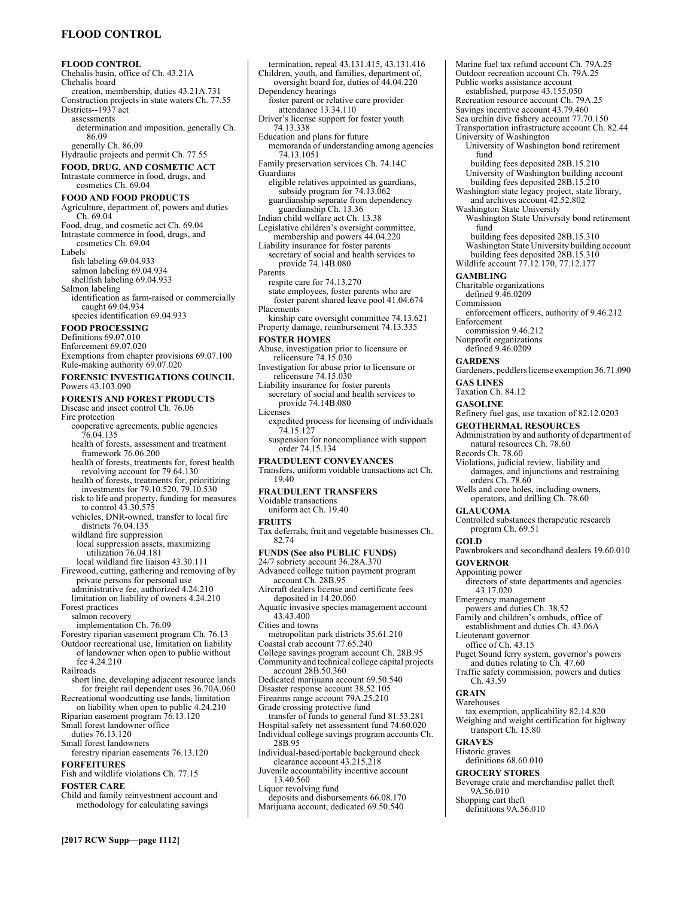**FLOOD CONTROL**
Chehalis basin, office of Ch. 43.21A
Chehalis board
creation, membership, duties 43.21A.731
Construction projects in state waters Ch. 77.55
Districts--1937 act
assessments
determination and imposition, generally Ch. 86.09
generally Ch. 86.09
Hydraulic projects and permit Ch. 77.55

**FOOD, DRUG, AND COSMETIC ACT**
Intrastate commerce in food, drugs, and cosmetics Ch. 69.04

**FOOD AND FOOD PRODUCTS**
Agriculture, department of, powers and duties Ch. 69.04
Food, drug, and cosmetic act Ch. 69.04
Intrastate commerce in food, drugs, and cosmetics Ch. 69.04
Labels
fish labeling 69.04.933
salmon labeling 69.04.934
shellfish labeling 69.04.933
Salmon labeling
identification as farm-raised or commercially caught 69.04.934
species identification 69.04.933

**FOOD PROCESSING**
Definitions 69.07.010
Enforcement 69.07.020
Exemptions from chapter provisions 69.07.100
Rule-making authority 69.07.020

**FORENSIC INVESTIGATIONS COUNCIL**
Powers 43.103.090

**FORESTS AND FOREST PRODUCTS**
Disease and insect control Ch. 76.06
Fire protection
cooperative agreements, public agencies 76.04.135
health of forests, assessment and treatment framework 76.06.200
health of forests, treatments for, forest health revolving account for 79.64.130
health of forests, treatments for, prioritizing investments for 79.10.520, 79.10.530
risk to life and property, funding for measures to control 43.30.575
vehicles, DNR-owned, transfer to local fire districts 76.04.135
wildland fire suppression
local suppression assets, maximizing utilization 76.04.181
local wildland fire liaison 43.30.111
Firewood, cutting, gathering and removing of by private persons for personal use
administrative fee, authorized 4.24.210
limitation on liability of owners 4.24.210
Forest practices
salmon recovery
implementation Ch. 76.09
Forestry riparian easement program Ch. 76.13
Outdoor recreational use, limitation on liability of landowner when open to public without fee 4.24.210
Railroads
short line, developing adjacent resource lands for freight rail dependent uses 36.70A.060
Recreational woodcutting use lands, limitation on liability when open to public 4.24.210
Riparian easement program 76.13.120
Small forest landowner office
duties 76.13.120
Small forest landowners
forestry riparian easements 76.13.120

**FORFEITURES**
Fish and wildlife violations Ch. 77.15

**FOSTER CARE**
Child and family reinvestment account and methodology for calculating savings
termination, repeal 43.131.415, 43.131.416
Children, youth, and families, department of, oversight board for, duties of 44.04.220
Dependency hearings
foster parent or relative care provider attendance 13.34.110
Driver's license support for foster youth 74.13.338
Education and plans for future
memoranda of understanding among agencies 74.13.1051
Family preservation services Ch. 74.14C
Guardians
eligible relatives appointed as guardians, subsidy program for 74.13.062
guardianship separate from dependency guardianship Ch. 13.36
Indian child welfare act Ch. 13.38
Legislative children's oversight committee, membership and powers 44.04.220
Liability insurance for foster parents
secretary of social and health services to provide 74.14B.080
Parents
respite care for 74.13.270
state employees, foster parents who are foster parent shared leave pool 41.04.674
Placements
kinship care oversight committee 74.13.621
Property damage, reimbursement 74.13.335

**FOSTER HOMES**
Abuse, investigation prior to licensure or relicensure 74.15.030
Investigation for abuse prior to licensure or relicensure 74.15.030
Liability insurance for foster parents
secretary of social and health services to provide 74.14B.080
Licenses
expedited process for licensing of individuals 74.15.127
suspension for noncompliance with support order 74.15.134

**FRAUDULENT CONVEYANCES**
Transfers, uniform voidable transactions act Ch. 19.40

**FRAUDULENT TRANSFERS**
Voidable transactions
uniform act Ch. 19.40

**FRUITS**
Tax deferrals, fruit and vegetable businesses Ch. 82.74

**FUNDS (See also PUBLIC FUNDS)**
24/7 sobriety account 36.28A.370
Advanced college tuition payment program account Ch. 28B.95
Aircraft dealers license and certificate fees deposited in 14.20.060
Aquatic invasive species management account 43.43.400
Cities and towns
metropolitan park districts 35.61.210
Coastal crab account 77.65.240
College savings program account Ch. 28B.95
Community and technical college capital projects account 28B.50.360
Dedicated marijuana account 69.50.540
Disaster response account 38.52.105
Firearms range account 79A.25.210
Grade crossing protective fund
transfer of funds to general fund 81.53.281
Hospital safety net assessment fund 74.60.020
Individual college savings program accounts Ch. 28B.95
Individual-based/portable background check clearance account 43.215.218
Juvenile accountability incentive account 13.40.560
Liquor revolving fund
deposits and disbursements 66.08.170
Marijuana account, dedicated 69.50.540
Marine fuel tax refund account Ch. 79A.25
Outdoor recreation account Ch. 79A.25
Public works assistance account
established, purpose 43.155.050
Recreation resource account Ch. 79A.25
Savings incentive account 43.79.460
Sea urchin dive fishery account 77.70.150
Transportation infrastructure account Ch. 82.44
University of Washington
University of Washington bond retirement fund
building fees deposited 28B.15.210
University of Washington building account
building fees deposited 28B.15.210
Washington state legacy project, state library, and archives account 42.52.802
Washington State University
Washington State University bond retirement fund
building fees deposited 28B.15.310
Washington State University building account
building fees deposited 28B.15.310
Wildlife account 77.12.170, 77.12.177

**GAMBLING**
Charitable organizations
defined 9.46.0209
Commission
enforcement officers, authority of 9.46.212
Enforcement
commission 9.46.212
Nonprofit organizations
defined 9.46.0209

**GARDENS**
Gardeners, peddlers license exemption 36.71.090

**GAS LINES**
Taxation Ch. 84.12

**GASOLINE**
Refinery fuel gas, use taxation of 82.12.0203

**GEOTHERMAL RESOURCES**
Administration by and authority of department of natural resources Ch. 78.60
Records Ch. 78.60
Violations, judicial review, liability and damages, and injunctions and restraining orders Ch. 78.60
Wells and core holes, including owners, operators, and drilling Ch. 78.60

**GLAUCOMA**
Controlled substances therapeutic research program Ch. 69.51

**GOLD**
Pawnbrokers and secondhand dealers 19.60.010

**GOVERNOR**
Appointing power
directors of state departments and agencies 43.17.020
Emergency management
powers and duties Ch. 38.52
Family and children's ombuds, office of
establishment and duties Ch. 43.06A
Lieutenant governor
office of Ch. 43.15
Puget Sound ferry system, governor's powers and duties relating to Ch. 47.60
Traffic safety commission, powers and duties Ch. 43.59

**GRAIN**
Warehouses
tax exemption, applicability 82.14.820
Weighing and weight certification for highway transport Ch. 15.80

**GRAVES**
Historic graves
definitions 68.60.010

**GROCERY STORES**
Beverage crate and merchandise pallet theft 9A.56.010
Shopping cart theft
definitions 9A.56.010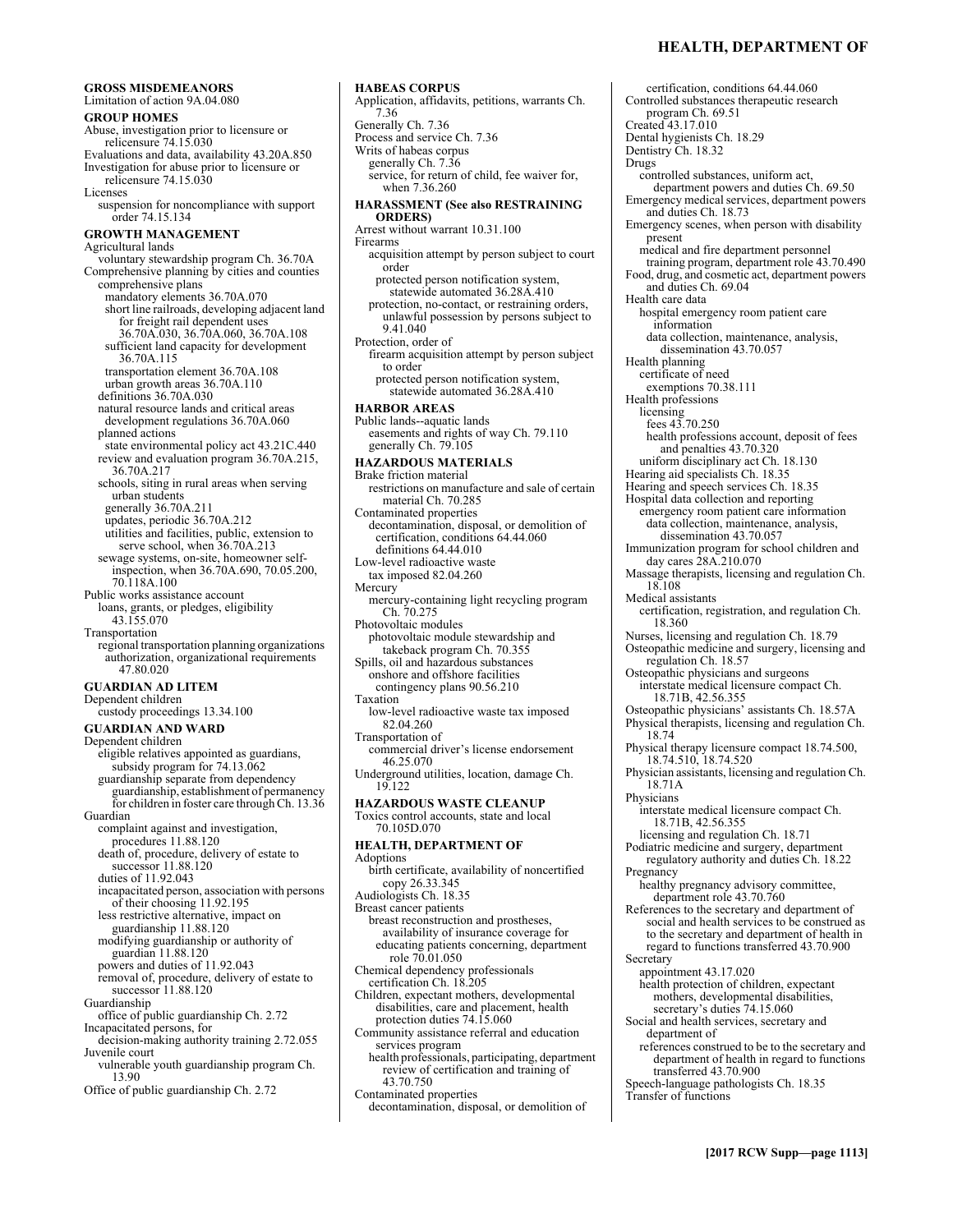**GROSS MISDEMEANORS**
Limitation of action 9A.04.080

**GROUP HOMES**
Abuse, investigation prior to licensure or relicensure 74.15.030
Evaluations and data, availability 43.20A.850
Investigation for abuse prior to licensure or relicensure 74.15.030
Licenses
  suspension for noncompliance with support order 74.15.134

**GROWTH MANAGEMENT**
Agricultural lands
  voluntary stewardship program Ch. 36.70A
Comprehensive planning by cities and counties
  comprehensive plans
    mandatory elements 36.70A.070
    short line railroads, developing adjacent land for freight rail dependent uses 36.70A.030, 36.70A.060, 36.70A.108
    sufficient land capacity for development 36.70A.115
    transportation element 36.70A.108
    urban growth areas 36.70A.110
  definitions 36.70A.030
  natural resource lands and critical areas
    development regulations 36.70A.060
  planned actions
    state environmental policy act 43.21C.440
  review and evaluation program 36.70A.215, 36.70A.217
  schools, siting in rural areas when serving urban students
    generally 36.70A.211
    updates, periodic 36.70A.212
    utilities and facilities, public, extension to serve school, when 36.70A.213
  sewage systems, on-site, homeowner self-inspection, when 36.70A.690, 70.05.200, 70.118A.100
Public works assistance account
  loans, grants, or pledges, eligibility 43.155.070
Transportation
  regional transportation planning organizations
    authorization, organizational requirements 47.80.020

**GUARDIAN AD LITEM**
Dependent children
  custody proceedings 13.34.100

**GUARDIAN AND WARD**
Dependent children
  eligible relatives appointed as guardians, subsidy program for 74.13.062
  guardianship separate from dependency guardianship, establishment of permanency for children in foster care through Ch. 13.36
Guardian
  complaint against and investigation, procedures 11.88.120
  death of, procedure, delivery of estate to successor 11.88.120
  duties of 11.92.043
  incapacitated person, association with persons of their choosing 11.92.195
  less restrictive alternative, impact on guardianship 11.88.120
  modifying guardianship or authority of guardian 11.88.120
  powers and duties of 11.92.043
  removal of, procedure, delivery of estate to successor 11.88.120
Guardianship
  office of public guardianship Ch. 2.72
Incapacitated persons, for
  decision-making authority training 2.72.055
Juvenile court
  vulnerable youth guardianship program Ch. 13.90
Office of public guardianship Ch. 2.72

**HABEAS CORPUS**
Application, affidavits, petitions, warrants Ch. 7.36
Generally Ch. 7.36
Process and service Ch. 7.36
Writs of habeas corpus
  generally Ch. 7.36
  service, for return of child, fee waiver for, when 7.36.260

**HARASSMENT (See also RESTRAINING ORDERS)**
Arrest without warrant 10.31.100
Firearms
  acquisition attempt by person subject to court order
    protected person notification system, statewide automated 36.28A.410
  protection, no-contact, or restraining orders, unlawful possession by persons subject to 9.41.040
Protection, order of
  firearm acquisition attempt by person subject to order
    protected person notification system, statewide automated 36.28A.410

**HARBOR AREAS**
Public lands--aquatic lands
  easements and rights of way Ch. 79.110
  generally Ch. 79.105

**HAZARDOUS MATERIALS**
Brake friction material
  restrictions on manufacture and sale of certain material Ch. 70.285
Contaminated properties
  decontamination, disposal, or demolition of
    certification, conditions 64.44.060
    definitions 64.44.010
Low-level radioactive waste
  tax imposed 82.04.260
Mercury
  mercury-containing light recycling program Ch. 70.275
Photovoltaic modules
  photovoltaic module stewardship and takeback program Ch. 70.355
Spills, oil and hazardous substances
  onshore and offshore facilities
    contingency plans 90.56.210
Taxation
  low-level radioactive waste tax imposed 82.04.260
Transportation of
  commercial driver's license endorsement 46.25.070
Underground utilities, location, damage Ch. 19.122

**HAZARDOUS WASTE CLEANUP**
Toxics control accounts, state and local 70.105D.070

**HEALTH, DEPARTMENT OF**
Adoptions
  birth certificate, availability of noncertified copy 26.33.345
Audiologists Ch. 18.35
Breast cancer patients
  breast reconstruction and prostheses, availability of insurance coverage for educating patients concerning, department role 70.01.050
Chemical dependency professionals
  certification Ch. 18.205
Children, expectant mothers, developmental disabilities, care and placement, health protection duties 74.15.060
Community assistance referral and education services program
  health professionals, participating, department review of certification and training of 43.70.750
Contaminated properties
  decontamination, disposal, or demolition of
    certification, conditions 64.44.060
Controlled substances therapeutic research program Ch. 69.51
Created 43.17.010
Dental hygienists Ch. 18.29
Dentistry Ch. 18.32
Drugs
  controlled substances, uniform act, department powers and duties Ch. 69.50
Emergency medical services, department powers and duties Ch. 18.73
Emergency scenes, when person with disability present
  medical and fire department personnel training program, department role 43.70.490
Food, drug, and cosmetic act, department powers and duties Ch. 69.04
Health care data
  hospital emergency room patient care information
    data collection, maintenance, analysis, dissemination 43.70.057
Health planning
  certificate of need
    exemptions 70.38.111
Health professions
  licensing
    fees 43.70.250
    health professions account, deposit of fees and penalties 43.70.320
  uniform disciplinary act Ch. 18.130
Hearing aid specialists Ch. 18.35
Hearing and speech services Ch. 18.35
Hospital data collection and reporting
  emergency room patient care information
    data collection, maintenance, analysis, dissemination 43.70.057
Immunization program for school children and day cares 28A.210.070
Massage therapists, licensing and regulation Ch. 18.108
Medical assistants
  certification, registration, and regulation Ch. 18.360
Nurses, licensing and regulation Ch. 18.79
Osteopathic medicine and surgery, licensing and regulation Ch. 18.57
Osteopathic physicians and surgeons
  interstate medical licensure compact Ch. 18.71B, 42.56.355
Osteopathic physicians' assistants Ch. 18.57A
Physical therapists, licensing and regulation Ch. 18.74
Physical therapy licensure compact 18.74.500, 18.74.510, 18.74.520
Physician assistants, licensing and regulation Ch. 18.71A
Physicians
  interstate medical licensure compact Ch. 18.71B, 42.56.355
  licensing and regulation Ch. 18.71
Podiatric medicine and surgery, department regulatory authority and duties Ch. 18.22
Pregnancy
  healthy pregnancy advisory committee, department role 43.70.760
References to the secretary and department of social and health services to be construed as to the secretary and department of health in regard to functions transferred 43.70.900
Secretary
  appointment 43.17.020
  health protection of children, expectant mothers, developmental disabilities, secretary's duties 74.15.060
Social and health services, secretary and department of
  references construed to be to the secretary and department of health in regard to functions transferred 43.70.900
Speech-language pathologists Ch. 18.35
Transfer of functions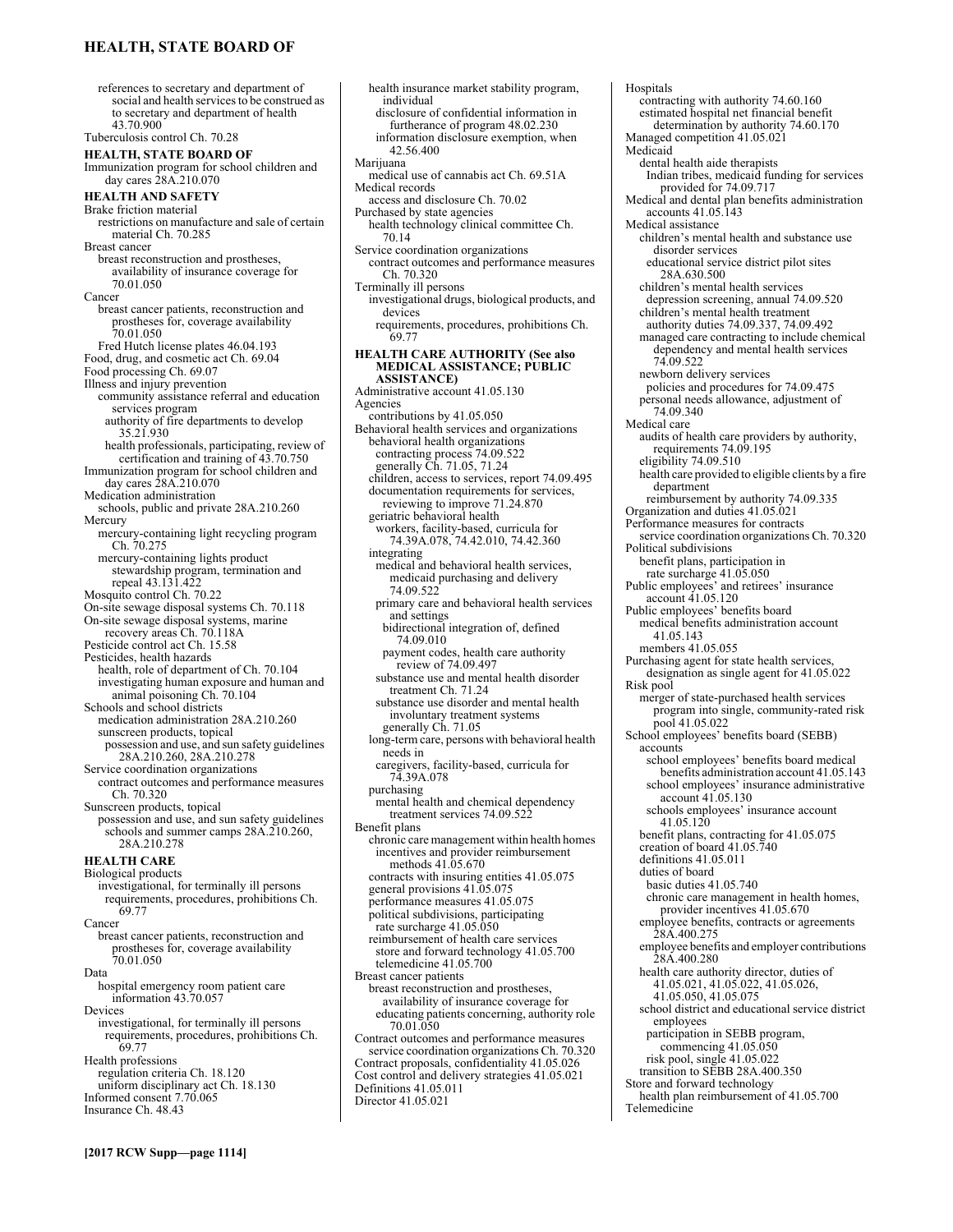references to secretary and department of social and health services to be construed as to secretary and department of health 43.70.900
Tuberculosis control Ch. 70.28

**HEALTH, STATE BOARD OF**

Immunization program for school children and day cares 28A.210.070

**HEALTH AND SAFETY**

Brake friction material
  restrictions on manufacture and sale of certain material Ch. 70.285
Breast cancer
  breast reconstruction and prostheses, availability of insurance coverage for 70.01.050
Cancer
  breast cancer patients, reconstruction and prostheses for, coverage availability 70.01.050
  Fred Hutch license plates 46.04.193
Food, drug, and cosmetic act Ch. 69.04
Food processing Ch. 69.07
Illness and injury prevention
  community assistance referral and education services program
    authority of fire departments to develop 35.21.930
    health professionals, participating, review of certification and training of 43.70.750
Immunization program for school children and day cares 28A.210.070
Medication administration
  schools, public and private 28A.210.260
Mercury
  mercury-containing light recycling program Ch. 70.275
  mercury-containing lights product stewardship program, termination and repeal 43.131.422
Mosquito control Ch. 70.22
On-site sewage disposal systems Ch. 70.118
On-site sewage disposal systems, marine recovery areas Ch. 70.118A
Pesticide control act Ch. 15.58
Pesticides, health hazards
  health, role of department of Ch. 70.104
  investigating human exposure and human and animal poisoning Ch. 70.104
Schools and school districts
  medication administration 28A.210.260
  sunscreen products, topical
    possession and use, and sun safety guidelines 28A.210.260, 28A.210.278
Service coordination organizations
  contract outcomes and performance measures Ch. 70.320
Sunscreen products, topical
  possession and use, and sun safety guidelines
    schools and summer camps 28A.210.260, 28A.210.278

**HEALTH CARE**

Biological products
  investigational, for terminally ill persons
    requirements, procedures, prohibitions Ch. 69.77
Cancer
  breast cancer patients, reconstruction and prostheses for, coverage availability 70.01.050
Data
  hospital emergency room patient care information 43.70.057
Devices
  investigational, for terminally ill persons
    requirements, procedures, prohibitions Ch. 69.77
Health professions
  regulation criteria Ch. 18.120
  uniform disciplinary act Ch. 18.130
Informed consent 7.70.065
Insurance Ch. 48.43
  health insurance market stability program, individual
    disclosure of confidential information in furtherance of program 48.02.230
    information disclosure exemption, when 42.56.400
Marijuana
  medical use of cannabis act Ch. 69.51A
Medical records
  access and disclosure Ch. 70.02
Purchased by state agencies
  health technology clinical committee Ch. 70.14
Service coordination organizations
  contract outcomes and performance measures Ch. 70.320
Terminally ill persons
  investigational drugs, biological products, and devices
    requirements, procedures, prohibitions Ch. 69.77

**HEALTH CARE AUTHORITY (See also MEDICAL ASSISTANCE; PUBLIC ASSISTANCE)**

Administrative account 41.05.130
Agencies
  contributions by 41.05.050
Behavioral health services and organizations
  behavioral health organizations
    contracting process 74.09.522
    generally Ch. 71.05, 71.24
  children, access to services, report 74.09.495
  documentation requirements for services, reviewing to improve 71.24.870
  geriatric behavioral health
    workers, facility-based, curricula for 74.39A.078, 74.42.010, 74.42.360
  integrating
    medical and behavioral health services, medicaid purchasing and delivery 74.09.522
    primary care and behavioral health services and settings
      bidirectional integration of, defined 74.09.010
      payment codes, health care authority review of 74.09.497
    substance use and mental health disorder treatment Ch. 71.24
    substance use disorder and mental health involuntary treatment systems
      generally Ch. 71.05
  long-term care, persons with behavioral health needs in
    caregivers, facility-based, curricula for 74.39A.078
  purchasing
    mental health and chemical dependency treatment services 74.09.522
Benefit plans
  chronic care management within health homes
    incentives and provider reimbursement methods 41.05.670
  contracts with insuring entities 41.05.075
  general provisions 41.05.075
  performance measures 41.05.075
  political subdivisions, participating
    rate surcharge 41.05.050
  reimbursement of health care services
    store and forward technology 41.05.700
    telemedicine 41.05.700
Breast cancer patients
  breast reconstruction and prostheses, availability of insurance coverage for educating patients concerning, authority role 70.01.050
Contract outcomes and performance measures
  service coordination organizations Ch. 70.320
Contract proposals, confidentiality 41.05.026
Cost control and delivery strategies 41.05.021
Definitions 41.05.011
Director 41.05.021
Hospitals
  contracting with authority 74.60.160
  estimated hospital net financial benefit determination by authority 74.60.170
Managed competition 41.05.021
Medicaid
  dental health aide therapists
    Indian tribes, medicaid funding for services provided for 74.09.717
Medical and dental plan benefits administration accounts 41.05.143
Medical assistance
  children's mental health and substance use disorder services
    educational service district pilot sites 28A.630.500
  children's mental health services
    depression screening, annual 74.09.520
  children's mental health treatment
    authority duties 74.09.337, 74.09.492
  managed care contracting to include chemical dependency and mental health services 74.09.522
  newborn delivery services
    policies and procedures for 74.09.475
  personal needs allowance, adjustment of 74.09.340
Medical care
  audits of health care providers by authority, requirements 74.09.195
  eligibility 74.09.510
  health care provided to eligible clients by a fire department
    reimbursement by authority 74.09.335
Organization and duties 41.05.021
Performance measures for contracts
  service coordination organizations Ch. 70.320
Political subdivisions
  benefit plans, participation in
    rate surcharge 41.05.050
Public employees' and retirees' insurance account 41.05.120
Public employees' benefits board
  medical benefits administration account 41.05.143
  members 41.05.055
Purchasing agent for state health services, designation as single agent for 41.05.022
Risk pool
  merger of state-purchased health services program into single, community-rated risk pool 41.05.022
School employees' benefits board (SEBB)
  accounts
    school employees' benefits board medical benefits administration account 41.05.143
    school employees' insurance administrative account 41.05.130
    schools employees' insurance account 41.05.120
  benefit plans, contracting for 41.05.075
  creation of board 41.05.740
  definitions 41.05.011
  duties of board
    basic duties 41.05.740
    chronic care management in health homes, provider incentives 41.05.670
  employee benefits, contracts or agreements 28A.400.275
  employee benefits and employer contributions 28A.400.280
  health care authority director, duties of 41.05.021, 41.05.022, 41.05.026, 41.05.050, 41.05.075
  school district and educational service district employees
    participation in SEBB program, commencing 41.05.050
    risk pool, single 41.05.022
  transition to SEBB 28A.400.350
Store and forward technology
  health plan reimbursement of 41.05.700
Telemedicine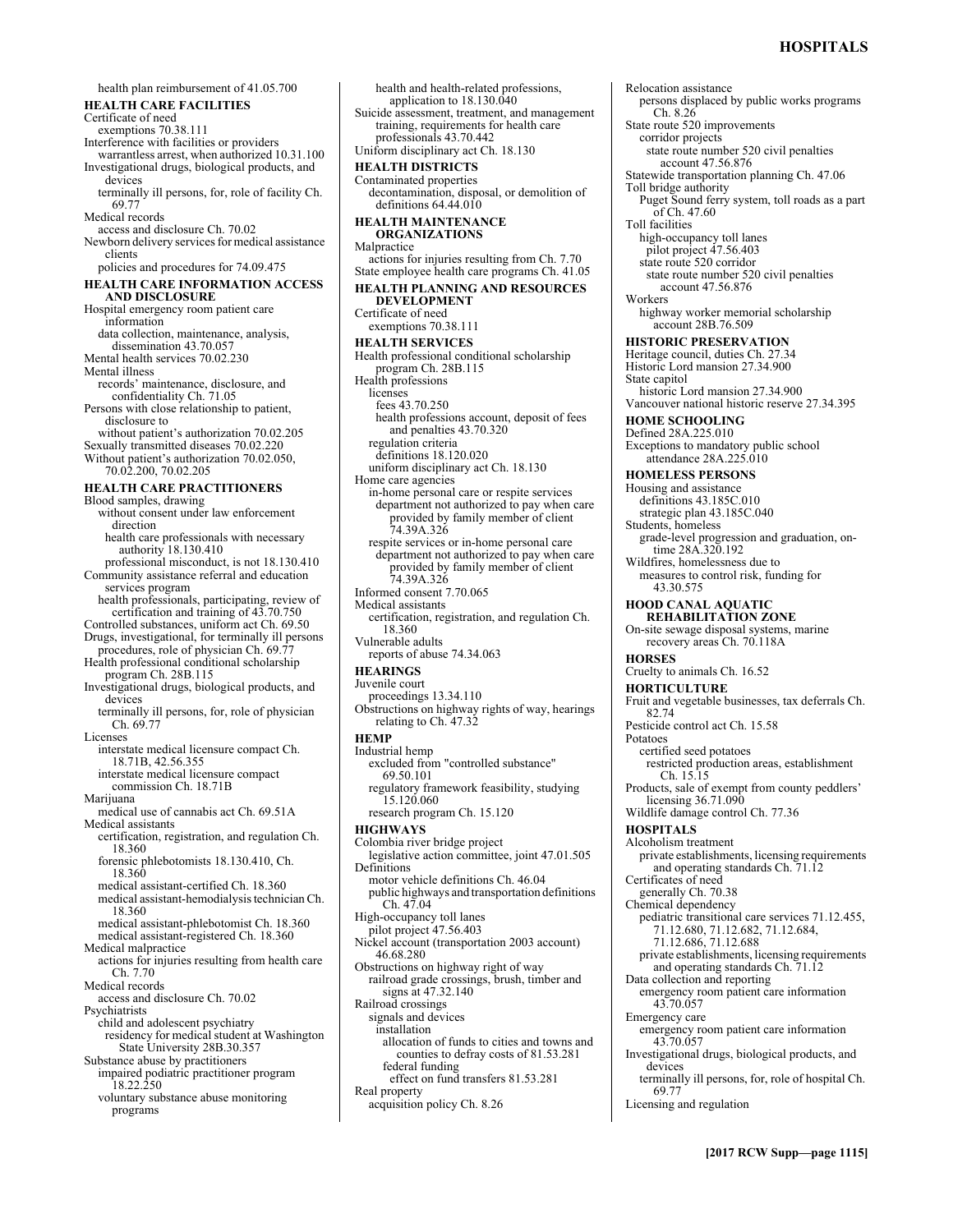health plan reimbursement of 41.05.700

**HEALTH CARE FACILITIES**

Certificate of need
  exemptions 70.38.111
Interference with facilities or providers
  warrantless arrest, when authorized 10.31.100
Investigational drugs, biological products, and devices
  terminally ill persons, for, role of facility Ch. 69.77
Medical records
  access and disclosure Ch. 70.02
Newborn delivery services for medical assistance clients
  policies and procedures for 74.09.475

**HEALTH CARE INFORMATION ACCESS AND DISCLOSURE**

Hospital emergency room patient care information
  data collection, maintenance, analysis, dissemination 43.70.057
Mental health services 70.02.230
Mental illness
  records' maintenance, disclosure, and confidentiality Ch. 71.05
Persons with close relationship to patient, disclosure to
  without patient's authorization 70.02.205
Sexually transmitted diseases 70.02.220
Without patient's authorization 70.02.050, 70.02.200, 70.02.205

**HEALTH CARE PRACTITIONERS**

Blood samples, drawing
  without consent under law enforcement direction
    health care professionals with necessary authority 18.130.410
  professional misconduct, is not 18.130.410
Community assistance referral and education services program
  health professionals, participating, review of certification and training of 43.70.750
Controlled substances, uniform act Ch. 69.50
Drugs, investigational, for terminally ill persons
  procedures, role of physician Ch. 69.77
Health professional conditional scholarship program Ch. 28B.115
Investigational drugs, biological products, and devices
  terminally ill persons, for, role of physician Ch. 69.77
Licenses
  interstate medical licensure compact Ch. 18.71B, 42.56.355
  interstate medical licensure compact commission Ch. 18.71B
Marijuana
  medical use of cannabis act Ch. 69.51A
Medical assistants
  certification, registration, and regulation Ch. 18.360
  forensic phlebotomists 18.130.410, Ch. 18.360
  medical assistant-certified Ch. 18.360
  medical assistant-hemodialysis technician Ch. 18.360
  medical assistant-phlebotomist Ch. 18.360
  medical assistant-registered Ch. 18.360
Medical malpractice
  actions for injuries resulting from health care Ch. 7.70
Medical records
  access and disclosure Ch. 70.02
Psychiatrists
  child and adolescent psychiatry
    residency for medical student at Washington State University 28B.30.357
Substance abuse by practitioners
  impaired podiatric practitioner program 18.22.250
  voluntary substance abuse monitoring programs
    health and health-related professions, application to 18.130.040
Suicide assessment, treatment, and management training, requirements for health care professionals 43.70.442
Uniform disciplinary act Ch. 18.130

**HEALTH DISTRICTS**

Contaminated properties
  decontamination, disposal, or demolition of definitions 64.44.010

**HEALTH MAINTENANCE ORGANIZATIONS**

Malpractice
  actions for injuries resulting from Ch. 7.70
State employee health care programs Ch. 41.05

**HEALTH PLANNING AND RESOURCES DEVELOPMENT**

Certificate of need
  exemptions 70.38.111

**HEALTH SERVICES**

Health professional conditional scholarship program Ch. 28B.115
Health professions
  licenses
    fees 43.70.250
    health professions account, deposit of fees and penalties 43.70.320
  regulation criteria
    definitions 18.120.020
  uniform disciplinary act Ch. 18.130
Home care agencies
  in-home personal care or respite services
    department not authorized to pay when care provided by family member of client 74.39A.326
  respite services or in-home personal care
    department not authorized to pay when care provided by family member of client 74.39A.326
Informed consent 7.70.065
Medical assistants
  certification, registration, and regulation Ch. 18.360
Vulnerable adults
  reports of abuse 74.34.063

**HEARINGS**

Juvenile court
  proceedings 13.34.110
Obstructions on highway rights of way, hearings relating to Ch. 47.32

**HEMP**

Industrial hemp
  excluded from "controlled substance" 69.50.101
  regulatory framework feasibility, studying 15.120.060
  research program Ch. 15.120

**HIGHWAYS**

Colombia river bridge project
  legislative action committee, joint 47.01.505
Definitions
  motor vehicle definitions Ch. 46.04
  public highways and transportation definitions Ch. 47.04
High-occupancy toll lanes
  pilot project 47.56.403
Nickel account (transportation 2003 account) 46.68.280
Obstructions on highway right of way
  railroad grade crossings, brush, timber and signs at 47.32.140
Railroad crossings
  signals and devices
    installation
      allocation of funds to cities and towns and counties to defray costs of 81.53.281
    federal funding
      effect on fund transfers 81.53.281
Real property
  acquisition policy Ch. 8.26
Relocation assistance
  persons displaced by public works programs Ch. 8.26
State route 520 improvements
  corridor projects
    state route number 520 civil penalties account 47.56.876
Statewide transportation planning Ch. 47.06
Toll bridge authority
  Puget Sound ferry system, toll roads as a part of Ch. 47.60
Toll facilities
  high-occupancy toll lanes
    pilot project 47.56.403
  state route 520 corridor
    state route number 520 civil penalties account 47.56.876
Workers
  highway worker memorial scholarship account 28B.76.509

**HISTORIC PRESERVATION**

Heritage council, duties Ch. 27.34
Historic Lord mansion 27.34.900
State capitol
  historic Lord mansion 27.34.900
Vancouver national historic reserve 27.34.395

**HOME SCHOOLING**

Defined 28A.225.010
Exceptions to mandatory public school attendance 28A.225.010

**HOMELESS PERSONS**

Housing and assistance
  definitions 43.185C.010
  strategic plan 43.185C.040
Students, homeless
  grade-level progression and graduation, on-time 28A.320.192
Wildfires, homelessness due to
  measures to control risk, funding for 43.30.575

**HOOD CANAL AQUATIC REHABILITATION ZONE**

On-site sewage disposal systems, marine recovery areas Ch. 70.118A

**HORSES**

Cruelty to animals Ch. 16.52

**HORTICULTURE**

Fruit and vegetable businesses, tax deferrals Ch. 82.74
Pesticide control act Ch. 15.58
Potatoes
  certified seed potatoes
    restricted production areas, establishment Ch. 15.15
Products, sale of exempt from county peddlers' licensing 36.71.090
Wildlife damage control Ch. 77.36

**HOSPITALS**

Alcoholism treatment
  private establishments, licensing requirements and operating standards Ch. 71.12
Certificates of need
  generally Ch. 70.38
Chemical dependency
  pediatric transitional care services 71.12.455, 71.12.680, 71.12.682, 71.12.684, 71.12.686, 71.12.688
  private establishments, licensing requirements and operating standards Ch. 71.12
Data collection and reporting
  emergency room patient care information 43.70.057
Emergency care
  emergency room patient care information 43.70.057
Investigational drugs, biological products, and devices
  terminally ill persons, for, role of hospital Ch. 69.77
Licensing and regulation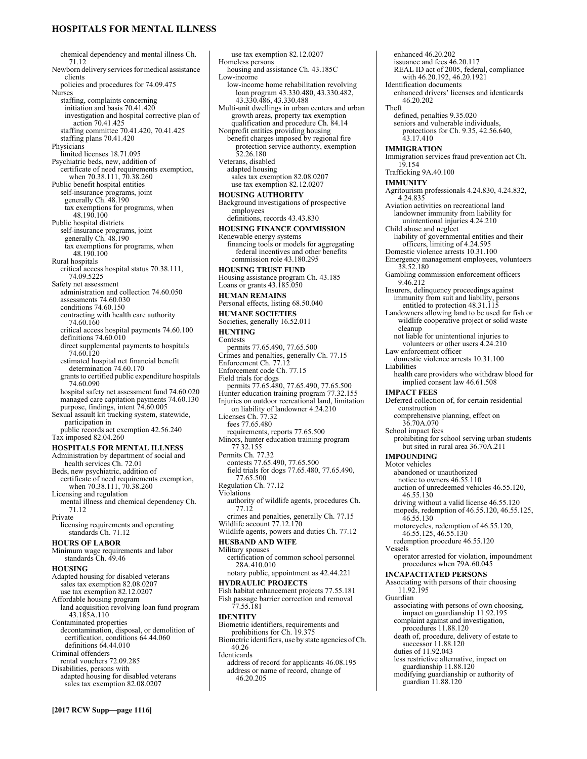chemical dependency and mental illness Ch. 71.12
Newborn delivery services for medical assistance clients
  policies and procedures for 74.09.475
Nurses
  staffing, complaints concerning
    initiation and basis 70.41.420
    investigation and hospital corrective plan of action 70.41.425
  staffing committee 70.41.420, 70.41.425
  staffing plans 70.41.420
Physicians
  limited licenses 18.71.095
Psychiatric beds, new, addition of
  certificate of need requirements exemption, when 70.38.111, 70.38.260
Public benefit hospital entities
  self-insurance programs, joint
    generally Ch. 48.190
    tax exemptions for programs, when 48.190.100
Public hospital districts
  self-insurance programs, joint
    generally Ch. 48.190
    tax exemptions for programs, when 48.190.100
Rural hospitals
  critical access hospital status 70.38.111, 74.09.5225
Safety net assessment
  administration and collection 74.60.050
  assessments 74.60.030
  conditions 74.60.150
  contracting with health care authority 74.60.160
  critical access hospital payments 74.60.100
  definitions 74.60.010
  direct supplemental payments to hospitals 74.60.120
  estimated hospital net financial benefit determination 74.60.170
  grants to certified public expenditure hospitals 74.60.090
  hospital safety net assessment fund 74.60.020
  managed care capitation payments 74.60.130
  purpose, findings, intent 74.60.005
Sexual assault kit tracking system, statewide, participation in
  public records act exemption 42.56.240
Tax imposed 82.04.260

**HOSPITALS FOR MENTAL ILLNESS**

Administration by department of social and health services Ch. 72.01
Beds, new psychiatric, addition of
  certificate of need requirements exemption, when 70.38.111, 70.38.260
Licensing and regulation
  mental illness and chemical dependency Ch. 71.12
Private
  licensing requirements and operating standards Ch. 71.12

**HOURS OF LABOR**

Minimum wage requirements and labor standards Ch. 49.46

**HOUSING**

Adapted housing for disabled veterans
  sales tax exemption 82.08.0207
  use tax exemption 82.12.0207
Affordable housing program
  land acquisition revolving loan fund program 43.185A.110
Contaminated properties
  decontamination, disposal, or demolition of
    certification, conditions 64.44.060
    definitions 64.44.010
Criminal offenders
  rental vouchers 72.09.285
Disabilities, persons with
  adapted housing for disabled veterans
    sales tax exemption 82.08.0207
    use tax exemption 82.12.0207
Homeless persons
  housing and assistance Ch. 43.185C
Low-income
  low-income home rehabilitation revolving loan program 43.330.480, 43.330.482, 43.330.486, 43.330.488
Multi-unit dwellings in urban centers and urban growth areas, property tax exemption
  qualification and procedure Ch. 84.14
Nonprofit entities providing housing
  benefit charges imposed by regional fire protection service authority, exemption 52.26.180
Veterans, disabled
  adapted housing
    sales tax exemption 82.08.0207
    use tax exemption 82.12.0207

**HOUSING AUTHORITY**

Background investigations of prospective employees
  definitions, records 43.43.830

**HOUSING FINANCE COMMISSION**

Renewable energy systems
  financing tools or models for aggregating federal incentives and other benefits
    commission role 43.180.295

**HOUSING TRUST FUND**

Housing assistance program Ch. 43.185
Loans or grants 43.185.050

**HUMAN REMAINS**

Personal effects, listing 68.50.040

**HUMANE SOCIETIES**

Societies, generally 16.52.011

**HUNTING**

Contests
  permits 77.65.490, 77.65.500
Crimes and penalties, generally Ch. 77.15
Enforcement Ch. 77.12
Enforcement code Ch. 77.15
Field trials for dogs
  permits 77.65.480, 77.65.490, 77.65.500
Hunter education training program 77.32.155
Injuries on outdoor recreational land, limitation on liability of landowner 4.24.210
Licenses Ch. 77.32
  fees 77.65.480
  requirements, reports 77.65.500
Minors, hunter education training program 77.32.155
Permits Ch. 77.32
  contests 77.65.490, 77.65.500
  field trials for dogs 77.65.480, 77.65.490, 77.65.500
Regulation Ch. 77.12
Violations
  authority of wildlife agents, procedures Ch. 77.12
  crimes and penalties, generally Ch. 77.15
Wildlife account 77.12.170
Wildlife agents, powers and duties Ch. 77.12

**HUSBAND AND WIFE**

Military spouses
  certification of common school personnel 28A.410.010
  notary public, appointment as 42.44.221

**HYDRAULIC PROJECTS**

Fish habitat enhancement projects 77.55.181
Fish passage barrier correction and removal 77.55.181

**IDENTITY**

Biometric identifiers, requirements and prohibitions for Ch. 19.375
Biometric identifiers, use by state agencies of Ch. 40.26
Identicards
  address of record for applicants 46.08.195
  address or name of record, change of 46.20.205
  enhanced 46.20.202
  issuance and fees 46.20.117
  REAL ID act of 2005, federal, compliance with 46.20.192, 46.20.1921
Identification documents
  enhanced drivers' licenses and identicards 46.20.202
Theft
  defined, penalties 9.35.020
  seniors and vulnerable individuals, protections for Ch. 9.35, 42.56.640, 43.17.410

**IMMIGRATION**

Immigration services fraud prevention act Ch. 19.154
Trafficking 9A.40.100

**IMMUNITY**

Agritourism professionals 4.24.830, 4.24.832, 4.24.835
Aviation activities on recreational land
  landowner immunity from liability for unintentional injuries 4.24.210
Child abuse and neglect
  liability of governmental entities and their officers, limiting of 4.24.595
Domestic violence arrests 10.31.100
Emergency management employees, volunteers 38.52.180
Gambling commission enforcement officers 9.46.212
Insurers, delinquency proceedings against
  immunity from suit and liability, persons entitled to protection 48.31.115
Landowners allowing land to be used for fish or wildlife cooperative project or solid waste cleanup
  not liable for unintentional injuries to volunteers or other users 4.24.210
Law enforcement officer
  domestic violence arrests 10.31.100
Liabilities
  health care providers who withdraw blood for implied consent law 46.61.508

**IMPACT FEES**

Deferred collection of, for certain residential construction
  comprehensive planning, effect on 36.70A.070
School impact fees
  prohibiting for school serving urban students but sited in rural area 36.70A.211

**IMPOUNDING**

Motor vehicles
  abandoned or unauthorized
    notice to owners 46.55.110
  auction of unredeemed vehicles 46.55.120, 46.55.130
  driving without a valid license 46.55.120
  mopeds, redemption of 46.55.120, 46.55.125, 46.55.130
  motorcycles, redemption of 46.55.120, 46.55.125, 46.55.130
  redemption procedure 46.55.120
Vessels
  operator arrested for violation, impoundment procedures when 79A.60.045

**INCAPACITATED PERSONS**

Associating with persons of their choosing 11.92.195
Guardian
  associating with persons of own choosing, impact on guardianship 11.92.195
  complaint against and investigation, procedures 11.88.120
  death of, procedure, delivery of estate to successor 11.88.120
  duties of 11.92.043
  less restrictive alternative, impact on guardianship 11.88.120
  modifying guardianship or authority of guardian 11.88.120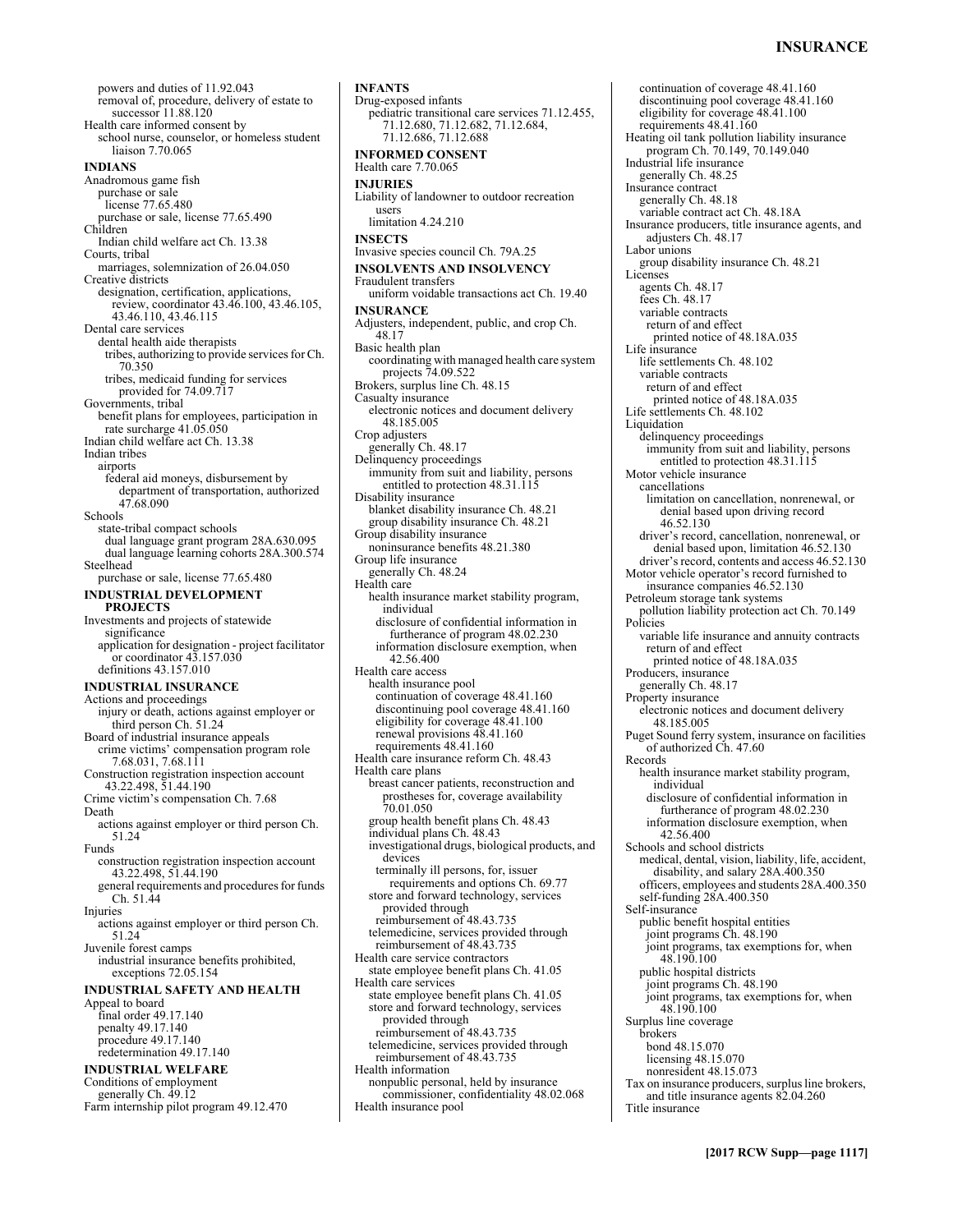powers and duties of 11.92.043
removal of, procedure, delivery of estate to successor 11.88.120
Health care informed consent by
school nurse, counselor, or homeless student liaison 7.70.065

**INDIANS**

Anadromous game fish
purchase or sale
license 77.65.480
purchase or sale, license 77.65.490
Children
Indian child welfare act Ch. 13.38
Courts, tribal
marriages, solemnization of 26.04.050
Creative districts
designation, certification, applications, review, coordinator 43.46.100, 43.46.105, 43.46.110, 43.46.115
Dental care services
dental health aide therapists
tribes, authorizing to provide services for Ch. 70.350
tribes, medicaid funding for services provided for 74.09.717
Governments, tribal
benefit plans for employees, participation in rate surcharge 41.05.050
Indian child welfare act Ch. 13.38
Indian tribes
airports
federal aid moneys, disbursement by department of transportation, authorized 47.68.090
Schools
state-tribal compact schools
dual language grant program 28A.630.095
dual language learning cohorts 28A.300.574
Steelhead
purchase or sale, license 77.65.480

**INDUSTRIAL DEVELOPMENT PROJECTS**

Investments and projects of statewide significance
application for designation - project facilitator or coordinator 43.157.030
definitions 43.157.010

**INDUSTRIAL INSURANCE**

Actions and proceedings
injury or death, actions against employer or third person Ch. 51.24
Board of industrial insurance appeals
crime victims' compensation program role 7.68.031, 7.68.111
Construction registration inspection account 43.22.498, 51.44.190
Crime victim's compensation Ch. 7.68
Death
actions against employer or third person Ch. 51.24
Funds
construction registration inspection account 43.22.498, 51.44.190
general requirements and procedures for funds Ch. 51.44
Injuries
actions against employer or third person Ch. 51.24
Juvenile forest camps
industrial insurance benefits prohibited, exceptions 72.05.154

**INDUSTRIAL SAFETY AND HEALTH**

Appeal to board
final order 49.17.140
penalty 49.17.140
procedure 49.17.140
redetermination 49.17.140

**INDUSTRIAL WELFARE**

Conditions of employment
generally Ch. 49.12
Farm internship pilot program 49.12.470

**INFANTS**

Drug-exposed infants
pediatric transitional care services 71.12.455, 71.12.680, 71.12.682, 71.12.684, 71.12.686, 71.12.688

**INFORMED CONSENT**

Health care 7.70.065

**INJURIES**

Liability of landowner to outdoor recreation users
limitation 4.24.210

**INSECTS**

Invasive species council Ch. 79A.25

**INSOLVENTS AND INSOLVENCY**

Fraudulent transfers
uniform voidable transactions act Ch. 19.40

**INSURANCE**

Adjusters, independent, public, and crop Ch. 48.17
Basic health plan
coordinating with managed health care system projects 74.09.522
Brokers, surplus line Ch. 48.15
Casualty insurance
electronic notices and document delivery 48.185.005
Crop adjusters
generally Ch. 48.17
Delinquency proceedings
immunity from suit and liability, persons entitled to protection 48.31.115
Disability insurance
blanket disability insurance Ch. 48.21
group disability insurance Ch. 48.21
Group disability insurance
noninsurance benefits 48.21.380
Group life insurance
generally Ch. 48.24
Health care
health insurance market stability program, individual
disclosure of confidential information in furtherance of program 48.02.230
information disclosure exemption, when 42.56.400
Health care access
health insurance pool
continuation of coverage 48.41.160
discontinuing pool coverage 48.41.160
eligibility for coverage 48.41.100
renewal provisions 48.41.160
requirements 48.41.160
Health care insurance reform Ch. 48.43
Health care plans
breast cancer patients, reconstruction and prostheses for, coverage availability 70.01.050
group health benefit plans Ch. 48.43
individual plans Ch. 48.43
investigational drugs, biological products, and devices
terminally ill persons, for, issuer requirements and options Ch. 69.77
store and forward technology, services provided through
reimbursement of 48.43.735
telemedicine, services provided through
reimbursement of 48.43.735
Health care service contractors
state employee benefit plans Ch. 41.05
Health care services
state employee benefit plans Ch. 41.05
store and forward technology, services provided through
reimbursement of 48.43.735
telemedicine, services provided through
reimbursement of 48.43.735
Health information
nonpublic personal, held by insurance commissioner, confidentiality 48.02.068
Health insurance pool
continuation of coverage 48.41.160
discontinuing pool coverage 48.41.160
eligibility for coverage 48.41.100
requirements 48.41.160
Heating oil tank pollution liability insurance program Ch. 70.149, 70.149.040
Industrial life insurance
generally Ch. 48.25
Insurance contract
generally Ch. 48.18
variable contract act Ch. 48.18A
Insurance producers, title insurance agents, and adjusters Ch. 48.17
Labor unions
group disability insurance Ch. 48.21
Licenses
agents Ch. 48.17
fees Ch. 48.17
variable contracts
return of and effect
printed notice of 48.18A.035
Life insurance
life settlements Ch. 48.102
variable contracts
return of and effect
printed notice of 48.18A.035
Life settlements Ch. 48.102
Liquidation
delinquency proceedings
immunity from suit and liability, persons entitled to protection 48.31.115
Motor vehicle insurance
cancellations
limitation on cancellation, nonrenewal, or denial based upon driving record 46.52.130
driver's record, cancellation, nonrenewal, or denial based upon, limitation 46.52.130
driver's record, contents and access 46.52.130
Motor vehicle operator's record furnished to insurance companies 46.52.130
Petroleum storage tank systems
pollution liability protection act Ch. 70.149
Policies
variable life insurance and annuity contracts
return of and effect
printed notice of 48.18A.035
Producers, insurance
generally Ch. 48.17
Property insurance
electronic notices and document delivery 48.185.005
Puget Sound ferry system, insurance on facilities of authorized Ch. 47.60
Records
health insurance market stability program, individual
disclosure of confidential information in furtherance of program 48.02.230
information disclosure exemption, when 42.56.400
Schools and school districts
medical, dental, vision, liability, life, accident, disability, and salary 28A.400.350
officers, employees and students 28A.400.350
self-funding 28A.400.350
Self-insurance
public benefit hospital entities
joint programs Ch. 48.190
joint programs, tax exemptions for, when 48.190.100
public hospital districts
joint programs Ch. 48.190
joint programs, tax exemptions for, when 48.190.100
Surplus line coverage
brokers
bond 48.15.070
licensing 48.15.070
nonresident 48.15.073
Tax on insurance producers, surplus line brokers, and title insurance agents 82.04.260
Title insurance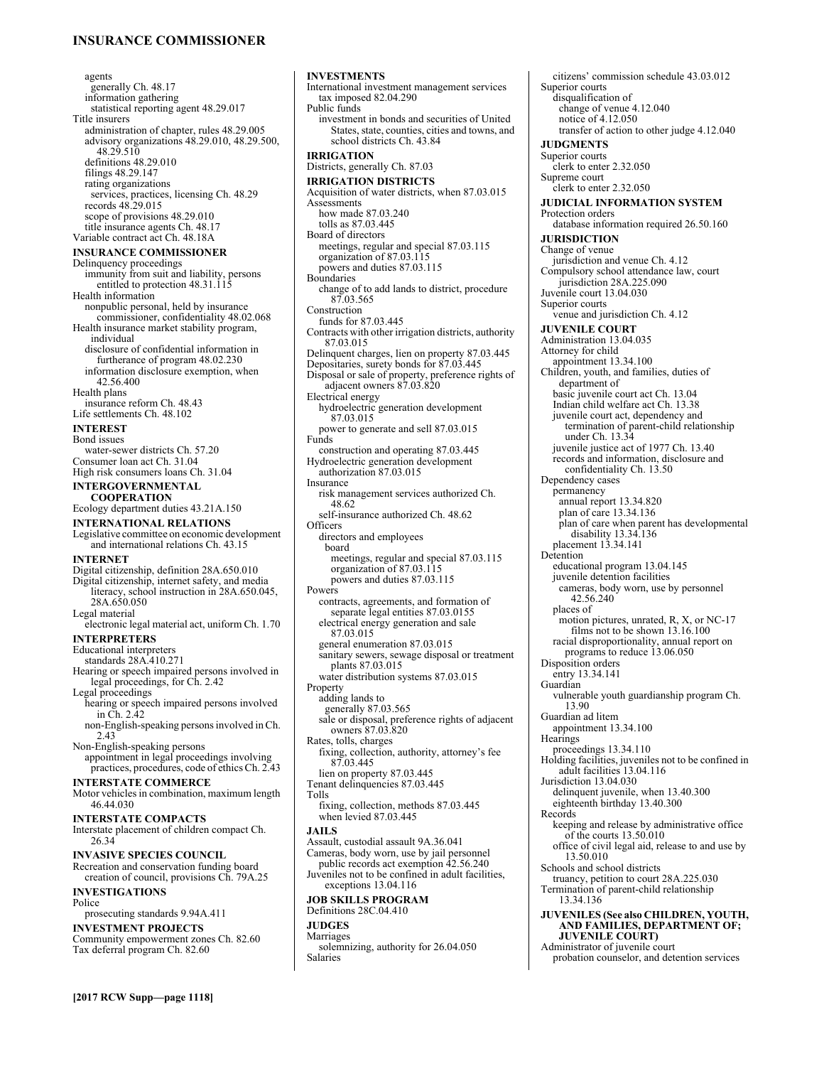agents
  generally Ch. 48.17
  information gathering
    statistical reporting agent 48.29.017
Title insurers
  administration of chapter, rules 48.29.005
  advisory organizations 48.29.010, 48.29.500, 48.29.510
  definitions 48.29.010
  filings 48.29.147
  rating organizations
    services, practices, licensing Ch. 48.29
  records 48.29.015
  scope of provisions 48.29.010
  title insurance agents Ch. 48.17
Variable contract act Ch. 48.18A

**INSURANCE COMMISSIONER**
Delinquency proceedings
  immunity from suit and liability, persons entitled to protection 48.31.115
Health information
  nonpublic personal, held by insurance commissioner, confidentiality 48.02.068
Health insurance market stability program, individual
  disclosure of confidential information in furtherance of program 48.02.230
  information disclosure exemption, when 42.56.400
Health plans
  insurance reform Ch. 48.43
Life settlements Ch. 48.102

**INTEREST**
Bond issues
  water-sewer districts Ch. 57.20
Consumer loan act Ch. 31.04
High risk consumers loans Ch. 31.04

**INTERGOVERNMENTAL COOPERATION**
Ecology department duties 43.21A.150

**INTERNATIONAL RELATIONS**
Legislative committee on economic development and international relations Ch. 43.15

**INTERNET**
Digital citizenship, definition 28A.650.010
Digital citizenship, internet safety, and media literacy, school instruction in 28A.650.045, 28A.650.050
Legal material
  electronic legal material act, uniform Ch. 1.70

**INTERPRETERS**
Educational interpreters
  standards 28A.410.271
Hearing or speech impaired persons involved in legal proceedings, for Ch. 2.42
Legal proceedings
  hearing or speech impaired persons involved in Ch. 2.42
  non-English-speaking persons involved in Ch. 2.43
Non-English-speaking persons
  appointment in legal proceedings involving practices, procedures, code of ethics Ch. 2.43

**INTERSTATE COMMERCE**
Motor vehicles in combination, maximum length 46.44.030

**INTERSTATE COMPACTS**
Interstate placement of children compact Ch. 26.34

**INVASIVE SPECIES COUNCIL**
Recreation and conservation funding board creation of council, provisions Ch. 79A.25

**INVESTIGATIONS**
Police
  prosecuting standards 9.94A.411

**INVESTMENT PROJECTS**
Community empowerment zones Ch. 82.60
Tax deferral program Ch. 82.60

**INVESTMENTS**
International investment management services tax imposed 82.04.290
Public funds
  investment in bonds and securities of United States, state, counties, cities and towns, and school districts Ch. 43.84

**IRRIGATION**
Districts, generally Ch. 87.03

**IRRIGATION DISTRICTS**
Acquisition of water districts, when 87.03.015
Assessments
  how made 87.03.240
  tolls as 87.03.445
Board of directors
  meetings, regular and special 87.03.115
  organization of 87.03.115
  powers and duties 87.03.115
Boundaries
  change of to add lands to district, procedure 87.03.565
Construction
  funds for 87.03.445
Contracts with other irrigation districts, authority 87.03.015
Delinquent charges, lien on property 87.03.445
Depositaries, surety bonds for 87.03.445
Disposal or sale of property, preference rights of adjacent owners 87.03.820
Electrical energy
  hydroelectric generation development 87.03.015
  power to generate and sell 87.03.015
Funds
  construction and operating 87.03.445
Hydroelectric generation development authorization 87.03.015
Insurance
  risk management services authorized Ch. 48.62
  self-insurance authorized Ch. 48.62
Officers
  directors and employees
    board
      meetings, regular and special 87.03.115
      organization of 87.03.115
      powers and duties 87.03.115
Powers
  contracts, agreements, and formation of separate legal entities 87.03.0155
  electrical energy generation and sale 87.03.015
  general enumeration 87.03.015
  sanitary sewers, sewage disposal or treatment plants 87.03.015
  water distribution systems 87.03.015
Property
  adding lands to
    generally 87.03.565
  sale or disposal, preference rights of adjacent owners 87.03.820
Rates, tolls, charges
  fixing, collection, authority, attorney's fee 87.03.445
  lien on property 87.03.445
Tenant delinquencies 87.03.445
Tolls
  fixing, collection, methods 87.03.445
  when levied 87.03.445

**JAILS**
Assault, custodial assault 9A.36.041
Cameras, body worn, use by jail personnel
  public records act exemption 42.56.240
Juveniles not to be confined in adult facilities, exceptions 13.04.116

**JOB SKILLS PROGRAM**
Definitions 28C.04.410

**JUDGES**
Marriages
  solemnizing, authority for 26.04.050
Salaries
  citizens' commission schedule 43.03.012
Superior courts
  disqualification of
    change of venue 4.12.040
    notice of 4.12.050
    transfer of action to other judge 4.12.040

**JUDGMENTS**
Superior courts
  clerk to enter 2.32.050
Supreme court
  clerk to enter 2.32.050

**JUDICIAL INFORMATION SYSTEM**
Protection orders
  database information required 26.50.160

**JURISDICTION**
Change of venue
  jurisdiction and venue Ch. 4.12
Compulsory school attendance law, court jurisdiction 28A.225.090
Juvenile court 13.04.030
Superior courts
  venue and jurisdiction Ch. 4.12

**JUVENILE COURT**
Administration 13.04.035
Attorney for child
  appointment 13.34.100
Children, youth, and families, duties of department of
  basic juvenile court act Ch. 13.04
  Indian child welfare act Ch. 13.38
  juvenile court act, dependency and termination of parent-child relationship under Ch. 13.34
  juvenile justice act of 1977 Ch. 13.40
  records and information, disclosure and confidentiality Ch. 13.50
Dependency cases
  permanency
    annual report 13.34.820
    plan of care 13.34.136
    plan of care when parent has developmental disability 13.34.136
  placement 13.34.141
Detention
  educational program 13.04.145
  juvenile detention facilities
    cameras, body worn, use by personnel 42.56.240
  places of
    motion pictures, unrated, R, X, or NC-17 films not to be shown 13.16.100
  racial disproportionality, annual report on programs to reduce 13.06.050
Disposition orders
  entry 13.34.141
Guardian
  vulnerable youth guardianship program Ch. 13.90
Guardian ad litem
  appointment 13.34.100
Hearings
  proceedings 13.34.110
Holding facilities, juveniles not to be confined in adult facilities 13.04.116
Jurisdiction 13.04.030
  delinquent juvenile, when 13.40.300
  eighteenth birthday 13.40.300
Records
  keeping and release by administrative office of the courts 13.50.010
  office of civil legal aid, release to and use by 13.50.010
Schools and school districts
  truancy, petition to court 28A.225.030
Termination of parent-child relationship 13.34.136

**JUVENILES (See also CHILDREN, YOUTH, AND FAMILIES, DEPARTMENT OF; JUVENILE COURT)**
Administrator of juvenile court
  probation counselor, and detention services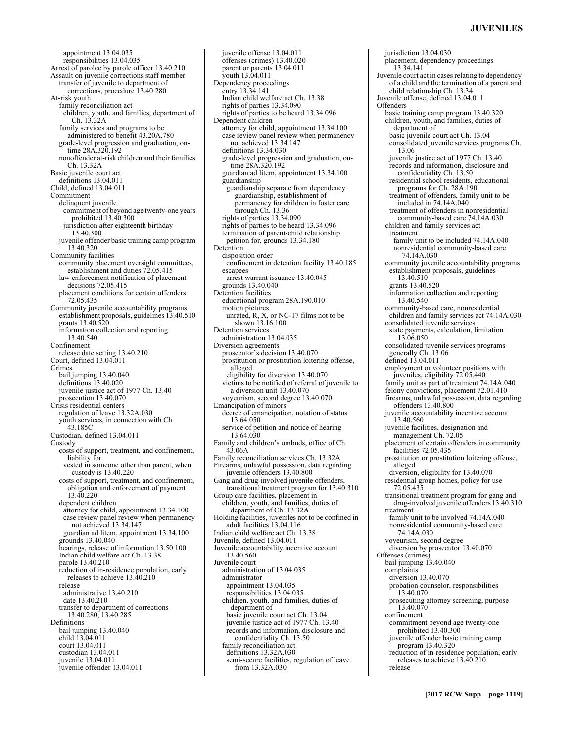appointment 13.04.035
responsibilities 13.04.035
Arrest of parolee by parole officer 13.40.210
Assault on juvenile corrections staff member
transfer of juvenile to department of corrections, procedure 13.40.280
At-risk youth
family reconciliation act
children, youth, and families, department of Ch. 13.32A
family services and programs to be administered to benefit 43.20A.780
grade-level progression and graduation, on-time 28A.320.192
nonoffender at-risk children and their families Ch. 13.32A
Basic juvenile court act
definitions 13.04.011
Child, defined 13.04.011
Commitment
delinquent juvenile
commitment of beyond age twenty-one years prohibited 13.40.300
jurisdiction after eighteenth birthday 13.40.300
juvenile offender basic training camp program 13.40.320
Community facilities
community placement oversight committees, establishment and duties 72.05.415
law enforcement notification of placement decisions 72.05.415
placement conditions for certain offenders 72.05.435
Community juvenile accountability programs
establishment proposals, guidelines 13.40.510
grants 13.40.520
information collection and reporting 13.40.540
Confinement
release date setting 13.40.210
Court, defined 13.04.011
Crimes
bail jumping 13.40.040
definitions 13.40.020
juvenile justice act of 1977 Ch. 13.40
prosecution 13.40.070
Crisis residential centers
regulation of leave 13.32A.030
youth services, in connection with Ch. 43.185C
Custodian, defined 13.04.011
Custody
costs of support, treatment, and confinement, liability for
vested in someone other than parent, when custody is 13.40.220
costs of support, treatment, and confinement, obligation and enforcement of payment 13.40.220
dependent children
attorney for child, appointment 13.34.100
case review panel review when permanency not achieved 13.34.147
guardian ad litem, appointment 13.34.100
grounds 13.40.040
hearings, release of information 13.50.100
Indian child welfare act Ch. 13.38
parole 13.40.210
reduction of in-residence population, early releases to achieve 13.40.210
release
administrative 13.40.210
date 13.40.210
transfer to department of corrections 13.40.280, 13.40.285
Definitions
bail jumping 13.40.040
child 13.04.011
court 13.04.011
custodian 13.04.011
juvenile 13.04.011
juvenile offender 13.04.011
juvenile offense 13.04.011
offenses (crimes) 13.40.020
parent or parents 13.04.011
youth 13.04.011
Dependency proceedings
entry 13.34.141
Indian child welfare act Ch. 13.38
rights of parties 13.34.090
rights of parties to be heard 13.34.096
Dependent children
attorney for child, appointment 13.34.100
case review panel review when permanency not achieved 13.34.147
definitions 13.34.030
grade-level progression and graduation, on-time 28A.320.192
guardian ad litem, appointment 13.34.100
guardianship
guardianship separate from dependency guardianship, establishment of permanency for children in foster care through Ch. 13.36
rights of parties 13.34.090
rights of parties to be heard 13.34.096
termination of parent-child relationship petition for, grounds 13.34.180
Detention
disposition order
confinement in detention facility 13.40.185
escapees
arrest warrant issuance 13.40.045
grounds 13.40.040
Detention facilities
educational program 28A.190.010
motion pictures
unrated, R, X, or NC-17 films not to be shown 13.16.100
Detention services
administration 13.04.035
Diversion agreements
prosecutor's decision 13.40.070
prostitution or prostitution loitering offense, alleged
eligibility for diversion 13.40.070
victims to be notified of referral of juvenile to a diversion unit 13.40.070
voyeurism, second degree 13.40.070
Emancipation of minors
decree of emancipation, notation of status 13.64.050
service of petition and notice of hearing 13.64.030
Family and children's ombuds, office of Ch. 43.06A
Family reconciliation services Ch. 13.32A
Firearms, unlawful possession, data regarding juvenile offenders 13.40.800
Gang and drug-involved juvenile offenders, transitional treatment program for 13.40.310
Group care facilities, placement in
children, youth, and families, duties of department of Ch. 13.32A
Holding facilities, juveniles not to be confined in adult facilities 13.04.116
Indian child welfare act Ch. 13.38
Juvenile, defined 13.04.011
Juvenile accountability incentive account 13.40.560
Juvenile court
administration of 13.04.035
administrator
appointment 13.04.035
responsibilities 13.04.035
children, youth, and families, duties of department of
basic juvenile court act Ch. 13.04
juvenile justice act of 1977 Ch. 13.40
records and information, disclosure and confidentiality Ch. 13.50
family reconciliation act
definitions 13.32A.030
semi-secure facilities, regulation of leave from 13.32A.030
jurisdiction 13.04.030
placement, dependency proceedings 13.34.141
Juvenile court act in cases relating to dependency of a child and the termination of a parent and child relationship Ch. 13.34
Juvenile offense, defined 13.04.011
Offenders
basic training camp program 13.40.320
children, youth, and families, duties of department of
basic juvenile court act Ch. 13.04
consolidated juvenile services programs Ch. 13.06
juvenile justice act of 1977 Ch. 13.40
records and information, disclosure and confidentiality Ch. 13.50
residential school residents, educational programs for Ch. 28A.190
treatment of offenders, family unit to be included in 74.14A.040
treatment of offenders in nonresidential community-based care 74.14A.030
children and family services act
treatment
family unit to be included 74.14A.040
nonresidential community-based care 74.14A.030
community juvenile accountability programs
establishment proposals, guidelines 13.40.510
grants 13.40.520
information collection and reporting 13.40.540
community-based care, nonresidential
children and family services act 74.14A.030
consolidated juvenile services
state payments, calculation, limitation 13.06.050
consolidated juvenile services programs
generally Ch. 13.06
defined 13.04.011
employment or volunteer positions with juveniles, eligibility 72.05.440
family unit as part of treatment 74.14A.040
felony convictions, placement 72.01.410
firearms, unlawful possession, data regarding offenders 13.40.800
juvenile accountability incentive account 13.40.560
juvenile facilities, designation and management Ch. 72.05
placement of certain offenders in community facilities 72.05.435
prostitution or prostitution loitering offense, alleged
diversion, eligibility for 13.40.070
residential group homes, policy for use 72.05.435
transitional treatment program for gang and drug-involved juvenile offenders 13.40.310
treatment
family unit to be involved 74.14A.040
nonresidential community-based care 74.14A.030
voyeurism, second degree
diversion by prosecutor 13.40.070
Offenses (crimes)
bail jumping 13.40.040
complaints
diversion 13.40.070
probation counselor, responsibilities 13.40.070
prosecuting attorney screening, purpose 13.40.070
confinement
commitment beyond age twenty-one prohibited 13.40.300
juvenile offender basic training camp program 13.40.320
reduction of in-residence population, early releases to achieve 13.40.210
release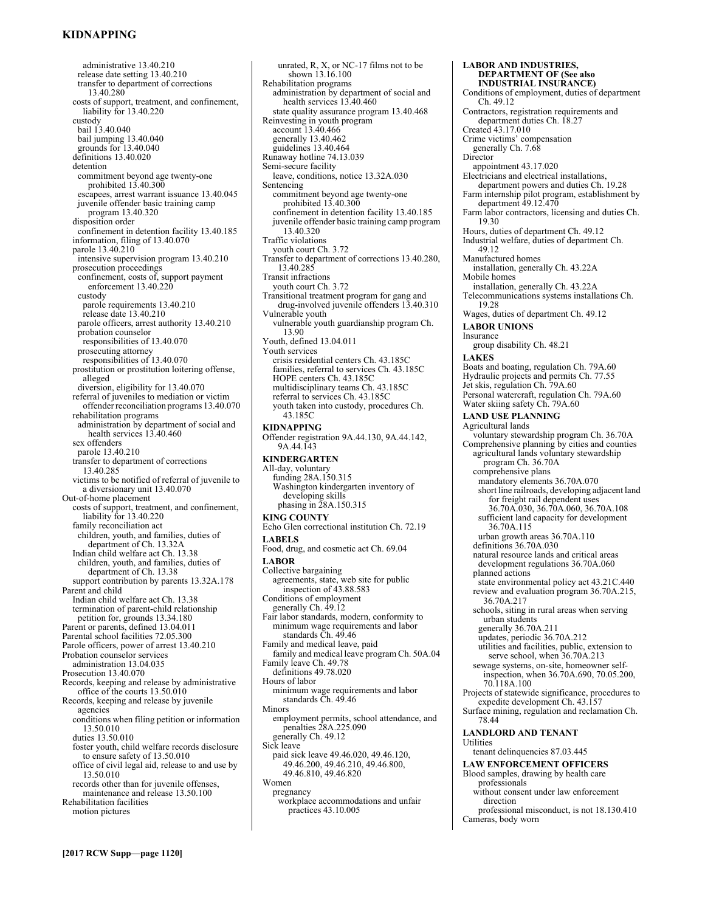administrative 13.40.210
release date setting 13.40.210
transfer to department of corrections 13.40.280
costs of support, treatment, and confinement, liability for 13.40.220
custody
bail 13.40.040
bail jumping 13.40.040
grounds for 13.40.040
definitions 13.40.020
detention
commitment beyond age twenty-one prohibited 13.40.300
escapees, arrest warrant issuance 13.40.045
juvenile offender basic training camp program 13.40.320
disposition order
confinement in detention facility 13.40.185
information, filing of 13.40.070
parole 13.40.210
intensive supervision program 13.40.210
prosecution proceedings
confinement, costs of, support payment enforcement 13.40.220
custody
parole requirements 13.40.210
release date 13.40.210
parole officers, arrest authority 13.40.210
probation counselor
responsibilities of 13.40.070
prosecuting attorney
responsibilities of 13.40.070
prostitution or prostitution loitering offense, alleged
diversion, eligibility for 13.40.070
referral of juveniles to mediation or victim offender reconciliation programs 13.40.070
rehabilitation programs
administration by department of social and health services 13.40.460
sex offenders
parole 13.40.210
transfer to department of corrections 13.40.285
victims to be notified of referral of juvenile to a diversionary unit 13.40.070
Out-of-home placement
costs of support, treatment, and confinement, liability for 13.40.220
family reconciliation act
children, youth, and families, duties of department of Ch. 13.32A
Indian child welfare act Ch. 13.38
children, youth, and families, duties of department of Ch. 13.38
support contribution by parents 13.32A.178
Parent and child
Indian child welfare act Ch. 13.38
termination of parent-child relationship petition for, grounds 13.34.180
Parent or parents, defined 13.04.011
Parental school facilities 72.05.300
Parole officers, power of arrest 13.40.210
Probation counselor services
administration 13.04.035
Prosecution 13.40.070
Records, keeping and release by administrative office of the courts 13.50.010
Records, keeping and release by juvenile agencies
conditions when filing petition or information 13.50.010
duties 13.50.010
foster youth, child welfare records disclosure to ensure safety of 13.50.010
office of civil legal aid, release to and use by 13.50.010
records other than for juvenile offenses, maintenance and release 13.50.100
Rehabilitation facilities
motion pictures
unrated, R, X, or NC-17 films not to be shown 13.16.100
Rehabilitation programs
administration by department of social and health services 13.40.460
state quality assurance program 13.40.468
Reinvesting in youth program
account 13.40.466
generally 13.40.462
guidelines 13.40.464
Runaway hotline 74.13.039
Semi-secure facility
leave, conditions, notice 13.32A.030
Sentencing
commitment beyond age twenty-one prohibited 13.40.300
confinement in detention facility 13.40.185
juvenile offender basic training camp program 13.40.320
Traffic violations
youth court Ch. 3.72
Transfer to department of corrections 13.40.280, 13.40.285
Transit infractions
youth court Ch. 3.72
Transitional treatment program for gang and drug-involved juvenile offenders 13.40.310
Vulnerable youth
vulnerable youth guardianship program Ch. 13.90
Youth, defined 13.04.011
Youth services
crisis residential centers Ch. 43.185C
families, referral to services Ch. 43.185C
HOPE centers Ch. 43.185C
multidisciplinary teams Ch. 43.185C
referral to services Ch. 43.185C
youth taken into custody, procedures Ch. 43.185C

**KIDNAPPING**

Offender registration 9A.44.130, 9A.44.142, 9A.44.143

**KINDERGARTEN**

All-day, voluntary
funding 28A.150.315
Washington kindergarten inventory of developing skills
phasing in 28A.150.315

**KING COUNTY**

Echo Glen correctional institution Ch. 72.19

**LABELS**

Food, drug, and cosmetic act Ch. 69.04

**LABOR**

Collective bargaining
agreements, state, web site for public inspection of 43.88.583
Conditions of employment
generally Ch. 49.12
Fair labor standards, modern, conformity to
minimum wage requirements and labor standards Ch. 49.46
Family and medical leave, paid
family and medical leave program Ch. 50A.04
Family leave Ch. 49.78
definitions 49.78.020
Hours of labor
minimum wage requirements and labor standards Ch. 49.46
Minors
employment permits, school attendance, and penalties 28A.225.090
generally Ch. 49.12
Sick leave
paid sick leave 49.46.020, 49.46.120, 49.46.200, 49.46.210, 49.46.800, 49.46.810, 49.46.820
Women
pregnancy
workplace accommodations and unfair practices 43.10.005

**LABOR AND INDUSTRIES, DEPARTMENT OF (See also INDUSTRIAL INSURANCE)**

Conditions of employment, duties of department Ch. 49.12
Contractors, registration requirements and department duties Ch. 18.27
Created 43.17.010
Crime victims' compensation
generally Ch. 7.68
Director
appointment 43.17.020
Electricians and electrical installations, department powers and duties Ch. 19.28
Farm internship pilot program, establishment by department 49.12.470
Farm labor contractors, licensing and duties Ch. 19.30
Hours, duties of department Ch. 49.12
Industrial welfare, duties of department Ch. 49.12
Manufactured homes
installation, generally Ch. 43.22A
Mobile homes
installation, generally Ch. 43.22A
Telecommunications systems installations Ch. 19.28
Wages, duties of department Ch. 49.12

**LABOR UNIONS**

Insurance
group disability Ch. 48.21

**LAKES**

Boats and boating, regulation Ch. 79A.60
Hydraulic projects and permits Ch. 77.55
Jet skis, regulation Ch. 79A.60
Personal watercraft, regulation Ch. 79A.60
Water skiing safety Ch. 79A.60

**LAND USE PLANNING**

Agricultural lands
voluntary stewardship program Ch. 36.70A
Comprehensive planning by cities and counties
agricultural lands voluntary stewardship program Ch. 36.70A
comprehensive plans
mandatory elements 36.70A.070
short line railroads, developing adjacent land for freight rail dependent uses 36.70A.030, 36.70A.060, 36.70A.108
sufficient land capacity for development 36.70A.115
urban growth areas 36.70A.110
definitions 36.70A.030
natural resource lands and critical areas
development regulations 36.70A.060
planned actions
state environmental policy act 43.21C.440
review and evaluation program 36.70A.215, 36.70A.217
schools, siting in rural areas when serving urban students
generally 36.70A.211
updates, periodic 36.70A.212
utilities and facilities, public, extension to serve school, when 36.70A.213
sewage systems, on-site, homeowner self-inspection, when 36.70A.690, 70.05.200, 70.118A.100
Projects of statewide significance, procedures to expedite development Ch. 43.157
Surface mining, regulation and reclamation Ch. 78.44

**LANDLORD AND TENANT**

Utilities
tenant delinquencies 87.03.445

**LAW ENFORCEMENT OFFICERS**

Blood samples, drawing by health care professionals
without consent under law enforcement direction
professional misconduct, is not 18.130.410
Cameras, body worn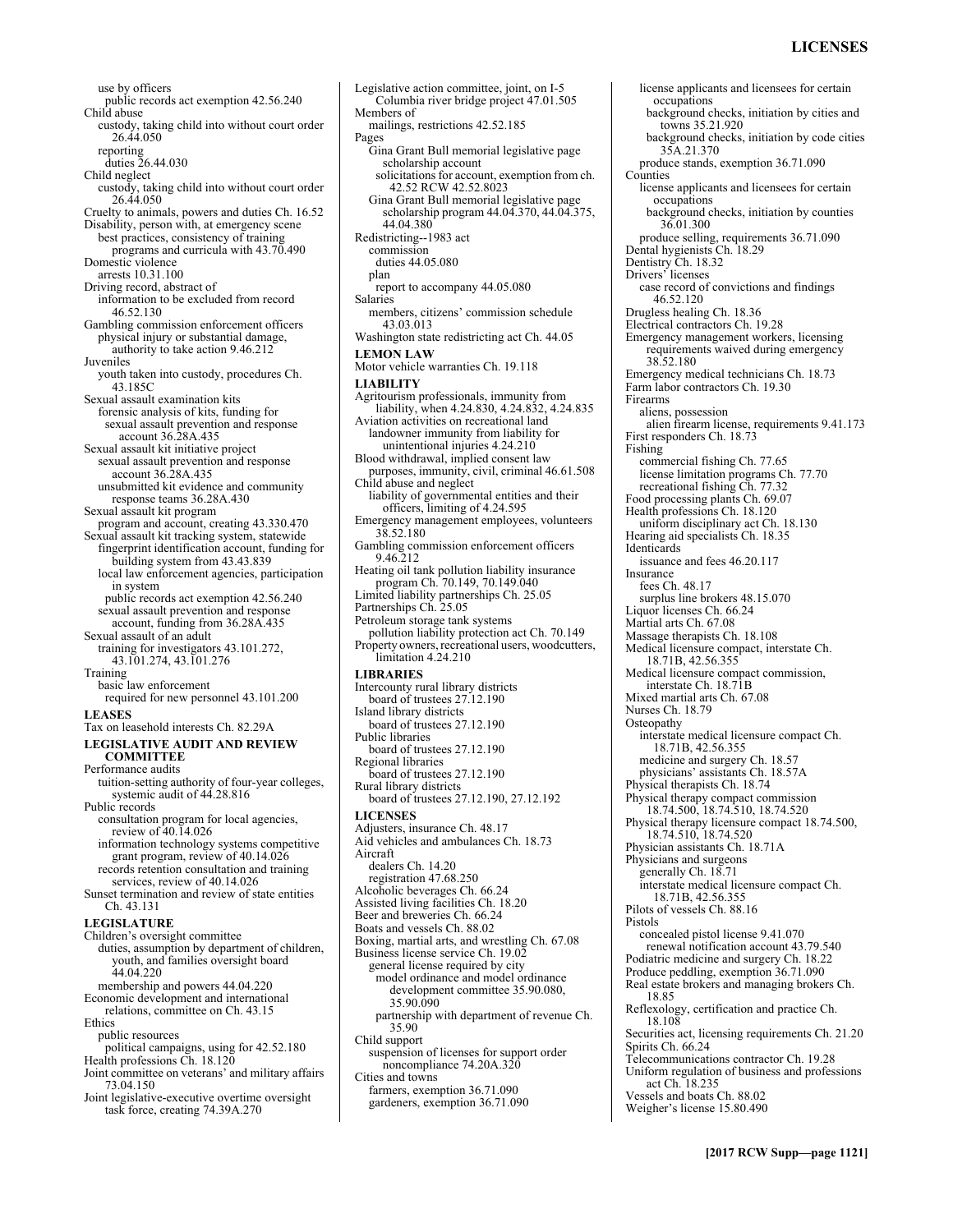use by officers
public records act exemption 42.56.240
Child abuse
custody, taking child into without court order 26.44.050
reporting
duties 26.44.030
Child neglect
custody, taking child into without court order 26.44.050
Cruelty to animals, powers and duties Ch. 16.52
Disability, person with, at emergency scene
best practices, consistency of training programs and curricula with 43.70.490
Domestic violence
arrests 10.31.100
Driving record, abstract of
information to be excluded from record 46.52.130
Gambling commission enforcement officers
physical injury or substantial damage, authority to take action 9.46.212
Juveniles
youth taken into custody, procedures Ch. 43.185C
Sexual assault examination kits
forensic analysis of kits, funding for sexual assault prevention and response account 36.28A.435
Sexual assault kit initiative project
sexual assault prevention and response account 36.28A.435
unsubmitted kit evidence and community response teams 36.28A.430
Sexual assault kit program
program and account, creating 43.330.470
Sexual assault kit tracking system, statewide
fingerprint identification account, funding for building system from 43.43.839
local law enforcement agencies, participation in system
public records act exemption 42.56.240
sexual assault prevention and response account, funding from 36.28A.435
Sexual assault of an adult
training for investigators 43.101.272, 43.101.274, 43.101.276
Training
basic law enforcement
required for new personnel 43.101.200

**LEASES**

Tax on leasehold interests Ch. 82.29A

**LEGISLATIVE AUDIT AND REVIEW COMMITTEE**

Performance audits
tuition-setting authority of four-year colleges, systemic audit of 44.28.816
Public records
consultation program for local agencies, review of 40.14.026
information technology systems competitive grant program, review of 40.14.026
records retention consultation and training services, review of 40.14.026
Sunset termination and review of state entities Ch. 43.131

**LEGISLATURE**

Children's oversight committee
duties, assumption by department of children, youth, and families oversight board 44.04.220
membership and powers 44.04.220
Economic development and international relations, committee on Ch. 43.15
Ethics
public resources
political campaigns, using for 42.52.180
Health professions Ch. 18.120
Joint committee on veterans' and military affairs 73.04.150
Joint legislative-executive overtime oversight task force, creating 74.39A.270
Legislative action committee, joint, on I-5 Columbia river bridge project 47.01.505
Members of
mailings, restrictions 42.52.185
Pages
Gina Grant Bull memorial legislative page scholarship account
solicitations for account, exemption from ch. 42.52 RCW 42.52.8023
Gina Grant Bull memorial legislative page scholarship program 44.04.370, 44.04.375, 44.04.380
Redistricting--1983 act
commission
duties 44.05.080
plan
report to accompany 44.05.080
Salaries
members, citizens' commission schedule 43.03.013
Washington state redistricting act Ch. 44.05

**LEMON LAW**

Motor vehicle warranties Ch. 19.118

**LIABILITY**

Agritourism professionals, immunity from liability, when 4.24.830, 4.24.832, 4.24.835
Aviation activities on recreational land
landowner immunity from liability for unintentional injuries 4.24.210
Blood withdrawal, implied consent law purposes, immunity, civil, criminal 46.61.508
Child abuse and neglect
liability of governmental entities and their officers, limiting of 4.24.595
Emergency management employees, volunteers 38.52.180
Gambling commission enforcement officers 9.46.212
Heating oil tank pollution liability insurance program Ch. 70.149, 70.149.040
Limited liability partnerships Ch. 25.05
Partnerships Ch. 25.05
Petroleum storage tank systems
pollution liability protection act Ch. 70.149
Property owners, recreational users, woodcutters, limitation 4.24.210

**LIBRARIES**

Intercounty rural library districts
board of trustees 27.12.190
Island library districts
board of trustees 27.12.190
Public libraries
board of trustees 27.12.190
Regional libraries
board of trustees 27.12.190
Rural library districts
board of trustees 27.12.190, 27.12.192

**LICENSES**

Adjusters, insurance Ch. 48.17
Aid vehicles and ambulances Ch. 18.73
Aircraft
dealers Ch. 14.20
registration 47.68.250
Alcoholic beverages Ch. 66.24
Assisted living facilities Ch. 18.20
Beer and breweries Ch. 66.24
Boats and vessels Ch. 88.02
Boxing, martial arts, and wrestling Ch. 67.08
Business license service Ch. 19.02
general license required by city
model ordinance and model ordinance development committee 35.90.080, 35.90.090
partnership with department of revenue Ch. 35.90
Child support
suspension of licenses for support order noncompliance 74.20A.320
Cities and towns
farmers, exemption 36.71.090
gardeners, exemption 36.71.090
license applicants and licensees for certain occupations
background checks, initiation by cities and towns 35.21.920
background checks, initiation by code cities 35A.21.370
produce stands, exemption 36.71.090
Counties
license applicants and licensees for certain occupations
background checks, initiation by counties 36.01.300
produce selling, requirements 36.71.090
Dental hygienists Ch. 18.29
Dentistry Ch. 18.32
Drivers' licenses
case record of convictions and findings 46.52.120
Drugless healing Ch. 18.36
Electrical contractors Ch. 19.28
Emergency management workers, licensing requirements waived during emergency 38.52.180
Emergency medical technicians Ch. 18.73
Farm labor contractors Ch. 19.30
Firearms
aliens, possession
alien firearm license, requirements 9.41.173
First responders Ch. 18.73
Fishing
commercial fishing Ch. 77.65
license limitation programs Ch. 77.70
recreational fishing Ch. 77.32
Food processing plants Ch. 69.07
Health professions Ch. 18.120
uniform disciplinary act Ch. 18.130
Hearing aid specialists Ch. 18.35
Identicards
issuance and fees 46.20.117
Insurance
fees Ch. 48.17
surplus line brokers 48.15.070
Liquor licenses Ch. 66.24
Martial arts Ch. 67.08
Massage therapists Ch. 18.108
Medical licensure compact, interstate Ch. 18.71B, 42.56.355
Medical licensure compact commission, interstate Ch. 18.71B
Mixed martial arts Ch. 67.08
Nurses Ch. 18.79
Osteopathy
interstate medical licensure compact Ch. 18.71B, 42.56.355
medicine and surgery Ch. 18.57
physicians' assistants Ch. 18.57A
Physical therapists Ch. 18.74
Physical therapy compact commission 18.74.500, 18.74.510, 18.74.520
Physical therapy licensure compact 18.74.500, 18.74.510, 18.74.520
Physician assistants Ch. 18.71A
Physicians and surgeons
generally Ch. 18.71
interstate medical licensure compact Ch. 18.71B, 42.56.355
Pilots of vessels Ch. 88.16
Pistols
concealed pistol license 9.41.070
renewal notification account 43.79.540
Podiatric medicine and surgery Ch. 18.22
Produce peddling, exemption 36.71.090
Real estate brokers and managing brokers Ch. 18.85
Reflexology, certification and practice Ch. 18.108
Securities act, licensing requirements Ch. 21.20
Spirits Ch. 66.24
Telecommunications contractor Ch. 19.28
Uniform regulation of business and professions act Ch. 18.235
Vessels and boats Ch. 88.02
Weigher's license 15.80.490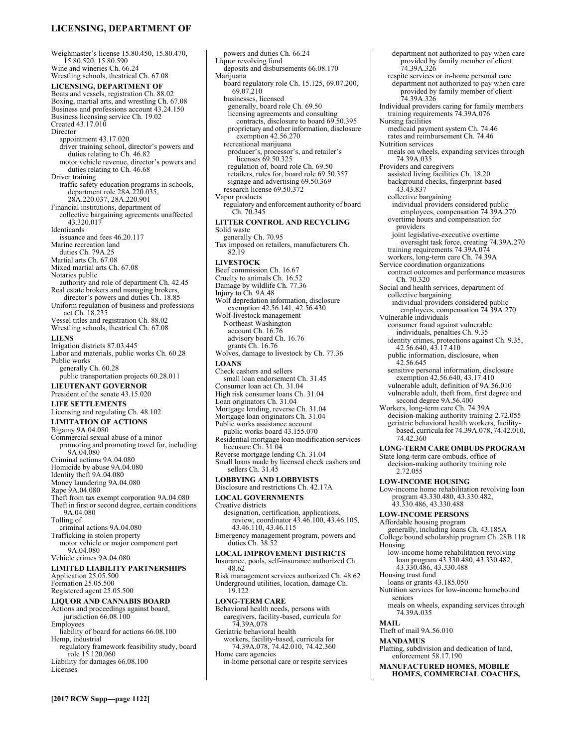Weighmaster's license 15.80.450, 15.80.470, 15.80.520, 15.80.590
Wine and wineries Ch. 66.24
Wrestling schools, theatrical Ch. 67.08

**LICENSING, DEPARTMENT OF**

Boats and vessels, registration Ch. 88.02
Boxing, martial arts, and wrestling Ch. 67.08
Business and professions account 43.24.150
Business licensing service Ch. 19.02
Created 43.17.010
Director
  appointment 43.17.020
  driver training school, director's powers and duties relating to Ch. 46.82
  motor vehicle revenue, director's powers and duties relating to Ch. 46.68
Driver training
  traffic safety education programs in schools, department role 28A.220.035, 28A.220.037, 28A.220.901
Financial institutions, department of
  collective bargaining agreements unaffected 43.320.017
Identicards
  issuance and fees 46.20.117
Marine recreation land
  duties Ch. 79A.25
Martial arts Ch. 67.08
Mixed martial arts Ch. 67.08
Notaries public
  authority and role of department Ch. 42.45
Real estate brokers and managing brokers, director's powers and duties Ch. 18.85
Uniform regulation of business and professions act Ch. 18.235
Vessel titles and registration Ch. 88.02
Wrestling schools, theatrical Ch. 67.08

**LIENS**

Irrigation districts 87.03.445
Labor and materials, public works Ch. 60.28
Public works
  generally Ch. 60.28
  public transportation projects 60.28.011

**LIEUTENANT GOVERNOR**

President of the senate 43.15.020

**LIFE SETTLEMENTS**

Licensing and regulating Ch. 48.102

**LIMITATION OF ACTIONS**

Bigamy 9A.04.080
Commercial sexual abuse of a minor
  promoting and promoting travel for, including 9A.04.080
Criminal actions 9A.04.080
Homicide by abuse 9A.04.080
Identity theft 9A.04.080
Money laundering 9A.04.080
Rape 9A.04.080
Theft from tax exempt corporation 9A.04.080
Theft in first or second degree, certain conditions 9A.04.080
Tolling of
  criminal actions 9A.04.080
Trafficking in stolen property
  motor vehicle or major component part 9A.04.080
Vehicle crimes 9A.04.080

**LIMITED LIABILITY PARTNERSHIPS**

Application 25.05.500
Formation 25.05.500
Registered agent 25.05.500

**LIQUOR AND CANNABIS BOARD**

Actions and proceedings against board, jurisdiction 66.08.100
Employees
  liability of board for actions 66.08.100
Hemp, industrial
  regulatory framework feasibility study, board role 15.120.060
Liability for damages 66.08.100
Licenses
  powers and duties Ch. 66.24
Liquor revolving fund
  deposits and disbursements 66.08.170
Marijuana
  board regulatory role Ch. 15.125, 69.07.200, 69.07.210
  businesses, licensed
    generally, board role Ch. 69.50
    licensing agreements and consulting contracts, disclosure to board 69.50.395
    proprietary and other information, disclosure exemption 42.56.270
  recreational marijuana
    producer's, processor's, and retailer's licenses 69.50.325
    regulation of, board role Ch. 69.50
    retailers, rules for, board role 69.50.357
    signage and advertising 69.50.369
  research license 69.50.372
Vapor products
  regulatory and enforcement authority of board Ch. 70.345

**LITTER CONTROL AND RECYCLING**

Solid waste
  generally Ch. 70.95
Tax imposed on retailers, manufacturers Ch. 82.19

**LIVESTOCK**

Beef commission Ch. 16.67
Cruelty to animals Ch. 16.52
Damage by wildlife Ch. 77.36
Injury to Ch. 9A.48
Wolf depredation information, disclosure exemption 42.56.141, 42.56.430
Wolf-livestock management
  Northeast Washington
    account Ch. 16.76
    advisory board Ch. 16.76
    grants Ch. 16.76
Wolves, damage to livestock by Ch. 77.36

**LOANS**

Check cashers and sellers
  small loan endorsement Ch. 31.45
Consumer loan act Ch. 31.04
High risk consumer loans Ch. 31.04
Loan originators Ch. 31.04
Mortgage lending, reverse Ch. 31.04
Mortgage loan originators Ch. 31.04
Public works assistance account
  public works board 43.155.070
Residential mortgage loan modification services licensure Ch. 31.04
Reverse mortgage lending Ch. 31.04
Small loans made by licensed check cashers and sellers Ch. 31.45

**LOBBYING AND LOBBYISTS**

Disclosure and restrictions Ch. 42.17A

**LOCAL GOVERNMENTS**

Creative districts
  designation, certification, applications, review, coordinator 43.46.100, 43.46.105, 43.46.110, 43.46.115
Emergency management program, powers and duties Ch. 38.52

**LOCAL IMPROVEMENT DISTRICTS**

Insurance, pools, self-insurance authorized Ch. 48.62
Risk management services authorized Ch. 48.62
Underground utilities, location, damage Ch. 19.122

**LONG-TERM CARE**

Behavioral health needs, persons with
  caregivers, facility-based, curricula for 74.39A.078
Geriatric behavioral health
  workers, facility-based, curricula for 74.39A.078, 74.42.010, 74.42.360
Home care agencies
  in-home personal care or respite services
    department not authorized to pay when care provided by family member of client 74.39A.326
  respite services or in-home personal care
    department not authorized to pay when care provided by family member of client 74.39A.326
Individual providers caring for family members
  training requirements 74.39A.076
Nursing facilities
  medicaid payment system Ch. 74.46
  rates and reimbursement Ch. 74.46
Nutrition services
  meals on wheels, expanding services through 74.39A.035
Providers and caregivers
  assisted living facilities Ch. 18.20
  background checks, fingerprint-based 43.43.837
  collective bargaining
    individual providers considered public employees, compensation 74.39A.270
  overtime hours and compensation for providers
    joint legislative-executive overtime oversight task force, creating 74.39A.270
  training requirements 74.39A.074
  workers, long-term care Ch. 74.39A
Service coordination organizations
  contract outcomes and performance measures Ch. 70.320
Social and health services, department of
  collective bargaining
    individual providers considered public employees, compensation 74.39A.270
Vulnerable individuals
  consumer fraud against vulnerable individuals, penalties Ch. 9.35
  identity crimes, protections against Ch. 9.35, 42.56.640, 43.17.410
  public information, disclosure, when 42.56.645
  sensitive personal information, disclosure exemption 42.56.640, 43.17.410
  vulnerable adult, definition of 9A.56.010
  vulnerable adult, theft from, first degree and second degree 9A.56.400
Workers, long-term care Ch. 74.39A
  decision-making authority training 2.72.055
  geriatric behavioral health workers, facility-based, curricula for 74.39A.078, 74.42.010, 74.42.360

**LONG-TERM CARE OMBUDS PROGRAM**

State long-term care ombuds, office of
  decision-making authority training role 2.72.055

**LOW-INCOME HOUSING**

Low-income home rehabilitation revolving loan program 43.330.480, 43.330.482, 43.330.486, 43.330.488

**LOW-INCOME PERSONS**

Affordable housing program
  generally, including loans Ch. 43.185A
College bound scholarship program Ch. 28B.118
Housing
  low-income home rehabilitation revolving loan program 43.330.480, 43.330.482, 43.330.486, 43.330.488
Housing trust fund
  loans or grants 43.185.050
Nutrition services for low-income homebound seniors
  meals on wheels, expanding services through 74.39A.035

**MAIL**

Theft of mail 9A.56.010

**MANDAMUS**

Platting, subdivision and dedication of land, enforcement 58.17.190

**MANUFACTURED HOMES, MOBILE HOMES, COMMERCIAL COACHES,**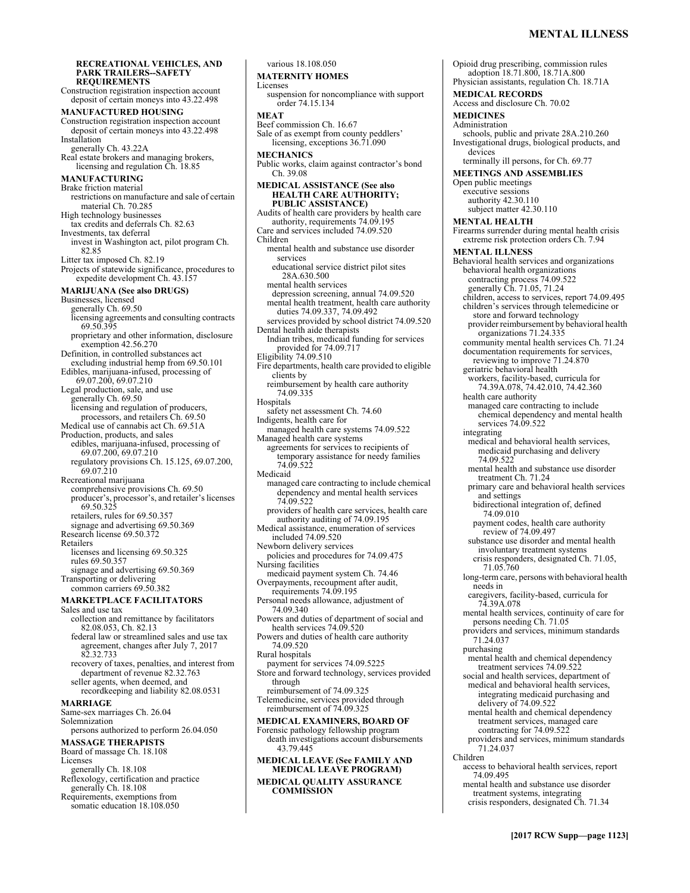**RECREATIONAL VEHICLES, AND PARK TRAILERS--SAFETY REQUIREMENTS**

Construction registration inspection account
  deposit of certain moneys into 43.22.498

**MANUFACTURED HOUSING**

Construction registration inspection account
  deposit of certain moneys into 43.22.498
Installation
  generally Ch. 43.22A
Real estate brokers and managing brokers, licensing and regulation Ch. 18.85

**MANUFACTURING**

Brake friction material
  restrictions on manufacture and sale of certain material Ch. 70.285
High technology businesses
  tax credits and deferrals Ch. 82.63
Investments, tax deferral
  invest in Washington act, pilot program Ch. 82.85
Litter tax imposed Ch. 82.19
Projects of statewide significance, procedures to expedite development Ch. 43.157

**MARIJUANA (See also DRUGS)**

Businesses, licensed
  generally Ch. 69.50
  licensing agreements and consulting contracts 69.50.395
  proprietary and other information, disclosure exemption 42.56.270
Definition, in controlled substances act
  excluding industrial hemp from 69.50.101
Edibles, marijuana-infused, processing of 69.07.200, 69.07.210
Legal production, sale, and use
  generally Ch. 69.50
  licensing and regulation of producers, processors, and retailers Ch. 69.50
Medical use of cannabis act Ch. 69.51A
Production, products, and sales
  edibles, marijuana-infused, processing of 69.07.200, 69.07.210
  regulatory provisions Ch. 15.125, 69.07.200, 69.07.210
Recreational marijuana
  comprehensive provisions Ch. 69.50
  producer's, processor's, and retailer's licenses 69.50.325
  retailers, rules for 69.50.357
  signage and advertising 69.50.369
Research license 69.50.372
Retailers
  licenses and licensing 69.50.325
  rules 69.50.357
  signage and advertising 69.50.369
Transporting or delivering
  common carriers 69.50.382

**MARKETPLACE FACILITATORS**

Sales and use tax
  collection and remittance by facilitators 82.08.053, Ch. 82.13
  federal law or streamlined sales and use tax agreement, changes after July 7, 2017 82.32.733
  recovery of taxes, penalties, and interest from department of revenue 82.32.763
  seller agents, when deemed, and recordkeeping and liability 82.08.0531

**MARRIAGE**

Same-sex marriages Ch. 26.04
Solemnization
  persons authorized to perform 26.04.050

**MASSAGE THERAPISTS**

Board of massage Ch. 18.108
Licenses
  generally Ch. 18.108
Reflexology, certification and practice
  generally Ch. 18.108
Requirements, exemptions from
  somatic education 18.108.050
  various 18.108.050

**MATERNITY HOMES**

Licenses
  suspension for noncompliance with support order 74.15.134

**MEAT**

Beef commission Ch. 16.67
Sale of as exempt from county peddlers' licensing, exceptions 36.71.090

**MECHANICS**

Public works, claim against contractor's bond Ch. 39.08

**MEDICAL ASSISTANCE (See also HEALTH CARE AUTHORITY; PUBLIC ASSISTANCE)**

Audits of health care providers by health care authority, requirements 74.09.195
Care and services included 74.09.520
Children
  mental health and substance use disorder services
    educational service district pilot sites 28A.630.500
  mental health services
    depression screening, annual 74.09.520
  mental health treatment, health care authority duties 74.09.337, 74.09.492
  services provided by school district 74.09.520
Dental health aide therapists
  Indian tribes, medicaid funding for services provided for 74.09.717
Eligibility 74.09.510
Fire departments, health care provided to eligible clients by
  reimbursement by health care authority 74.09.335
Hospitals
  safety net assessment Ch. 74.60
Indigents, health care for
  managed health care systems 74.09.522
Managed health care systems
  agreements for services to recipients of temporary assistance for needy families 74.09.522
Medicaid
  managed care contracting to include chemical dependency and mental health services 74.09.522
  providers of health care services, health care authority auditing of 74.09.195
Medical assistance, enumeration of services included 74.09.520
Newborn delivery services
  policies and procedures for 74.09.475
Nursing facilities
  medicaid payment system Ch. 74.46
Overpayments, recoupment after audit, requirements 74.09.195
Personal needs allowance, adjustment of 74.09.340
Powers and duties of department of social and health services 74.09.520
Powers and duties of health care authority 74.09.520
Rural hospitals
  payment for services 74.09.5225
Store and forward technology, services provided through
  reimbursement of 74.09.325
Telemedicine, services provided through
  reimbursement of 74.09.325

**MEDICAL EXAMINERS, BOARD OF**

Forensic pathology fellowship program
  death investigations account disbursements 43.79.445

**MEDICAL LEAVE (See FAMILY AND MEDICAL LEAVE PROGRAM)**

**MEDICAL QUALITY ASSURANCE COMMISSION**

Opioid drug prescribing, commission rules adoption 18.71.800, 18.71A.800
Physician assistants, regulation Ch. 18.71A

**MEDICAL RECORDS**

Access and disclosure Ch. 70.02

**MEDICINES**

Administration
  schools, public and private 28A.210.260
Investigational drugs, biological products, and devices
  terminally ill persons, for Ch. 69.77

**MEETINGS AND ASSEMBLIES**

Open public meetings
  executive sessions
    authority 42.30.110
    subject matter 42.30.110

**MENTAL HEALTH**

Firearms surrender during mental health crisis
  extreme risk protection orders Ch. 7.94

**MENTAL ILLNESS**

Behavioral health services and organizations
  behavioral health organizations
    contracting process 74.09.522
    generally Ch. 71.05, 71.24
  children, access to services, report 74.09.495
  children's services through telemedicine or store and forward technology
    provider reimbursement by behavioral health organizations 71.24.335
  community mental health services Ch. 71.24
  documentation requirements for services, reviewing to improve 71.24.870
  geriatric behavioral health
    workers, facility-based, curricula for 74.39A.078, 74.42.010, 74.42.360
  health care authority
    managed care contracting to include chemical dependency and mental health services 74.09.522
  integrating
    medical and behavioral health services, medicaid purchasing and delivery 74.09.522
    mental health and substance use disorder treatment Ch. 71.24
    primary care and behavioral health services and settings
      bidirectional integration of, defined 74.09.010
      payment codes, health care authority review of 74.09.497
    substance use disorder and mental health involuntary treatment systems
      crisis responders, designated Ch. 71.05, 71.05.760
  long-term care, persons with behavioral health needs in
    caregivers, facility-based, curricula for 74.39A.078
  mental health services, continuity of care for persons needing Ch. 71.05
  providers and services, minimum standards 71.24.037
  purchasing
    mental health and chemical dependency treatment services 74.09.522
  social and health services, department of
    medical and behavioral health services, integrating medicaid purchasing and delivery of 74.09.522
    mental health and chemical dependency treatment services, managed care contracting for 74.09.522
    providers and services, minimum standards 71.24.037
Children
  access to behavioral health services, report 74.09.495
  mental health and substance use disorder treatment systems, integrating
    crisis responders, designated Ch. 71.34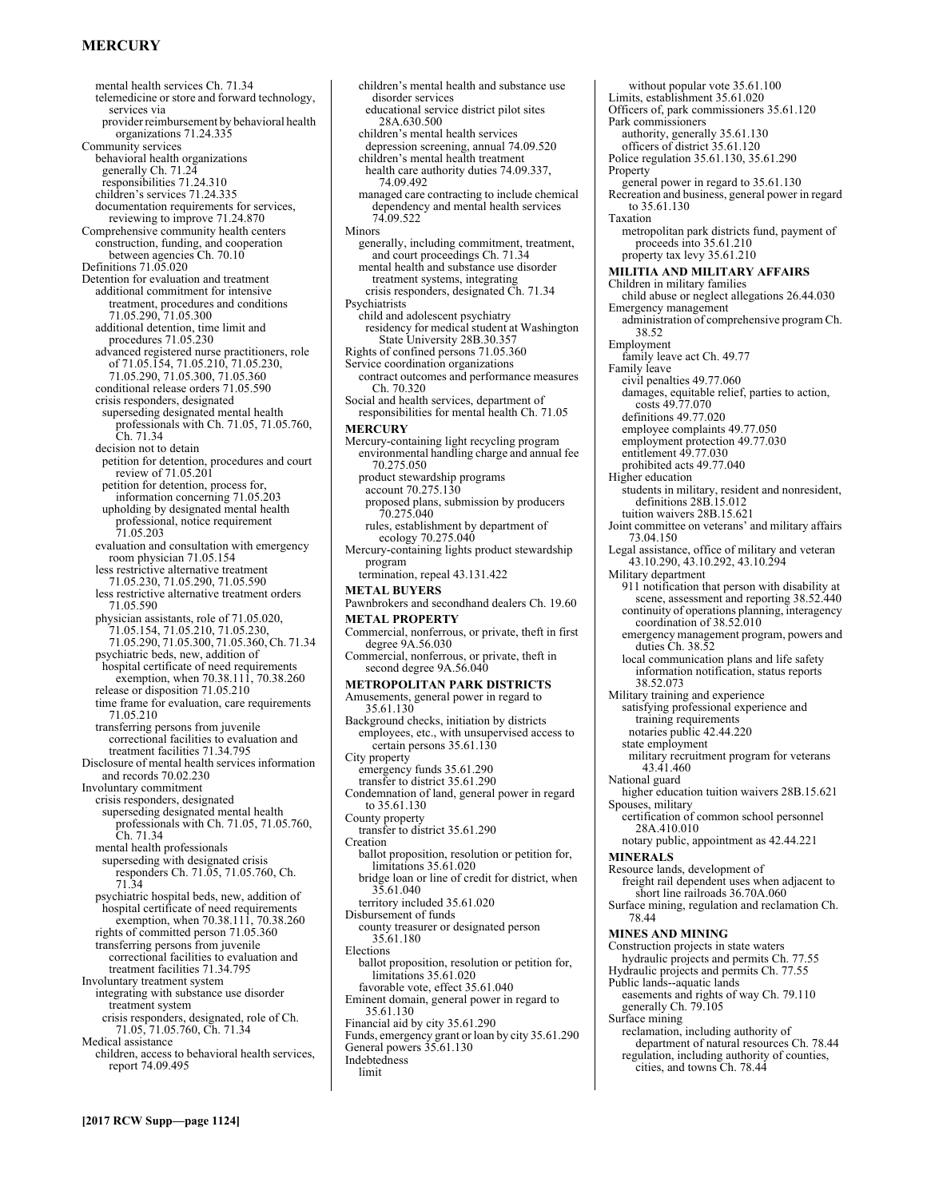mental health services Ch. 71.34
telemedicine or store and forward technology, services via
provider reimbursement by behavioral health organizations 71.24.335
Community services
behavioral health organizations
generally Ch. 71.24
responsibilities 71.24.310
children's services 71.24.335
documentation requirements for services, reviewing to improve 71.24.870
Comprehensive community health centers
construction, funding, and cooperation between agencies Ch. 70.10
Definitions 71.05.020
Detention for evaluation and treatment
additional commitment for intensive treatment, procedures and conditions 71.05.290, 71.05.300
additional detention, time limit and procedures 71.05.230
advanced registered nurse practitioners, role of 71.05.154, 71.05.210, 71.05.230, 71.05.290, 71.05.300, 71.05.360
conditional release orders 71.05.590
crisis responders, designated
superseding designated mental health professionals with Ch. 71.05, 71.05.760, Ch. 71.34
decision not to detain
petition for detention, procedures and court review of 71.05.201
petition for detention, process for, information concerning 71.05.203
upholding by designated mental health professional, notice requirement 71.05.203
evaluation and consultation with emergency room physician 71.05.154
less restrictive alternative treatment 71.05.230, 71.05.290, 71.05.590
less restrictive alternative treatment orders 71.05.590
physician assistants, role of 71.05.020, 71.05.154, 71.05.210, 71.05.230, 71.05.290, 71.05.300, 71.05.360, Ch. 71.34
psychiatric beds, new, addition of
hospital certificate of need requirements exemption, when 70.38.111, 70.38.260
release or disposition 71.05.210
time frame for evaluation, care requirements 71.05.210
transferring persons from juvenile correctional facilities to evaluation and treatment facilities 71.34.795
Disclosure of mental health services information and records 70.02.230
Involuntary commitment
crisis responders, designated
superseding designated mental health professionals with Ch. 71.05, 71.05.760, Ch. 71.34
mental health professionals
superseding with designated crisis responders Ch. 71.05, 71.05.760, Ch. 71.34
psychiatric hospital beds, new, addition of
hospital certificate of need requirements exemption, when 70.38.111, 70.38.260
rights of committed person 71.05.360
transferring persons from juvenile correctional facilities to evaluation and treatment facilities 71.34.795
Involuntary treatment system
integrating with substance use disorder treatment system
crisis responders, designated, role of Ch. 71.05, 71.05.760, Ch. 71.34
Medical assistance
children, access to behavioral health services, report 74.09.495
children's mental health and substance use disorder services
educational service district pilot sites 28A.630.500
children's mental health services
depression screening, annual 74.09.520
children's mental health treatment
health care authority duties 74.09.337, 74.09.492
managed care contracting to include chemical dependency and mental health services 74.09.522
Minors
generally, including commitment, treatment, and court proceedings Ch. 71.34
mental health and substance use disorder treatment systems, integrating
crisis responders, designated Ch. 71.34
Psychiatrists
child and adolescent psychiatry
residency for medical student at Washington State University 28B.30.357
Rights of confined persons 71.05.360
Service coordination organizations
contract outcomes and performance measures Ch. 70.320
Social and health services, department of
responsibilities for mental health Ch. 71.05

**MERCURY**

Mercury-containing light recycling program
environmental handling charge and annual fee 70.275.050
product stewardship programs
account 70.275.130
proposed plans, submission by producers 70.275.040
rules, establishment by department of ecology 70.275.040
Mercury-containing lights product stewardship program
termination, repeal 43.131.422

**METAL BUYERS**

Pawnbrokers and secondhand dealers Ch. 19.60

**METAL PROPERTY**

Commercial, nonferrous, or private, theft in first degree 9A.56.030
Commercial, nonferrous, or private, theft in second degree 9A.56.040

**METROPOLITAN PARK DISTRICTS**

Amusements, general power in regard to 35.61.130
Background checks, initiation by districts
employees, etc., with unsupervised access to certain persons 35.61.130
City property
emergency funds 35.61.290
transfer to district 35.61.290
Condemnation of land, general power in regard to 35.61.130
County property
transfer to district 35.61.290
Creation
ballot proposition, resolution or petition for, limitations 35.61.020
bridge loan or line of credit for district, when 35.61.040
territory included 35.61.020
Disbursement of funds
county treasurer or designated person 35.61.180
Elections
ballot proposition, resolution or petition for, limitations 35.61.020
favorable vote, effect 35.61.040
Eminent domain, general power in regard to 35.61.130
Financial aid by city 35.61.290
Funds, emergency grant or loan by city 35.61.290
General powers 35.61.130
Indebtedness
limit
without popular vote 35.61.100
Limits, establishment 35.61.020
Officers of, park commissioners 35.61.120
Park commissioners
authority, generally 35.61.130
officers of district 35.61.120
Police regulation 35.61.130, 35.61.290
Property
general power in regard to 35.61.130
Recreation and business, general power in regard to 35.61.130
Taxation
metropolitan park districts fund, payment of proceeds into 35.61.210
property tax levy 35.61.210

**MILITIA AND MILITARY AFFAIRS**

Children in military families
child abuse or neglect allegations 26.44.030
Emergency management
administration of comprehensive program Ch. 38.52
Employment
family leave act Ch. 49.77
Family leave
civil penalties 49.77.060
damages, equitable relief, parties to action, costs 49.77.070
definitions 49.77.020
employee complaints 49.77.050
employment protection 49.77.030
entitlement 49.77.030
prohibited acts 49.77.040
Higher education
students in military, resident and nonresident, definitions 28B.15.012
tuition waivers 28B.15.621
Joint committee on veterans' and military affairs 73.04.150
Legal assistance, office of military and veteran 43.10.290, 43.10.292, 43.10.294
Military department
911 notification that person with disability at scene, assessment and reporting 38.52.440
continuity of operations planning, interagency coordination of 38.52.010
emergency management program, powers and duties Ch. 38.52
local communication plans and life safety information notification, status reports 38.52.073
Military training and experience
satisfying professional experience and training requirements
notaries public 42.44.220
state employment
military recruitment program for veterans 43.41.460
National guard
higher education tuition waivers 28B.15.621
Spouses, military
certification of common school personnel 28A.410.010
notary public, appointment as 42.44.221

**MINERALS**

Resource lands, development of
freight rail dependent uses when adjacent to short line railroads 36.70A.060
Surface mining, regulation and reclamation Ch. 78.44

**MINES AND MINING**

Construction projects in state waters
hydraulic projects and permits Ch. 77.55
Hydraulic projects and permits Ch. 77.55
Public lands--aquatic lands
easements and rights of way Ch. 79.110
generally Ch. 79.105
Surface mining
reclamation, including authority of department of natural resources Ch. 78.44
regulation, including authority of counties, cities, and towns Ch. 78.44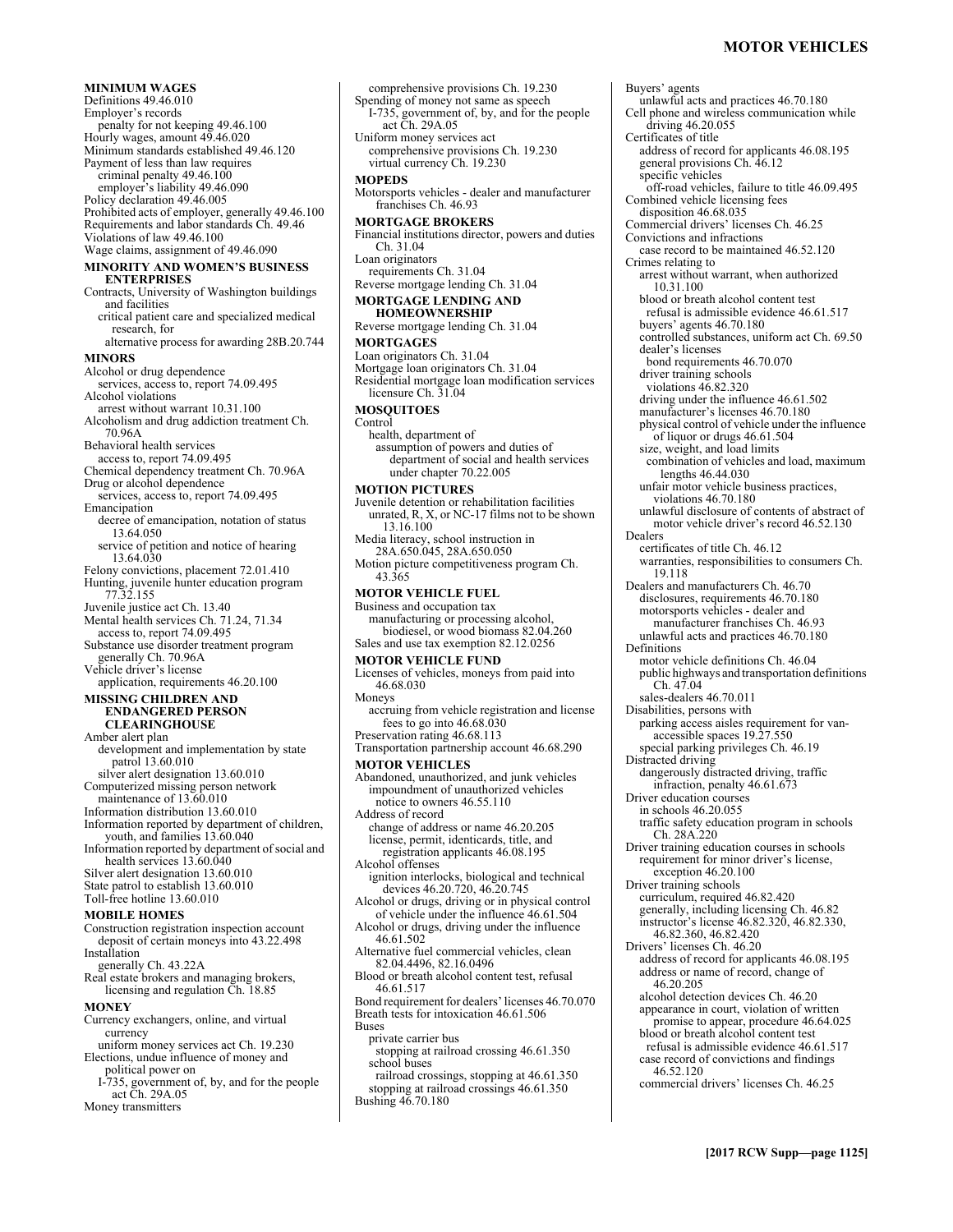**MINIMUM WAGES**
Definitions 49.46.010
Employer's records
  penalty for not keeping 49.46.100
Hourly wages, amount 49.46.020
Minimum standards established 49.46.120
Payment of less than law requires
  criminal penalty 49.46.100
  employer's liability 49.46.090
Policy declaration 49.46.005
Prohibited acts of employer, generally 49.46.100
Requirements and labor standards Ch. 49.46
Violations of law 49.46.100
Wage claims, assignment of 49.46.090

**MINORITY AND WOMEN'S BUSINESS ENTERPRISES**
Contracts, University of Washington buildings and facilities
  critical patient care and specialized medical research, for
  alternative process for awarding 28B.20.744

**MINORS**
Alcohol or drug dependence
  services, access to, report 74.09.495
Alcohol violations
  arrest without warrant 10.31.100
Alcoholism and drug addiction treatment Ch. 70.96A
Behavioral health services
  access to, report 74.09.495
Chemical dependency treatment Ch. 70.96A
Drug or alcohol dependence
  services, access to, report 74.09.495
Emancipation
  decree of emancipation, notation of status 13.64.050
  service of petition and notice of hearing 13.64.030
Felony convictions, placement 72.01.410
Hunting, juvenile hunter education program 77.32.155
Juvenile justice act Ch. 13.40
Mental health services Ch. 71.24, 71.34
  access to, report 74.09.495
Substance use disorder treatment program
  generally Ch. 70.96A
Vehicle driver's license
  application, requirements 46.20.100

**MISSING CHILDREN AND ENDANGERED PERSON CLEARINGHOUSE**
Amber alert plan
  development and implementation by state patrol 13.60.010
  silver alert designation 13.60.010
Computerized missing person network
  maintenance of 13.60.010
Information distribution 13.60.010
Information reported by department of children, youth, and families 13.60.040
Information reported by department of social and health services 13.60.040
Silver alert designation 13.60.010
State patrol to establish 13.60.010
Toll-free hotline 13.60.010

**MOBILE HOMES**
Construction registration inspection account
  deposit of certain moneys into 43.22.498
Installation
  generally Ch. 43.22A
Real estate brokers and managing brokers, licensing and regulation Ch. 18.85

**MONEY**
Currency exchangers, online, and virtual currency
  uniform money services act Ch. 19.230
Elections, undue influence of money and political power on
  I-735, government of, by, and for the people act Ch. 29A.05
Money transmitters
  comprehensive provisions Ch. 19.230
Spending of money not same as speech
  I-735, government of, by, and for the people act Ch. 29A.05
Uniform money services act
  comprehensive provisions Ch. 19.230
  virtual currency Ch. 19.230

**MOPEDS**
Motorsports vehicles - dealer and manufacturer franchises Ch. 46.93

**MORTGAGE BROKERS**
Financial institutions director, powers and duties Ch. 31.04
Loan originators
  requirements Ch. 31.04
Reverse mortgage lending Ch. 31.04

**MORTGAGE LENDING AND HOMEOWNERSHIP**
Reverse mortgage lending Ch. 31.04

**MORTGAGES**
Loan originators Ch. 31.04
Mortgage loan originators Ch. 31.04
Residential mortgage loan modification services licensure Ch. 31.04

**MOSQUITOES**
Control
  health, department of
    assumption of powers and duties of department of social and health services under chapter 70.22.005

**MOTION PICTURES**
Juvenile detention or rehabilitation facilities
  unrated, R, X, or NC-17 films not to be shown 13.16.100
Media literacy, school instruction in 28A.650.045, 28A.650.050
Motion picture competitiveness program Ch. 43.365

**MOTOR VEHICLE FUEL**
Business and occupation tax
  manufacturing or processing alcohol, biodiesel, or wood biomass 82.04.260
Sales and use tax exemption 82.12.0256

**MOTOR VEHICLE FUND**
Licenses of vehicles, moneys from paid into 46.68.030
Moneys
  accruing from vehicle registration and license fees to go into 46.68.030
Preservation rating 46.68.113
Transportation partnership account 46.68.290

**MOTOR VEHICLES**
Abandoned, unauthorized, and junk vehicles
  impoundment of unauthorized vehicles
    notice to owners 46.55.110
Address of record
  change of address or name 46.20.205
  license, permit, identicards, title, and registration applicants 46.08.195
Alcohol offenses
  ignition interlocks, biological and technical devices 46.20.720, 46.20.745
Alcohol or drugs, driving or in physical control of vehicle under the influence 46.61.504
Alcohol or drugs, driving under the influence 46.61.502
Alternative fuel commercial vehicles, clean 82.04.4496, 82.16.0496
Blood or breath alcohol content test, refusal 46.61.517
Bond requirement for dealers' licenses 46.70.070
Breath tests for intoxication 46.61.506
Buses
  private carrier bus
    stopping at railroad crossing 46.61.350
  school buses
    railroad crossings, stopping at 46.61.350
  stopping at railroad crossings 46.61.350
Bushing 46.70.180
Buyers' agents
  unlawful acts and practices 46.70.180
Cell phone and wireless communication while driving 46.20.055
Certificates of title
  address of record for applicants 46.08.195
  general provisions Ch. 46.12
  specific vehicles
    off-road vehicles, failure to title 46.09.495
Combined vehicle licensing fees
  disposition 46.68.035
Commercial drivers' licenses Ch. 46.25
Convictions and infractions
  case record to be maintained 46.52.120
Crimes relating to
  arrest without warrant, when authorized 10.31.100
  blood or breath alcohol content test
    refusal is admissible evidence 46.61.517
  buyers' agents 46.70.180
  controlled substances, uniform act Ch. 69.50
  dealer's licenses
    bond requirements 46.70.070
  driver training schools
    violations 46.82.320
  driving under the influence 46.61.502
  manufacturer's licenses 46.70.180
  physical control of vehicle under the influence of liquor or drugs 46.61.504
  size, weight, and load limits
    combination of vehicles and load, maximum lengths 46.44.030
  unfair motor vehicle business practices, violations 46.70.180
  unlawful disclosure of contents of abstract of motor vehicle driver's record 46.52.130
Dealers
  certificates of title Ch. 46.12
  warranties, responsibilities to consumers Ch. 19.118
Dealers and manufacturers Ch. 46.70
  disclosures, requirements 46.70.180
  motorsports vehicles - dealer and manufacturer franchises Ch. 46.93
  unlawful acts and practices 46.70.180
Definitions
  motor vehicle definitions Ch. 46.04
  public highways and transportation definitions Ch. 47.04
  sales-dealers 46.70.011
Disabilities, persons with
  parking access aisles requirement for van-accessible spaces 19.27.550
  special parking privileges Ch. 46.19
Distracted driving
  dangerously distracted driving, traffic infraction, penalty 46.61.673
Driver education courses
  in schools 46.20.055
  traffic safety education program in schools Ch. 28A.220
Driver training education courses in schools
  requirement for minor driver's license, exception 46.20.100
Driver training schools
  curriculum, required 46.82.420
  generally, including licensing Ch. 46.82
  instructor's license 46.82.320, 46.82.330, 46.82.360, 46.82.420
Drivers' licenses Ch. 46.20
  address of record for applicants 46.08.195
  address or name of record, change of 46.20.205
  alcohol detection devices Ch. 46.20
  appearance in court, violation of written promise to appear, procedure 46.64.025
  blood or breath alcohol content test
    refusal is admissible evidence 46.61.517
  case record of convictions and findings 46.52.120
  commercial drivers' licenses Ch. 46.25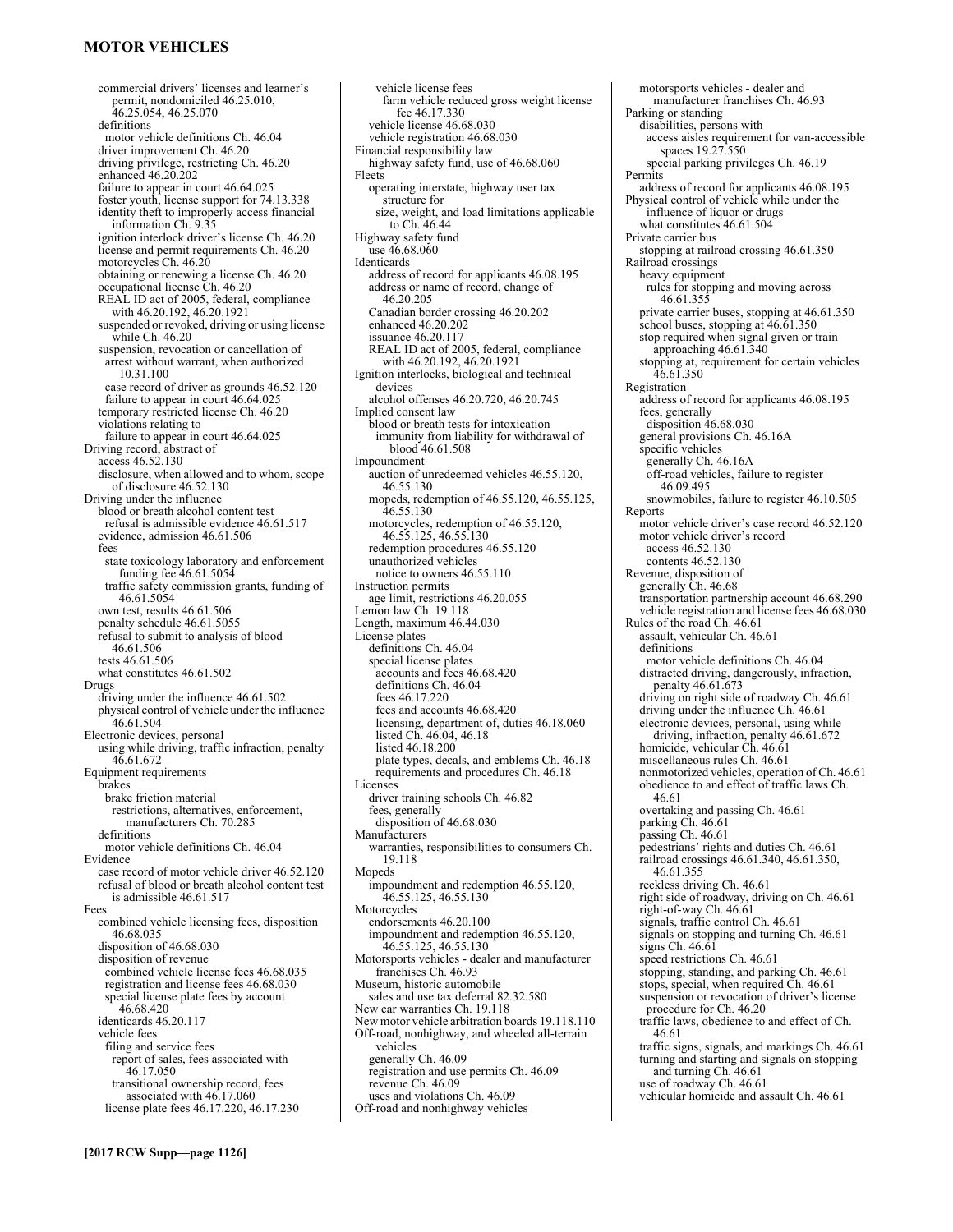commercial drivers' licenses and learner's permit, nondomiciled 46.25.010, 46.25.054, 46.25.070
definitions
motor vehicle definitions Ch. 46.04
driver improvement Ch. 46.20
driving privilege, restricting Ch. 46.20
enhanced 46.20.202
failure to appear in court 46.64.025
foster youth, license support for 74.13.338
identity theft to improperly access financial information Ch. 9.35
ignition interlock driver's license Ch. 46.20
license and permit requirements Ch. 46.20
motorcycles Ch. 46.20
obtaining or renewing a license Ch. 46.20
occupational license Ch. 46.20
REAL ID act of 2005, federal, compliance with 46.20.192, 46.20.1921
suspended or revoked, driving or using license while Ch. 46.20
suspension, revocation or cancellation of
arrest without warrant, when authorized 10.31.100
case record of driver as grounds 46.52.120
failure to appear in court 46.64.025
temporary restricted license Ch. 46.20
violations relating to
failure to appear in court 46.64.025
Driving record, abstract of
access 46.52.130
disclosure, when allowed and to whom, scope of disclosure 46.52.130
Driving under the influence
blood or breath alcohol content test
refusal is admissible evidence 46.61.517
evidence, admission 46.61.506
fees
state toxicology laboratory and enforcement funding fee 46.61.5054
traffic safety commission grants, funding of 46.61.5054
own test, results 46.61.506
penalty schedule 46.61.5055
refusal to submit to analysis of blood 46.61.506
tests 46.61.506
what constitutes 46.61.502
Drugs
driving under the influence 46.61.502
physical control of vehicle under the influence 46.61.504
Electronic devices, personal
using while driving, traffic infraction, penalty 46.61.672
Equipment requirements
brakes
brake friction material
restrictions, alternatives, enforcement, manufacturers Ch. 70.285
definitions
motor vehicle definitions Ch. 46.04
Evidence
case record of motor vehicle driver 46.52.120
refusal of blood or breath alcohol content test is admissible 46.61.517
Fees
combined vehicle licensing fees, disposition 46.68.035
disposition of 46.68.030
disposition of revenue
combined vehicle license fees 46.68.035
registration and license fees 46.68.030
special license plate fees by account 46.68.420
identicards 46.20.117
vehicle fees
filing and service fees
report of sales, fees associated with 46.17.050
transitional ownership record, fees associated with 46.17.060
license plate fees 46.17.220, 46.17.230
vehicle license fees
farm vehicle reduced gross weight license fee 46.17.330
vehicle license 46.68.030
vehicle registration 46.68.030
Financial responsibility law
highway safety fund, use of 46.68.060
Fleets
operating interstate, highway user tax structure for
size, weight, and load limitations applicable to Ch. 46.44
Highway safety fund
use 46.68.060
Identicards
address of record for applicants 46.08.195
address or name of record, change of 46.20.205
Canadian border crossing 46.20.202
enhanced 46.20.202
issuance 46.20.117
REAL ID act of 2005, federal, compliance with 46.20.192, 46.20.1921
Ignition interlocks, biological and technical devices
alcohol offenses 46.20.720, 46.20.745
Implied consent law
blood or breath tests for intoxication
immunity from liability for withdrawal of blood 46.61.508
Impoundment
auction of unredeemed vehicles 46.55.120, 46.55.130
mopeds, redemption of 46.55.120, 46.55.125, 46.55.130
motorcycles, redemption of 46.55.120, 46.55.125, 46.55.130
redemption procedures 46.55.120
unauthorized vehicles
notice to owners 46.55.110
Instruction permits
age limit, restrictions 46.20.055
Lemon law Ch. 19.118
Length, maximum 46.44.030
License plates
definitions Ch. 46.04
special license plates
accounts and fees 46.68.420
definitions Ch. 46.04
fees 46.17.220
fees and accounts 46.68.420
licensing, department of, duties 46.18.060
listed Ch. 46.04, 46.18
listed 46.18.200
plate types, decals, and emblems Ch. 46.18
requirements and procedures Ch. 46.18
Licenses
driver training schools Ch. 46.82
fees, generally
disposition of 46.68.030
Manufacturers
warranties, responsibilities to consumers Ch. 19.118
Mopeds
impoundment and redemption 46.55.120, 46.55.125, 46.55.130
Motorcycles
endorsements 46.20.100
impoundment and redemption 46.55.120, 46.55.125, 46.55.130
Motorsports vehicles - dealer and manufacturer franchises Ch. 46.93
Museum, historic automobile
sales and use tax deferral 82.32.580
New car warranties Ch. 19.118
New motor vehicle arbitration boards 19.118.110
Off-road, nonhighway, and wheeled all-terrain vehicles
generally Ch. 46.09
registration and use permits Ch. 46.09
revenue Ch. 46.09
uses and violations Ch. 46.09
Off-road and nonhighway vehicles
motorsports vehicles - dealer and manufacturer franchises Ch. 46.93
Parking or standing
disabilities, persons with
access aisles requirement for van-accessible spaces 19.27.550
special parking privileges Ch. 46.19
Permits
address of record for applicants 46.08.195
Physical control of vehicle while under the influence of liquor or drugs
what constitutes 46.61.504
Private carrier bus
stopping at railroad crossing 46.61.350
Railroad crossings
heavy equipment
rules for stopping and moving across 46.61.355
private carrier buses, stopping at 46.61.350
school buses, stopping at 46.61.350
stop required when signal given or train approaching 46.61.340
stopping at, requirement for certain vehicles 46.61.350
Registration
address of record for applicants 46.08.195
fees, generally
disposition 46.68.030
general provisions Ch. 46.16A
specific vehicles
generally Ch. 46.16A
off-road vehicles, failure to register 46.09.495
snowmobiles, failure to register 46.10.505
Reports
motor vehicle driver's case record 46.52.120
motor vehicle driver's record
access 46.52.130
contents 46.52.130
Revenue, disposition of
generally Ch. 46.68
transportation partnership account 46.68.290
vehicle registration and license fees 46.68.030
Rules of the road Ch. 46.61
assault, vehicular Ch. 46.61
definitions
motor vehicle definitions Ch. 46.04
distracted driving, dangerously, infraction, penalty 46.61.673
driving on right side of roadway Ch. 46.61
driving under the influence Ch. 46.61
electronic devices, personal, using while driving, infraction, penalty 46.61.672
homicide, vehicular Ch. 46.61
miscellaneous rules Ch. 46.61
nonmotorized vehicles, operation of Ch. 46.61
obedience to and effect of traffic laws Ch. 46.61
overtaking and passing Ch. 46.61
parking Ch. 46.61
passing Ch. 46.61
pedestrians' rights and duties Ch. 46.61
railroad crossings 46.61.340, 46.61.350, 46.61.355
reckless driving Ch. 46.61
right side of roadway, driving on Ch. 46.61
right-of-way Ch. 46.61
signals, traffic control Ch. 46.61
signals on stopping and turning Ch. 46.61
signs Ch. 46.61
speed restrictions Ch. 46.61
stopping, standing, and parking Ch. 46.61
stops, special, when required Ch. 46.61
suspension or revocation of driver's license procedure for Ch. 46.20
traffic laws, obedience to and effect of Ch. 46.61
traffic signs, signals, and markings Ch. 46.61
turning and starting and signals on stopping and turning Ch. 46.61
use of roadway Ch. 46.61
vehicular homicide and assault Ch. 46.61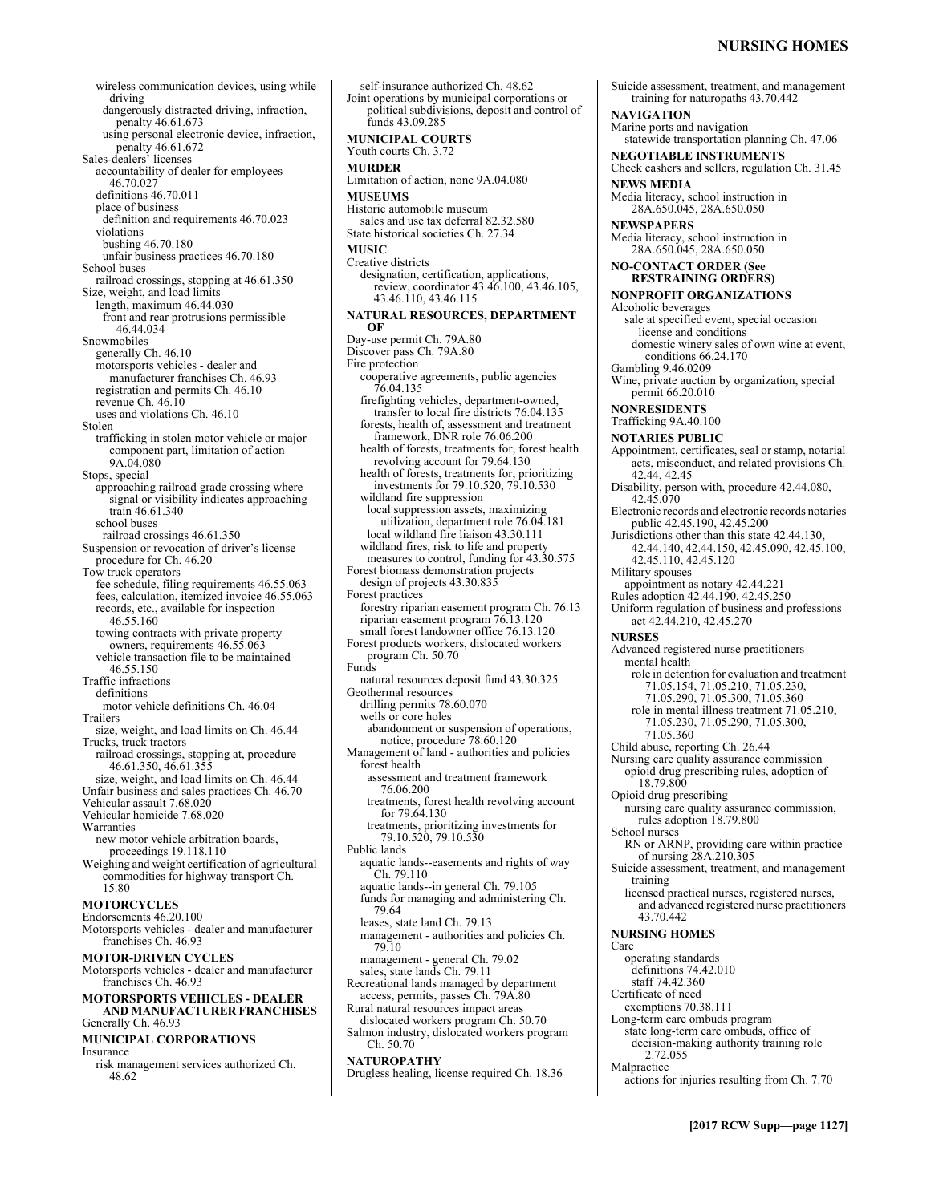wireless communication devices, using while driving
dangerously distracted driving, infraction, penalty 46.61.673
using personal electronic device, infraction, penalty 46.61.672
Sales-dealers' licenses
accountability of dealer for employees 46.70.027
definitions 46.70.011
place of business
definition and requirements 46.70.023
violations
bushing 46.70.180
unfair business practices 46.70.180
School buses
railroad crossings, stopping at 46.61.350
Size, weight, and load limits
length, maximum 46.44.030
front and rear protrusions permissible 46.44.034
Snowmobiles
generally Ch. 46.10
motorsports vehicles - dealer and manufacturer franchises Ch. 46.93
registration and permits Ch. 46.10
revenue Ch. 46.10
uses and violations Ch. 46.10
Stolen
trafficking in stolen motor vehicle or major component part, limitation of action 9A.04.080
Stops, special
approaching railroad grade crossing where signal or visibility indicates approaching train 46.61.340
school buses
railroad crossings 46.61.350
Suspension or revocation of driver's license procedure for Ch. 46.20
Tow truck operators
fee schedule, filing requirements 46.55.063
fees, calculation, itemized invoice 46.55.063
records, etc., available for inspection 46.55.160
towing contracts with private property owners, requirements 46.55.063
vehicle transaction file to be maintained 46.55.150
Traffic infractions
definitions
motor vehicle definitions Ch. 46.04
Trailers
size, weight, and load limits on Ch. 46.44
Trucks, truck tractors
railroad crossings, stopping at, procedure 46.61.350, 46.61.355
size, weight, and load limits on Ch. 46.44
Unfair business and sales practices Ch. 46.70
Vehicular assault 7.68.020
Vehicular homicide 7.68.020
Warranties
new motor vehicle arbitration boards, proceedings 19.118.110
Weighing and weight certification of agricultural commodities for highway transport Ch. 15.80

**MOTORCYCLES**
Endorsements 46.20.100
Motorsports vehicles - dealer and manufacturer franchises Ch. 46.93

**MOTOR-DRIVEN CYCLES**
Motorsports vehicles - dealer and manufacturer franchises Ch. 46.93

**MOTORSPORTS VEHICLES - DEALER AND MANUFACTURER FRANCHISES**
Generally Ch. 46.93

**MUNICIPAL CORPORATIONS**
Insurance
risk management services authorized Ch. 48.62
self-insurance authorized Ch. 48.62
Joint operations by municipal corporations or political subdivisions, deposit and control of funds 43.09.285

**MUNICIPAL COURTS**
Youth courts Ch. 3.72

**MURDER**
Limitation of action, none 9A.04.080

**MUSEUMS**
Historic automobile museum
sales and use tax deferral 82.32.580
State historical societies Ch. 27.34

**MUSIC**
Creative districts
designation, certification, applications, review, coordinator 43.46.100, 43.46.105, 43.46.110, 43.46.115

**NATURAL RESOURCES, DEPARTMENT OF**
Day-use permit Ch. 79A.80
Discover pass Ch. 79A.80
Fire protection
cooperative agreements, public agencies 76.04.135
firefighting vehicles, department-owned, transfer to local fire districts 76.04.135
forests, health of, assessment and treatment framework, DNR role 76.06.200
health of forests, treatments for, forest health revolving account for 79.64.130
health of forests, treatments for, prioritizing investments for 79.10.520, 79.10.530
wildland fire suppression
local suppression assets, maximizing utilization, department role 76.04.181
local wildland fire liaison 43.30.111
wildland fires, risk to life and property measures to control, funding for 43.30.575
Forest biomass demonstration projects
design of projects 43.30.835
Forest practices
forestry riparian easement program Ch. 76.13
riparian easement program 76.13.120
small forest landowner office 76.13.120
Forest products workers, dislocated workers program Ch. 50.70
Funds
natural resources deposit fund 43.30.325
Geothermal resources
drilling permits 78.60.070
wells or core holes
abandonment or suspension of operations, notice, procedure 78.60.120
Management of land - authorities and policies
forest health
assessment and treatment framework 76.06.200
treatments, forest health revolving account for 79.64.130
treatments, prioritizing investments for 79.10.520, 79.10.530
Public lands
aquatic lands--easements and rights of way Ch. 79.110
aquatic lands--in general Ch. 79.105
funds for managing and administering Ch. 79.64
leases, state land Ch. 79.13
management - authorities and policies Ch. 79.10
management - general Ch. 79.02
sales, state lands Ch. 79.11
Recreational lands managed by department access, permits, passes Ch. 79A.80
Rural natural resources impact areas
dislocated workers program Ch. 50.70
Salmon industry, dislocated workers program Ch. 50.70

**NATUROPATHY**
Drugless healing, license required Ch. 18.36
Suicide assessment, treatment, and management training for naturopaths 43.70.442

**NAVIGATION**
Marine ports and navigation
statewide transportation planning Ch. 47.06

**NEGOTIABLE INSTRUMENTS**
Check cashers and sellers, regulation Ch. 31.45

**NEWS MEDIA**
Media literacy, school instruction in 28A.650.045, 28A.650.050

**NEWSPAPERS**
Media literacy, school instruction in 28A.650.045, 28A.650.050

**NO-CONTACT ORDER (See RESTRAINING ORDERS)**

**NONPROFIT ORGANIZATIONS**
Alcoholic beverages
sale at specified event, special occasion license and conditions
domestic winery sales of own wine at event, conditions 66.24.170
Gambling 9.46.0209
Wine, private auction by organization, special permit 66.20.010

**NONRESIDENTS**
Trafficking 9A.40.100

**NOTARIES PUBLIC**
Appointment, certificates, seal or stamp, notarial acts, misconduct, and related provisions Ch. 42.44, 42.45
Disability, person with, procedure 42.44.080, 42.45.070
Electronic records and electronic records notaries public 42.45.190, 42.45.200
Jurisdictions other than this state 42.44.130, 42.44.140, 42.44.150, 42.45.090, 42.45.100, 42.45.110, 42.45.120
Military spouses
appointment as notary 42.44.221
Rules adoption 42.44.190, 42.45.250
Uniform regulation of business and professions act 42.44.210, 42.45.270

**NURSES**
Advanced registered nurse practitioners
mental health
role in detention for evaluation and treatment 71.05.154, 71.05.210, 71.05.230, 71.05.290, 71.05.300, 71.05.360
role in mental illness treatment 71.05.210, 71.05.230, 71.05.290, 71.05.300, 71.05.360
Child abuse, reporting Ch. 26.44
Nursing care quality assurance commission
opioid drug prescribing rules, adoption of 18.79.800
Opioid drug prescribing
nursing care quality assurance commission, rules adoption 18.79.800
School nurses
RN or ARNP, providing care within practice of nursing 28A.210.305
Suicide assessment, treatment, and management training
licensed practical nurses, registered nurses, and advanced registered nurse practitioners 43.70.442

**NURSING HOMES**
Care
operating standards
definitions 74.42.010
staff 74.42.360
Certificate of need
exemptions 70.38.111
Long-term care ombuds program
state long-term care ombuds, office of
decision-making authority training role 2.72.055
Malpractice
actions for injuries resulting from Ch. 7.70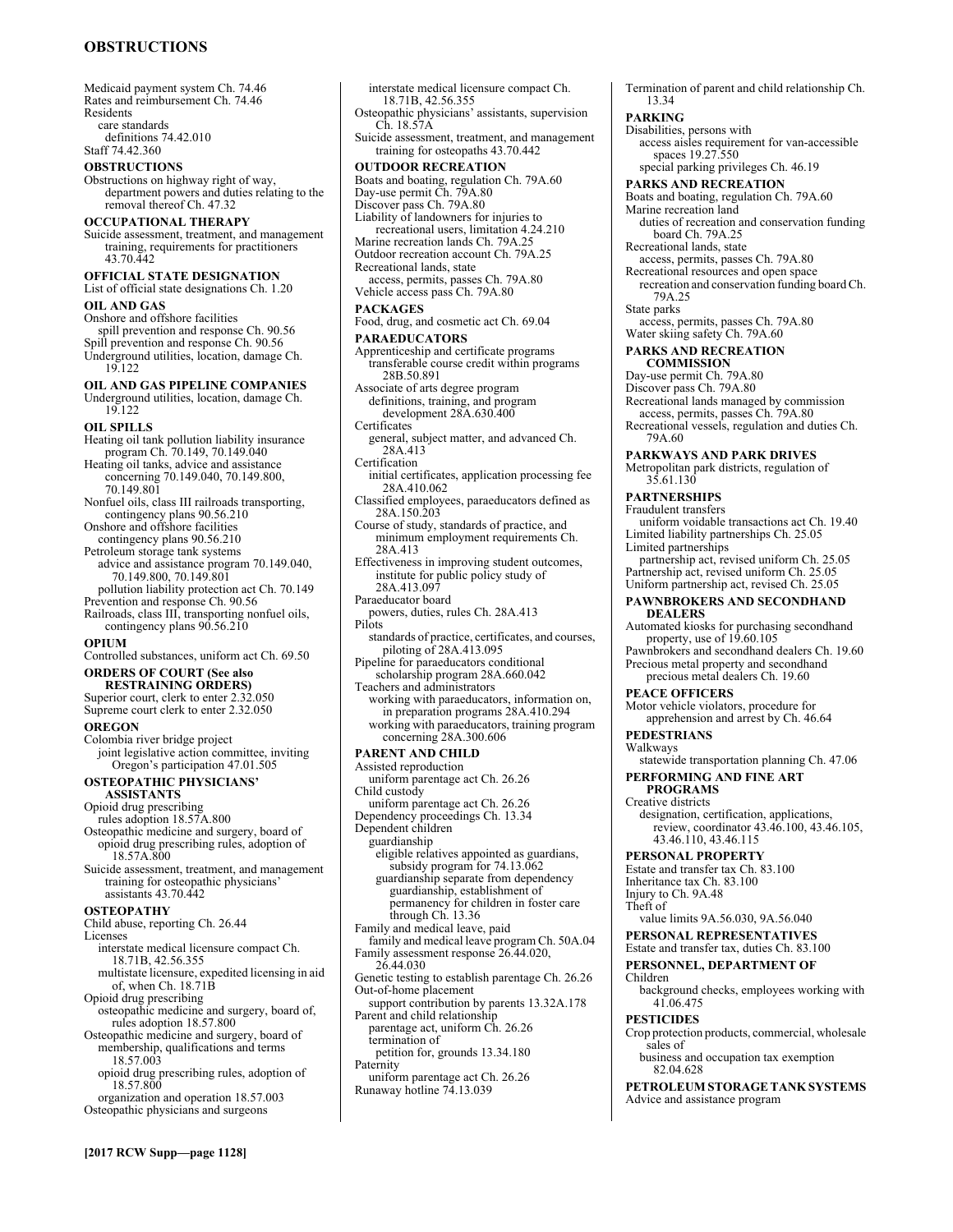Medicaid payment system Ch. 74.46
Rates and reimbursement Ch. 74.46
Residents
  care standards
    definitions 74.42.010
Staff 74.42.360

**OBSTRUCTIONS**

Obstructions on highway right of way, department powers and duties relating to the removal thereof Ch. 47.32

**OCCUPATIONAL THERAPY**

Suicide assessment, treatment, and management training, requirements for practitioners 43.70.442

**OFFICIAL STATE DESIGNATION**

List of official state designations Ch. 1.20

**OIL AND GAS**

Onshore and offshore facilities
  spill prevention and response Ch. 90.56
Spill prevention and response Ch. 90.56
Underground utilities, location, damage Ch. 19.122

**OIL AND GAS PIPELINE COMPANIES**

Underground utilities, location, damage Ch. 19.122

**OIL SPILLS**

Heating oil tank pollution liability insurance program Ch. 70.149, 70.149.040
Heating oil tanks, advice and assistance concerning 70.149.040, 70.149.800, 70.149.801
Nonfuel oils, class III railroads transporting, contingency plans 90.56.210
Onshore and offshore facilities
  contingency plans 90.56.210
Petroleum storage tank systems
  advice and assistance program 70.149.040, 70.149.800, 70.149.801
  pollution liability protection act Ch. 70.149
Prevention and response Ch. 90.56
Railroads, class III, transporting nonfuel oils, contingency plans 90.56.210

**OPIUM**

Controlled substances, uniform act Ch. 69.50

**ORDERS OF COURT (See also RESTRAINING ORDERS)**

Superior court, clerk to enter 2.32.050
Supreme court clerk to enter 2.32.050

**OREGON**

Colombia river bridge project
  joint legislative action committee, inviting Oregon's participation 47.01.505

**OSTEOPATHIC PHYSICIANS' ASSISTANTS**

Opioid drug prescribing
  rules adoption 18.57A.800
Osteopathic medicine and surgery, board of
  opioid drug prescribing rules, adoption of 18.57A.800
Suicide assessment, treatment, and management training for osteopathic physicians' assistants 43.70.442

**OSTEOPATHY**

Child abuse, reporting Ch. 26.44
Licenses
  interstate medical licensure compact Ch. 18.71B, 42.56.355
  multistate licensure, expedited licensing in aid of, when Ch. 18.71B
Opioid drug prescribing
  osteopathic medicine and surgery, board of, rules adoption 18.57.800
Osteopathic medicine and surgery, board of
  membership, qualifications and terms 18.57.003
  opioid drug prescribing rules, adoption of 18.57.800
  organization and operation 18.57.003
Osteopathic physicians and surgeons
  interstate medical licensure compact Ch. 18.71B, 42.56.355
Osteopathic physicians' assistants, supervision Ch. 18.57A
Suicide assessment, treatment, and management training for osteopaths 43.70.442

**OUTDOOR RECREATION**

Boats and boating, regulation Ch. 79A.60
Day-use permit Ch. 79A.80
Discover pass Ch. 79A.80
Liability of landowners for injuries to recreational users, limitation 4.24.210
Marine recreation lands Ch. 79A.25
Outdoor recreation account Ch. 79A.25
Recreational lands, state
  access, permits, passes Ch. 79A.80
Vehicle access pass Ch. 79A.80

**PACKAGES**

Food, drug, and cosmetic act Ch. 69.04

**PARAEDUCATORS**

Apprenticeship and certificate programs
  transferable course credit within programs 28B.50.891
Associate of arts degree program
  definitions, training, and program development 28A.630.400
Certificates
  general, subject matter, and advanced Ch. 28A.413
Certification
  initial certificates, application processing fee 28A.410.062
Classified employees, paraeducators defined as 28A.150.203
Course of study, standards of practice, and minimum employment requirements Ch. 28A.413
Effectiveness in improving student outcomes, institute for public policy study of 28A.413.097
Paraeducator board
  powers, duties, rules Ch. 28A.413
Pilots
  standards of practice, certificates, and courses, piloting of 28A.413.095
Pipeline for paraeducators conditional scholarship program 28A.660.042
Teachers and administrators
  working with paraeducators, information on, in preparation programs 28A.410.294
  working with paraeducators, training program concerning 28A.300.606

**PARENT AND CHILD**

Assisted reproduction
  uniform parentage act Ch. 26.26
Child custody
  uniform parentage act Ch. 26.26
Dependency proceedings Ch. 13.34
Dependent children
  guardianship
    eligible relatives appointed as guardians, subsidy program for 74.13.062
    guardianship separate from dependency guardianship, establishment of permanency for children in foster care through Ch. 13.36
Family and medical leave, paid
  family and medical leave program Ch. 50A.04
Family assessment response 26.44.020, 26.44.030
Genetic testing to establish parentage Ch. 26.26
Out-of-home placement
  support contribution by parents 13.32A.178
Parent and child relationship
  parentage act, uniform Ch. 26.26
  termination of
    petition for, grounds 13.34.180
Paternity
  uniform parentage act Ch. 26.26
Runaway hotline 74.13.039
Termination of parent and child relationship Ch. 13.34

**PARKING**

Disabilities, persons with
  access aisles requirement for van-accessible spaces 19.27.550
  special parking privileges Ch. 46.19

**PARKS AND RECREATION**

Boats and boating, regulation Ch. 79A.60
Marine recreation land
  duties of recreation and conservation funding board Ch. 79A.25
Recreational lands, state
  access, permits, passes Ch. 79A.80
Recreational resources and open space
  recreation and conservation funding board Ch. 79A.25
State parks
  access, permits, passes Ch. 79A.80
Water skiing safety Ch. 79A.60

**PARKS AND RECREATION COMMISSION**

Day-use permit Ch. 79A.80
Discover pass Ch. 79A.80
Recreational lands managed by commission
  access, permits, passes Ch. 79A.80
Recreational vessels, regulation and duties Ch. 79A.60

**PARKWAYS AND PARK DRIVES**

Metropolitan park districts, regulation of 35.61.130

**PARTNERSHIPS**

Fraudulent transfers
  uniform voidable transactions act Ch. 19.40
Limited liability partnerships Ch. 25.05
Limited partnerships
  partnership act, revised uniform Ch. 25.05
Partnership act, revised uniform Ch. 25.05
Uniform partnership act, revised Ch. 25.05

**PAWNBROKERS AND SECONDHAND DEALERS**

Automated kiosks for purchasing secondhand property, use of 19.60.105
Pawnbrokers and secondhand dealers Ch. 19.60
Precious metal property and secondhand precious metal dealers Ch. 19.60

**PEACE OFFICERS**

Motor vehicle violators, procedure for apprehension and arrest by Ch. 46.64

**PEDESTRIANS**

Walkways
  statewide transportation planning Ch. 47.06

**PERFORMING AND FINE ART PROGRAMS**

Creative districts
  designation, certification, applications, review, coordinator 43.46.100, 43.46.105, 43.46.110, 43.46.115

**PERSONAL PROPERTY**

Estate and transfer tax Ch. 83.100
Inheritance tax Ch. 83.100
Injury to Ch. 9A.48
Theft of
  value limits 9A.56.030, 9A.56.040

**PERSONAL REPRESENTATIVES**

Estate and transfer tax, duties Ch. 83.100

**PERSONNEL, DEPARTMENT OF**

Children
  background checks, employees working with 41.06.475

**PESTICIDES**

Crop protection products, commercial, wholesale sales of
  business and occupation tax exemption 82.04.628

**PETROLEUM STORAGE TANK SYSTEMS**

Advice and assistance program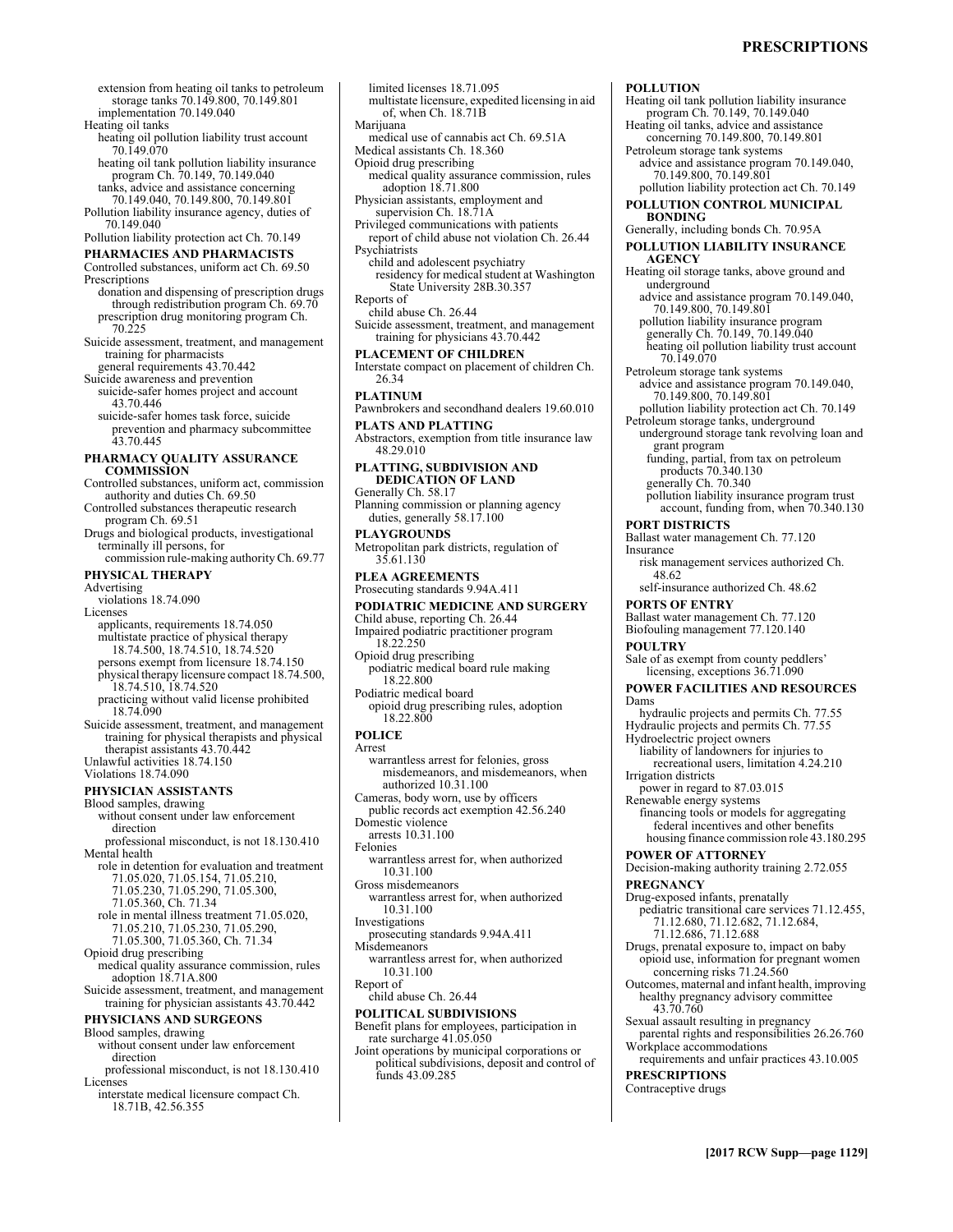extension from heating oil tanks to petroleum storage tanks 70.149.800, 70.149.801
implementation 70.149.040
Heating oil tanks
heating oil pollution liability trust account 70.149.070
heating oil tank pollution liability insurance program Ch. 70.149, 70.149.040
tanks, advice and assistance concerning 70.149.040, 70.149.800, 70.149.801
Pollution liability insurance agency, duties of 70.149.040
Pollution liability protection act Ch. 70.149

**PHARMACIES AND PHARMACISTS**
Controlled substances, uniform act Ch. 69.50
Prescriptions
donation and dispensing of prescription drugs through redistribution program Ch. 69.70
prescription drug monitoring program Ch. 70.225
Suicide assessment, treatment, and management training for pharmacists
general requirements 43.70.442
Suicide awareness and prevention
suicide-safer homes project and account 43.70.446
suicide-safer homes task force, suicide prevention and pharmacy subcommittee 43.70.445

**PHARMACY QUALITY ASSURANCE COMMISSION**
Controlled substances, uniform act, commission authority and duties Ch. 69.50
Controlled substances therapeutic research program Ch. 69.51
Drugs and biological products, investigational terminally ill persons, for commission rule-making authority Ch. 69.77

**PHYSICAL THERAPY**
Advertising
violations 18.74.090
Licenses
applicants, requirements 18.74.050
multistate practice of physical therapy 18.74.500, 18.74.510, 18.74.520
persons exempt from licensure 18.74.150
physical therapy licensure compact 18.74.500, 18.74.510, 18.74.520
practicing without valid license prohibited 18.74.090
Suicide assessment, treatment, and management training for physical therapists and physical therapist assistants 43.70.442
Unlawful activities 18.74.150
Violations 18.74.090

**PHYSICIAN ASSISTANTS**
Blood samples, drawing
without consent under law enforcement direction
professional misconduct, is not 18.130.410
Mental health
role in detention for evaluation and treatment 71.05.020, 71.05.154, 71.05.210, 71.05.230, 71.05.290, 71.05.300, 71.05.360, Ch. 71.34
role in mental illness treatment 71.05.020, 71.05.210, 71.05.230, 71.05.290, 71.05.300, 71.05.360, Ch. 71.34
Opioid drug prescribing
medical quality assurance commission, rules adoption 18.71A.800
Suicide assessment, treatment, and management training for physician assistants 43.70.442

**PHYSICIANS AND SURGEONS**
Blood samples, drawing
without consent under law enforcement direction
professional misconduct, is not 18.130.410
Licenses
interstate medical licensure compact Ch. 18.71B, 42.56.355
limited licenses 18.71.095
multistate licensure, expedited licensing in aid of, when Ch. 18.71B
Marijuana
medical use of cannabis act Ch. 69.51A
Medical assistants Ch. 18.360
Opioid drug prescribing
medical quality assurance commission, rules adoption 18.71.800
Physician assistants, employment and supervision Ch. 18.71A
Privileged communications with patients
report of child abuse not violation Ch. 26.44
Psychiatrists
child and adolescent psychiatry
residency for medical student at Washington State University 28B.30.357
Reports of
child abuse Ch. 26.44
Suicide assessment, treatment, and management training for physicians 43.70.442

**PLACEMENT OF CHILDREN**
Interstate compact on placement of children Ch. 26.34

**PLATINUM**
Pawnbrokers and secondhand dealers 19.60.010

**PLATS AND PLATTING**
Abstractors, exemption from title insurance law 48.29.010

**PLATTING, SUBDIVISION AND DEDICATION OF LAND**
Generally Ch. 58.17
Planning commission or planning agency duties, generally 58.17.100

**PLAYGROUNDS**
Metropolitan park districts, regulation of 35.61.130

**PLEA AGREEMENTS**
Prosecuting standards 9.94A.411

**PODIATRIC MEDICINE AND SURGERY**
Child abuse, reporting Ch. 26.44
Impaired podiatric practitioner program 18.22.250
Opioid drug prescribing
podiatric medical board rule making 18.22.800
Podiatric medical board
opioid drug prescribing rules, adoption 18.22.800

**POLICE**
Arrest
warrantless arrest for felonies, gross misdemeanors, and misdemeanors, when authorized 10.31.100
Cameras, body worn, use by officers
public records act exemption 42.56.240
Domestic violence
arrests 10.31.100
Felonies
warrantless arrest for, when authorized 10.31.100
Gross misdemeanors
warrantless arrest for, when authorized 10.31.100
Investigations
prosecuting standards 9.94A.411
Misdemeanors
warrantless arrest for, when authorized 10.31.100
Report of
child abuse Ch. 26.44

**POLITICAL SUBDIVISIONS**
Benefit plans for employees, participation in rate surcharge 41.05.050
Joint operations by municipal corporations or political subdivisions, deposit and control of funds 43.09.285

**POLLUTION**
Heating oil tank pollution liability insurance program Ch. 70.149, 70.149.040
Heating oil tanks, advice and assistance concerning 70.149.800, 70.149.801
Petroleum storage tank systems
advice and assistance program 70.149.040, 70.149.800, 70.149.801
pollution liability protection act Ch. 70.149

**POLLUTION CONTROL MUNICIPAL BONDING**
Generally, including bonds Ch. 70.95A

**POLLUTION LIABILITY INSURANCE AGENCY**
Heating oil storage tanks, above ground and underground
advice and assistance program 70.149.040, 70.149.800, 70.149.801
pollution liability insurance program
generally Ch. 70.149, 70.149.040
heating oil pollution liability trust account 70.149.070
Petroleum storage tank systems
advice and assistance program 70.149.040, 70.149.800, 70.149.801
pollution liability protection act Ch. 70.149
Petroleum storage tanks, underground
underground storage tank revolving loan and grant program
funding, partial, from tax on petroleum products 70.340.130
generally Ch. 70.340
pollution liability insurance program trust account, funding from, when 70.340.130

**PORT DISTRICTS**
Ballast water management Ch. 77.120
Insurance
risk management services authorized Ch. 48.62
self-insurance authorized Ch. 48.62

**PORTS OF ENTRY**
Ballast water management Ch. 77.120
Biofouling management 77.120.140

**POULTRY**
Sale of as exempt from county peddlers' licensing, exceptions 36.71.090

**POWER FACILITIES AND RESOURCES**
Dams
hydraulic projects and permits Ch. 77.55
Hydraulic projects and permits Ch. 77.55
Hydroelectric project owners
liability of landowners for injuries to recreational users, limitation 4.24.210
Irrigation districts
power in regard to 87.03.015
Renewable energy systems
financing tools or models for aggregating federal incentives and other benefits
housing finance commission role 43.180.295

**POWER OF ATTORNEY**
Decision-making authority training 2.72.055

**PREGNANCY**
Drug-exposed infants, prenatally
pediatric transitional care services 71.12.455, 71.12.680, 71.12.682, 71.12.684, 71.12.686, 71.12.688
Drugs, prenatal exposure to, impact on baby
opioid use, information for pregnant women concerning risks 71.24.560
Outcomes, maternal and infant health, improving
healthy pregnancy advisory committee 43.70.760
Sexual assault resulting in pregnancy
parental rights and responsibilities 26.26.760
Workplace accommodations
requirements and unfair practices 43.10.005

**PRESCRIPTIONS**
Contraceptive drugs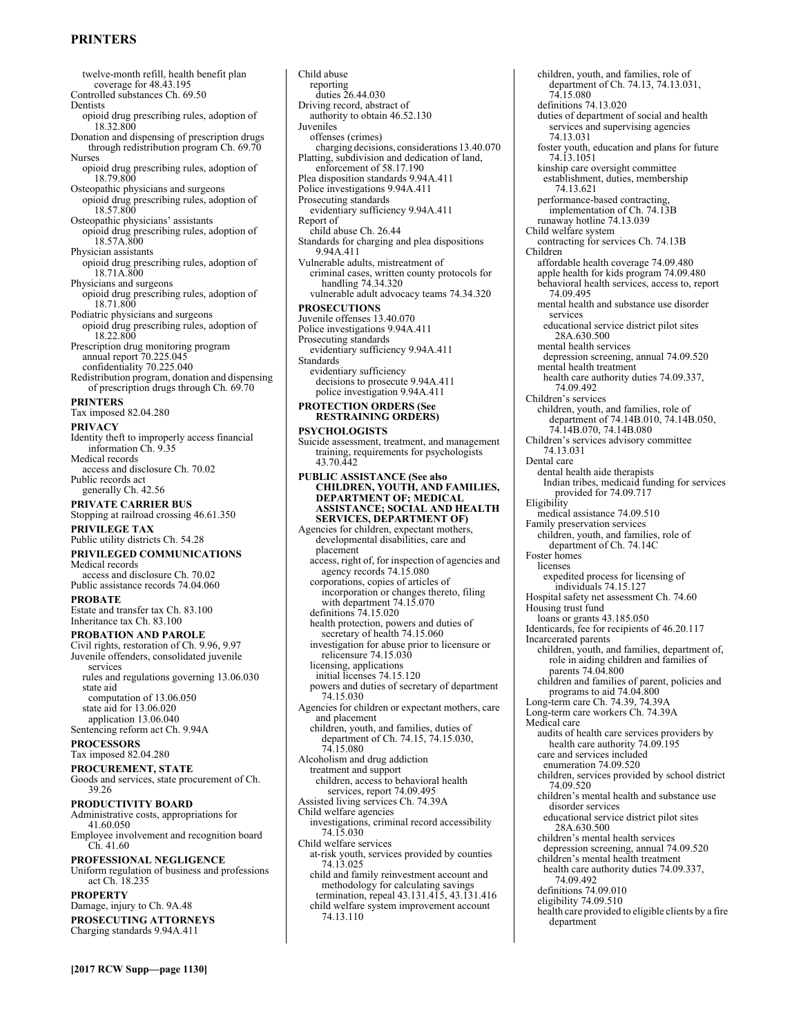twelve-month refill, health benefit plan coverage for 48.43.195
Controlled substances Ch. 69.50
Dentists
opioid drug prescribing rules, adoption of 18.32.800
Donation and dispensing of prescription drugs through redistribution program Ch. 69.70
Nurses
opioid drug prescribing rules, adoption of 18.79.800
Osteopathic physicians and surgeons
opioid drug prescribing rules, adoption of 18.57.800
Osteopathic physicians' assistants
opioid drug prescribing rules, adoption of 18.57A.800
Physician assistants
opioid drug prescribing rules, adoption of 18.71A.800
Physicians and surgeons
opioid drug prescribing rules, adoption of 18.71.800
Podiatric physicians and surgeons
opioid drug prescribing rules, adoption of 18.22.800
Prescription drug monitoring program
annual report 70.225.045
confidentiality 70.225.040
Redistribution program, donation and dispensing of prescription drugs through Ch. 69.70

**PRINTERS**
Tax imposed 82.04.280

**PRIVACY**
Identity theft to improperly access financial information Ch. 9.35
Medical records
access and disclosure Ch. 70.02
Public records act
generally Ch. 42.56

**PRIVATE CARRIER BUS**
Stopping at railroad crossing 46.61.350

**PRIVILEGE TAX**
Public utility districts Ch. 54.28

**PRIVILEGED COMMUNICATIONS**
Medical records
access and disclosure Ch. 70.02
Public assistance records 74.04.060

**PROBATE**
Estate and transfer tax Ch. 83.100
Inheritance tax Ch. 83.100

**PROBATION AND PAROLE**
Civil rights, restoration of Ch. 9.96, 9.97
Juvenile offenders, consolidated juvenile services
rules and regulations governing 13.06.030
state aid
computation of 13.06.050
state aid for 13.06.020
application 13.06.040
Sentencing reform act Ch. 9.94A

**PROCESSORS**
Tax imposed 82.04.280

**PROCUREMENT, STATE**
Goods and services, state procurement of Ch. 39.26

**PRODUCTIVITY BOARD**
Administrative costs, appropriations for 41.60.050
Employee involvement and recognition board Ch. 41.60

**PROFESSIONAL NEGLIGENCE**
Uniform regulation of business and professions act Ch. 18.235

**PROPERTY**
Damage, injury to Ch. 9A.48

**PROSECUTING ATTORNEYS**
Charging standards 9.94A.411
Child abuse
reporting
duties 26.44.030
Driving record, abstract of
authority to obtain 46.52.130
Juveniles
offenses (crimes)
charging decisions, considerations 13.40.070
Platting, subdivision and dedication of land, enforcement of 58.17.190
Plea disposition standards 9.94A.411
Police investigations 9.94A.411
Prosecuting standards
evidentiary sufficiency 9.94A.411
Report of
child abuse Ch. 26.44
Standards for charging and plea dispositions 9.94A.411
Vulnerable adults, mistreatment of
criminal cases, written county protocols for handling 74.34.320
vulnerable adult advocacy teams 74.34.320

**PROSECUTIONS**
Juvenile offenses 13.40.070
Police investigations 9.94A.411
Prosecuting standards
evidentiary sufficiency 9.94A.411
Standards
evidentiary sufficiency
decisions to prosecute 9.94A.411
police investigation 9.94A.411

**PROTECTION ORDERS (See RESTRAINING ORDERS)**

**PSYCHOLOGISTS**
Suicide assessment, treatment, and management training, requirements for psychologists 43.70.442

**PUBLIC ASSISTANCE (See also CHILDREN, YOUTH, AND FAMILIES, DEPARTMENT OF; MEDICAL ASSISTANCE; SOCIAL AND HEALTH SERVICES, DEPARTMENT OF)**
Agencies for children, expectant mothers, developmental disabilities, care and placement
access, right of, for inspection of agencies and agency records 74.15.080
corporations, copies of articles of incorporation or changes thereto, filing with department 74.15.070
definitions 74.15.020
health protection, powers and duties of secretary of health 74.15.060
investigation for abuse prior to licensure or relicensure 74.15.030
licensing, applications
initial licenses 74.15.120
powers and duties of secretary of department 74.15.030
Agencies for children or expectant mothers, care and placement
children, youth, and families, duties of department of Ch. 74.15, 74.15.030, 74.15.080
Alcoholism and drug addiction
treatment and support
children, access to behavioral health services, report 74.09.495
Assisted living services Ch. 74.39A
Child welfare agencies
investigations, criminal record accessibility 74.15.030
Child welfare services
at-risk youth, services provided by counties 74.13.025
child and family reinvestment account and methodology for calculating savings
termination, repeal 43.131.415, 43.131.416
child welfare system improvement account 74.13.110
children, youth, and families, role of department of Ch. 74.13, 74.13.031, 74.15.080
definitions 74.13.020
duties of department of social and health services and supervising agencies 74.13.031
foster youth, education and plans for future 74.13.1051
kinship care oversight committee
establishment, duties, membership 74.13.621
performance-based contracting, implementation of Ch. 74.13B
runaway hotline 74.13.039
Child welfare system
contracting for services Ch. 74.13B
Children
affordable health coverage 74.09.480
apple health for kids program 74.09.480
behavioral health services, access to, report 74.09.495
mental health and substance use disorder services
educational service district pilot sites 28A.630.500
mental health services
depression screening, annual 74.09.520
mental health treatment
health care authority duties 74.09.337, 74.09.492
Children's services
children, youth, and families, role of department of 74.14B.010, 74.14B.050, 74.14B.070, 74.14B.080
Children's services advisory committee 74.13.031
Dental care
dental health aide therapists
Indian tribes, medicaid funding for services provided for 74.09.717
Eligibility
medical assistance 74.09.510
Family preservation services
children, youth, and families, role of department of Ch. 74.14C
Foster homes
licenses
expedited process for licensing of individuals 74.15.127
Hospital safety net assessment Ch. 74.60
Housing trust fund
loans or grants 43.185.050
Identicards, fee for recipients of 46.20.117
Incarcerated parents
children, youth, and families, department of, role in aiding children and families of parents 74.04.800
children and families of parent, policies and programs to aid 74.04.800
Long-term care Ch. 74.39, 74.39A
Long-term care workers Ch. 74.39A
Medical care
audits of health care services providers by health care authority 74.09.195
care and services included
enumeration 74.09.520
children, services provided by school district 74.09.520
children's mental health and substance use disorder services
educational service district pilot sites 28A.630.500
children's mental health services
depression screening, annual 74.09.520
children's mental health treatment
health care authority duties 74.09.337, 74.09.492
definitions 74.09.010
eligibility 74.09.510
health care provided to eligible clients by a fire department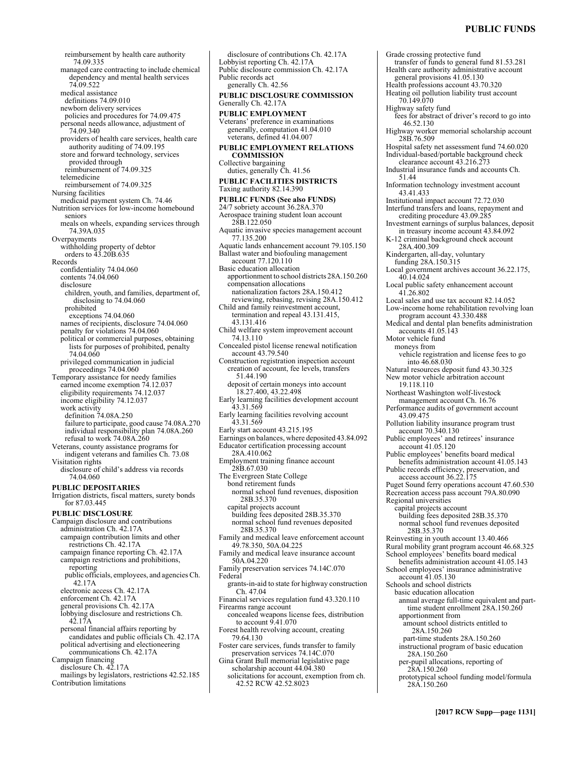reimbursement by health care authority 74.09.335
managed care contracting to include chemical dependency and mental health services 74.09.522
medical assistance
definitions 74.09.010
newborn delivery services
policies and procedures for 74.09.475
personal needs allowance, adjustment of 74.09.340
providers of health care services, health care authority auditing of 74.09.195
store and forward technology, services provided through
reimbursement of 74.09.325
telemedicine
reimbursement of 74.09.325
Nursing facilities
medicaid payment system Ch. 74.46
Nutrition services for low-income homebound seniors
meals on wheels, expanding services through 74.39A.035
Overpayments
withholding property of debtor
orders to 43.20B.635
Records
confidentiality 74.04.060
contents 74.04.060
disclosure
children, youth, and families, department of, disclosing to 74.04.060
prohibited
exceptions 74.04.060
names of recipients, disclosure 74.04.060
penalty for violations 74.04.060
political or commercial purposes, obtaining lists for purposes of prohibited, penalty 74.04.060
privileged communication in judicial proceedings 74.04.060
Temporary assistance for needy families
earned income exemption 74.12.037
eligibility requirements 74.12.037
income eligibility 74.12.037
work activity
definition 74.08A.250
failure to participate, good cause 74.08A.270
individual responsibility plan 74.08A.260
refusal to work 74.08A.260
Veterans, county assistance programs for indigent veterans and families Ch. 73.08
Visitation rights
disclosure of child's address via records 74.04.060

**PUBLIC DEPOSITARIES**
Irrigation districts, fiscal matters, surety bonds for 87.03.445

**PUBLIC DISCLOSURE**
Campaign disclosure and contributions
administration Ch. 42.17A
campaign contribution limits and other restrictions Ch. 42.17A
campaign finance reporting Ch. 42.17A
campaign restrictions and prohibitions, reporting
public officials, employees, and agencies Ch. 42.17A
electronic access Ch. 42.17A
enforcement Ch. 42.17A
general provisions Ch. 42.17A
lobbying disclosure and restrictions Ch. 42.17A
personal financial affairs reporting by candidates and public officials Ch. 42.17A
political advertising and electioneering communications Ch. 42.17A
Campaign financing
disclosure Ch. 42.17A
mailings by legislators, restrictions 42.52.185
Contribution limitations
disclosure of contributions Ch. 42.17A
Lobbyist reporting Ch. 42.17A
Public disclosure commission Ch. 42.17A
Public records act
generally Ch. 42.56

**PUBLIC DISCLOSURE COMMISSION**
Generally Ch. 42.17A

**PUBLIC EMPLOYMENT**
Veterans' preference in examinations
generally, computation 41.04.010
veterans, defined 41.04.007

**PUBLIC EMPLOYMENT RELATIONS COMMISSION**
Collective bargaining
duties, generally Ch. 41.56

**PUBLIC FACILITIES DISTRICTS**
Taxing authority 82.14.390

**PUBLIC FUNDS (See also FUNDS)**
24/7 sobriety account 36.28A.370
Aerospace training student loan account 28B.122.050
Aquatic invasive species management account 77.135.200
Aquatic lands enhancement account 79.105.150
Ballast water and biofouling management account 77.120.110
Basic education allocation
apportionment to school districts 28A.150.260
compensation allocations
nationalization factors 28A.150.412
reviewing, rebasing, revising 28A.150.412
Child and family reinvestment account, termination and repeal 43.131.415, 43.131.416
Child welfare system improvement account 74.13.110
Concealed pistol license renewal notification account 43.79.540
Construction registration inspection account
creation of account, fee levels, transfers 51.44.190
deposit of certain moneys into account 18.27.400, 43.22.498
Early learning facilities development account 43.31.569
Early learning facilities revolving account 43.31.569
Early start account 43.215.195
Earnings on balances, where deposited 43.84.092
Educator certification processing account 28A.410.062
Employment training finance account 28B.67.030
The Evergreen State College
bond retirement funds
normal school fund revenues, disposition 28B.35.370
capital projects account
building fees deposited 28B.35.370
normal school fund revenues deposited 28B.35.370
Family and medical leave enforcement account 49.78.350, 50A.04.225
Family and medical leave insurance account 50A.04.220
Family preservation services 74.14C.070
Federal
grants-in-aid to state for highway construction Ch. 47.04
Financial services regulation fund 43.320.110
Firearms range account
concealed weapons license fees, distribution to account 9.41.070
Forest health revolving account, creating 79.64.130
Foster care services, funds transfer to family preservation services 74.14C.070
Gina Grant Bull memorial legislative page scholarship account 44.04.380
solicitations for account, exemption from ch. 42.52 RCW 42.52.8023
Grade crossing protective fund
transfer of funds to general fund 81.53.281
Health care authority administrative account
general provisions 41.05.130
Health professions account 43.70.320
Heating oil pollution liability trust account 70.149.070
Highway safety fund
fees for abstract of driver's record to go into 46.52.130
Highway worker memorial scholarship account 28B.76.509
Hospital safety net assessment fund 74.60.020
Individual-based/portable background check clearance account 43.216.273
Industrial insurance funds and accounts Ch. 51.44
Information technology investment account 43.41.433
Institutional impact account 72.72.030
Interfund transfers and loans, repayment and crediting procedure 43.09.285
Investment earnings of surplus balances, deposit in treasury income account 43.84.092
K-12 criminal background check account 28A.400.309
Kindergarten, all-day, voluntary
funding 28A.150.315
Local government archives account 36.22.175, 40.14.024
Local public safety enhancement account 41.26.802
Local sales and use tax account 82.14.052
Low-income home rehabilitation revolving loan program account 43.330.488
Medical and dental plan benefits administration accounts 41.05.143
Motor vehicle fund
moneys from
vehicle registration and license fees to go into 46.68.030
Natural resources deposit fund 43.30.325
New motor vehicle arbitration account 19.118.110
Northeast Washington wolf-livestock management account Ch. 16.76
Performance audits of government account 43.09.475
Pollution liability insurance program trust account 70.340.130
Public employees' and retirees' insurance account 41.05.120
Public employees' benefits board medical benefits administration account 41.05.143
Public records efficiency, preservation, and access account 36.22.175
Puget Sound ferry operations account 47.60.530
Recreation access pass account 79A.80.090
Regional universities
capital projects account
building fees deposited 28B.35.370
normal school fund revenues deposited 28B.35.370
Reinvesting in youth account 13.40.466
Rural mobility grant program account 46.68.325
School employees' benefits board medical benefits administration account 41.05.143
School employees' insurance administrative account 41.05.130
Schools and school districts
basic education allocation
annual average full-time equivalent and part-time student enrollment 28A.150.260
apportionment from
amount school districts entitled to 28A.150.260
part-time students 28A.150.260
instructional program of basic education 28A.150.260
per-pupil allocations, reporting of 28A.150.260
prototypical school funding model/formula 28A.150.260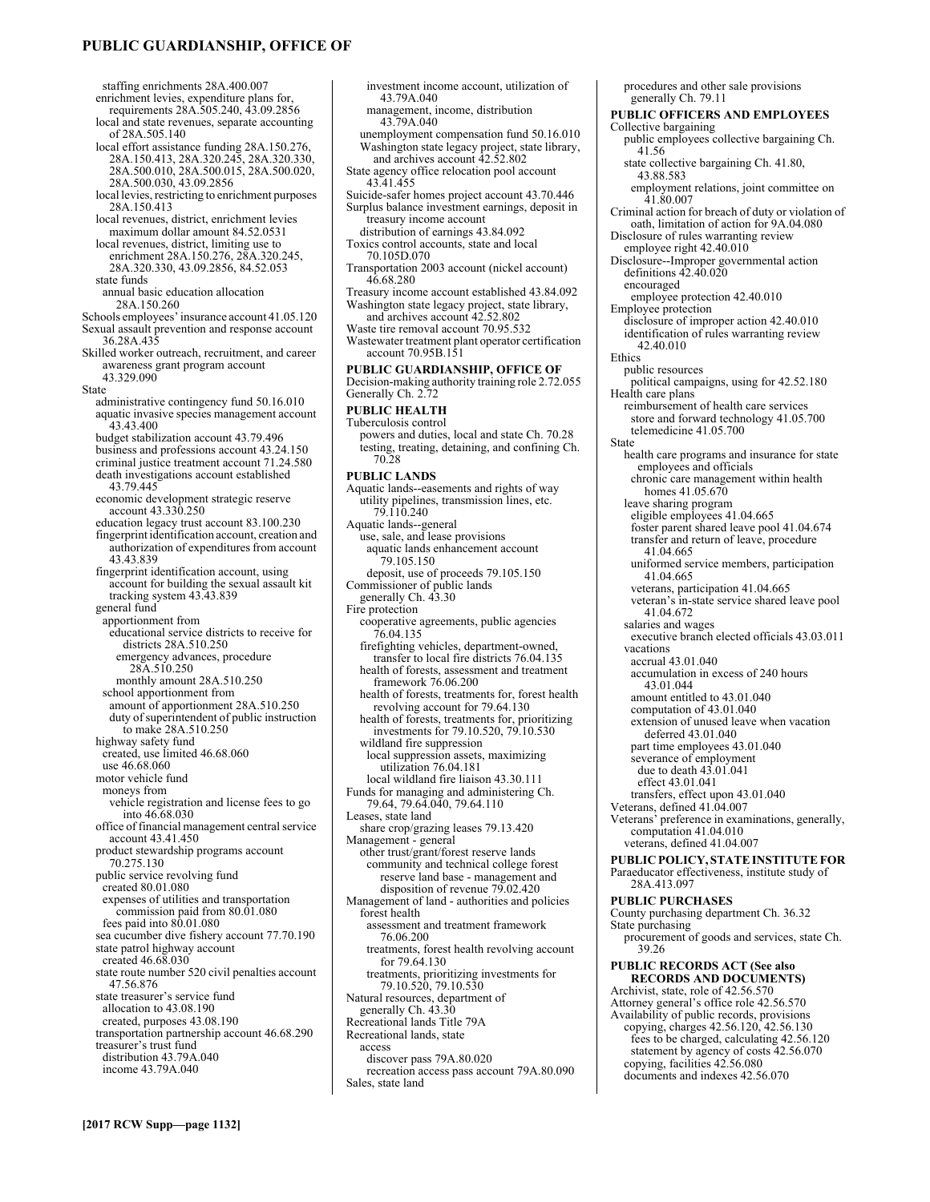staffing enrichments 28A.400.007
enrichment levies, expenditure plans for, requirements 28A.505.240, 43.09.2856
local and state revenues, separate accounting of 28A.505.140
local effort assistance funding 28A.150.276, 28A.150.413, 28A.320.245, 28A.320.330, 28A.500.010, 28A.500.015, 28A.500.020, 28A.500.030, 43.09.2856
local levies, restricting to enrichment purposes 28A.150.413
local revenues, district, enrichment levies maximum dollar amount 84.52.0531
local revenues, district, limiting use to enrichment 28A.150.276, 28A.320.245, 28A.320.330, 43.09.2856, 84.52.053
state funds
annual basic education allocation 28A.150.260
Schools employees' insurance account 41.05.120
Sexual assault prevention and response account 36.28A.435
Skilled worker outreach, recruitment, and career awareness grant program account 43.329.090
State
administrative contingency fund 50.16.010
aquatic invasive species management account 43.43.400
budget stabilization account 43.79.496
business and professions account 43.24.150
criminal justice treatment account 71.24.580
death investigations account established 43.79.445
economic development strategic reserve account 43.330.250
education legacy trust account 83.100.230
fingerprint identification account, creation and authorization of expenditures from account 43.43.839
fingerprint identification account, using account for building the sexual assault kit tracking system 43.43.839
general fund
apportionment from
educational service districts to receive for districts 28A.510.250
emergency advances, procedure 28A.510.250
monthly amount 28A.510.250
school apportionment from
amount of apportionment 28A.510.250
duty of superintendent of public instruction to make 28A.510.250
highway safety fund
created, use limited 46.68.060
use 46.68.060
motor vehicle fund
moneys from
vehicle registration and license fees to go into 46.68.030
office of financial management central service account 43.41.450
product stewardship programs account 70.275.130
public service revolving fund
created 80.01.080
expenses of utilities and transportation commission paid from 80.01.080
fees paid into 80.01.080
sea cucumber dive fishery account 77.70.190
state patrol highway account
created 46.68.030
state route number 520 civil penalties account 47.56.876
state treasurer's service fund
allocation to 43.08.190
created, purposes 43.08.190
transportation partnership account 46.68.290
treasurer's trust fund
distribution 43.79A.040
income 43.79A.040
investment income account, utilization of 43.79A.040
management, income, distribution 43.79A.040
unemployment compensation fund 50.16.010
Washington state legacy project, state library, and archives account 42.52.802
State agency office relocation pool account 43.41.455
Suicide-safer homes project account 43.70.446
Surplus balance investment earnings, deposit in treasury income account
distribution of earnings 43.84.092
Toxics control accounts, state and local 70.105D.070
Transportation 2003 account (nickel account) 46.68.280
Treasury income account established 43.84.092
Washington state legacy project, state library, and archives account 42.52.802
Waste tire removal account 70.95.532
Wastewater treatment plant operator certification account 70.95B.151

**PUBLIC GUARDIANSHIP, OFFICE OF**
Decision-making authority training role 2.72.055
Generally Ch. 2.72

**PUBLIC HEALTH**
Tuberculosis control
powers and duties, local and state Ch. 70.28
testing, treating, detaining, and confining Ch. 70.28

**PUBLIC LANDS**
Aquatic lands--easements and rights of way
utility pipelines, transmission lines, etc. 79.110.240
Aquatic lands--general
use, sale, and lease provisions
aquatic lands enhancement account 79.105.150
deposit, use of proceeds 79.105.150
Commissioner of public lands
generally Ch. 43.30
Fire protection
cooperative agreements, public agencies 76.04.135
firefighting vehicles, department-owned, transfer to local fire districts 76.04.135
health of forests, assessment and treatment framework 76.06.200
health of forests, treatments for, forest health revolving account for 79.64.130
health of forests, treatments for, prioritizing investments for 79.10.520, 79.10.530
wildland fire suppression
local suppression assets, maximizing utilization 76.04.181
local wildland fire liaison 43.30.111
Funds for managing and administering Ch. 79.64, 79.64.040, 79.64.110
Leases, state land
share crop/grazing leases 79.13.420
Management - general
other trust/grant/forest reserve lands
community and technical college forest reserve land base - management and disposition of revenue 79.02.420
Management of land - authorities and policies
forest health
assessment and treatment framework 76.06.200
treatments, forest health revolving account for 79.64.130
treatments, prioritizing investments for 79.10.520, 79.10.530
Natural resources, department of
generally Ch. 43.30
Recreational lands Title 79A
Recreational lands, state
access
discover pass 79A.80.020
recreation access pass account 79A.80.090
Sales, state land
procedures and other sale provisions generally Ch. 79.11

**PUBLIC OFFICERS AND EMPLOYEES**
Collective bargaining
public employees collective bargaining Ch. 41.56
state collective bargaining Ch. 41.80, 43.88.583
employment relations, joint committee on 41.80.007
Criminal action for breach of duty or violation of oath, limitation of action for 9A.04.080
Disclosure of rules warranting review
employee right 42.40.010
Disclosure--Improper governmental action
definitions 42.40.020
encouraged
employee protection 42.40.010
Employee protection
disclosure of improper action 42.40.010
identification of rules warranting review 42.40.010
Ethics
public resources
political campaigns, using for 42.52.180
Health care plans
reimbursement of health care services
store and forward technology 41.05.700
telemedicine 41.05.700
State
health care programs and insurance for state employees and officials
chronic care management within health homes 41.05.670
leave sharing program
eligible employees 41.04.665
foster parent shared leave pool 41.04.674
transfer and return of leave, procedure 41.04.665
uniformed service members, participation 41.04.665
veterans, participation 41.04.665
veteran's in-state service shared leave pool 41.04.672
salaries and wages
executive branch elected officials 43.03.011
vacations
accrual 43.01.040
accumulation in excess of 240 hours 43.01.044
amount entitled to 43.01.040
computation of 43.01.040
extension of unused leave when vacation deferred 43.01.040
part time employees 43.01.040
severance of employment
due to death 43.01.041
effect 43.01.041
transfers, effect upon 43.01.040
Veterans, defined 41.04.007
Veterans' preference in examinations, generally, computation 41.04.010
veterans, defined 41.04.007

**PUBLIC POLICY, STATE INSTITUTE FOR**
Paraeducator effectiveness, institute study of 28A.413.097

**PUBLIC PURCHASES**
County purchasing department Ch. 36.32
State purchasing
procurement of goods and services, state Ch. 39.26

**PUBLIC RECORDS ACT (See also RECORDS AND DOCUMENTS)**
Archivist, state, role of 42.56.570
Attorney general's office role 42.56.570
Availability of public records, provisions
copying, charges 42.56.120, 42.56.130
fees to be charged, calculating 42.56.120
statement by agency of costs 42.56.070
copying, facilities 42.56.080
documents and indexes 42.56.070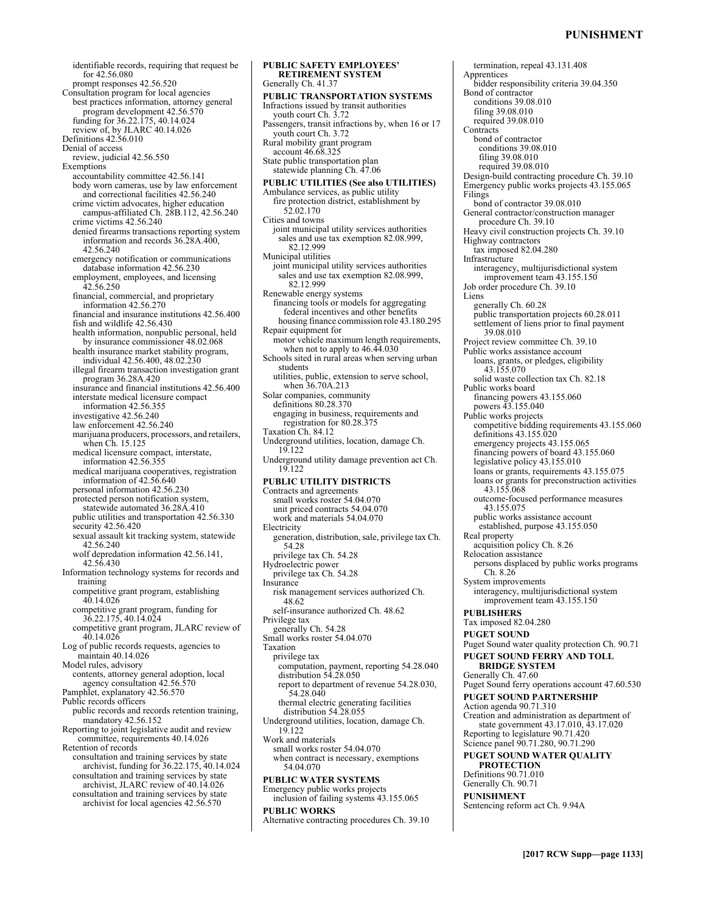identifiable records, requiring that request be for 42.56.080
prompt responses 42.56.520
Consultation program for local agencies
best practices information, attorney general program development 42.56.570
funding for 36.22.175, 40.14.024
review of, by JLARC 40.14.026
Definitions 42.56.010
Denial of access
review, judicial 42.56.550
Exemptions
accountability committee 42.56.141
body worn cameras, use by law enforcement and correctional facilities 42.56.240
crime victim advocates, higher education campus-affiliated Ch. 28B.112, 42.56.240
crime victims 42.56.240
denied firearms transactions reporting system information and records 36.28A.400, 42.56.240
emergency notification or communications database information 42.56.230
employment, employees, and licensing 42.56.250
financial, commercial, and proprietary information 42.56.270
financial and insurance institutions 42.56.400
fish and wildlife 42.56.430
health information, nonpublic personal, held by insurance commissioner 48.02.068
health insurance market stability program, individual 42.56.400, 48.02.230
illegal firearm transaction investigation grant program 36.28A.420
insurance and financial institutions 42.56.400
interstate medical licensure compact information 42.56.355
investigative 42.56.240
law enforcement 42.56.240
marijuana producers, processors, and retailers, when Ch. 15.125
medical licensure compact, interstate, information 42.56.355
medical marijuana cooperatives, registration information of 42.56.640
personal information 42.56.230
protected person notification system, statewide automated 36.28A.410
public utilities and transportation 42.56.330
security 42.56.420
sexual assault kit tracking system, statewide 42.56.240
wolf depredation information 42.56.141, 42.56.430
Information technology systems for records and training
competitive grant program, establishing 40.14.026
competitive grant program, funding for 36.22.175, 40.14.024
competitive grant program, JLARC review of 40.14.026
Log of public records requests, agencies to maintain 40.14.026
Model rules, advisory
contents, attorney general adoption, local agency consultation 42.56.570
Pamphlet, explanatory 42.56.570
Public records officers
public records and records retention training, mandatory 42.56.152
Reporting to joint legislative audit and review committee, requirements 40.14.026
Retention of records
consultation and training services by state archivist, funding for 36.22.175, 40.14.024
consultation and training services by state archivist, JLARC review of 40.14.026
consultation and training services by state archivist for local agencies 42.56.570

**PUBLIC SAFETY EMPLOYEES' RETIREMENT SYSTEM**
Generally Ch. 41.37

**PUBLIC TRANSPORTATION SYSTEMS**
Infractions issued by transit authorities
youth court Ch. 3.72
Passengers, transit infractions by, when 16 or 17
youth court Ch. 3.72
Rural mobility grant program
account 46.68.325
State public transportation plan
statewide planning Ch. 47.06

**PUBLIC UTILITIES (See also UTILITIES)**
Ambulance services, as public utility
fire protection district, establishment by 52.02.170
Cities and towns
joint municipal utility services authorities
sales and use tax exemption 82.08.999, 82.12.999
Municipal utilities
joint municipal utility services authorities
sales and use tax exemption 82.08.999, 82.12.999
Renewable energy systems
financing tools or models for aggregating federal incentives and other benefits
housing finance commission role 43.180.295
Repair equipment for
motor vehicle maximum length requirements, when not to apply to 46.44.030
Schools sited in rural areas when serving urban students
utilities, public, extension to serve school, when 36.70A.213
Solar companies, community
definitions 80.28.370
engaging in business, requirements and registration for 80.28.375
Taxation Ch. 84.12
Underground utilities, location, damage Ch. 19.122
Underground utility damage prevention act Ch. 19.122

**PUBLIC UTILITY DISTRICTS**
Contracts and agreements
small works roster 54.04.070
unit priced contracts 54.04.070
work and materials 54.04.070
Electricity
generation, distribution, sale, privilege tax Ch. 54.28
privilege tax Ch. 54.28
Hydroelectric power
privilege tax Ch. 54.28
Insurance
risk management services authorized Ch. 48.62
self-insurance authorized Ch. 48.62
Privilege tax
generally Ch. 54.28
Small works roster 54.04.070
Taxation
privilege tax
computation, payment, reporting 54.28.040
distribution 54.28.050
report to department of revenue 54.28.030, 54.28.040
thermal electric generating facilities
distribution 54.28.055
Underground utilities, location, damage Ch. 19.122
Work and materials
small works roster 54.04.070
when contract is necessary, exemptions 54.04.070

**PUBLIC WATER SYSTEMS**
Emergency public works projects
inclusion of failing systems 43.155.065

**PUBLIC WORKS**
Alternative contracting procedures Ch. 39.10
termination, repeal 43.131.408
Apprentices
bidder responsibility criteria 39.04.350
Bond of contractor
conditions 39.08.010
filing 39.08.010
required 39.08.010
Contracts
bond of contractor
conditions 39.08.010
filing 39.08.010
required 39.08.010
Design-build contracting procedure Ch. 39.10
Emergency public works projects 43.155.065
Filings
bond of contractor 39.08.010
General contractor/construction manager procedure Ch. 39.10
Heavy civil construction projects Ch. 39.10
Highway contractors
tax imposed 82.04.280
Infrastructure
interagency, multijurisdictional system improvement team 43.155.150
Job order procedure Ch. 39.10
Liens
generally Ch. 60.28
public transportation projects 60.28.011
settlement of liens prior to final payment 39.08.010
Project review committee Ch. 39.10
Public works assistance account
loans, grants, or pledges, eligibility 43.155.070
solid waste collection tax Ch. 82.18
Public works board
financing powers 43.155.060
powers 43.155.040
Public works projects
competitive bidding requirements 43.155.060
definitions 43.155.020
emergency projects 43.155.065
financing powers of board 43.155.060
legislative policy 43.155.010
loans or grants, requirements 43.155.075
loans or grants for preconstruction activities 43.155.068
outcome-focused performance measures 43.155.075
public works assistance account
established, purpose 43.155.050
Real property
acquisition policy Ch. 8.26
Relocation assistance
persons displaced by public works programs Ch. 8.26
System improvements
interagency, multijurisdictional system improvement team 43.155.150

**PUBLISHERS**
Tax imposed 82.04.280

**PUGET SOUND**
Puget Sound water quality protection Ch. 90.71

**PUGET SOUND FERRY AND TOLL BRIDGE SYSTEM**
Generally Ch. 47.60
Puget Sound ferry operations account 47.60.530

**PUGET SOUND PARTNERSHIP**
Action agenda 90.71.310
Creation and administration as department of state government 43.17.010, 43.17.020
Reporting to legislature 90.71.420
Science panel 90.71.280, 90.71.290

**PUGET SOUND WATER QUALITY PROTECTION**
Definitions 90.71.010
Generally Ch. 90.71

**PUNISHMENT**
Sentencing reform act Ch. 9.94A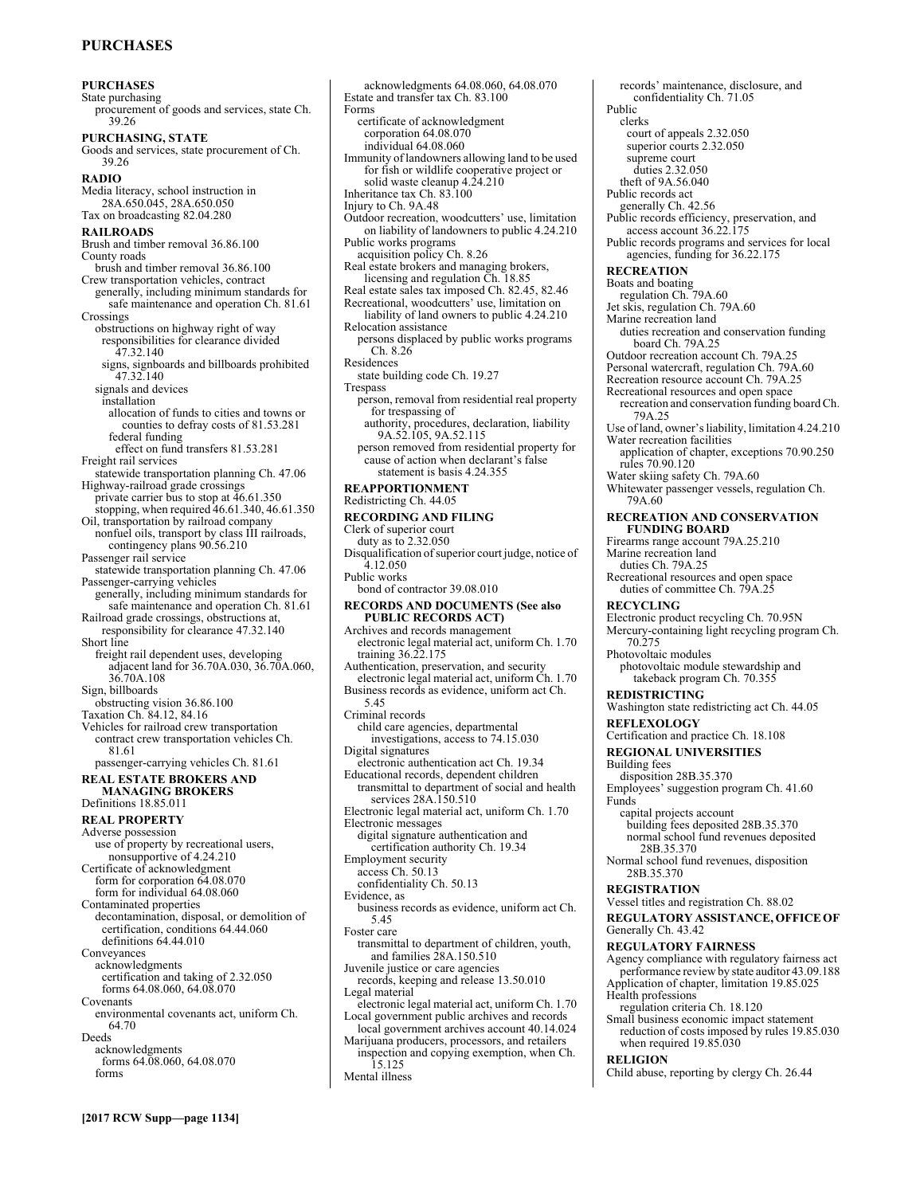**PURCHASES**
State purchasing
  procurement of goods and services, state Ch. 39.26

**PURCHASING, STATE**
Goods and services, state procurement of Ch. 39.26

**RADIO**
Media literacy, school instruction in 28A.650.045, 28A.650.050
Tax on broadcasting 82.04.280

**RAILROADS**
Brush and timber removal 36.86.100
County roads
  brush and timber removal 36.86.100
Crew transportation vehicles, contract
  generally, including minimum standards for safe maintenance and operation Ch. 81.61
Crossings
  obstructions on highway right of way
    responsibilities for clearance divided 47.32.140
    signs, signboards and billboards prohibited 47.32.140
  signals and devices
    installation
      allocation of funds to cities and towns or counties to defray costs of 81.53.281
      federal funding
        effect on fund transfers 81.53.281
Freight rail services
  statewide transportation planning Ch. 47.06
Highway-railroad grade crossings
  private carrier bus to stop at 46.61.350
  stopping, when required 46.61.340, 46.61.350
Oil, transportation by railroad company
  nonfuel oils, transport by class III railroads, contingency plans 90.56.210
Passenger rail service
  statewide transportation planning Ch. 47.06
Passenger-carrying vehicles
  generally, including minimum standards for safe maintenance and operation Ch. 81.61
Railroad grade crossings, obstructions at, responsibility for clearance 47.32.140
Short line
  freight rail dependent uses, developing adjacent land for 36.70A.030, 36.70A.060, 36.70A.108
Sign, billboards
  obstructing vision 36.86.100
Taxation Ch. 84.12, 84.16
Vehicles for railroad crew transportation
  contract crew transportation vehicles Ch. 81.61
  passenger-carrying vehicles Ch. 81.61

**REAL ESTATE BROKERS AND MANAGING BROKERS**
Definitions 18.85.011

**REAL PROPERTY**
Adverse possession
  use of property by recreational users, nonsupportive of 4.24.210
Certificate of acknowledgment
  form for corporation 64.08.070
  form for individual 64.08.060
Contaminated properties
  decontamination, disposal, or demolition of
    certification, conditions 64.44.060
    definitions 64.44.010
Conveyances
  acknowledgments
    certification and taking of 2.32.050
    forms 64.08.060, 64.08.070
Covenants
  environmental covenants act, uniform Ch. 64.70
Deeds
  acknowledgments
    forms 64.08.060, 64.08.070
  forms
    acknowledgments 64.08.060, 64.08.070
Estate and transfer tax Ch. 83.100
Forms
  certificate of acknowledgment
    corporation 64.08.070
    individual 64.08.060
Immunity of landowners allowing land to be used for fish or wildlife cooperative project or solid waste cleanup 4.24.210
Inheritance tax Ch. 83.100
Injury to Ch. 9A.48
Outdoor recreation, woodcutters' use, limitation on liability of landowners to public 4.24.210
Public works programs
  acquisition policy Ch. 8.26
Real estate brokers and managing brokers, licensing and regulation Ch. 18.85
Real estate sales tax imposed Ch. 82.45, 82.46
Recreational, woodcutters' use, limitation on liability of land owners to public 4.24.210
Relocation assistance
  persons displaced by public works programs Ch. 8.26
Residences
  state building code Ch. 19.27
Trespass
  person, removal from residential real property for trespassing of
    authority, procedures, declaration, liability 9A.52.105, 9A.52.115
  person removed from residential property for cause of action when declarant's false statement is basis 4.24.355

**REAPPORTIONMENT**
Redistricting Ch. 44.05

**RECORDING AND FILING**
Clerk of superior court
  duty as to 2.32.050
Disqualification of superior court judge, notice of 4.12.050
Public works
  bond of contractor 39.08.010

**RECORDS AND DOCUMENTS (See also PUBLIC RECORDS ACT)**
Archives and records management
  electronic legal material act, uniform Ch. 1.70
  training 36.22.175
Authentication, preservation, and security
  electronic legal material act, uniform Ch. 1.70
Business records as evidence, uniform act Ch. 5.45
Criminal records
  child care agencies, departmental investigations, access to 74.15.030
Digital signatures
  electronic authentication act Ch. 19.34
Educational records, dependent children
  transmittal to department of social and health services 28A.150.510
Electronic legal material act, uniform Ch. 1.70
Electronic messages
  digital signature authentication and certification authority Ch. 19.34
Employment security
  access Ch. 50.13
  confidentiality Ch. 50.13
Evidence, as
  business records as evidence, uniform act Ch. 5.45
Foster care
  transmittal to department of children, youth, and families 28A.150.510
Juvenile justice or care agencies
  records, keeping and release 13.50.010
Legal material
  electronic legal material act, uniform Ch. 1.70
Local government public archives and records
  local government archives account 40.14.024
Marijuana producers, processors, and retailers
  inspection and copying exemption, when Ch. 15.125
Mental illness
  records' maintenance, disclosure, and confidentiality Ch. 71.05
Public
  clerks
    court of appeals 2.32.050
    superior courts 2.32.050
    supreme court
      duties 2.32.050
  theft of 9A.56.040
Public records act
  generally Ch. 42.56
Public records efficiency, preservation, and access account 36.22.175
Public records programs and services for local agencies, funding for 36.22.175

**RECREATION**
Boats and boating
  regulation Ch. 79A.60
Jet skis, regulation Ch. 79A.60
Marine recreation land
  duties recreation and conservation funding board Ch. 79A.25
Outdoor recreation account Ch. 79A.25
Personal watercraft, regulation Ch. 79A.60
Recreation resource account Ch. 79A.25
Recreational resources and open space
  recreation and conservation funding board Ch. 79A.25
Use of land, owner's liability, limitation 4.24.210
Water recreation facilities
  application of chapter, exceptions 70.90.250
  rules 70.90.120
Water skiing safety Ch. 79A.60
Whitewater passenger vessels, regulation Ch. 79A.60

**RECREATION AND CONSERVATION FUNDING BOARD**
Firearms range account 79A.25.210
Marine recreation land
  duties Ch. 79A.25
Recreational resources and open space
  duties of committee Ch. 79A.25

**RECYCLING**
Electronic product recycling Ch. 70.95N
Mercury-containing light recycling program Ch. 70.275
Photovoltaic modules
  photovoltaic module stewardship and takeback program Ch. 70.355

**REDISTRICTING**
Washington state redistricting act Ch. 44.05

**REFLEXOLOGY**
Certification and practice Ch. 18.108

**REGIONAL UNIVERSITIES**
Building fees
  disposition 28B.35.370
Employees' suggestion program Ch. 41.60
Funds
  capital projects account
    building fees deposited 28B.35.370
    normal school fund revenues deposited 28B.35.370
Normal school fund revenues, disposition 28B.35.370

**REGISTRATION**
Vessel titles and registration Ch. 88.02

**REGULATORY ASSISTANCE, OFFICE OF**
Generally Ch. 43.42

**REGULATORY FAIRNESS**
Agency compliance with regulatory fairness act
  performance review by state auditor 43.09.188
Application of chapter, limitation 19.85.025
Health professions
  regulation criteria Ch. 18.120
Small business economic impact statement
  reduction of costs imposed by rules 19.85.030
  when required 19.85.030

**RELIGION**
Child abuse, reporting by clergy Ch. 26.44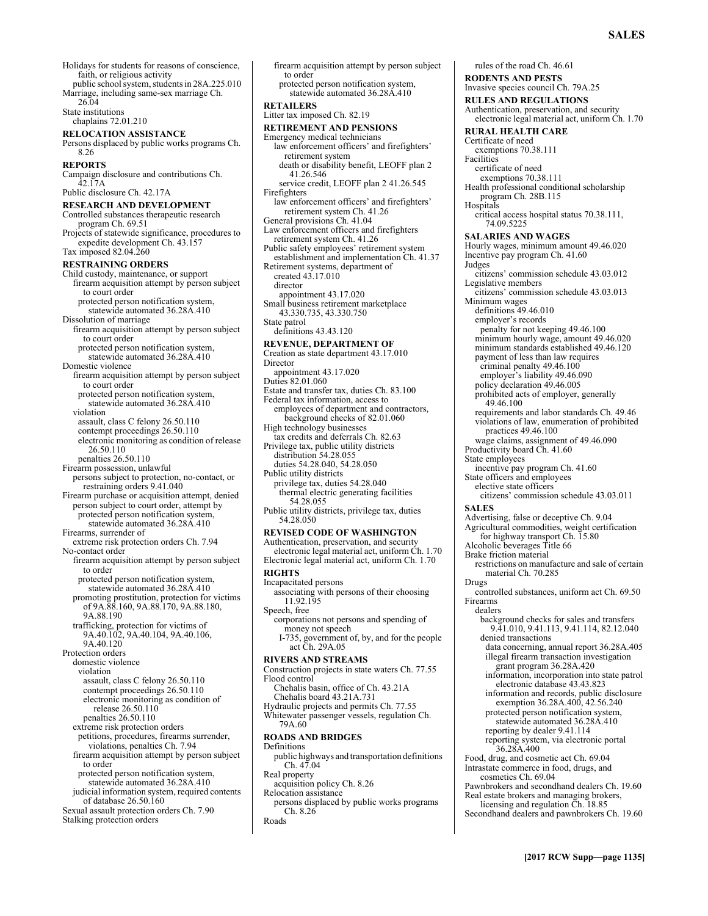Holidays for students for reasons of conscience, faith, or religious activity
  public school system, students in 28A.225.010
Marriage, including same-sex marriage Ch. 26.04
State institutions
  chaplains 72.01.210

**RELOCATION ASSISTANCE**
Persons displaced by public works programs Ch. 8.26

**REPORTS**
Campaign disclosure and contributions Ch. 42.17A
Public disclosure Ch. 42.17A

**RESEARCH AND DEVELOPMENT**
Controlled substances therapeutic research program Ch. 69.51
Projects of statewide significance, procedures to expedite development Ch. 43.157
Tax imposed 82.04.260

**RESTRAINING ORDERS**
Child custody, maintenance, or support
  firearm acquisition attempt by person subject to court order
    protected person notification system, statewide automated 36.28A.410
Dissolution of marriage
  firearm acquisition attempt by person subject to court order
    protected person notification system, statewide automated 36.28A.410
Domestic violence
  firearm acquisition attempt by person subject to court order
    protected person notification system, statewide automated 36.28A.410
  violation
    assault, class C felony 26.50.110
    contempt proceedings 26.50.110
    electronic monitoring as condition of release 26.50.110
    penalties 26.50.110
Firearm possession, unlawful
  persons subject to protection, no-contact, or restraining orders 9.41.040
Firearm purchase or acquisition attempt, denied
  person subject to court order, attempt by
    protected person notification system, statewide automated 36.28A.410
Firearms, surrender of
  extreme risk protection orders Ch. 7.94
No-contact order
  firearm acquisition attempt by person subject to order
    protected person notification system, statewide automated 36.28A.410
  promoting prostitution, protection for victims of 9A.88.160, 9A.88.170, 9A.88.180, 9A.88.190
  trafficking, protection for victims of 9A.40.102, 9A.40.104, 9A.40.106, 9A.40.120
Protection orders
  domestic violence
    violation
      assault, class C felony 26.50.110
      contempt proceedings 26.50.110
      electronic monitoring as condition of release 26.50.110
      penalties 26.50.110
  extreme risk protection orders
    petitions, procedures, firearms surrender, violations, penalties Ch. 7.94
  firearm acquisition attempt by person subject to order
    protected person notification system, statewide automated 36.28A.410
  judicial information system, required contents of database 26.50.160
Sexual assault protection orders Ch. 7.90
Stalking protection orders
  firearm acquisition attempt by person subject to order
    protected person notification system, statewide automated 36.28A.410

**RETAILERS**
Litter tax imposed Ch. 82.19

**RETIREMENT AND PENSIONS**
Emergency medical technicians
  law enforcement officers' and firefighters' retirement system
    death or disability benefit, LEOFF plan 2 41.26.546
    service credit, LEOFF plan 2 41.26.545
Firefighters
  law enforcement officers' and firefighters' retirement system Ch. 41.26
General provisions Ch. 41.04
Law enforcement officers and firefighters retirement system Ch. 41.26
Public safety employees' retirement system establishment and implementation Ch. 41.37
Retirement systems, department of
  created 43.17.010
  director
    appointment 43.17.020
Small business retirement marketplace 43.330.735, 43.330.750
State patrol
  definitions 43.43.120

**REVENUE, DEPARTMENT OF**
Creation as state department 43.17.010
Director
  appointment 43.17.020
Duties 82.01.060
Estate and transfer tax, duties Ch. 83.100
Federal tax information, access to
  employees of department and contractors, background checks of 82.01.060
High technology businesses
  tax credits and deferrals Ch. 82.63
Privilege tax, public utility districts
  distribution 54.28.055
  duties 54.28.040, 54.28.050
Public utility districts
  privilege tax, duties 54.28.040
    thermal electric generating facilities 54.28.055
Public utility districts, privilege tax, duties 54.28.050

**REVISED CODE OF WASHINGTON**
Authentication, preservation, and security
  electronic legal material act, uniform Ch. 1.70
Electronic legal material act, uniform Ch. 1.70

**RIGHTS**
Incapacitated persons
  associating with persons of their choosing 11.92.195
Speech, free
  corporations not persons and spending of money not speech
    I-735, government of, by, and for the people act Ch. 29A.05

**RIVERS AND STREAMS**
Construction projects in state waters Ch. 77.55
Flood control
  Chehalis basin, office of Ch. 43.21A
  Chehalis board 43.21A.731
Hydraulic projects and permits Ch. 77.55
Whitewater passenger vessels, regulation Ch. 79A.60

**ROADS AND BRIDGES**
Definitions
  public highways and transportation definitions Ch. 47.04
Real property
  acquisition policy Ch. 8.26
Relocation assistance
  persons displaced by public works programs Ch. 8.26
Roads
  rules of the road Ch. 46.61

**RODENTS AND PESTS**
Invasive species council Ch. 79A.25

**RULES AND REGULATIONS**
Authentication, preservation, and security
  electronic legal material act, uniform Ch. 1.70

**RURAL HEALTH CARE**
Certificate of need
  exemptions 70.38.111
Facilities
  certificate of need
    exemptions 70.38.111
Health professional conditional scholarship program Ch. 28B.115
Hospitals
  critical access hospital status 70.38.111, 74.09.5225

**SALARIES AND WAGES**
Hourly wages, minimum amount 49.46.020
Incentive pay program Ch. 41.60
Judges
  citizens' commission schedule 43.03.012
Legislative members
  citizens' commission schedule 43.03.013
Minimum wages
  definitions 49.46.010
  employer's records
    penalty for not keeping 49.46.100
  minimum hourly wage, amount 49.46.020
  minimum standards established 49.46.120
  payment of less than law requires
    criminal penalty 49.46.100
    employer's liability 49.46.090
  policy declaration 49.46.005
  prohibited acts of employer, generally 49.46.100
  requirements and labor standards Ch. 49.46
  violations of law, enumeration of prohibited practices 49.46.100
  wage claims, assignment of 49.46.090
Productivity board Ch. 41.60
State employees
  incentive pay program Ch. 41.60
State officers and employees
  elective state officers
    citizens' commission schedule 43.03.011

**SALES**
Advertising, false or deceptive Ch. 9.04
Agricultural commodities, weight certification for highway transport Ch. 15.80
Alcoholic beverages Title 66
Brake friction material
  restrictions on manufacture and sale of certain material Ch. 70.285
Drugs
  controlled substances, uniform act Ch. 69.50
Firearms
  dealers
    background checks for sales and transfers 9.41.010, 9.41.113, 9.41.114, 82.12.040
    denied transactions
      data concerning, annual report 36.28A.405
      illegal firearm transaction investigation grant program 36.28A.420
      information, incorporation into state patrol electronic database 43.43.823
      information and records, public disclosure exemption 36.28A.400, 42.56.240
      protected person notification system, statewide automated 36.28A.410
      reporting by dealer 9.41.114
      reporting system, via electronic portal 36.28A.400
Food, drug, and cosmetic act Ch. 69.04
Intrastate commerce in food, drugs, and cosmetics Ch. 69.04
Pawnbrokers and secondhand dealers Ch. 19.60
Real estate brokers and managing brokers, licensing and regulation Ch. 18.85
Secondhand dealers and pawnbrokers Ch. 19.60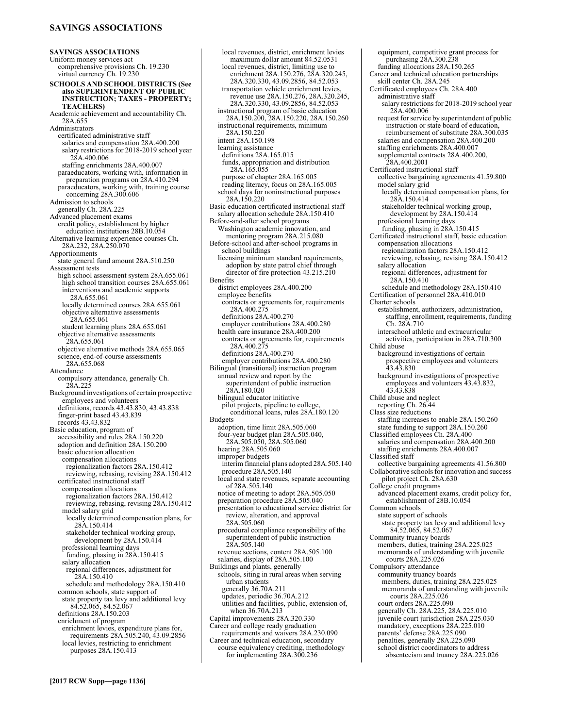**SAVINGS ASSOCIATIONS**

Uniform money services act
- comprehensive provisions Ch. 19.230
- virtual currency Ch. 19.230

**SCHOOLS AND SCHOOL DISTRICTS (See also SUPERINTENDENT OF PUBLIC INSTRUCTION; TAXES - PROPERTY; TEACHERS)**

Academic achievement and accountability Ch. 28A.655

Administrators
- certificated administrative staff
  - salaries and compensation 28A.400.200
  - salary restrictions for 2018-2019 school year 28A.400.006
  - staffing enrichments 28A.400.007
- paraeducators, working with, information in preparation programs on 28A.410.294
- paraeducators, working with, training course concerning 28A.300.606

Admission to schools
- generally Ch. 28A.225

Advanced placement exams
- credit policy, establishment by higher education institutions 28B.10.054

Alternative learning experience courses Ch. 28A.232, 28A.250.070

Apportionments
- state general fund amount 28A.510.250

Assessment tests
- high school assessment system 28A.655.061
  - high school transition courses 28A.655.061
  - interventions and academic supports 28A.655.061
  - locally determined courses 28A.655.061
  - objective alternative assessments 28A.655.061
  - student learning plans 28A.655.061
- objective alternative assessments 28A.655.061
- objective alternative methods 28A.655.065
- science, end-of-course assessments 28A.655.068

Attendance
- compulsory attendance, generally Ch. 28A.225

Background investigations of certain prospective employees and volunteers
- definitions, records 43.43.830, 43.43.838
- finger-print based 43.43.839
- records 43.43.832

Basic education, program of
- accessibility and rules 28A.150.220
- adoption and definition 28A.150.200
- basic education allocation
  - compensation allocations
    - regionalization factors 28A.150.412
    - reviewing, rebasing, revising 28A.150.412
  - certificated instructional staff
    - compensation allocations
      - regionalization factors 28A.150.412
      - reviewing, rebasing, revising 28A.150.412
    - model salary grid
      - locally determined compensation plans, for 28A.150.414
      - stakeholder technical working group, development by 28A.150.414
    - professional learning days
      - funding, phasing in 28A.150.415
    - salary allocation
      - regional differences, adjustment for 28A.150.410
      - schedule and methodology 28A.150.410
- common schools, state support of
  - state property tax levy and additional levy 84.52.065, 84.52.067
- definitions 28A.150.203
- enrichment of program
  - enrichment levies, expenditure plans for, requirements 28A.505.240, 43.09.2856
  - local levies, restricting to enrichment purposes 28A.150.413
  - local revenues, district, enrichment levies maximum dollar amount 84.52.0531
  - local revenues, district, limiting use to enrichment 28A.150.276, 28A.320.245, 28A.320.330, 43.09.2856, 84.52.053
  - transportation vehicle enrichment levies, revenue use 28A.150.276, 28A.320.245, 28A.320.330, 43.09.2856, 84.52.053
- instructional program of basic education 28A.150.200, 28A.150.220, 28A.150.260
- instructional requirements, minimum 28A.150.220
- intent 28A.150.198
- learning assistance
  - definitions 28A.165.015
  - funds, appropriation and distribution 28A.165.055
  - purpose of chapter 28A.165.005
  - reading literacy, focus on 28A.165.005
- school days for noninstructional purposes 28A.150.220

Basic education certificated instructional staff
- salary allocation schedule 28A.150.410

Before-and-after school programs
- Washington academic innovation, and mentoring program 28A.215.080

Before-school and after-school programs in school buildings
- licensing minimum standard requirements, adoption by state patrol chief through director of fire protection 43.215.210

Benefits
- district employees 28A.400.200
- employee benefits
  - contracts or agreements for, requirements 28A.400.275
  - definitions 28A.400.270
  - employer contributions 28A.400.280
- health care insurance 28A.400.200
  - contracts or agreements for, requirements 28A.400.275
  - definitions 28A.400.270
  - employer contributions 28A.400.280

Bilingual (transitional) instruction program
- annual review and report by the superintendent of public instruction 28A.180.020
- bilingual educator initiative
  - pilot projects, pipeline to college, conditional loans, rules 28A.180.120

Budgets
- adoption, time limit 28A.505.060
- four-year budget plan 28A.505.040, 28A.505.050, 28A.505.060
- hearing 28A.505.060
- improper budgets
  - interim financial plans adopted 28A.505.140
  - procedure 28A.505.140
- local and state revenues, separate accounting of 28A.505.140
- notice of meeting to adopt 28A.505.050
- preparation procedure 28A.505.040
- presentation to educational service district for review, alteration, and approval 28A.505.060
- procedural compliance responsibility of the superintendent of public instruction 28A.505.140
- revenue sections, content 28A.505.100
- salaries, display of 28A.505.100

Buildings and plants, generally
- schools, siting in rural areas when serving urban students
  - generally 36.70A.211
  - updates, periodic 36.70A.212
  - utilities and facilities, public, extension of, when 36.70A.213

Capital improvements 28A.320.330

Career and college ready graduation requirements and waivers 28A.230.090

Career and technical education, secondary
- course equivalency crediting, methodology for implementing 28A.300.236
- equipment, competitive grant process for purchasing 28A.300.238
- funding allocations 28A.150.265

Career and technical education partnerships
- skill center Ch. 28A.245

Certificated employees Ch. 28A.400
- administrative staff
  - salary restrictions for 2018-2019 school year 28A.400.006
- request for service by superintendent of public instruction or state board of education, reimbursement of substitute 28A.300.035
- salaries and compensation 28A.400.200
- staffing enrichments 28A.400.007
- supplemental contracts 28A.400.200, 28A.400.2001

Certificated instructional staff
- collective bargaining agreements 41.59.800
- model salary grid
  - locally determined compensation plans, for 28A.150.414
  - stakeholder technical working group, development by 28A.150.414
- professional learning days
  - funding, phasing in 28A.150.415

Certificated instructional staff, basic education
- compensation allocations
  - regionalization factors 28A.150.412
  - reviewing, rebasing, revising 28A.150.412
- salary allocation
  - regional differences, adjustment for 28A.150.410
  - schedule and methodology 28A.150.410

Certification of personnel 28A.410.010

Charter schools
- establishment, authorizers, administration, staffing, enrollment, requirements, funding Ch. 28A.710
- interschool athletic and extracurricular activities, participation in 28A.710.300

Child abuse
- background investigations of certain prospective employees and volunteers 43.43.830
- background investigations of prospective employees and volunteers 43.43.832, 43.43.838

Child abuse and neglect
- reporting Ch. 26.44

Class size reductions
- staffing increases to enable 28A.150.260
- state funding to support 28A.150.260

Classified employees Ch. 28A.400
- salaries and compensation 28A.400.200
- staffing enrichments 28A.400.007

Classified staff
- collective bargaining agreements 41.56.800

Collaborative schools for innovation and success pilot project Ch. 28A.630

College credit programs
- advanced placement exams, credit policy for, establishment of 28B.10.054

Common schools
- state support of schools
  - state property tax levy and additional levy 84.52.065, 84.52.067

Community truancy boards
- members, duties, training 28A.225.025
- memoranda of understanding with juvenile courts 28A.225.026

Compulsory attendance
- community truancy boards
  - members, duties, training 28A.225.025
  - memoranda of understanding with juvenile courts 28A.225.026
- court orders 28A.225.090
- generally Ch. 28A.225, 28A.225.010
- juvenile court jurisdiction 28A.225.030
- mandatory, exceptions 28A.225.010
- parents' defense 28A.225.090
- penalties, generally 28A.225.090
- school district coordinators to address absenteeism and truancy 28A.225.026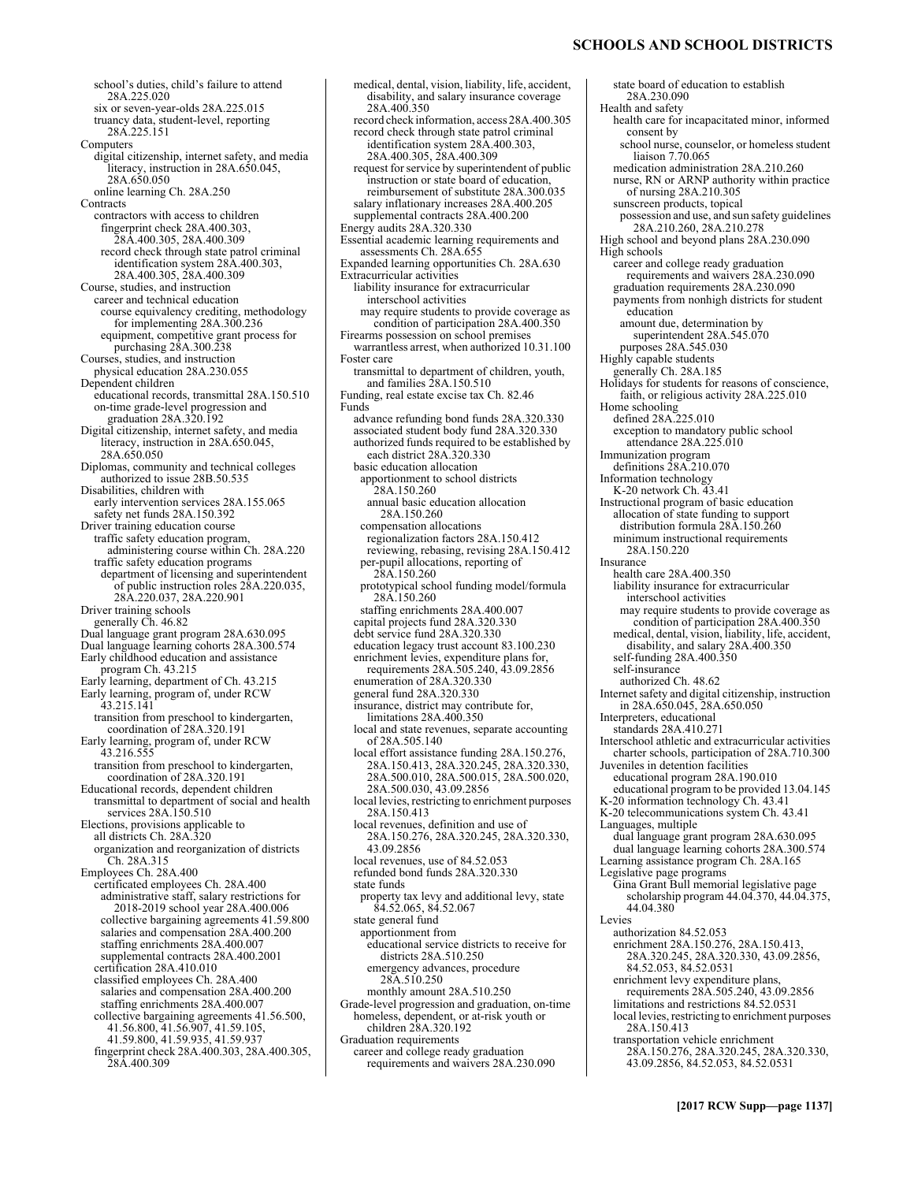school's duties, child's failure to attend 28A.225.020
six or seven-year-olds 28A.225.015
truancy data, student-level, reporting 28A.225.151

Computers
digital citizenship, internet safety, and media literacy, instruction in 28A.650.045, 28A.650.050
online learning Ch. 28A.250

Contracts
contractors with access to children
fingerprint check 28A.400.303, 28A.400.305, 28A.400.309
record check through state patrol criminal identification system 28A.400.303, 28A.400.305, 28A.400.309

Course, studies, and instruction
career and technical education
course equivalency crediting, methodology for implementing 28A.300.236
equipment, competitive grant process for purchasing 28A.300.238

Courses, studies, and instruction
physical education 28A.230.055

Dependent children
educational records, transmittal 28A.150.510
on-time grade-level progression and graduation, 28A.320.192

Digital citizenship, internet safety, and media literacy, instruction in 28A.650.045, 28A.650.050

Diplomas, community and technical colleges authorized to issue 28B.50.535

Disabilities, children with
early intervention services 28A.155.065
safety net funds 28A.150.392

Driver training education course
traffic safety education program, administering course within Ch. 28A.220
traffic safety education programs
department of licensing and superintendent of public instruction roles 28A.220.035, 28A.220.037, 28A.220.901

Driver training schools
generally Ch. 46.82

Dual language grant program 28A.630.095
Dual language learning cohorts 28A.300.574
Early childhood education and assistance program Ch. 43.215
Early learning, department of Ch. 43.215
Early learning, program of, under RCW 43.215.141
transition from preschool to kindergarten, coordination of 28A.320.191
Early learning, program of, under RCW 43.216.555
transition from preschool to kindergarten, coordination of 28A.320.191

Educational records, dependent children
transmittal to department of social and health services 28A.150.510

Elections, provisions applicable to
all districts Ch. 28A.320
organization and reorganization of districts Ch. 28A.315

Employees Ch. 28A.400
certificated employees Ch. 28A.400
administrative staff, salary restrictions for 2018-2019 school year 28A.400.006
collective bargaining agreements 41.59.800
salaries and compensation 28A.400.200
staffing enrichments 28A.400.007
supplemental contracts 28A.400.2001
certification 28A.410.010
classified employees Ch. 28A.400
salaries and compensation 28A.400.200
staffing enrichments 28A.400.007
collective bargaining agreements 41.56.500, 41.56.800, 41.56.907, 41.59.105, 41.59.800, 41.59.935, 41.59.937
fingerprint check 28A.400.303, 28A.400.305, 28A.400.309
medical, dental, vision, liability, life, accident, disability, and salary insurance coverage 28A.400.350
record check information, access 28A.400.305
record check through state patrol criminal identification system 28A.400.303, 28A.400.305, 28A.400.309
request for service by superintendent of public instruction or state board of education, reimbursement of substitute 28A.300.035
salary inflationary increases 28A.400.205
supplemental contracts 28A.400.200

Energy audits 28A.320.330
Essential academic learning requirements and assessments Ch. 28A.655
Expanded learning opportunities Ch. 28A.630

Extracurricular activities
liability insurance for extracurricular interschool activities
may require students to provide coverage as condition of participation 28A.400.350

Firearms possession on school premises
warrantless arrest, when authorized 10.31.100

Foster care
transmittal to department of children, youth, and families 28A.150.510

Funding, real estate excise tax Ch. 82.46

Funds
advance refunding bond funds 28A.320.330
associated student body fund 28A.320.330
authorized funds required to be established by each district 28A.320.330
basic education allocation
apportionment to school districts 28A.150.260
annual basic education allocation 28A.150.260
compensation allocations
regionalization factors 28A.150.412
reviewing, rebasing, revising 28A.150.412
per-pupil allocations, reporting of 28A.150.260
prototypical school funding model/formula 28A.150.260
staffing enrichments 28A.400.007
capital projects fund 28A.320.330
debt service fund 28A.320.330
education legacy trust account 83.100.230
enrichment levies, expenditure plans for, requirements 28A.505.240, 43.09.2856
enumeration of 28A.320.330
general fund 28A.320.330
insurance, district may contribute for, limitations 28A.400.350
local and state revenues, separate accounting of 28A.505.140
local effort assistance funding 28A.150.276, 28A.150.413, 28A.320.245, 28A.320.330, 28A.500.010, 28A.500.015, 28A.500.020, 28A.500.030, 43.09.2856
local levies, restricting to enrichment purposes 28A.150.413
local revenues, definition and use of 28A.150.276, 28A.320.245, 28A.320.330, 43.09.2856
local revenues, use of 84.52.053
refunded bond funds 28A.320.330
state funds
property tax levy and additional levy, state 84.52.065, 84.52.067
state general fund
apportionment from
educational service districts to receive for districts 28A.510.250
emergency advances, procedure 28A.510.250
monthly amount 28A.510.250

Grade-level progression and graduation, on-time
homeless, dependent, or at-risk youth or children 28A.320.192

Graduation requirements
career and college ready graduation requirements and waivers 28A.230.090
state board of education to establish 28A.230.090

Health and safety
health care for incapacitated minor, informed consent by
school nurse, counselor, or homeless student liaison 7.70.065
medication administration 28A.210.260
nurse, RN or ARNP authority within practice of nursing 28A.210.305
sunscreen products, topical
possession and use, and sun safety guidelines 28A.210.260, 28A.210.278

High school and beyond plans 28A.230.090

High schools
career and college ready graduation requirements and waivers 28A.230.090
graduation requirements 28A.230.090
payments from nonhigh districts for student education
amount due, determination by superintendent 28A.545.070
purposes 28A.545.030

Highly capable students
generally Ch. 28A.185

Holidays for students for reasons of conscience, faith, or religious activity 28A.225.010

Home schooling
defined 28A.225.010
exception to mandatory public school attendance 28A.225.010

Immunization program
definitions 28A.210.070

Information technology
K-20 network Ch. 43.41

Instructional program of basic education
allocation of state funding to support distribution formula 28A.150.260
minimum instructional requirements 28A.150.220

Insurance
health care 28A.400.350
liability insurance for extracurricular interschool activities
may require students to provide coverage as condition of participation 28A.400.350
medical, dental, vision, liability, life, accident, disability, and salary 28A.400.350
self-funding 28A.400.350
self-insurance
authorized Ch. 48.62

Internet safety and digital citizenship, instruction in 28A.650.045, 28A.650.050

Interpreters, educational
standards 28A.410.271

Interschool athletic and extracurricular activities
charter schools, participation of 28A.710.300

Juveniles in detention facilities
educational program 28A.190.010
educational program to be provided 13.04.145

K-20 information technology Ch. 43.41
K-20 telecommunications system Ch. 43.41

Languages, multiple
dual language grant program 28A.630.095
dual language learning cohorts 28A.300.574

Learning assistance program Ch. 28A.165

Legislative page programs
Gina Grant Bull memorial legislative page scholarship program 44.04.370, 44.04.375, 44.04.380

Levies
authorization 84.52.053
enrichment 28A.150.276, 28A.150.413, 28A.320.245, 28A.320.330, 43.09.2856, 84.52.053, 84.52.0531
enrichment levy expenditure plans, requirements 28A.505.240, 43.09.2856
limitations and restrictions 84.52.0531
local levies, restricting to enrichment purposes 28A.150.413
transportation vehicle enrichment 28A.150.276, 28A.320.245, 28A.320.330, 43.09.2856, 84.52.053, 84.52.0531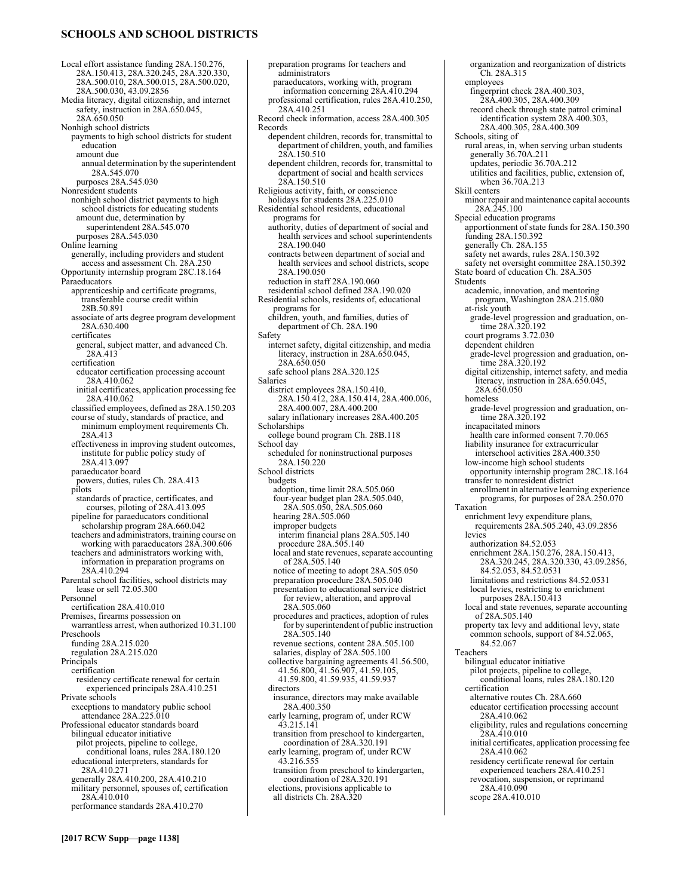## SCHOOLS AND SCHOOL DISTRICTS

Local effort assistance funding 28A.150.276, 28A.150.413, 28A.320.245, 28A.320.330, 28A.500.010, 28A.500.015, 28A.500.020, 28A.500.030, 43.09.2856
Media literacy, digital citizenship, and internet safety, instruction in 28A.650.045, 28A.650.050
Nonhigh school districts
  payments to high school districts for student education
    amount due
      annual determination by the superintendent 28A.545.070
    purposes 28A.545.030
Nonresident students
  nonhigh school district payments to high school districts for educating students
    amount due, determination by superintendent 28A.545.070
    purposes 28A.545.030
Online learning
  generally, including providers and student access and assessment Ch. 28A.250
Opportunity internship program 28C.18.164
Paraeducators
  apprenticeship and certificate programs, transferable course credit within 28B.50.891
  associate of arts degree program development 28A.630.400
  certificates
    general, subject matter, and advanced Ch. 28A.413
  certification
    educator certification processing account 28A.410.062
    initial certificates, application processing fee 28A.410.062
  classified employees, defined as 28A.150.203
  course of study, standards of practice, and minimum employment requirements Ch. 28A.413
  effectiveness in improving student outcomes, institute for public policy study of 28A.413.097
  paraeducator board
    powers, duties, rules Ch. 28A.413
  pilots
    standards of practice, certificates, and courses, piloting of 28A.413.095
  pipeline for paraeducators conditional scholarship program 28A.660.042
  teachers and administrators, training course on working with paraeducators 28A.300.606
  teachers and administrators working with, information in preparation programs on 28A.410.294
Parental school facilities, school districts may lease or sell 72.05.300
Personnel
  certification 28A.410.010
Premises, firearms possession on
  warrantless arrest, when authorized 10.31.100
Preschools
  funding 28A.215.020
  regulation 28A.215.020
Principals
  certification
    residency certificate renewal for certain experienced principals 28A.410.251
Private schools
  exceptions to mandatory public school attendance 28A.225.010
Professional educator standards board
  bilingual educator initiative
    pilot projects, pipeline to college, conditional loans, rules 28A.180.120
  educational interpreters, standards for 28A.410.271
  generally 28A.410.200, 28A.410.210
  military personnel, spouses of, certification 28A.410.010
  performance standards 28A.410.270
  preparation programs for teachers and administrators
    paraeducators, working with, program information concerning 28A.410.294
  professional certification, rules 28A.410.250, 28A.410.251
Record check information, access 28A.400.305
Records
  dependent children, records for, transmittal to department of children, youth, and families 28A.150.510
  dependent children, records for, transmittal to department of social and health services 28A.150.510
Religious activity, faith, or conscience holidays for students 28A.225.010
Residential school residents, educational programs for
  authority, duties of department of social and health services and school superintendents 28A.190.040
  contracts between department of social and health services and school districts, scope 28A.190.050
  reduction in staff 28A.190.060
  residential school defined 28A.190.020
Residential schools, residents of, educational programs for
  children, youth, and families, duties of department of Ch. 28A.190
Safety
  internet safety, digital citizenship, and media literacy, instruction in 28A.650.045, 28A.650.050
  safe school plans 28A.320.125
Salaries
  district employees 28A.150.410, 28A.150.412, 28A.150.414, 28A.400.006, 28A.400.007, 28A.400.200
  salary inflationary increases 28A.400.205
Scholarships
  college bound program Ch. 28B.118
School day
  scheduled for noninstructional purposes 28A.150.220
School districts
  budgets
    adoption, time limit 28A.505.060
    four-year budget plan 28A.505.040, 28A.505.050, 28A.505.060
    hearing 28A.505.060
    improper budgets
      interim financial plans 28A.505.140
      procedure 28A.505.140
    local and state revenues, separate accounting of 28A.505.140
    notice of meeting to adopt 28A.505.050
    preparation procedure 28A.505.040
    presentation to educational service district for review, alteration, and approval 28A.505.060
    procedures and practices, adoption of rules for by superintendent of public instruction 28A.505.140
    revenue sections, content 28A.505.100
    salaries, display of 28A.505.100
  collective bargaining agreements 41.56.500, 41.56.800, 41.56.907, 41.59.105, 41.59.800, 41.59.935, 41.59.937
  directors
    insurance, directors may make available 28A.400.350
  early learning, program of, under RCW 43.215.141
    transition from preschool to kindergarten, coordination of 28A.320.191
  early learning, program of, under RCW 43.216.555
    transition from preschool to kindergarten, coordination of 28A.320.191
  elections, provisions applicable to all districts Ch. 28A.320
  organization and reorganization of districts Ch. 28A.315
  employees
    fingerprint check 28A.400.303, 28A.400.305, 28A.400.309
    record check through state patrol criminal identification system 28A.400.303, 28A.400.305, 28A.400.309
Schools, siting of
  rural areas, in, when serving urban students
    generally 36.70A.211
    updates, periodic 36.70A.212
    utilities and facilities, public, extension of, when 36.70A.213
Skill centers
  minor repair and maintenance capital accounts 28A.245.100
Special education programs
  apportionment of state funds for 28A.150.390
  funding 28A.150.392
  generally Ch. 28A.155
  safety net awards, rules 28A.150.392
  safety net oversight committee 28A.150.392
State board of education Ch. 28A.305
Students
  academic, innovation, and mentoring program, Washington 28A.215.080
  at-risk youth
    grade-level progression and graduation, on-time 28A.320.192
  court programs 3.72.030
  dependent children
    grade-level progression and graduation, on-time 28A.320.192
  digital citizenship, internet safety, and media literacy, instruction in 28A.650.045, 28A.650.050
  homeless
    grade-level progression and graduation, on-time 28A.320.192
  incapacitated minors
    health care informed consent 7.70.065
  liability insurance for extracurricular interschool activities 28A.400.350
  low-income high school students
    opportunity internship program 28C.18.164
  transfer to nonresident district
    enrollment in alternative learning experience programs, for purposes of 28A.250.070
Taxation
  enrichment levy expenditure plans, requirements 28A.505.240, 43.09.2856
  levies
    authorization 84.52.053
    enrichment 28A.150.276, 28A.150.413, 28A.320.245, 28A.320.330, 43.09.2856, 84.52.053, 84.52.0531
    limitations and restrictions 84.52.0531
    local levies, restricting to enrichment purposes 28A.150.413
  local and state revenues, separate accounting of 28A.505.140
  property tax levy and additional levy, state common schools, support of 84.52.065, 84.52.067
Teachers
  bilingual educator initiative
    pilot projects, pipeline to college, conditional loans, rules 28A.180.120
  certification
    alternative routes Ch. 28A.660
    educator certification processing account 28A.410.062
    eligibility, rules and regulations concerning 28A.410.010
    initial certificates, application processing fee 28A.410.062
    residency certificate renewal for certain experienced teachers 28A.410.251
    revocation, suspension, or reprimand 28A.410.090
    scope 28A.410.010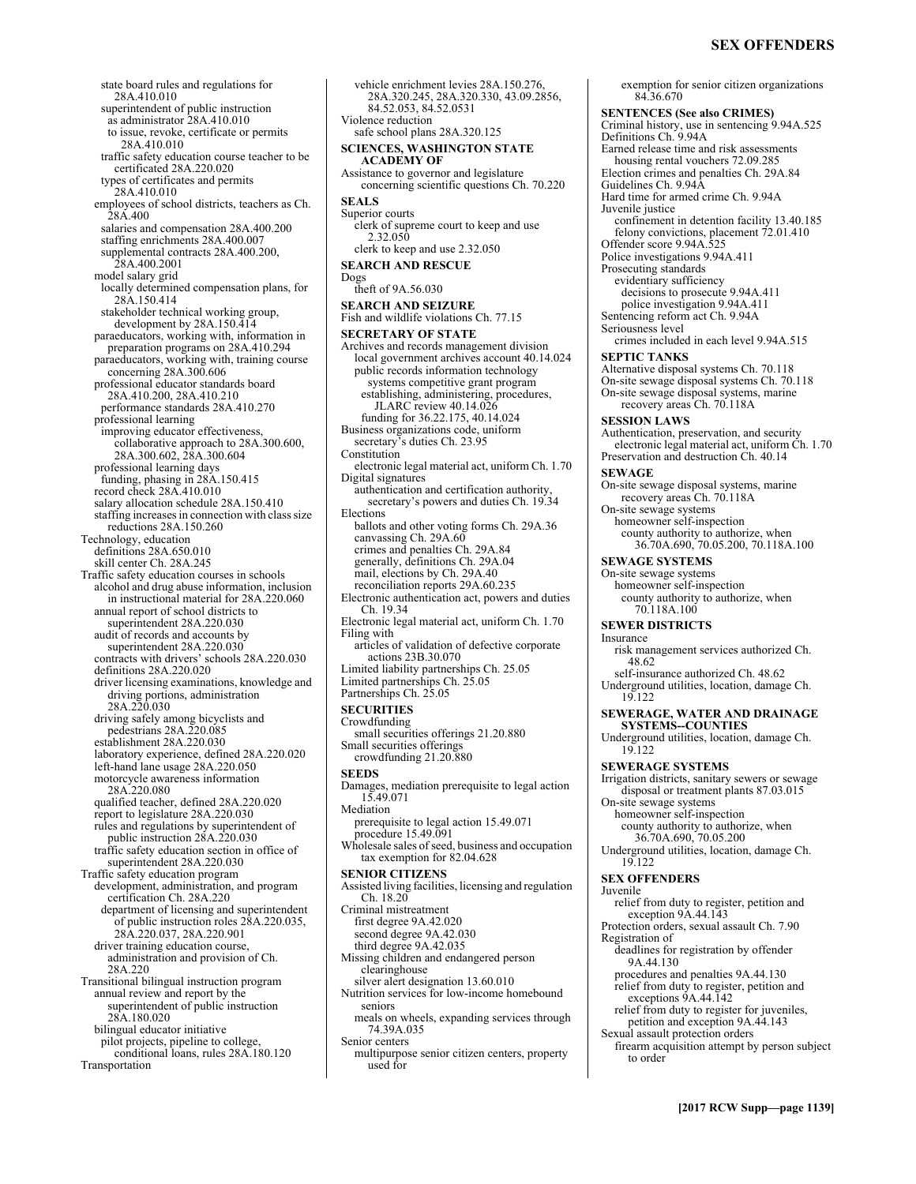state board rules and regulations for 28A.410.010
superintendent of public instruction
as administrator 28A.410.010
to issue, revoke, certificate or permits 28A.410.010
traffic safety education course teacher to be certificated 28A.220.020
types of certificates and permits 28A.410.010
employees of school districts, teachers as Ch. 28A.400
salaries and compensation 28A.400.200
staffing enrichments 28A.400.007
supplemental contracts 28A.400.200, 28A.400.2001
model salary grid
locally determined compensation plans, for 28A.150.414
stakeholder technical working group, development by 28A.150.414
paraeducators, working with, information in preparation programs on 28A.410.294
paraeducators, working with, training course concerning 28A.300.606
professional educator standards board 28A.410.200, 28A.410.210
performance standards 28A.410.270
professional learning
improving educator effectiveness, collaborative approach to 28A.300.600, 28A.300.602, 28A.300.604
professional learning days
funding, phasing in 28A.150.415
record check 28A.410.010
salary allocation schedule 28A.150.410
staffing increases in connection with class size reductions 28A.150.260
Technology, education
definitions 28A.650.010
skill center Ch. 28A.245
Traffic safety education courses in schools
alcohol and drug abuse information, inclusion in instructional material for 28A.220.060
annual report of school districts to superintendent 28A.220.030
audit of records and accounts by superintendent 28A.220.030
contracts with drivers' schools 28A.220.030
definitions 28A.220.020
driver licensing examinations, knowledge and driving portions, administration 28A.220.030
driving safely among bicyclists and pedestrians 28A.220.085
establishment 28A.220.030
laboratory experience, defined 28A.220.020
left-hand lane usage 28A.220.050
motorcycle awareness information 28A.220.080
qualified teacher, defined 28A.220.020
report to legislature 28A.220.030
rules and regulations by superintendent of public instruction 28A.220.030
traffic safety education section in office of superintendent 28A.220.030
Traffic safety education program
development, administration, and program certification Ch. 28A.220
department of licensing and superintendent of public instruction roles 28A.220.035, 28A.220.037, 28A.220.901
driver training education course, administration and provision of Ch. 28A.220
Transitional bilingual instruction program
annual review and report by the superintendent of public instruction 28A.180.020
bilingual educator initiative
pilot projects, pipeline to college, conditional loans, rules 28A.180.120
Transportation
vehicle enrichment levies 28A.150.276, 28A.320.245, 28A.320.330, 43.09.2856, 84.52.053, 84.52.0531
Violence reduction
safe school plans 28A.320.125

**SCIENCES, WASHINGTON STATE ACADEMY OF**
Assistance to governor and legislature concerning scientific questions Ch. 70.220

**SEALS**
Superior courts
clerk of supreme court to keep and use 2.32.050
clerk to keep and use 2.32.050

**SEARCH AND RESCUE**
Dogs
theft of 9A.56.030

**SEARCH AND SEIZURE**
Fish and wildlife violations Ch. 77.15

**SECRETARY OF STATE**
Archives and records management division
local government archives account 40.14.024
public records information technology systems competitive grant program
establishing, administering, procedures, JLARC review 40.14.026
funding for 36.22.175, 40.14.024
Business organizations code, uniform secretary's duties Ch. 23.95
Constitution
electronic legal material act, uniform Ch. 1.70
Digital signatures
authentication and certification authority, secretary's powers and duties Ch. 19.34
Elections
ballots and other voting forms Ch. 29A.36
canvassing Ch. 29A.60
crimes and penalties Ch. 29A.84
generally, definitions Ch. 29A.04
mail, elections by Ch. 29A.40
reconciliation reports 29A.60.235
Electronic authentication act, powers and duties Ch. 19.34
Electronic legal material act, uniform Ch. 1.70
Filing with
articles of validation of defective corporate actions 23B.30.070
Limited liability partnerships Ch. 25.05
Limited partnerships Ch. 25.05
Partnerships Ch. 25.05

**SECURITIES**
Crowdfunding
small securities offerings 21.20.880
Small securities offerings
crowdfunding 21.20.880

**SEEDS**
Damages, mediation prerequisite to legal action 15.49.071
Mediation
prerequisite to legal action 15.49.071
procedure 15.49.091
Wholesale sales of seed, business and occupation tax exemption for 82.04.628

**SENIOR CITIZENS**
Assisted living facilities, licensing and regulation Ch. 18.20
Criminal mistreatment
first degree 9A.42.020
second degree 9A.42.030
third degree 9A.42.035
Missing children and endangered person clearinghouse
silver alert designation 13.60.010
Nutrition services for low-income homebound seniors
meals on wheels, expanding services through 74.39A.035
Senior centers
multipurpose senior citizen centers, property used for
exemption for senior citizen organizations 84.36.670

**SENTENCES (See also CRIMES)**
Criminal history, use in sentencing 9.94A.525
Definitions Ch. 9.94A
Earned release time and risk assessments
housing rental vouchers 72.09.285
Election crimes and penalties Ch. 29A.84
Guidelines Ch. 9.94A
Hard time for armed crime Ch. 9.94A
Juvenile justice
confinement in detention facility 13.40.185
felony convictions, placement 72.01.410
Offender score 9.94A.525
Police investigations 9.94A.411
Prosecuting standards
evidentiary sufficiency
decisions to prosecute 9.94A.411
police investigation 9.94A.411
Sentencing reform act Ch. 9.94A
Seriousness level
crimes included in each level 9.94A.515

**SEPTIC TANKS**
Alternative disposal systems Ch. 70.118
On-site sewage disposal systems Ch. 70.118
On-site sewage disposal systems, marine recovery areas Ch. 70.118A

**SESSION LAWS**
Authentication, preservation, and security
electronic legal material act, uniform Ch. 1.70
Preservation and destruction Ch. 40.14

**SEWAGE**
On-site sewage disposal systems, marine recovery areas Ch. 70.118A
On-site sewage systems
homeowner self-inspection
county authority to authorize, when 36.70A.690, 70.05.200, 70.118A.100

**SEWAGE SYSTEMS**
On-site sewage systems
homeowner self-inspection
county authority to authorize, when 70.118A.100

**SEWER DISTRICTS**
Insurance
risk management services authorized Ch. 48.62
self-insurance authorized Ch. 48.62
Underground utilities, location, damage Ch. 19.122

**SEWERAGE, WATER AND DRAINAGE SYSTEMS--COUNTIES**
Underground utilities, location, damage Ch. 19.122

**SEWERAGE SYSTEMS**
Irrigation districts, sanitary sewers or sewage disposal or treatment plants 87.03.015
On-site sewage systems
homeowner self-inspection
county authority to authorize, when 36.70A.690, 70.05.200
Underground utilities, location, damage Ch. 19.122

**SEX OFFENDERS**
Juvenile
relief from duty to register, petition and exception 9A.44.143
Protection orders, sexual assault Ch. 7.90
Registration of
deadlines for registration by offender 9A.44.130
procedures and penalties 9A.44.130
relief from duty to register, petition and exceptions 9A.44.142
relief from duty to register for juveniles, petition and exception 9A.44.143
Sexual assault protection orders
firearm acquisition attempt by person subject to order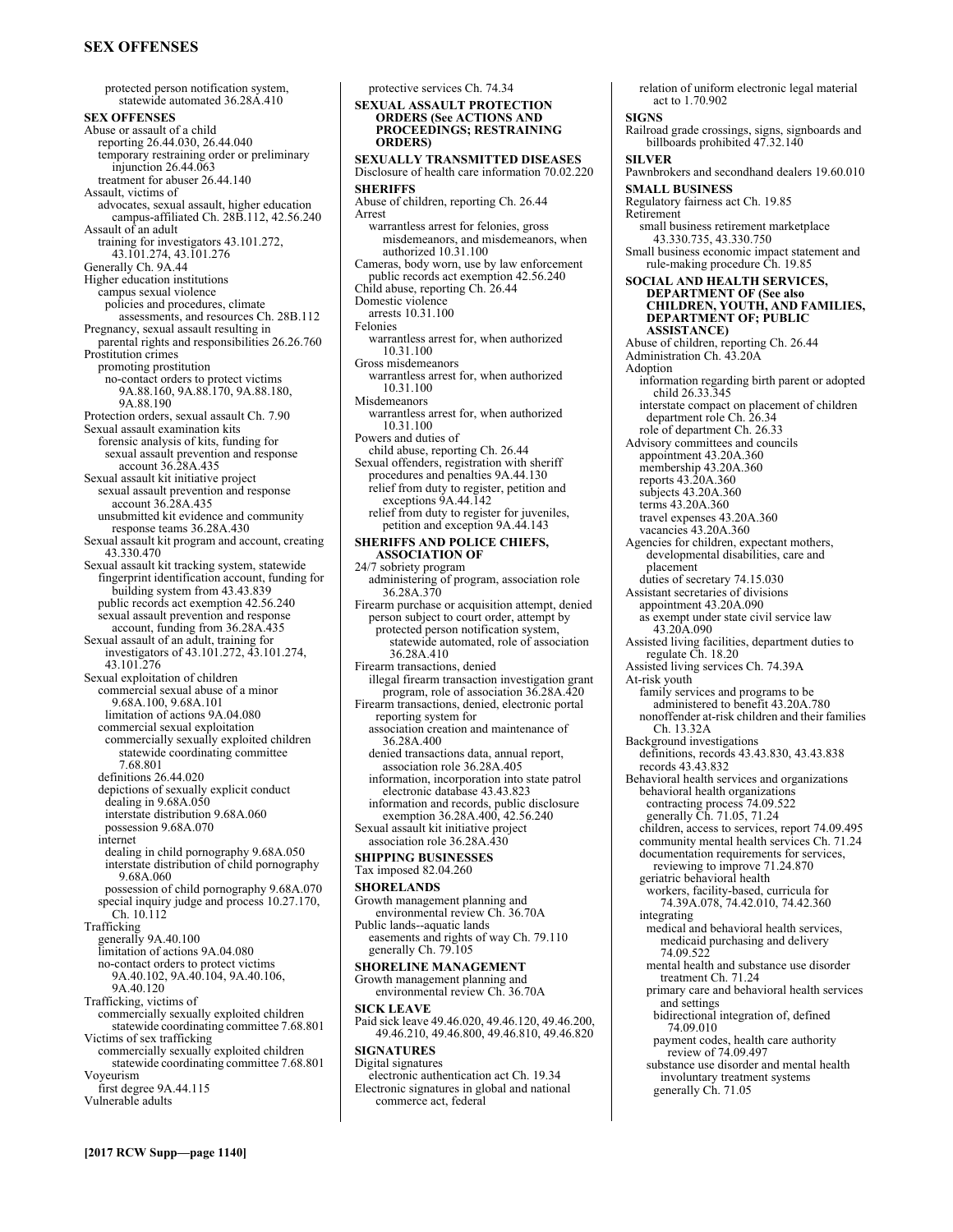protected person notification system, statewide automated 36.28A.410

**SEX OFFENSES**

Abuse or assault of a child
  reporting 26.44.030, 26.44.040
  temporary restraining order or preliminary injunction 26.44.063
  treatment for abuser 26.44.140
Assault, victims of
  advocates, sexual assault, higher education campus-affiliated Ch. 28B.112, 42.56.240
Assault of an adult
  training for investigators 43.101.272, 43.101.274, 43.101.276
Generally Ch. 9A.44
Higher education institutions
  campus sexual violence
    policies and procedures, climate assessments, and resources Ch. 28B.112
Pregnancy, sexual assault resulting in
  parental rights and responsibilities 26.26.760
Prostitution crimes
  promoting prostitution
    no-contact orders to protect victims 9A.88.160, 9A.88.170, 9A.88.180, 9A.88.190
Protection orders, sexual assault Ch. 7.90
Sexual assault examination kits
  forensic analysis of kits, funding for
    sexual assault prevention and response account 36.28A.435
Sexual assault kit initiative project
  sexual assault prevention and response account 36.28A.435
  unsubmitted kit evidence and community response teams 36.28A.430
Sexual assault kit program and account, creating 43.330.470
Sexual assault kit tracking system, statewide
  fingerprint identification account, funding for building system from 43.43.839
  public records act exemption 42.56.240
  sexual assault prevention and response account, funding from 36.28A.435
Sexual assault of an adult, training for investigators of 43.101.272, 43.101.274, 43.101.276
Sexual exploitation of children
  commercial sexual abuse of a minor 9.68A.100, 9.68A.101
    limitation of actions 9A.04.080
  commercial sexual exploitation
    commercially sexually exploited children statewide coordinating committee 7.68.801
  definitions 26.44.020
  depictions of sexually explicit conduct
    dealing in 9.68A.050
    interstate distribution 9.68A.060
    possession 9.68A.070
  internet
    dealing in child pornography 9.68A.050
    interstate distribution of child pornography 9.68A.060
    possession of child pornography 9.68A.070
  special inquiry judge and process 10.27.170, Ch. 10.112
Trafficking
  generally 9A.40.100
  limitation of actions 9A.04.080
  no-contact orders to protect victims 9A.40.102, 9A.40.104, 9A.40.106, 9A.40.120
Trafficking, victims of
  commercially sexually exploited children statewide coordinating committee 7.68.801
Victims of sex trafficking
  commercially sexually exploited children statewide coordinating committee 7.68.801
Voyeurism
  first degree 9A.44.115
Vulnerable adults
  protective services Ch. 74.34

**SEXUAL ASSAULT PROTECTION ORDERS (See ACTIONS AND PROCEEDINGS; RESTRAINING ORDERS)**

**SEXUALLY TRANSMITTED DISEASES**

Disclosure of health care information 70.02.220

**SHERIFFS**

Abuse of children, reporting Ch. 26.44
Arrest
  warrantless arrest for felonies, gross misdemeanors, and misdemeanors, when authorized 10.31.100
Cameras, body worn, use by law enforcement
  public records act exemption 42.56.240
Child abuse, reporting Ch. 26.44
Domestic violence
  arrests 10.31.100
Felonies
  warrantless arrest for, when authorized 10.31.100
Gross misdemeanors
  warrantless arrest for, when authorized 10.31.100
Misdemeanors
  warrantless arrest for, when authorized 10.31.100
Powers and duties of
  child abuse, reporting Ch. 26.44
Sexual offenders, registration with sheriff
  procedures and penalties 9A.44.130
  relief from duty to register, petition and exceptions 9A.44.142
  relief from duty to register for juveniles, petition and exception 9A.44.143

**SHERIFFS AND POLICE CHIEFS, ASSOCIATION OF**

24/7 sobriety program
  administering of program, association role 36.28A.370
Firearm purchase or acquisition attempt, denied
  person subject to court order, attempt by
    protected person notification system, statewide automated, role of association 36.28A.410
Firearm transactions, denied
  illegal firearm transaction investigation grant program, role of association 36.28A.420
Firearm transactions, denied, electronic portal reporting system for
  association creation and maintenance of 36.28A.400
  denied transactions data, annual report, association role 36.28A.405
  information, incorporation into state patrol electronic database 43.43.823
  information and records, public disclosure exemption 36.28A.400, 42.56.240
Sexual assault kit initiative project
  association role 36.28A.430

**SHIPPING BUSINESSES**

Tax imposed 82.04.260

**SHORELANDS**

Growth management planning and environmental review Ch. 36.70A
Public lands--aquatic lands
  easements and rights of way Ch. 79.110
  generally Ch. 79.105

**SHORELINE MANAGEMENT**

Growth management planning and environmental review Ch. 36.70A

**SICK LEAVE**

Paid sick leave 49.46.020, 49.46.120, 49.46.200, 49.46.210, 49.46.800, 49.46.810, 49.46.820

**SIGNATURES**

Digital signatures
  electronic authentication act Ch. 19.34
Electronic signatures in global and national commerce act, federal
  relation of uniform electronic legal material act to 1.70.902

**SIGNS**

Railroad grade crossings, signs, signboards and billboards prohibited 47.32.140

**SILVER**

Pawnbrokers and secondhand dealers 19.60.010

**SMALL BUSINESS**

Regulatory fairness act Ch. 19.85
Retirement
  small business retirement marketplace 43.330.735, 43.330.750
Small business economic impact statement and rule-making procedure Ch. 19.85

**SOCIAL AND HEALTH SERVICES, DEPARTMENT OF (See also CHILDREN, YOUTH, AND FAMILIES, DEPARTMENT OF; PUBLIC ASSISTANCE)**

Abuse of children, reporting Ch. 26.44
Administration Ch. 43.20A
Adoption
  information regarding birth parent or adopted child 26.33.345
  interstate compact on placement of children
    department role Ch. 26.34
  role of department Ch. 26.33
Advisory committees and councils
  appointment 43.20A.360
  membership 43.20A.360
  reports 43.20A.360
  subjects 43.20A.360
  terms 43.20A.360
  travel expenses 43.20A.360
  vacancies 43.20A.360
Agencies for children, expectant mothers, developmental disabilities, care and placement
  duties of secretary 74.15.030
Assistant secretaries of divisions
  appointment 43.20A.090
  as exempt under state civil service law 43.20A.090
Assisted living facilities, department duties to regulate Ch. 18.20
Assisted living services Ch. 74.39A
At-risk youth
  family services and programs to be administered to benefit 43.20A.780
  nonoffender at-risk children and their families Ch. 13.32A
Background investigations
  definitions, records 43.43.830, 43.43.838
  records 43.43.832
Behavioral health services and organizations
  behavioral health organizations
    contracting process 74.09.522
    generally Ch. 71.05, 71.24
  children, access to services, report 74.09.495
  community mental health services Ch. 71.24
  documentation requirements for services, reviewing to improve 71.24.870
  geriatric behavioral health
    workers, facility-based, curricula for 74.39A.078, 74.42.010, 74.42.360
  integrating
    medical and behavioral health services, medicaid purchasing and delivery 74.09.522
    mental health and substance use disorder treatment Ch. 71.24
    primary care and behavioral health services and settings
      bidirectional integration of, defined 74.09.010
      payment codes, health care authority review of 74.09.497
    substance use disorder and mental health involuntary treatment systems
      generally Ch. 71.05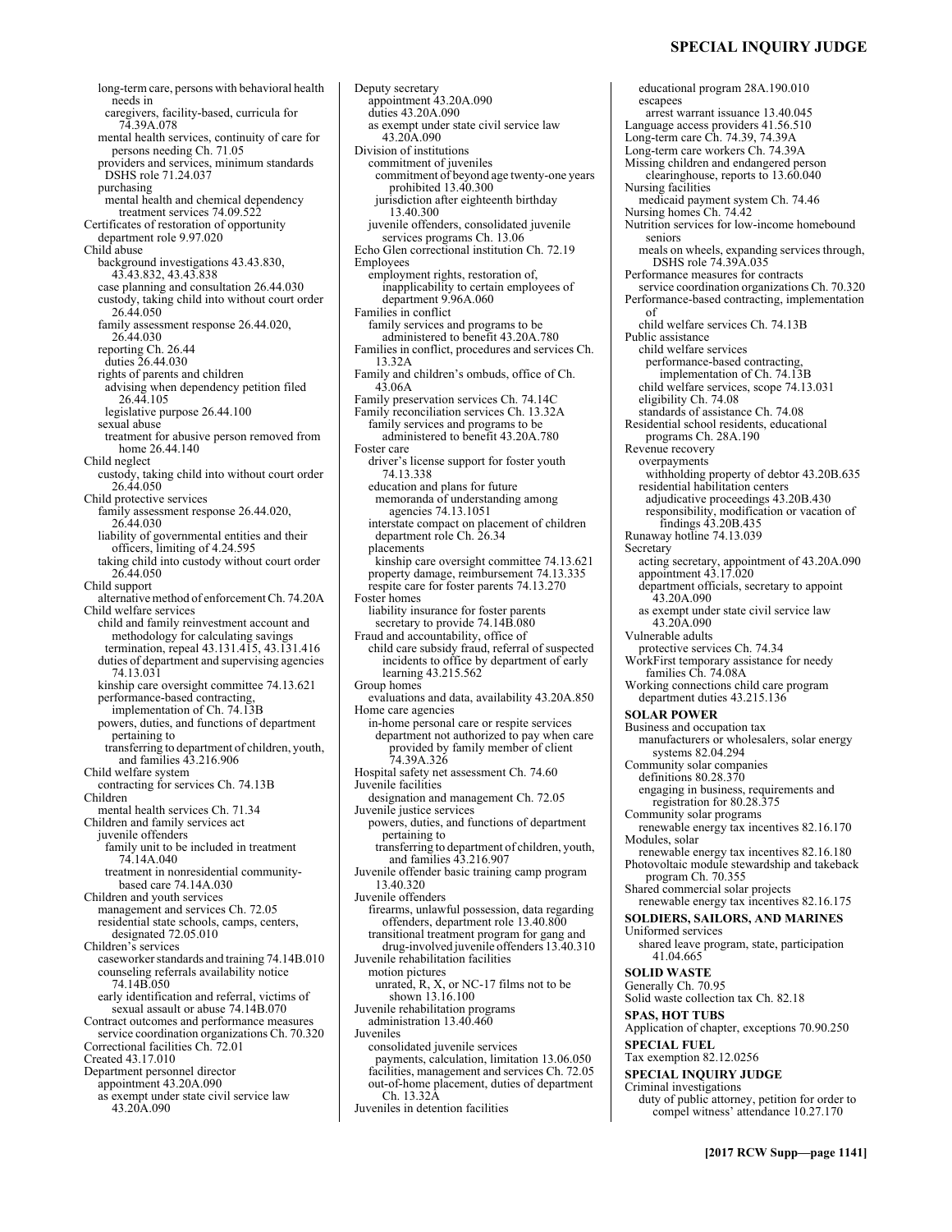long-term care, persons with behavioral health needs in
caregivers, facility-based, curricula for 74.39A.078
mental health services, continuity of care for persons needing Ch. 71.05
providers and services, minimum standards DSHS role 71.24.037
purchasing
mental health and chemical dependency treatment services 74.09.522
Certificates of restoration of opportunity
department role 9.97.020
Child abuse
background investigations 43.43.830, 43.43.832, 43.43.838
case planning and consultation 26.44.030
custody, taking child into without court order 26.44.050
family assessment response 26.44.020, 26.44.030
reporting Ch. 26.44
duties 26.44.030
rights of parents and children
advising when dependency petition filed 26.44.105
legislative purpose 26.44.100
sexual abuse
treatment for abusive person removed from home 26.44.140
Child neglect
custody, taking child into without court order 26.44.050
Child protective services
family assessment response 26.44.020, 26.44.030
liability of governmental entities and their officers, limiting of 4.24.595
taking child into custody without court order 26.44.050
Child support
alternative method of enforcement Ch. 74.20A
Child welfare services
child and family reinvestment account and methodology for calculating savings
termination, repeal 43.131.415, 43.131.416
duties of department and supervising agencies 74.13.031
kinship care oversight committee 74.13.621
performance-based contracting, implementation of Ch. 74.13B
powers, duties, and functions of department pertaining to
transferring to department of children, youth, and families 43.216.906
Child welfare system
contracting for services Ch. 74.13B
Children
mental health services Ch. 71.34
Children and family services act
juvenile offenders
family unit to be included in treatment 74.14A.040
treatment in nonresidential community-based care 74.14A.030
Children and youth services
management and services Ch. 72.05
residential state schools, camps, centers, designated 72.05.010
Children's services
caseworker standards and training 74.14B.010
counseling referrals availability notice 74.14B.050
early identification and referral, victims of sexual assault or abuse 74.14B.070
Contract outcomes and performance measures
service coordination organizations Ch. 70.320
Correctional facilities Ch. 72.01
Created 43.17.010
Department personnel director
appointment 43.20A.090
as exempt under state civil service law 43.20A.090
Deputy secretary
appointment 43.20A.090
duties 43.20A.090
as exempt under state civil service law 43.20A.090
Division of institutions
commitment of juveniles
commitment of beyond age twenty-one years prohibited 13.40.300
jurisdiction after eighteenth birthday 13.40.300
juvenile offenders, consolidated juvenile services programs Ch. 13.06
Echo Glen correctional institution Ch. 72.19
Employees
employment rights, restoration of, inapplicability to certain employees of department 9.96A.060
Families in conflict
family services and programs to be administered to benefit 43.20A.780
Families in conflict, procedures and services Ch. 13.32A
Family and children's ombuds, office of Ch. 43.06A
Family preservation services Ch. 74.14C
Family reconciliation services Ch. 13.32A
family services and programs to be administered to benefit 43.20A.780
Foster care
driver's license support for foster youth 74.13.338
education and plans for future
memoranda of understanding among agencies 74.13.1051
interstate compact on placement of children
department role Ch. 26.34
placements
kinship care oversight committee 74.13.621
property damage, reimbursement 74.13.335
respite care for foster parents 74.13.270
Foster homes
liability insurance for foster parents
secretary to provide 74.14B.080
Fraud and accountability, office of
child care subsidy fraud, referral of suspected incidents to office by department of early learning 43.215.562
Group homes
evaluations and data, availability 43.20A.850
Home care agencies
in-home personal care or respite services
department not authorized to pay when care provided by family member of client 74.39A.326
Hospital safety net assessment Ch. 74.60
Juvenile facilities
designation and management Ch. 72.05
Juvenile justice services
powers, duties, and functions of department pertaining to
transferring to department of children, youth, and families 43.216.907
Juvenile offender basic training camp program 13.40.320
Juvenile offenders
firearms, unlawful possession, data regarding offenders, department role 13.40.800
transitional treatment program for gang and drug-involved juvenile offenders 13.40.310
Juvenile rehabilitation facilities
motion pictures
unrated, R, X, or NC-17 films not to be shown 13.16.100
Juvenile rehabilitation programs
administration 13.40.460
Juveniles
consolidated juvenile services
payments, calculation, limitation 13.06.050
facilities, management and services Ch. 72.05
out-of-home placement, duties of department Ch. 13.32A
Juveniles in detention facilities
educational program 28A.190.010
escapees
arrest warrant issuance 13.40.045
Language access providers 41.56.510
Long-term care Ch. 74.39, 74.39A
Long-term care workers Ch. 74.39A
Missing children and endangered person clearinghouse, reports to 13.60.040
Nursing facilities
medicaid payment system Ch. 74.46
Nursing homes Ch. 74.42
Nutrition services for low-income homebound seniors
meals on wheels, expanding services through, DSHS role 74.39A.035
Performance measures for contracts
service coordination organizations Ch. 70.320
Performance-based contracting, implementation of
child welfare services Ch. 74.13B
Public assistance
child welfare services
performance-based contracting, implementation of Ch. 74.13B
child welfare services, scope 74.13.031
eligibility Ch. 74.08
standards of assistance Ch. 74.08
Residential school residents, educational programs Ch. 28A.190
Revenue recovery
overpayments
withholding property of debtor 43.20B.635
residential habilitation centers
adjudicative proceedings 43.20B.430
responsibility, modification or vacation of findings 43.20B.435
Runaway hotline 74.13.039
Secretary
acting secretary, appointment of 43.20A.090
appointment 43.17.020
department officials, secretary to appoint 43.20A.090
as exempt under state civil service law 43.20A.090
Vulnerable adults
protective services Ch. 74.34
WorkFirst temporary assistance for needy families Ch. 74.08A
Working connections child care program
department duties 43.215.136

**SOLAR POWER**

Business and occupation tax
manufacturers or wholesalers, solar energy systems 82.04.294
Community solar companies
definitions 80.28.370
engaging in business, requirements and registration for 80.28.375
Community solar programs
renewable energy tax incentives 82.16.170
Modules, solar
renewable energy tax incentives 82.16.180
Photovoltaic module stewardship and takeback program Ch. 70.355
Shared commercial solar projects
renewable energy tax incentives 82.16.175

**SOLDIERS, SAILORS, AND MARINES**

Uniformed services
shared leave program, state, participation 41.04.665

**SOLID WASTE**

Generally Ch. 70.95
Solid waste collection tax Ch. 82.18

**SPAS, HOT TUBS**

Application of chapter, exceptions 70.90.250

**SPECIAL FUEL**

Tax exemption 82.12.0256

**SPECIAL INQUIRY JUDGE**

Criminal investigations
duty of public attorney, petition for order to compel witness' attendance 10.27.170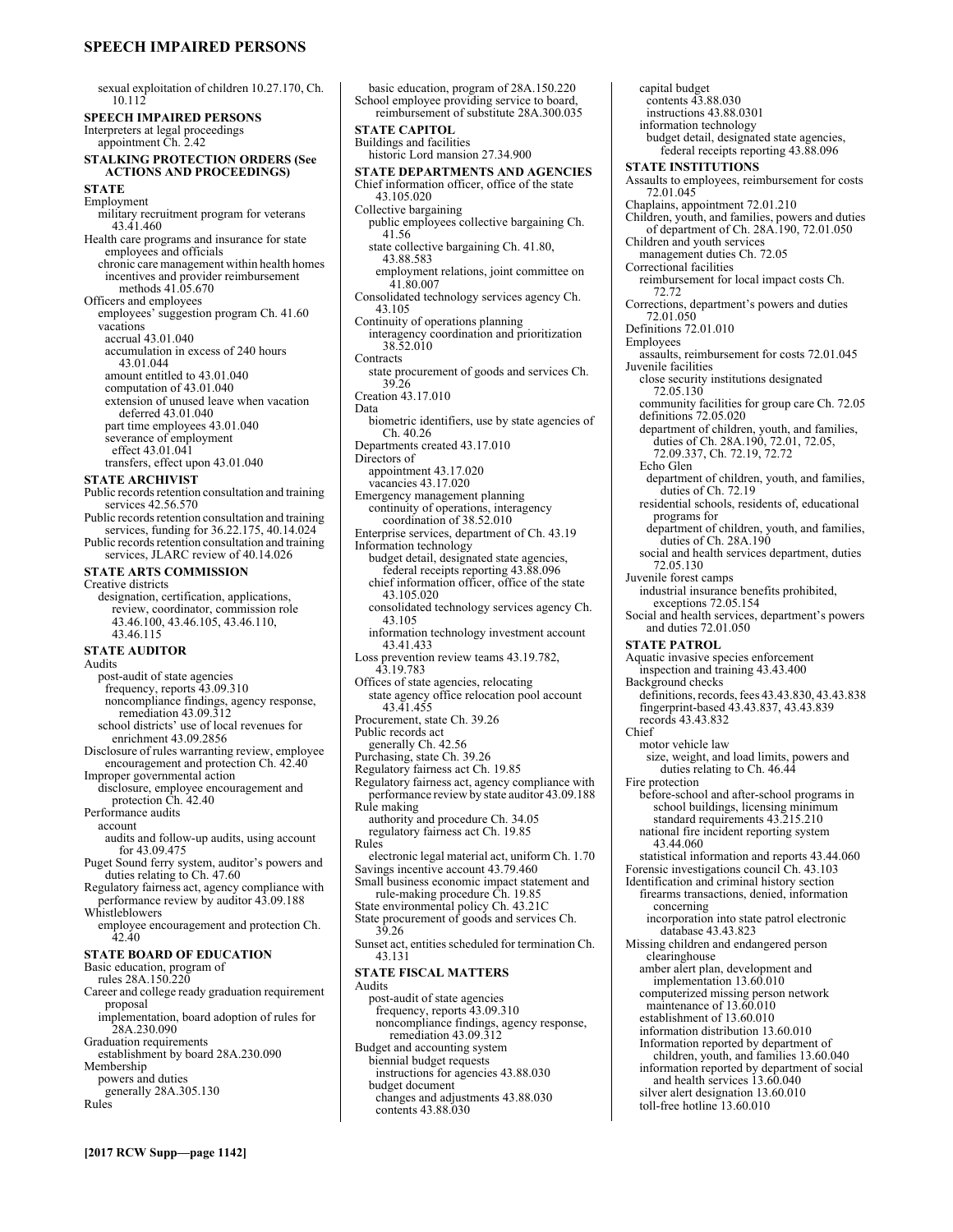sexual exploitation of children 10.27.170, Ch. 10.112

**SPEECH IMPAIRED PERSONS**

Interpreters at legal proceedings
  appointment Ch. 2.42

**STALKING PROTECTION ORDERS (See ACTIONS AND PROCEEDINGS)**

**STATE**

Employment
  military recruitment program for veterans 43.41.460
Health care programs and insurance for state employees and officials
  chronic care management within health homes
    incentives and provider reimbursement methods 41.05.670
Officers and employees
  employees' suggestion program Ch. 41.60
  vacations
    accrual 43.01.040
    accumulation in excess of 240 hours 43.01.044
    amount entitled to 43.01.040
    computation of 43.01.040
    extension of unused leave when vacation deferred 43.01.040
    part time employees 43.01.040
    severance of employment
      effect 43.01.041
    transfers, effect upon 43.01.040

**STATE ARCHIVIST**

Public records retention consultation and training services 42.56.570
Public records retention consultation and training services, funding for 36.22.175, 40.14.024
Public records retention consultation and training services, JLARC review of 40.14.026

**STATE ARTS COMMISSION**

Creative districts
  designation, certification, applications, review, coordinator, commission role 43.46.100, 43.46.105, 43.46.110, 43.46.115

**STATE AUDITOR**

Audits
  post-audit of state agencies
    frequency, reports 43.09.310
    noncompliance findings, agency response, remediation 43.09.312
  school districts' use of local revenues for enrichment 43.09.2856
Disclosure of rules warranting review, employee encouragement and protection Ch. 42.40
Improper governmental action
  disclosure, employee encouragement and protection Ch. 42.40
Performance audits
  account
    audits and follow-up audits, using account for 43.09.475
Puget Sound ferry system, auditor's powers and duties relating to Ch. 47.60
Regulatory fairness act, agency compliance with performance review by auditor 43.09.188
Whistleblowers
  employee encouragement and protection Ch. 42.40

**STATE BOARD OF EDUCATION**

Basic education, program of
  rules 28A.150.220
Career and college ready graduation requirement proposal
  implementation, board adoption of rules for 28A.230.090
Graduation requirements
  establishment by board 28A.230.090
Membership
  powers and duties
    generally 28A.305.130
Rules
  basic education, program of 28A.150.220
School employee providing service to board, reimbursement of substitute 28A.300.035

**STATE CAPITOL**

Buildings and facilities
  historic Lord mansion 27.34.900

**STATE DEPARTMENTS AND AGENCIES**

Chief information officer, office of the state 43.105.020
Collective bargaining
  public employees collective bargaining Ch. 41.56
  state collective bargaining Ch. 41.80, 43.88.583
    employment relations, joint committee on 41.80.007
Consolidated technology services agency Ch. 43.105
Continuity of operations planning
  interagency coordination and prioritization 38.52.010
Contracts
  state procurement of goods and services Ch. 39.26
Creation 43.17.010
Data
  biometric identifiers, use by state agencies of Ch. 40.26
Departments created 43.17.010
Directors of
  appointment 43.17.020
  vacancies 43.17.020
Emergency management planning
  continuity of operations, interagency coordination of 38.52.010
Enterprise services, department of Ch. 43.19
Information technology
  budget detail, designated state agencies, federal receipts reporting 43.88.096
  chief information officer, office of the state 43.105.020
  consolidated technology services agency Ch. 43.105
  information technology investment account 43.41.433
Loss prevention review teams 43.19.782, 43.19.783
Offices of state agencies, relocating
  state agency office relocation pool account 43.41.455
Procurement, state Ch. 39.26
Public records act
  generally Ch. 42.56
Purchasing, state Ch. 39.26
Regulatory fairness act Ch. 19.85
Regulatory fairness act, agency compliance with performance review by state auditor 43.09.188
Rule making
  authority and procedure Ch. 34.05
  regulatory fairness act Ch. 19.85
Rules
  electronic legal material act, uniform Ch. 1.70
Savings incentive account 43.79.460
Small business economic impact statement and rule-making procedure Ch. 19.85
State environmental policy Ch. 43.21C
State procurement of goods and services Ch. 39.26
Sunset act, entities scheduled for termination Ch. 43.131

**STATE FISCAL MATTERS**

Audits
  post-audit of state agencies
    frequency, reports 43.09.310
    noncompliance findings, agency response, remediation 43.09.312
Budget and accounting system
  biennial budget requests
    instructions for agencies 43.88.030
  budget document
    changes and adjustments 43.88.030
    contents 43.88.030
  capital budget
    contents 43.88.030
    instructions 43.88.0301
  information technology
    budget detail, designated state agencies, federal receipts reporting 43.88.096

**STATE INSTITUTIONS**

Assaults to employees, reimbursement for costs 72.01.045
Chaplains, appointment 72.01.210
Children, youth, and families, powers and duties of department of Ch. 28A.190, 72.01.050
Children and youth services
  management duties Ch. 72.05
Correctional facilities
  reimbursement for local impact costs Ch. 72.72
Corrections, department's powers and duties 72.01.050
Definitions 72.01.010
Employees
  assaults, reimbursement for costs 72.01.045
Juvenile facilities
  close security institutions designated 72.05.130
  community facilities for group care Ch. 72.05
  definitions 72.05.020
  department of children, youth, and families, duties of Ch. 28A.190, 72.01, 72.05, 72.09.337, Ch. 72.19, 72.72
  Echo Glen
    department of children, youth, and families, duties of Ch. 72.19
  residential schools, residents of, educational programs for
    department of children, youth, and families, duties of Ch. 28A.190
  social and health services department, duties 72.05.130
Juvenile forest camps
  industrial insurance benefits prohibited, exceptions 72.05.154
Social and health services, department's powers and duties 72.01.050

**STATE PATROL**

Aquatic invasive species enforcement
  inspection and training 43.43.400
Background checks
  definitions, records, fees 43.43.830, 43.43.838
  fingerprint-based 43.43.837, 43.43.839
  records 43.43.832
Chief
  motor vehicle law
    size, weight, and load limits, powers and duties relating to Ch. 46.44
Fire protection
  before-school and after-school programs in school buildings, licensing minimum standard requirements 43.215.210
  national fire incident reporting system 43.44.060
  statistical information and reports 43.44.060
Forensic investigations council Ch. 43.103
Identification and criminal history section
  firearms transactions, denied, information concerning
    incorporation into state patrol electronic database 43.43.823
Missing children and endangered person clearinghouse
  amber alert plan, development and implementation 13.60.010
  computerized missing person network
    maintenance of 13.60.010
  establishment of 13.60.010
  information distribution 13.60.010
  Information reported by department of children, youth, and families 13.60.040
  information reported by department of social and health services 13.60.040
  silver alert designation 13.60.010
  toll-free hotline 13.60.010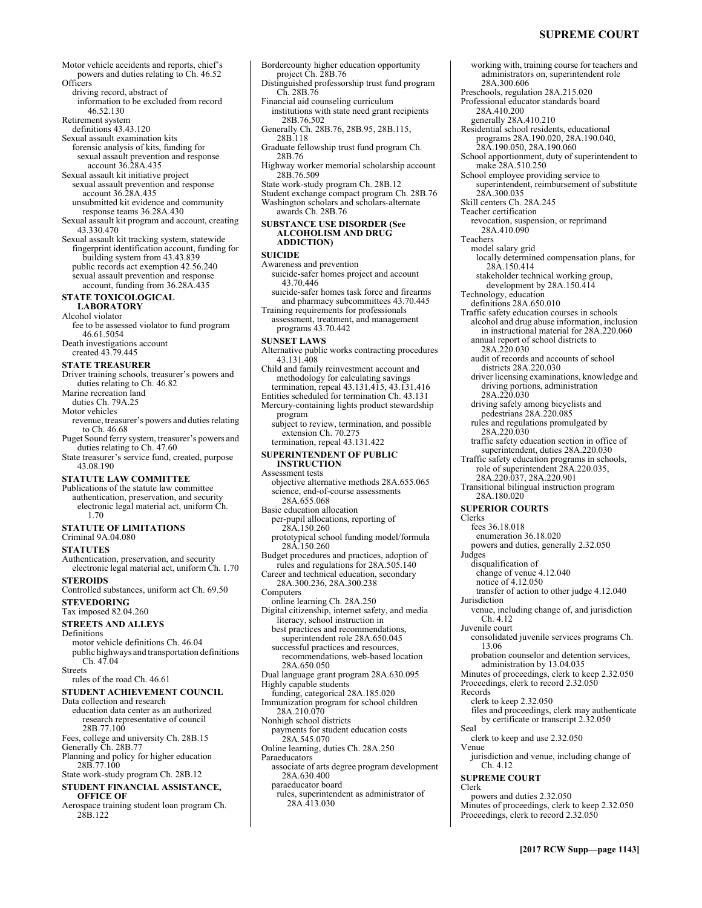Motor vehicle accidents and reports, chief's powers and duties relating to Ch. 46.52

Officers
  driving record, abstract of
    information to be excluded from record 46.52.130

Retirement system
  definitions 43.43.120

Sexual assault examination kits
  forensic analysis of kits, funding for
    sexual assault prevention and response account 36.28A.435

Sexual assault kit initiative project
  sexual assault prevention and response account 36.28A.435
  unsubmitted kit evidence and community response teams 36.28A.430

Sexual assault kit program and account, creating 43.330.470

Sexual assault kit tracking system, statewide
  fingerprint identification account, funding for building system from 43.43.839
  public records act exemption 42.56.240
  sexual assault prevention and response account, funding from 36.28A.435

**STATE TOXICOLOGICAL LABORATORY**

Alcohol violator
  fee to be assessed violator to fund program 46.61.5054

Death investigations account
  created 43.79.445

**STATE TREASURER**

Driver training schools, treasurer's powers and duties relating to Ch. 46.82

Marine recreation land
  duties Ch. 79A.25

Motor vehicles
  revenue, treasurer's powers and duties relating to Ch. 46.68

Puget Sound ferry system, treasurer's powers and duties relating to Ch. 47.60

State treasurer's service fund, created, purpose 43.08.190

**STATUTE LAW COMMITTEE**

Publications of the statute law committee
  authentication, preservation, and security
    electronic legal material act, uniform Ch. 1.70

**STATUTE OF LIMITATIONS**

Criminal 9A.04.080

**STATUTES**

Authentication, preservation, and security
  electronic legal material act, uniform Ch. 1.70

**STEROIDS**

Controlled substances, uniform act Ch. 69.50

**STEVEDORING**

Tax imposed 82.04.260

**STREETS AND ALLEYS**

Definitions
  motor vehicle definitions Ch. 46.04
  public highways and transportation definitions Ch. 47.04

Streets
  rules of the road Ch. 46.61

**STUDENT ACHIEVEMENT COUNCIL**

Data collection and research
  education data center as an authorized research representative of council 28B.77.100

Fees, college and university Ch. 28B.15

Generally Ch. 28B.77

Planning and policy for higher education 28B.77.100

State work-study program Ch. 28B.12

**STUDENT FINANCIAL ASSISTANCE, OFFICE OF**

Aerospace training student loan program Ch. 28B.122

Bordercounty higher education opportunity project Ch. 28B.76

Distinguished professorship trust fund program Ch. 28B.76

Financial aid counseling curriculum
  institutions with state need grant recipients 28B.76.502

Generally Ch. 28B.76, 28B.95, 28B.115, 28B.118

Graduate fellowship trust fund program Ch. 28B.76

Highway worker memorial scholarship account 28B.76.509

State work-study program Ch. 28B.12

Student exchange compact program Ch. 28B.76

Washington scholars and scholars-alternate awards Ch. 28B.76

**SUBSTANCE USE DISORDER (See ALCOHOLISM AND DRUG ADDICTION)**

**SUICIDE**

Awareness and prevention
  suicide-safer homes project and account 43.70.446
  suicide-safer homes task force and firearms and pharmacy subcommittees 43.70.445

Training requirements for professionals
  assessment, treatment, and management programs 43.70.442

**SUNSET LAWS**

Alternative public works contracting procedures 43.131.408

Child and family reinvestment account and methodology for calculating savings
  termination, repeal 43.131.415, 43.131.416

Entities scheduled for termination Ch. 43.131

Mercury-containing lights product stewardship program
  subject to review, termination, and possible extension Ch. 70.275
  termination, repeal 43.131.422

**SUPERINTENDENT OF PUBLIC INSTRUCTION**

Assessment tests
  objective alternative methods 28A.655.065
  science, end-of-course assessments 28A.655.068

Basic education allocation
  per-pupil allocations, reporting of 28A.150.260
  prototypical school funding model/formula 28A.150.260

Budget procedures and practices, adoption of rules and regulations for 28A.505.140

Career and technical education, secondary 28A.300.236, 28A.300.238

Computers
  online learning Ch. 28A.250

Digital citizenship, internet safety, and media literacy, school instruction in
  best practices and recommendations, superintendent role 28A.650.045
  successful practices and resources, recommendations, web-based location 28A.650.050

Dual language grant program 28A.630.095

Highly capable students
  funding, categorical 28A.185.020

Immunization program for school children 28A.210.070

Nonhigh school districts
  payments for student education costs 28A.545.070

Online learning, duties Ch. 28A.250

Paraeducators
  associate of arts degree program development 28A.630.400
  paraeducator board
    rules, superintendent as administrator of 28A.413.030
  working with, training course for teachers and administrators on, superintendent role 28A.300.606

Preschools, regulation 28A.215.020

Professional educator standards board 28A.410.200
  generally 28A.410.210

Residential school residents, educational programs 28A.190.020, 28A.190.040, 28A.190.050, 28A.190.060

School apportionment, duty of superintendent to make 28A.510.250

School employee providing service to superintendent, reimbursement of substitute 28A.300.035

Skill centers Ch. 28A.245

Teacher certification
  revocation, suspension, or reprimand 28A.410.090

Teachers
  model salary grid
    locally determined compensation plans, for 28A.150.414
    stakeholder technical working group, development by 28A.150.414

Technology, education
  definitions 28A.650.010

Traffic safety education courses in schools
  alcohol and drug abuse information, inclusion in instructional material for 28A.220.060
  annual report of school districts to 28A.220.030
  audit of records and accounts of school districts 28A.220.030
  driver licensing examinations, knowledge and driving portions, administration 28A.220.030
  driving safely among bicyclists and pedestrians 28A.220.085
  rules and regulations promulgated by 28A.220.030
  traffic safety education section in office of superintendent, duties 28A.220.030

Traffic safety education programs in schools, role of superintendent 28A.220.035, 28A.220.037, 28A.220.901

Transitional bilingual instruction program 28A.180.020

**SUPERIOR COURTS**

Clerks
  fees 36.18.018
    enumeration 36.18.020
  powers and duties, generally 2.32.050

Judges
  disqualification of
    change of venue 4.12.040
    notice of 4.12.050
    transfer of action to other judge 4.12.040

Jurisdiction
  venue, including change of, and jurisdiction Ch. 4.12

Juvenile court
  consolidated juvenile services programs Ch. 13.06
  probation counselor and detention services, administration by 13.04.035

Minutes of proceedings, clerk to keep 2.32.050

Proceedings, clerk to record 2.32.050

Records
  clerk to keep 2.32.050
  files and proceedings, clerk may authenticate by certificate or transcript 2.32.050

Seal
  clerk to keep and use 2.32.050

Venue
  jurisdiction and venue, including change of Ch. 4.12

**SUPREME COURT**

Clerk
  powers and duties 2.32.050

Minutes of proceedings, clerk to keep 2.32.050

Proceedings, clerk to record 2.32.050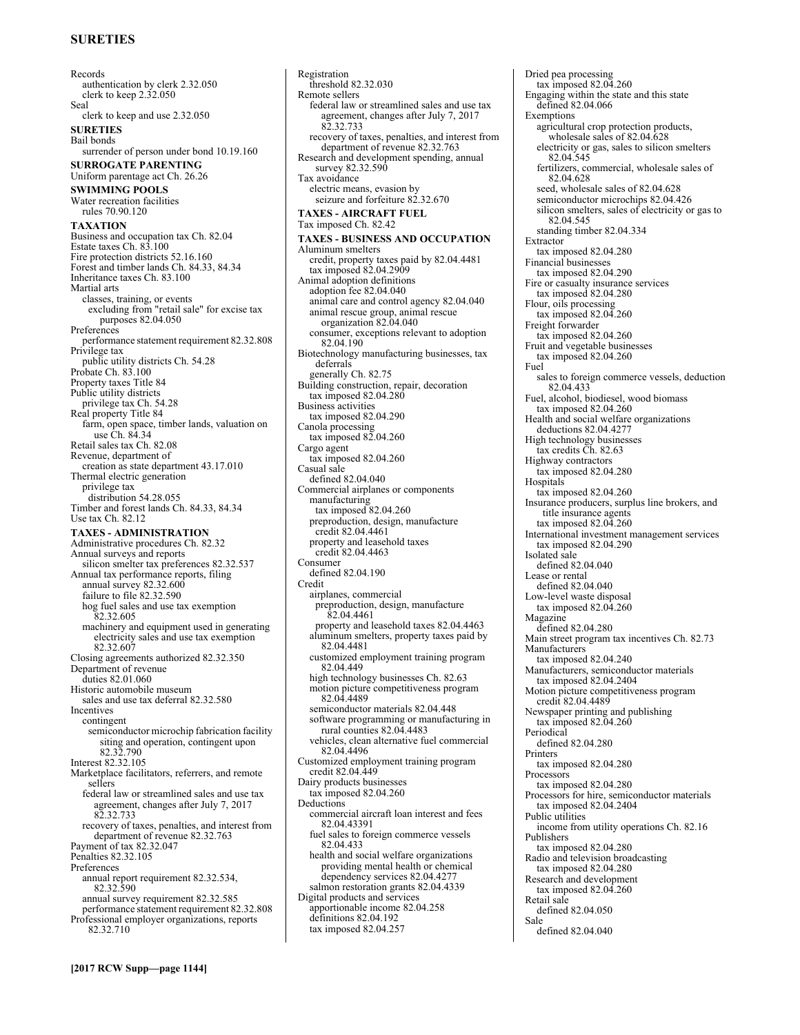Records
  authentication by clerk 2.32.050
  clerk to keep 2.32.050
Seal
  clerk to keep and use 2.32.050

**SURETIES**

Bail bonds
  surrender of person under bond 10.19.160

**SURROGATE PARENTING**

Uniform parentage act Ch. 26.26

**SWIMMING POOLS**

Water recreation facilities
  rules 70.90.120

**TAXATION**

Business and occupation tax Ch. 82.04
Estate taxes Ch. 83.100
Fire protection districts 52.16.160
Forest and timber lands Ch. 84.33, 84.34
Inheritance taxes Ch. 83.100
Martial arts
  classes, training, or events
    excluding from "retail sale" for excise tax purposes 82.04.050
Preferences
  performance statement requirement 82.32.808
Privilege tax
  public utility districts Ch. 54.28
Probate Ch. 83.100
Property taxes Title 84
Public utility districts
  privilege tax Ch. 54.28
Real property Title 84
  farm, open space, timber lands, valuation on use Ch. 84.34
Retail sales tax Ch. 82.08
Revenue, department of
  creation as state department 43.17.010
Thermal electric generation
  privilege tax
    distribution 54.28.055
Timber and forest lands Ch. 84.33, 84.34
Use tax Ch. 82.12

**TAXES - ADMINISTRATION**

Administrative procedures Ch. 82.32
Annual surveys and reports
  silicon smelter tax preferences 82.32.537
Annual tax performance reports, filing
  annual survey 82.32.600
  failure to file 82.32.590
  hog fuel sales and use tax exemption 82.32.605
  machinery and equipment used in generating electricity sales and use tax exemption 82.32.607
Closing agreements authorized 82.32.350
Department of revenue
  duties 82.01.060
Historic automobile museum
  sales and use tax deferral 82.32.580
Incentives
  contingent
    semiconductor microchip fabrication facility siting and operation, contingent upon 82.32.790
Interest 82.32.105
Marketplace facilitators, referrers, and remote sellers
  federal law or streamlined sales and use tax agreement, changes after July 7, 2017 82.32.733
  recovery of taxes, penalties, and interest from department of revenue 82.32.763
Payment of tax 82.32.047
Penalties 82.32.105
Preferences
  annual report requirement 82.32.534, 82.32.590
  annual survey requirement 82.32.585
  performance statement requirement 82.32.808
Professional employer organizations, reports 82.32.710
Registration
  threshold 82.32.030
Remote sellers
  federal law or streamlined sales and use tax agreement, changes after July 7, 2017 82.32.733
  recovery of taxes, penalties, and interest from department of revenue 82.32.763
Research and development spending, annual survey 82.32.590
Tax avoidance
  electric means, evasion by
    seizure and forfeiture 82.32.670

**TAXES - AIRCRAFT FUEL**

Tax imposed Ch. 82.42

**TAXES - BUSINESS AND OCCUPATION**

Aluminum smelters
  credit, property taxes paid by 82.04.4481
  tax imposed 82.04.2909
Animal adoption definitions
  adoption fee 82.04.040
  animal care and control agency 82.04.040
  animal rescue group, animal rescue organization 82.04.040
  consumer, exceptions relevant to adoption 82.04.190
Biotechnology manufacturing businesses, tax deferrals
  generally Ch. 82.75
Building construction, repair, decoration
  tax imposed 82.04.280
Business activities
  tax imposed 82.04.290
Canola processing
  tax imposed 82.04.260
Cargo agent
  tax imposed 82.04.260
Casual sale
  defined 82.04.040
Commercial airplanes or components
  manufacturing
    tax imposed 82.04.260
  preproduction, design, manufacture
    credit 82.04.4461
  property and leasehold taxes
    credit 82.04.4463
Consumer
  defined 82.04.190
Credit
  airplanes, commercial
    preproduction, design, manufacture 82.04.4461
    property and leasehold taxes 82.04.4463
  aluminum smelters, property taxes paid by 82.04.4481
  customized employment training program 82.04.449
  high technology businesses Ch. 82.63
  motion picture competitiveness program 82.04.4489
  semiconductor materials 82.04.448
  software programming or manufacturing in rural counties 82.04.4483
  vehicles, clean alternative fuel commercial 82.04.4496
Customized employment training program
  credit 82.04.449
Dairy products businesses
  tax imposed 82.04.260
Deductions
  commercial aircraft loan interest and fees 82.04.43391
  fuel sales to foreign commerce vessels 82.04.433
  health and social welfare organizations providing mental health or chemical dependency services 82.04.4277
  salmon restoration grants 82.04.4339
Digital products and services
  apportionable income 82.04.258
  definitions 82.04.192
  tax imposed 82.04.257
Dried pea processing
  tax imposed 82.04.260
Engaging within the state and this state
  defined 82.04.066
Exemptions
  agricultural crop protection products, wholesale sales of 82.04.628
  electricity or gas, sales to silicon smelters 82.04.545
  fertilizers, commercial, wholesale sales of 82.04.628
  seed, wholesale sales of 82.04.628
  semiconductor microchips 82.04.426
  silicon smelters, sales of electricity or gas to 82.04.545
  standing timber 82.04.334
Extractor
  tax imposed 82.04.280
Financial businesses
  tax imposed 82.04.290
Fire or casualty insurance services
  tax imposed 82.04.280
Flour, oils processing
  tax imposed 82.04.260
Freight forwarder
  tax imposed 82.04.260
Fruit and vegetable businesses
  tax imposed 82.04.260
Fuel
  sales to foreign commerce vessels, deduction 82.04.433
Fuel, alcohol, biodiesel, wood biomass
  tax imposed 82.04.260
Health and social welfare organizations
  deductions 82.04.4277
High technology businesses
  tax credits Ch. 82.63
Highway contractors
  tax imposed 82.04.280
Hospitals
  tax imposed 82.04.260
Insurance producers, surplus line brokers, and title insurance agents
  tax imposed 82.04.260
International investment management services
  tax imposed 82.04.290
Isolated sale
  defined 82.04.040
Lease or rental
  defined 82.04.040
Low-level waste disposal
  tax imposed 82.04.260
Magazine
  defined 82.04.280
Main street program tax incentives Ch. 82.73
Manufacturers
  tax imposed 82.04.240
Manufacturers, semiconductor materials
  tax imposed 82.04.2404
Motion picture competitiveness program
  credit 82.04.4489
Newspaper printing and publishing
  tax imposed 82.04.260
Periodical
  defined 82.04.280
Printers
  tax imposed 82.04.280
Processors
  tax imposed 82.04.280
Processors for hire, semiconductor materials
  tax imposed 82.04.2404
Public utilities
  income from utility operations Ch. 82.16
Publishers
  tax imposed 82.04.280
Radio and television broadcasting
  tax imposed 82.04.280
Research and development
  tax imposed 82.04.260
Retail sale
  defined 82.04.050
Sale
  defined 82.04.040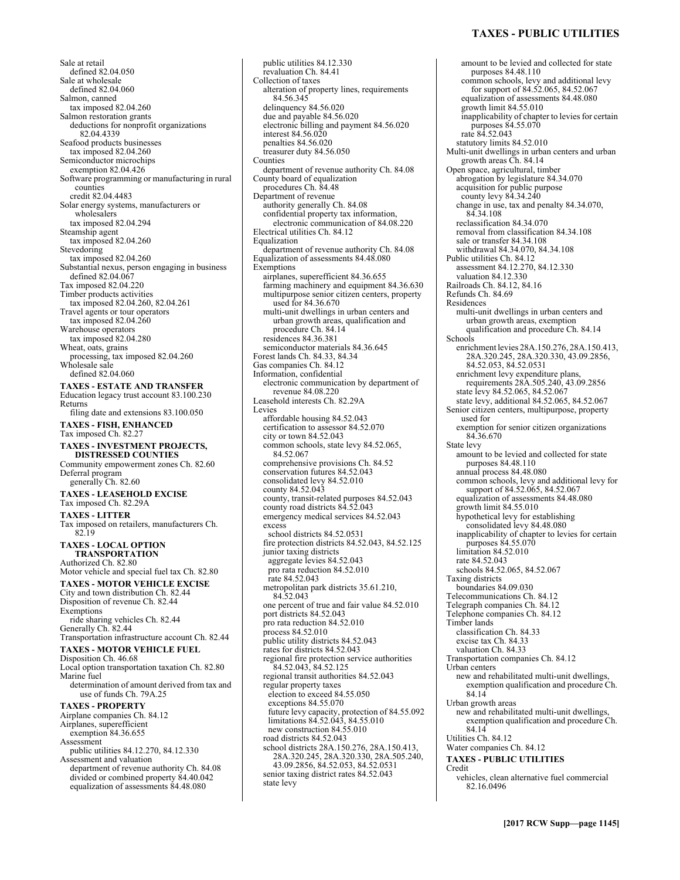Sale at retail
  defined 82.04.050
Sale at wholesale
  defined 82.04.060
Salmon, canned
  tax imposed 82.04.260
Salmon restoration grants
  deductions for nonprofit organizations 82.04.4339
Seafood products businesses
  tax imposed 82.04.260
Semiconductor microchips
  exemption 82.04.426
Software programming or manufacturing in rural counties
  credit 82.04.4483
Solar energy systems, manufacturers or wholesalers
  tax imposed 82.04.294
Steamship agent
  tax imposed 82.04.260
Stevedoring
  tax imposed 82.04.260
Substantial nexus, person engaging in business
  defined 82.04.067
Tax imposed 82.04.220
Timber products activities
  tax imposed 82.04.260, 82.04.261
Travel agents or tour operators
  tax imposed 82.04.260
Warehouse operators
  tax imposed 82.04.280
Wheat, oats, grains
  processing, tax imposed 82.04.260
Wholesale sale
  defined 82.04.060

**TAXES - ESTATE AND TRANSFER**

Education legacy trust account 83.100.230
Returns
  filing date and extensions 83.100.050

**TAXES - FISH, ENHANCED**

Tax imposed Ch. 82.27

**TAXES - INVESTMENT PROJECTS, DISTRESSED COUNTIES**

Community empowerment zones Ch. 82.60
Deferral program
  generally Ch. 82.60

**TAXES - LEASEHOLD EXCISE**

Tax imposed Ch. 82.29A

**TAXES - LITTER**

Tax imposed on retailers, manufacturers Ch. 82.19

**TAXES - LOCAL OPTION TRANSPORTATION**

Authorized Ch. 82.80
Motor vehicle and special fuel tax Ch. 82.80

**TAXES - MOTOR VEHICLE EXCISE**

City and town distribution Ch. 82.44
Disposition of revenue Ch. 82.44
Exemptions
  ride sharing vehicles Ch. 82.44
Generally Ch. 82.44
Transportation infrastructure account Ch. 82.44

**TAXES - MOTOR VEHICLE FUEL**

Disposition Ch. 46.68
Local option transportation taxation Ch. 82.80
Marine fuel
  determination of amount derived from tax and use of funds Ch. 79A.25

**TAXES - PROPERTY**

Airplane companies Ch. 84.12
Airplanes, superefficient
  exemption 84.36.655
Assessment
  public utilities 84.12.270, 84.12.330
Assessment and valuation
  department of revenue authority Ch. 84.08
  divided or combined property 84.40.042
  equalization of assessments 84.48.080
  public utilities 84.12.330
  revaluation Ch. 84.41
Collection of taxes
  alteration of property lines, requirements 84.56.345
  delinquency 84.56.020
  due and payable 84.56.020
  electronic billing and payment 84.56.020
  interest 84.56.020
  penalties 84.56.020
  treasurer duty 84.56.050
Counties
  department of revenue authority Ch. 84.08
County board of equalization
  procedures Ch. 84.48
Department of revenue
  authority generally Ch. 84.08
  confidential property tax information, electronic communication of 84.08.220
Electrical utilities Ch. 84.12
Equalization
  department of revenue authority Ch. 84.08
Equalization of assessments 84.48.080
Exemptions
  airplanes, superefficient 84.36.655
  farming machinery and equipment 84.36.630
  multipurpose senior citizen centers, property used for 84.36.670
  multi-unit dwellings in urban centers and urban growth areas, qualification and procedure Ch. 84.14
  residences 84.36.381
  semiconductor materials 84.36.645
Forest lands Ch. 84.33, 84.34
Gas companies Ch. 84.12
Information, confidential
  electronic communication by department of revenue 84.08.220
Leasehold interests Ch. 82.29A
Levies
  affordable housing 84.52.043
  certification to assessor 84.52.070
  city or town 84.52.043
  common schools, state levy 84.52.065, 84.52.067
  comprehensive provisions Ch. 84.52
  conservation futures 84.52.043
  consolidated levy 84.52.010
  county 84.52.043
  county, transit-related purposes 84.52.043
  county road districts 84.52.043
  emergency medical services 84.52.043
  excess
    school districts 84.52.0531
  fire protection districts 84.52.043, 84.52.125
  junior taxing districts
    aggregate levies 84.52.043
    pro rata reduction 84.52.010
    rate 84.52.043
  metropolitan park districts 35.61.210, 84.52.043
  one percent of true and fair value 84.52.010
  port districts 84.52.043
  pro rata reduction 84.52.010
  process 84.52.010
  public utility districts 84.52.043
  rates for districts 84.52.043
  regional fire protection service authorities 84.52.043, 84.52.125
  regional transit authorities 84.52.043
  regular property taxes
    election to exceed 84.55.050
    exceptions 84.55.070
    future levy capacity, protection of 84.55.092
    limitations 84.52.043, 84.55.010
    new construction 84.55.010
  road districts 84.52.043
  school districts 28A.150.276, 28A.150.413, 28A.320.245, 28A.320.330, 28A.505.240, 43.09.2856, 84.52.053, 84.52.0531
  senior taxing district rates 84.52.043
  state levy
    amount to be levied and collected for state purposes 84.48.110
    common schools, levy and additional levy for support of 84.52.065, 84.52.067
    equalization of assessments 84.48.080
    growth limit 84.55.010
    inapplicability of chapter to levies for certain purposes 84.55.070
    rate 84.52.043
  statutory limits 84.52.010
Multi-unit dwellings in urban centers and urban growth areas Ch. 84.14
Open space, agricultural, timber
  abrogation by legislature 84.34.070
  acquisition for public purpose
    county levy 84.34.240
  change in use, tax and penalty 84.34.070, 84.34.108
  reclassification 84.34.070
  removal from classification 84.34.108
  sale or transfer 84.34.108
  withdrawal 84.34.070, 84.34.108
Public utilities Ch. 84.12
  assessment 84.12.270, 84.12.330
  valuation 84.12.330
Railroads Ch. 84.12, 84.16
Refunds Ch. 84.69
Residences
  multi-unit dwellings in urban centers and urban growth areas, exemption qualification and procedure Ch. 84.14
Schools
  enrichment levies 28A.150.276, 28A.150.413, 28A.320.245, 28A.320.330, 43.09.2856, 84.52.053, 84.52.0531
  enrichment levy expenditure plans, requirements 28A.505.240, 43.09.2856
  state levy 84.52.065, 84.52.067
  state levy, additional 84.52.065, 84.52.067
Senior citizen centers, multipurpose, property used for
  exemption for senior citizen organizations 84.36.670
State levy
  amount to be levied and collected for state purposes 84.48.110
  annual process 84.48.080
  common schools, levy and additional levy for support of 84.52.065, 84.52.067
  equalization of assessments 84.48.080
  growth limit 84.55.010
  hypothetical levy for establishing consolidated levy 84.48.080
  inapplicability of chapter to levies for certain purposes 84.55.070
  limitation 84.52.010
  rate 84.52.043
  schools 84.52.065, 84.52.067
Taxing districts
  boundaries 84.09.030
Telecommunications Ch. 84.12
Telegraph companies Ch. 84.12
Telephone companies Ch. 84.12
Timber lands
  classification Ch. 84.33
  excise tax Ch. 84.33
  valuation Ch. 84.33
Transportation companies Ch. 84.12
Urban centers
  new and rehabilitated multi-unit dwellings, exemption qualification and procedure Ch. 84.14
Urban growth areas
  new and rehabilitated multi-unit dwellings, exemption qualification and procedure Ch. 84.14
Utilities Ch. 84.12
Water companies Ch. 84.12

**TAXES - PUBLIC UTILITIES**

Credit
  vehicles, clean alternative fuel commercial 82.16.0496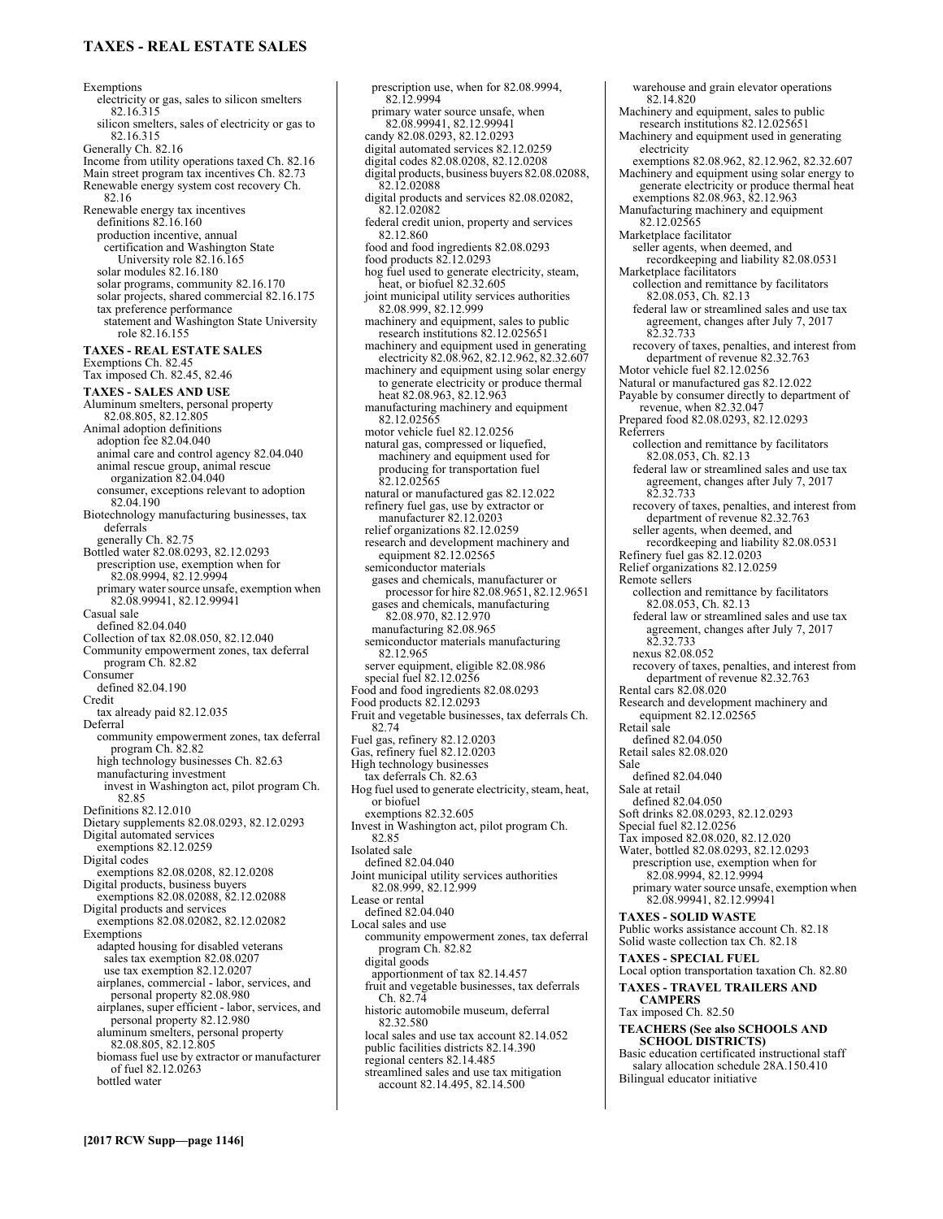Exemptions
- electricity or gas, sales to silicon smelters 82.16.315
- silicon smelters, sales of electricity or gas to 82.16.315

Generally Ch. 82.16
Income from utility operations taxed Ch. 82.16
Main street program tax incentives Ch. 82.73
Renewable energy system cost recovery Ch. 82.16
Renewable energy tax incentives
- definitions 82.16.160
- production incentive, annual certification and Washington State University role 82.16.165
- solar modules 82.16.180
- solar programs, community 82.16.170
- solar projects, shared commercial 82.16.175
- tax preference performance statement and Washington State University role 82.16.155

**TAXES - REAL ESTATE SALES**

Exemptions Ch. 82.45
Tax imposed Ch. 82.45, 82.46

**TAXES - SALES AND USE**

Aluminum smelters, personal property 82.08.805, 82.12.805
Animal adoption definitions
- adoption fee 82.04.040
- animal care and control agency 82.04.040
- animal rescue group, animal rescue organization 82.04.040
- consumer, exceptions relevant to adoption 82.04.190

Biotechnology manufacturing businesses, tax deferrals
- generally Ch. 82.75

Bottled water 82.08.0293, 82.12.0293
- prescription use, exemption when for 82.08.9994, 82.12.9994
- primary water source unsafe, exemption when 82.08.99941, 82.12.99941

Casual sale
- defined 82.04.040

Collection of tax 82.08.050, 82.12.040
Community empowerment zones, tax deferral program Ch. 82.82
Consumer
- defined 82.04.190

Credit
- tax already paid 82.12.035

Deferral
- community empowerment zones, tax deferral program Ch. 82.82
- high technology businesses Ch. 82.63
- manufacturing investment
  - invest in Washington act, pilot program Ch. 82.85

Definitions 82.12.010
Dietary supplements 82.08.0293, 82.12.0293
Digital automated services
- exemptions 82.12.0259

Digital codes
- exemptions 82.08.0208, 82.12.0208

Digital products, business buyers
- exemptions 82.08.02088, 82.12.02088

Digital products and services
- exemptions 82.08.02082, 82.12.02082

Exemptions
- adapted housing for disabled veterans
  - sales tax exemption 82.08.0207
  - use tax exemption 82.12.0207
- airplanes, commercial - labor, services, and personal property 82.08.980
- airplanes, super efficient - labor, services, and personal property 82.12.980
- aluminum smelters, personal property 82.08.805, 82.12.805
- biomass fuel use by extractor or manufacturer of fuel 82.12.0263
- bottled water
  - prescription use, when for 82.08.9994, 82.12.9994
  - primary water source unsafe, when 82.08.99941, 82.12.99941
- candy 82.08.0293, 82.12.0293
- digital automated services 82.12.0259
- digital codes 82.08.0208, 82.12.0208
- digital products, business buyers 82.08.02088, 82.12.02088
- digital products and services 82.08.02082, 82.12.02082
- federal credit union, property and services 82.12.860
- food and food ingredients 82.08.0293
- food products 82.12.0293
- hog fuel used to generate electricity, steam, heat, or biofuel 82.32.605
- joint municipal utility services authorities 82.08.999, 82.12.999
- machinery and equipment, sales to public research institutions 82.12.025651
- machinery and equipment used in generating electricity 82.08.962, 82.12.962, 82.32.607
- machinery and equipment using solar energy to generate electricity or produce thermal heat 82.08.963, 82.12.963
- manufacturing machinery and equipment 82.12.02565
- motor vehicle fuel 82.12.0256
- natural gas, compressed or liquefied, machinery and equipment used for producing for transportation fuel 82.12.02565
- natural or manufactured gas 82.12.022
- refinery fuel gas, use by extractor or manufacturer 82.12.0203
- relief organizations 82.12.0259
- research and development machinery and equipment 82.12.02565
- semiconductor materials
  - gases and chemicals, manufacturer or processor for hire 82.08.9651, 82.12.9651
  - gases and chemicals, manufacturing 82.08.970, 82.12.970
  - manufacturing 82.08.965
- semiconductor materials manufacturing 82.12.965
- server equipment, eligible 82.08.986
- special fuel 82.12.0256

Food and food ingredients 82.08.0293
Food products 82.12.0293
Fruit and vegetable businesses, tax deferrals Ch. 82.74
Fuel gas, refinery 82.12.0203
Gas, refinery fuel 82.12.0203
High technology businesses
- tax deferrals Ch. 82.63

Hog fuel used to generate electricity, steam, heat, or biofuel
- exemptions 82.32.605

Invest in Washington act, pilot program Ch. 82.85
Isolated sale
- defined 82.04.040

Joint municipal utility services authorities 82.08.999, 82.12.999
Lease or rental
- defined 82.04.040

Local sales and use
- community empowerment zones, tax deferral program Ch. 82.82
- digital goods
  - apportionment of tax 82.14.457
- fruit and vegetable businesses, tax deferrals Ch. 82.74
- historic automobile museum, deferral 82.32.580
- local sales and use tax account 82.14.052
- public facilities districts 82.14.390
- regional centers 82.14.485
- streamlined sales and use tax mitigation account 82.14.495, 82.14.500
- warehouse and grain elevator operations 82.14.820

Machinery and equipment, sales to public research institutions 82.12.025651
Machinery and equipment used in generating electricity
- exemptions 82.08.962, 82.12.962, 82.32.607

Machinery and equipment using solar energy to generate electricity or produce thermal heat
- exemptions 82.08.963, 82.12.963

Manufacturing machinery and equipment 82.12.02565
Marketplace facilitator
- seller agents, when deemed, and recordkeeping and liability 82.08.0531

Marketplace facilitators
- collection and remittance by facilitators 82.08.053, Ch. 82.13
- federal law or streamlined sales and use tax agreement, changes after July 7, 2017 82.32.733
- recovery of taxes, penalties, and interest from department of revenue 82.32.763

Motor vehicle fuel 82.12.0256
Natural or manufactured gas 82.12.022
Payable by consumer directly to department of revenue, when 82.32.047
Prepared food 82.08.0293, 82.12.0293
Referrers
- collection and remittance by facilitators 82.08.053, Ch. 82.13
- federal law or streamlined sales and use tax agreement, changes after July 7, 2017 82.32.733
- recovery of taxes, penalties, and interest from department of revenue 82.32.763
- seller agents, when deemed, and recordkeeping and liability 82.08.0531

Refinery fuel gas 82.12.0203
Relief organizations 82.12.0259
Remote sellers
- collection and remittance by facilitators 82.08.053, Ch. 82.13
- federal law or streamlined sales and use tax agreement, changes after July 7, 2017 82.32.733
- nexus 82.08.052
- recovery of taxes, penalties, and interest from department of revenue 82.32.763

Rental cars 82.08.020
Research and development machinery and equipment 82.12.02565
Retail sale
- defined 82.04.050

Retail sales 82.08.020
Sale
- defined 82.04.040

Sale at retail
- defined 82.04.050

Soft drinks 82.08.0293, 82.12.0293
Special fuel 82.12.0256
Tax imposed 82.08.020, 82.12.020
Water, bottled 82.08.0293, 82.12.0293
- prescription use, exemption when for 82.08.9994, 82.12.9994
- primary water source unsafe, exemption when 82.08.99941, 82.12.99941

**TAXES - SOLID WASTE**

Public works assistance account Ch. 82.18
Solid waste collection tax Ch. 82.18

**TAXES - SPECIAL FUEL**

Local option transportation taxation Ch. 82.80

**TAXES - TRAVEL TRAILERS AND CAMPERS**

Tax imposed Ch. 82.50

**TEACHERS (See also SCHOOLS AND SCHOOL DISTRICTS)**

Basic education certificated instructional staff salary allocation schedule 28A.150.410
Bilingual educator initiative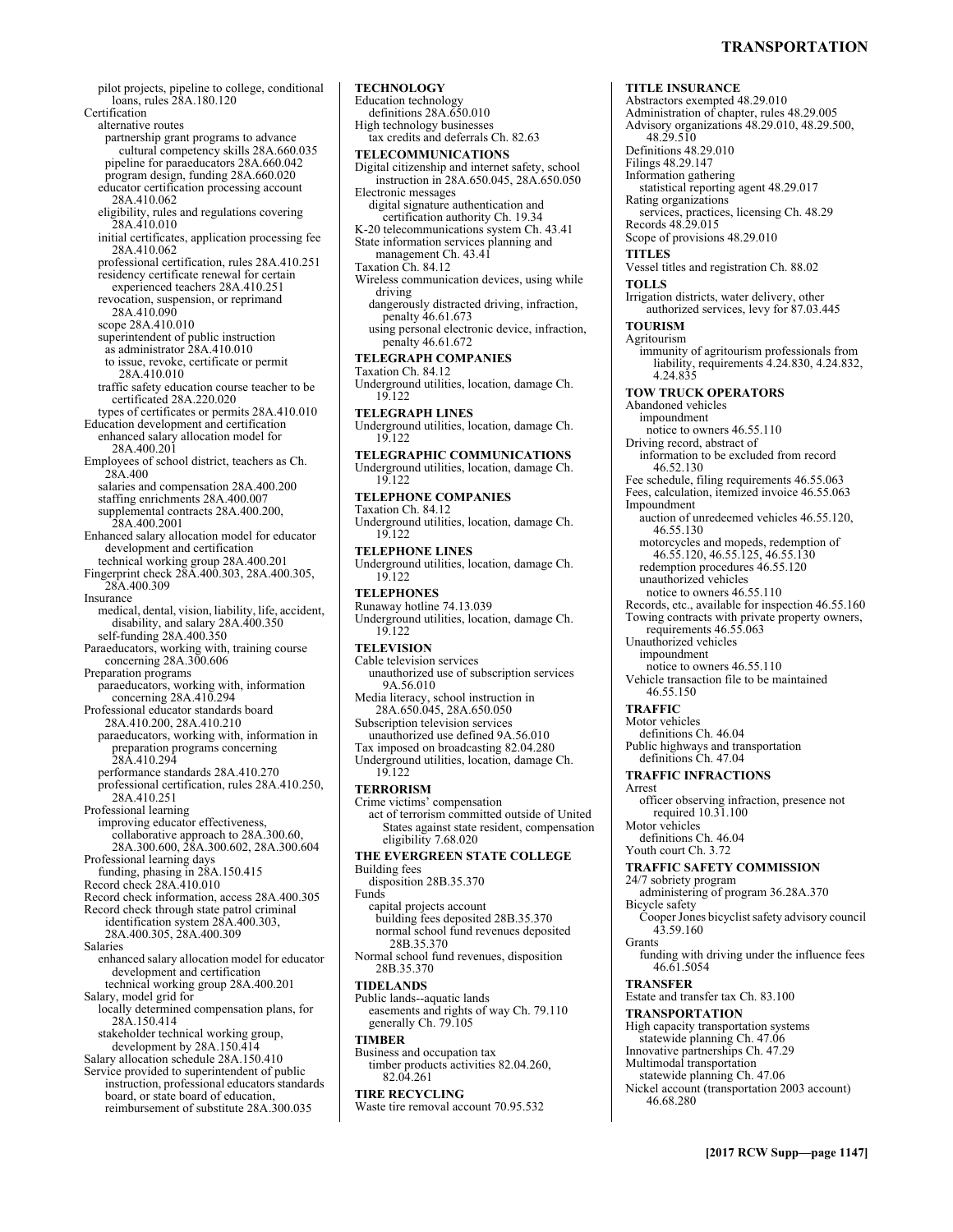pilot projects, pipeline to college, conditional loans, rules 28A.180.120
Certification
  alternative routes
    partnership grant programs to advance cultural competency skills 28A.660.035
    pipeline for paraeducators 28A.660.042
    program design, funding 28A.660.020
  educator certification processing account 28A.410.062
  eligibility, rules and regulations covering 28A.410.010
  initial certificates, application processing fee 28A.410.062
  professional certification, rules 28A.410.251
  residency certificate renewal for certain experienced teachers 28A.410.251
  revocation, suspension, or reprimand 28A.410.090
  scope 28A.410.010
  superintendent of public instruction
    as administrator 28A.410.010
    to issue, revoke, certificate or permit 28A.410.010
  traffic safety education course teacher to be certificated 28A.220.020
  types of certificates or permits 28A.410.010
Education development and certification
  enhanced salary allocation model for 28A.400.201
Employees of school district, teachers as Ch. 28A.400
  salaries and compensation 28A.400.200
  staffing enrichments 28A.400.007
  supplemental contracts 28A.400.200, 28A.400.2001
Enhanced salary allocation model for educator development and certification
  technical working group 28A.400.201
Fingerprint check 28A.400.303, 28A.400.305, 28A.400.309
Insurance
  medical, dental, vision, liability, life, accident, disability, and salary 28A.400.350
  self-funding 28A.400.350
Paraeducators, working with, training course concerning 28A.300.606
Preparation programs
  paraeducators, working with, information concerning 28A.410.294
Professional educator standards board 28A.410.200, 28A.410.210
  paraeducators, working with, information in preparation programs concerning 28A.410.294
  performance standards 28A.410.270
  professional certification, rules 28A.410.250, 28A.410.251
Professional learning
  improving educator effectiveness, collaborative approach to 28A.300.60, 28A.300.600, 28A.300.602, 28A.300.604
Professional learning days
  funding, phasing in 28A.150.415
Record check 28A.410.010
Record check information, access 28A.400.305
Record check through state patrol criminal identification system 28A.400.303, 28A.400.305, 28A.400.309
Salaries
  enhanced salary allocation model for educator development and certification
    technical working group 28A.400.201
Salary, model grid for
  locally determined compensation plans, for 28A.150.414
  stakeholder technical working group, development by 28A.150.414
Salary allocation schedule 28A.150.410
Service provided to superintendent of public instruction, professional educators standards board, or state board of education, reimbursement of substitute 28A.300.035

**TECHNOLOGY**
Education technology
  definitions 28A.650.010
High technology businesses
  tax credits and deferrals Ch. 82.63

**TELECOMMUNICATIONS**
Digital citizenship and internet safety, school instruction in 28A.650.045, 28A.650.050
Electronic messages
  digital signature authentication and certification authority Ch. 19.34
K-20 telecommunications system Ch. 43.41
State information services planning and management Ch. 43.41
Taxation Ch. 84.12
Wireless communication devices, using while driving
  dangerously distracted driving, infraction, penalty 46.61.673
  using personal electronic device, infraction, penalty 46.61.672

**TELEGRAPH COMPANIES**
Taxation Ch. 84.12
Underground utilities, location, damage Ch. 19.122

**TELEGRAPH LINES**
Underground utilities, location, damage Ch. 19.122

**TELEGRAPHIC COMMUNICATIONS**
Underground utilities, location, damage Ch. 19.122

**TELEPHONE COMPANIES**
Taxation Ch. 84.12
Underground utilities, location, damage Ch. 19.122

**TELEPHONE LINES**
Underground utilities, location, damage Ch. 19.122

**TELEPHONES**
Runaway hotline 74.13.039
Underground utilities, location, damage Ch. 19.122

**TELEVISION**
Cable television services
  unauthorized use of subscription services 9A.56.010
Media literacy, school instruction in 28A.650.045, 28A.650.050
Subscription television services
  unauthorized use defined 9A.56.010
Tax imposed on broadcasting 82.04.280
Underground utilities, location, damage Ch. 19.122

**TERRORISM**
Crime victims' compensation
  act of terrorism committed outside of United States against state resident, compensation eligibility 7.68.020

**THE EVERGREEN STATE COLLEGE**
Building fees
  disposition 28B.35.370
Funds
  capital projects account
    building fees deposited 28B.35.370
    normal school fund revenues deposited 28B.35.370
Normal school fund revenues, disposition 28B.35.370

**TIDELANDS**
Public lands--aquatic lands
  easements and rights of way Ch. 79.110
  generally Ch. 79.105

**TIMBER**
Business and occupation tax
  timber products activities 82.04.260, 82.04.261

**TIRE RECYCLING**
Waste tire removal account 70.95.532

**TITLE INSURANCE**
Abstractors exempted 48.29.010
Administration of chapter, rules 48.29.005
Advisory organizations 48.29.010, 48.29.500, 48.29.510
Definitions 48.29.010
Filings 48.29.147
Information gathering
  statistical reporting agent 48.29.017
Rating organizations
  services, practices, licensing Ch. 48.29
Records 48.29.015
Scope of provisions 48.29.010

**TITLES**
Vessel titles and registration Ch. 88.02

**TOLLS**
Irrigation districts, water delivery, other authorized services, levy for 87.03.445

**TOURISM**
Agritourism
  immunity of agritourism professionals from liability, requirements 4.24.830, 4.24.832, 4.24.835

**TOW TRUCK OPERATORS**
Abandoned vehicles
  impoundment
    notice to owners 46.55.110
Driving record, abstract of
  information to be excluded from record 46.52.130
Fee schedule, filing requirements 46.55.063
Fees, calculation, itemized invoice 46.55.063
Impoundment
  auction of unredeemed vehicles 46.55.120, 46.55.130
  motorcycles and mopeds, redemption of 46.55.120, 46.55.125, 46.55.130
  redemption procedures 46.55.120
  unauthorized vehicles
    notice to owners 46.55.110
Records, etc., available for inspection 46.55.160
Towing contracts with private property owners, requirements 46.55.063
Unauthorized vehicles
  impoundment
    notice to owners 46.55.110
Vehicle transaction file to be maintained 46.55.150

**TRAFFIC**
Motor vehicles
  definitions Ch. 46.04
Public highways and transportation
  definitions Ch. 47.04

**TRAFFIC INFRACTIONS**
Arrest
  officer observing infraction, presence not required 10.31.100
Motor vehicles
  definitions Ch. 46.04
Youth court Ch. 3.72

**TRAFFIC SAFETY COMMISSION**
24/7 sobriety program
  administering of program 36.28A.370
Bicycle safety
  Cooper Jones bicyclist safety advisory council 43.59.160
Grants
  funding with driving under the influence fees 46.61.5054

**TRANSFER**
Estate and transfer tax Ch. 83.100

**TRANSPORTATION**
High capacity transportation systems
  statewide planning Ch. 47.06
Innovative partnerships Ch. 47.29
Multimodal transportation
  statewide planning Ch. 47.06
Nickel account (transportation 2003 account) 46.68.280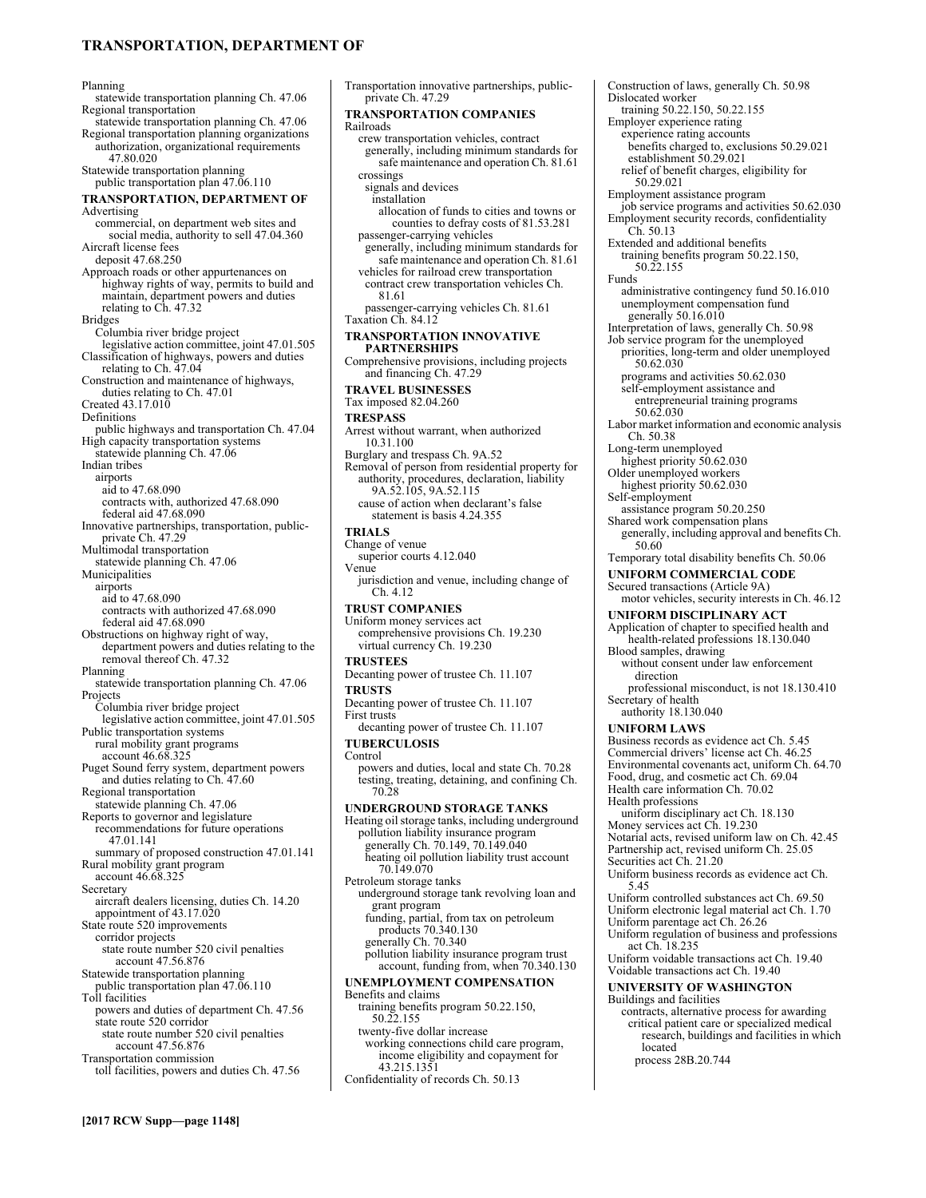Planning
  statewide transportation planning Ch. 47.06
Regional transportation
  statewide transportation planning Ch. 47.06
Regional transportation planning organizations
  authorization, organizational requirements 47.80.020
Statewide transportation planning
  public transportation plan 47.06.110

**TRANSPORTATION, DEPARTMENT OF**

Advertising
  commercial, on department web sites and social media, authority to sell 47.04.360
Aircraft license fees
  deposit 47.68.250
Approach roads or other appurtenances on highway rights of way, permits to build and maintain, department powers and duties relating to Ch. 47.32
Bridges
  Columbia river bridge project
    legislative action committee, joint 47.01.505
Classification of highways, powers and duties relating to Ch. 47.04
Construction and maintenance of highways, duties relating to Ch. 47.01
Created 43.17.010
Definitions
  public highways and transportation Ch. 47.04
High capacity transportation systems
  statewide planning Ch. 47.06
Indian tribes
  airports
    aid to 47.68.090
    contracts with, authorized 47.68.090
    federal aid 47.68.090
Innovative partnerships, transportation, public-private Ch. 47.29
Multimodal transportation
  statewide planning Ch. 47.06
Municipalities
  airports
    aid to 47.68.090
    contracts with authorized 47.68.090
    federal aid 47.68.090
Obstructions on highway right of way, department powers and duties relating to the removal thereof Ch. 47.32
Planning
  statewide transportation planning Ch. 47.06
Projects
  Columbia river bridge project
    legislative action committee, joint 47.01.505
Public transportation systems
  rural mobility grant programs
    account 46.68.325
Puget Sound ferry system, department powers and duties relating to Ch. 47.60
Regional transportation
  statewide planning Ch. 47.06
Reports to governor and legislature
  recommendations for future operations 47.01.141
  summary of proposed construction 47.01.141
Rural mobility grant program
  account 46.68.325
Secretary
  aircraft dealers licensing, duties Ch. 14.20
  appointment of 43.17.020
State route 520 improvements
  corridor projects
    state route number 520 civil penalties account 47.56.876
Statewide transportation planning
  public transportation plan 47.06.110
Toll facilities
  powers and duties of department Ch. 47.56
  state route 520 corridor
    state route number 520 civil penalties account 47.56.876
Transportation commission
  toll facilities, powers and duties Ch. 47.56
Transportation innovative partnerships, public-private Ch. 47.29

**TRANSPORTATION COMPANIES**

Railroads
  crew transportation vehicles, contract
    generally, including minimum standards for safe maintenance and operation Ch. 81.61
  crossings
    signals and devices
      installation
        allocation of funds to cities and towns or counties to defray costs of 81.53.281
  passenger-carrying vehicles
    generally, including minimum standards for safe maintenance and operation Ch. 81.61
  vehicles for railroad crew transportation
    contract crew transportation vehicles Ch. 81.61
    passenger-carrying vehicles Ch. 81.61
Taxation Ch. 84.12

**TRANSPORTATION INNOVATIVE PARTNERSHIPS**

Comprehensive provisions, including projects and financing Ch. 47.29

**TRAVEL BUSINESSES**

Tax imposed 82.04.260

**TRESPASS**

Arrest without warrant, when authorized 10.31.100
Burglary and trespass Ch. 9A.52
Removal of person from residential property for authority, procedures, declaration, liability 9A.52.105, 9A.52.115
  cause of action when declarant's false statement is basis 4.24.355

**TRIALS**

Change of venue
  superior courts 4.12.040
Venue
  jurisdiction and venue, including change of Ch. 4.12

**TRUST COMPANIES**

Uniform money services act
  comprehensive provisions Ch. 19.230
  virtual currency Ch. 19.230

**TRUSTEES**

Decanting power of trustee Ch. 11.107

**TRUSTS**

Decanting power of trustee Ch. 11.107
First trusts
  decanting power of trustee Ch. 11.107

**TUBERCULOSIS**

Control
  powers and duties, local and state Ch. 70.28
  testing, treating, detaining, and confining Ch. 70.28

**UNDERGROUND STORAGE TANKS**

Heating oil storage tanks, including underground
  pollution liability insurance program
    generally Ch. 70.149, 70.149.040
    heating oil pollution liability trust account 70.149.070
Petroleum storage tanks
  underground storage tank revolving loan and grant program
    funding, partial, from tax on petroleum products 70.340.130
    generally Ch. 70.340
    pollution liability insurance program trust account, funding from, when 70.340.130

**UNEMPLOYMENT COMPENSATION**

Benefits and claims
  training benefits program 50.22.150, 50.22.155
  twenty-five dollar increase
    working connections child care program, income eligibility and copayment for 43.215.1351
Confidentiality of records Ch. 50.13
Construction of laws, generally Ch. 50.98
Dislocated worker
  training 50.22.150, 50.22.155
Employer experience rating
  experience rating accounts
    benefits charged to, exclusions 50.29.021
    establishment 50.29.021
  relief of benefit charges, eligibility for 50.29.021
Employment assistance program
  job service programs and activities 50.62.030
Employment security records, confidentiality Ch. 50.13
Extended and additional benefits
  training benefits program 50.22.150, 50.22.155
Funds
  administrative contingency fund 50.16.010
  unemployment compensation fund
    generally 50.16.010
Interpretation of laws, generally Ch. 50.98
Job service program for the unemployed
  priorities, long-term and older unemployed 50.62.030
  programs and activities 50.62.030
  self-employment assistance and entrepreneurial training programs 50.62.030
Labor market information and economic analysis Ch. 50.38
Long-term unemployed
  highest priority 50.62.030
Older unemployed workers
  highest priority 50.62.030
Self-employment
  assistance program 50.20.250
Shared work compensation plans
  generally, including approval and benefits Ch. 50.60
Temporary total disability benefits Ch. 50.06

**UNIFORM COMMERCIAL CODE**

Secured transactions (Article 9A)
  motor vehicles, security interests in Ch. 46.12

**UNIFORM DISCIPLINARY ACT**

Application of chapter to specified health and health-related professions 18.130.040
Blood samples, drawing
  without consent under law enforcement direction
    professional misconduct, is not 18.130.410
Secretary of health
  authority 18.130.040

**UNIFORM LAWS**

Business records as evidence act Ch. 5.45
Commercial drivers' license act Ch. 46.25
Environmental covenants act, uniform Ch. 64.70
Food, drug, and cosmetic act Ch. 69.04
Health care information Ch. 70.02
Health professions
  uniform disciplinary act Ch. 18.130
Money services act Ch. 19.230
Notarial acts, revised uniform law on Ch. 42.45
Partnership act, revised uniform Ch. 25.05
Securities act Ch. 21.20
Uniform business records as evidence act Ch. 5.45
Uniform controlled substances act Ch. 69.50
Uniform electronic legal material act Ch. 1.70
Uniform parentage act Ch. 26.26
Uniform regulation of business and professions act Ch. 18.235
Uniform voidable transactions act Ch. 19.40
Voidable transactions act Ch. 19.40

**UNIVERSITY OF WASHINGTON**

Buildings and facilities
  contracts, alternative process for awarding
    critical patient care or specialized medical research, buildings and facilities in which located
      process 28B.20.744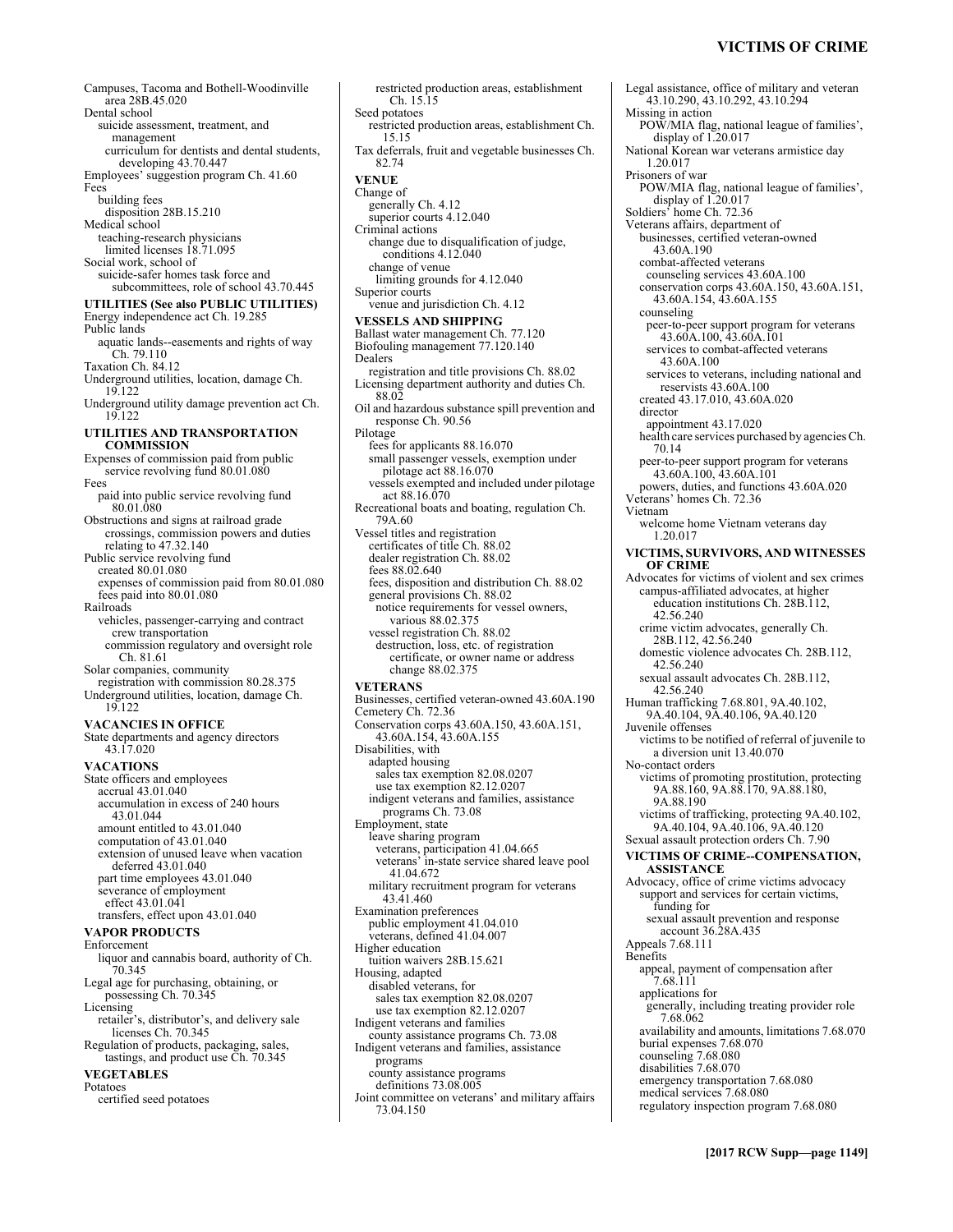Campuses, Tacoma and Bothell-Woodinville area 28B.45.020
Dental school
suicide assessment, treatment, and management
curriculum for dentists and dental students, developing 43.70.447
Employees' suggestion program Ch. 41.60
Fees
building fees
disposition 28B.15.210
Medical school
teaching-research physicians
limited licenses 18.71.095
Social work, school of
suicide-safer homes task force and subcommittees, role of school 43.70.445

**UTILITIES (See also PUBLIC UTILITIES)**
Energy independence act Ch. 19.285
Public lands
aquatic lands--easements and rights of way Ch. 79.110
Taxation Ch. 84.12
Underground utilities, location, damage Ch. 19.122
Underground utility damage prevention act Ch. 19.122

**UTILITIES AND TRANSPORTATION COMMISSION**
Expenses of commission paid from public service revolving fund 80.01.080
Fees
paid into public service revolving fund 80.01.080
Obstructions and signs at railroad grade crossings, commission powers and duties relating to 47.32.140
Public service revolving fund
created 80.01.080
expenses of commission paid from 80.01.080
fees paid into 80.01.080
Railroads
vehicles, passenger-carrying and contract crew transportation
commission regulatory and oversight role Ch. 81.61
Solar companies, community
registration with commission 80.28.375
Underground utilities, location, damage Ch. 19.122

**VACANCIES IN OFFICE**
State departments and agency directors 43.17.020

**VACATIONS**
State officers and employees
accrual 43.01.040
accumulation in excess of 240 hours 43.01.044
amount entitled to 43.01.040
computation of 43.01.040
extension of unused leave when vacation deferred 43.01.040
part time employees 43.01.040
severance of employment
effect 43.01.041
transfers, effect upon 43.01.040

**VAPOR PRODUCTS**
Enforcement
liquor and cannabis board, authority of Ch. 70.345
Legal age for purchasing, obtaining, or possessing Ch. 70.345
Licensing
retailer's, distributor's, and delivery sale licenses Ch. 70.345
Regulation of products, packaging, sales, tastings, and product use Ch. 70.345

**VEGETABLES**
Potatoes
certified seed potatoes
restricted production areas, establishment Ch. 15.15
Seed potatoes
restricted production areas, establishment Ch. 15.15
Tax deferrals, fruit and vegetable businesses Ch. 82.74

**VENUE**
Change of
generally Ch. 4.12
superior courts 4.12.040
Criminal actions
change due to disqualification of judge, conditions 4.12.040
change of venue
limiting grounds for 4.12.040
Superior courts
venue and jurisdiction Ch. 4.12

**VESSELS AND SHIPPING**
Ballast water management Ch. 77.120
Biofouling management 77.120.140
Dealers
registration and title provisions Ch. 88.02
Licensing department authority and duties Ch. 88.02
Oil and hazardous substance spill prevention and response Ch. 90.56
Pilotage
fees for applicants 88.16.070
small passenger vessels, exemption under pilotage act 88.16.070
vessels exempted and included under pilotage act 88.16.070
Recreational boats and boating, regulation Ch. 79A.60
Vessel titles and registration
certificates of title Ch. 88.02
dealer registration Ch. 88.02
fees 88.02.640
fees, disposition and distribution Ch. 88.02
general provisions Ch. 88.02
notice requirements for vessel owners, various 88.02.375
vessel registration Ch. 88.02
destruction, loss, etc. of registration certificate, or owner name or address change 88.02.375

**VETERANS**
Businesses, certified veteran-owned 43.60A.190
Cemetery Ch. 72.36
Conservation corps 43.60A.150, 43.60A.151, 43.60A.154, 43.60A.155
Disabilities, with
adapted housing
sales tax exemption 82.08.0207
use tax exemption 82.12.0207
indigent veterans and families, assistance programs Ch. 73.08
Employment, state
leave sharing program
veterans, participation 41.04.665
veterans' in-state service shared leave pool 41.04.672
military recruitment program for veterans 43.41.460
Examination preferences
public employment 41.04.010
veterans, defined 41.04.007
Higher education
tuition waivers 28B.15.621
Housing, adapted
disabled veterans, for
sales tax exemption 82.08.0207
use tax exemption 82.12.0207
Indigent veterans and families
county assistance programs Ch. 73.08
Indigent veterans and families, assistance programs
county assistance programs
definitions 73.08.005
Joint committee on veterans' and military affairs 73.04.150
Legal assistance, office of military and veteran 43.10.290, 43.10.292, 43.10.294
Missing in action
POW/MIA flag, national league of families', display of 1.20.017
National Korean war veterans armistice day 1.20.017
Prisoners of war
POW/MIA flag, national league of families', display of 1.20.017
Soldiers' home Ch. 72.36
Veterans affairs, department of
businesses, certified veteran-owned 43.60A.190
combat-affected veterans
counseling services 43.60A.100
conservation corps 43.60A.150, 43.60A.151, 43.60A.154, 43.60A.155
counseling
peer-to-peer support program for veterans 43.60A.100, 43.60A.101
services to combat-affected veterans 43.60A.100
services to veterans, including national and reservists 43.60A.100
created 43.17.010, 43.60A.020
director
appointment 43.17.020
health care services purchased by agencies Ch. 70.14
peer-to-peer support program for veterans 43.60A.100, 43.60A.101
powers, duties, and functions 43.60A.020
Veterans' homes Ch. 72.36
Vietnam
welcome home Vietnam veterans day 1.20.017

**VICTIMS, SURVIVORS, AND WITNESSES OF CRIME**
Advocates for victims of violent and sex crimes
campus-affiliated advocates, at higher education institutions Ch. 28B.112, 42.56.240
crime victim advocates, generally Ch. 28B.112, 42.56.240
domestic violence advocates Ch. 28B.112, 42.56.240
sexual assault advocates Ch. 28B.112, 42.56.240
Human trafficking 7.68.801, 9A.40.102, 9A.40.104, 9A.40.106, 9A.40.120
Juvenile offenses
victims to be notified of referral of juvenile to a diversion unit 13.40.070
No-contact orders
victims of promoting prostitution, protecting 9A.88.160, 9A.88.170, 9A.88.180, 9A.88.190
victims of trafficking, protecting 9A.40.102, 9A.40.104, 9A.40.106, 9A.40.120
Sexual assault protection orders Ch. 7.90

**VICTIMS OF CRIME--COMPENSATION, ASSISTANCE**
Advocacy, office of crime victims advocacy
support and services for certain victims, funding for
sexual assault prevention and response account 36.28A.435
Appeals 7.68.111
Benefits
appeal, payment of compensation after 7.68.111
applications for
generally, including treating provider role 7.68.062
availability and amounts, limitations 7.68.070
burial expenses 7.68.070
counseling 7.68.080
disabilities 7.68.070
emergency transportation 7.68.080
medical services 7.68.080
regulatory inspection program 7.68.080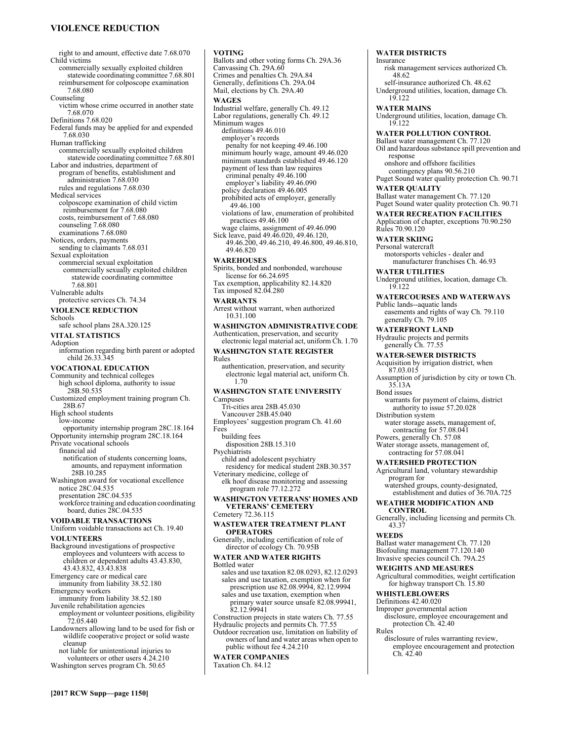right to and amount, effective date 7.68.070
Child victims
commercially sexually exploited children statewide coordinating committee 7.68.801
reimbursement for colposcope examination 7.68.080
Counseling
victim whose crime occurred in another state 7.68.070
Definitions 7.68.020
Federal funds may be applied for and expended 7.68.030
Human trafficking
commercially sexually exploited children statewide coordinating committee 7.68.801
Labor and industries, department of
program of benefits, establishment and administration 7.68.030
rules and regulations 7.68.030
Medical services
colposcope examination of child victim
reimbursement for 7.68.080
costs, reimbursement of 7.68.080
counseling 7.68.080
examinations 7.68.080
Notices, orders, payments
sending to claimants 7.68.031
Sexual exploitation
commercial sexual exploitation
commercially sexually exploited children statewide coordinating committee 7.68.801
Vulnerable adults
protective services Ch. 74.34

**VIOLENCE REDUCTION**
Schools
safe school plans 28A.320.125

**VITAL STATISTICS**
Adoption
information regarding birth parent or adopted child 26.33.345

**VOCATIONAL EDUCATION**
Community and technical colleges
high school diploma, authority to issue 28B.50.535
Customized employment training program Ch. 28B.67
High school students
low-income
opportunity internship program 28C.18.164
Opportunity internship program 28C.18.164
Private vocational schools
financial aid
notification of students concerning loans, amounts, and repayment information 28B.10.285
Washington award for vocational excellence
notice 28C.04.535
presentation 28C.04.535
workforce training and education coordinating board, duties 28C.04.535

**VOIDABLE TRANSACTIONS**
Uniform voidable transactions act Ch. 19.40

**VOLUNTEERS**
Background investigations of prospective employees and volunteers with access to children or dependent adults 43.43.830, 43.43.832, 43.43.838
Emergency care or medical care
immunity from liability 38.52.180
Emergency workers
immunity from liability 38.52.180
Juvenile rehabilitation agencies
employment or volunteer positions, eligibility 72.05.440
Landowners allowing land to be used for fish or wildlife cooperative project or solid waste cleanup
not liable for unintentional injuries to volunteers or other users 4.24.210
Washington serves program Ch. 50.65

**VOTING**
Ballots and other voting forms Ch. 29A.36
Canvassing Ch. 29A.60
Crimes and penalties Ch. 29A.84
Generally, definitions Ch. 29A.04
Mail, elections by Ch. 29A.40

**WAGES**
Industrial welfare, generally Ch. 49.12
Labor regulations, generally Ch. 49.12
Minimum wages
definitions 49.46.010
employer's records
penalty for not keeping 49.46.100
minimum hourly wage, amount 49.46.020
minimum standards established 49.46.120
payment of less than law requires
criminal penalty 49.46.100
employer's liability 49.46.090
policy declaration 49.46.005
prohibited acts of employer, generally 49.46.100
violations of law, enumeration of prohibited practices 49.46.100
wage claims, assignment of 49.46.090
Sick leave, paid 49.46.020, 49.46.120, 49.46.200, 49.46.210, 49.46.800, 49.46.810, 49.46.820

**WAREHOUSES**
Spirits, bonded and nonbonded, warehouse license for 66.24.695
Tax exemption, applicability 82.14.820
Tax imposed 82.04.280

**WARRANTS**
Arrest without warrant, when authorized 10.31.100

**WASHINGTON ADMINISTRATIVE CODE**
Authentication, preservation, and security
electronic legal material act, uniform Ch. 1.70

**WASHINGTON STATE REGISTER**
Rules
authentication, preservation, and security
electronic legal material act, uniform Ch. 1.70

**WASHINGTON STATE UNIVERSITY**
Campuses
Tri-cities area 28B.45.030
Vancouver 28B.45.040
Employees' suggestion program Ch. 41.60
Fees
building fees
disposition 28B.15.310
Psychiatrists
child and adolescent psychiatry
residency for medical student 28B.30.357
Veterinary medicine, college of
elk hoof disease monitoring and assessing program role 77.12.272

**WASHINGTON VETERANS' HOMES AND VETERANS' CEMETERY**
Cemetery 72.36.115

**WASTEWATER TREATMENT PLANT OPERATORS**
Generally, including certification of role of director of ecology Ch. 70.95B

**WATER AND WATER RIGHTS**
Bottled water
sales and use taxation 82.08.0293, 82.12.0293
sales and use taxation, exemption when for prescription use 82.08.9994, 82.12.9994
sales and use taxation, exemption when primary water source unsafe 82.08.99941, 82.12.99941
Construction projects in state waters Ch. 77.55
Hydraulic projects and permits Ch. 77.55
Outdoor recreation use, limitation on liability of owners of land and water areas when open to public without fee 4.24.210

**WATER COMPANIES**
Taxation Ch. 84.12

**WATER DISTRICTS**
Insurance
risk management services authorized Ch. 48.62
self-insurance authorized Ch. 48.62
Underground utilities, location, damage Ch. 19.122

**WATER MAINS**
Underground utilities, location, damage Ch. 19.122

**WATER POLLUTION CONTROL**
Ballast water management Ch. 77.120
Oil and hazardous substance spill prevention and response
onshore and offshore facilities
contingency plans 90.56.210
Puget Sound water quality protection Ch. 90.71

**WATER QUALITY**
Ballast water management Ch. 77.120
Puget Sound water quality protection Ch. 90.71

**WATER RECREATION FACILITIES**
Application of chapter, exceptions 70.90.250
Rules 70.90.120

**WATER SKIING**
Personal watercraft
motorsports vehicles - dealer and manufacturer franchises Ch. 46.93

**WATER UTILITIES**
Underground utilities, location, damage Ch. 19.122

**WATERCOURSES AND WATERWAYS**
Public lands--aquatic lands
easements and rights of way Ch. 79.110
generally Ch. 79.105

**WATERFRONT LAND**
Hydraulic projects and permits
generally Ch. 77.55

**WATER-SEWER DISTRICTS**
Acquisition by irrigation district, when 87.03.015
Assumption of jurisdiction by city or town Ch. 35.13A
Bond issues
warrants for payment of claims, district authority to issue 57.20.028
Distribution system
water storage assets, management of, contracting for 57.08.041
Powers, generally Ch. 57.08
Water storage assets, management of, contracting for 57.08.041

**WATERSHED PROTECTION**
Agricultural land, voluntary stewardship program for
watershed groups, county-designated, establishment and duties of 36.70A.725

**WEATHER MODIFICATION AND CONTROL**
Generally, including licensing and permits Ch. 43.37

**WEEDS**
Ballast water management Ch. 77.120
Biofouling management 77.120.140
Invasive species council Ch. 79A.25

**WEIGHTS AND MEASURES**
Agricultural commodities, weight certification for highway transport Ch. 15.80

**WHISTLEBLOWERS**
Definitions 42.40.020
Improper governmental action
disclosure, employee encouragement and protection Ch. 42.40
Rules
disclosure of rules warranting review, employee encouragement and protection Ch. 42.40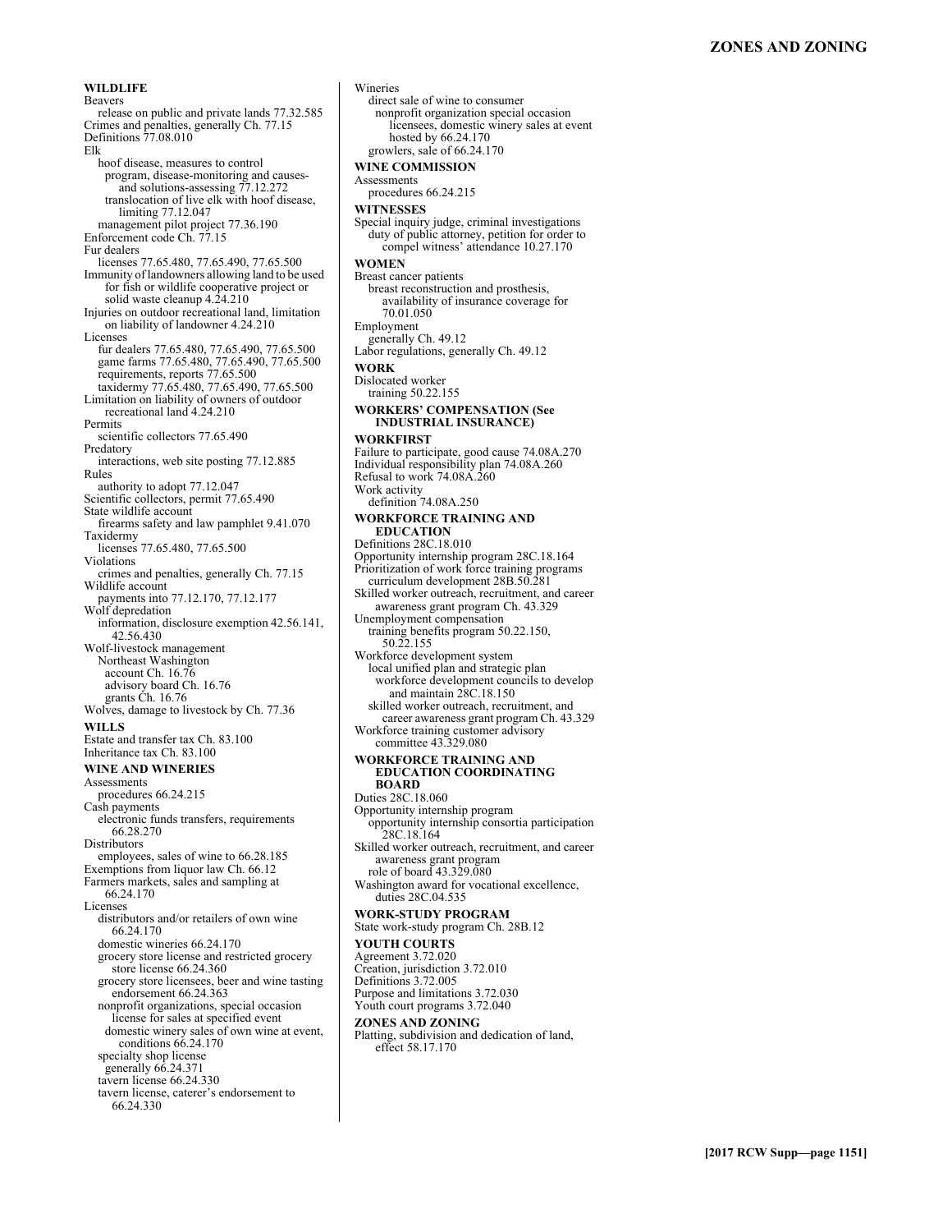**WILDLIFE**
Beavers
  release on public and private lands 77.32.585
Crimes and penalties, generally Ch. 77.15
Definitions 77.08.010
Elk
  hoof disease, measures to control
    program, disease-monitoring and causes-and solutions-assessing 77.12.272
    translocation of live elk with hoof disease, limiting 77.12.047
  management pilot project 77.36.190
Enforcement code Ch. 77.15
Fur dealers
  licenses 77.65.480, 77.65.490, 77.65.500
Immunity of landowners allowing land to be used for fish or wildlife cooperative project or solid waste cleanup 4.24.210
Injuries on outdoor recreational land, limitation on liability of landowner 4.24.210
Licenses
  fur dealers 77.65.480, 77.65.490, 77.65.500
  game farms 77.65.480, 77.65.490, 77.65.500
  requirements, reports 77.65.500
  taxidermy 77.65.480, 77.65.490, 77.65.500
Limitation on liability of owners of outdoor recreational land 4.24.210
Permits
  scientific collectors 77.65.490
Predatory
  interactions, web site posting 77.12.885
Rules
  authority to adopt 77.12.047
Scientific collectors, permit 77.65.490
State wildlife account
  firearms safety and law pamphlet 9.41.070
Taxidermy
  licenses 77.65.480, 77.65.500
Violations
  crimes and penalties, generally Ch. 77.15
Wildlife account
  payments into 77.12.170, 77.12.177
Wolf depredation
  information, disclosure exemption 42.56.141, 42.56.430
Wolf-livestock management
  Northeast Washington
    account Ch. 16.76
    advisory board Ch. 16.76
    grants Ch. 16.76
Wolves, damage to livestock by Ch. 77.36

**WILLS**
Estate and transfer tax Ch. 83.100
Inheritance tax Ch. 83.100

**WINE AND WINERIES**
Assessments
  procedures 66.24.215
Cash payments
  electronic funds transfers, requirements 66.28.270
Distributors
  employees, sales of wine to 66.28.185
Exemptions from liquor law Ch. 66.12
Farmers markets, sales and sampling at 66.24.170
Licenses
  distributors and/or retailers of own wine 66.24.170
  domestic wineries 66.24.170
  grocery store license and restricted grocery store license 66.24.360
  grocery store licensees, beer and wine tasting endorsement 66.24.363
  nonprofit organizations, special occasion license for sales at specified event
    domestic winery sales of own wine at event, conditions 66.24.170
  specialty shop license
    generally 66.24.371
  tavern license 66.24.330
  tavern license, caterer's endorsement to 66.24.330
Wineries
  direct sale of wine to consumer
    nonprofit organization special occasion licensees, domestic winery sales at event hosted by 66.24.170
  growlers, sale of 66.24.170

**WINE COMMISSION**
Assessments
  procedures 66.24.215

**WITNESSES**
Special inquiry judge, criminal investigations
  duty of public attorney, petition for order to compel witness' attendance 10.27.170

**WOMEN**
Breast cancer patients
  breast reconstruction and prosthesis, availability of insurance coverage for 70.01.050
Employment
  generally Ch. 49.12
Labor regulations, generally Ch. 49.12

**WORK**
Dislocated worker
  training 50.22.155

**WORKERS' COMPENSATION (See INDUSTRIAL INSURANCE)**

**WORKFIRST**
Failure to participate, good cause 74.08A.270
Individual responsibility plan 74.08A.260
Refusal to work 74.08A.260
Work activity
  definition 74.08A.250

**WORKFORCE TRAINING AND EDUCATION**
Definitions 28C.18.010
Opportunity internship program 28C.18.164
Prioritization of work force training programs
  curriculum development 28B.50.281
Skilled worker outreach, recruitment, and career awareness grant program Ch. 43.329
Unemployment compensation
  training benefits program 50.22.150, 50.22.155
Workforce development system
  local unified plan and strategic plan
    workforce development councils to develop and maintain 28C.18.150
  skilled worker outreach, recruitment, and career awareness grant program Ch. 43.329
Workforce training customer advisory committee 43.329.080

**WORKFORCE TRAINING AND EDUCATION COORDINATING BOARD**
Duties 28C.18.060
Opportunity internship program
  opportunity internship consortia participation 28C.18.164
Skilled worker outreach, recruitment, and career awareness grant program
  role of board 43.329.080
Washington award for vocational excellence, duties 28C.04.535

**WORK-STUDY PROGRAM**
State work-study program Ch. 28B.12

**YOUTH COURTS**
Agreement 3.72.020
Creation, jurisdiction 3.72.010
Definitions 3.72.005
Purpose and limitations 3.72.030
Youth court programs 3.72.040

**ZONES AND ZONING**
Platting, subdivision and dedication of land, effect 58.17.170